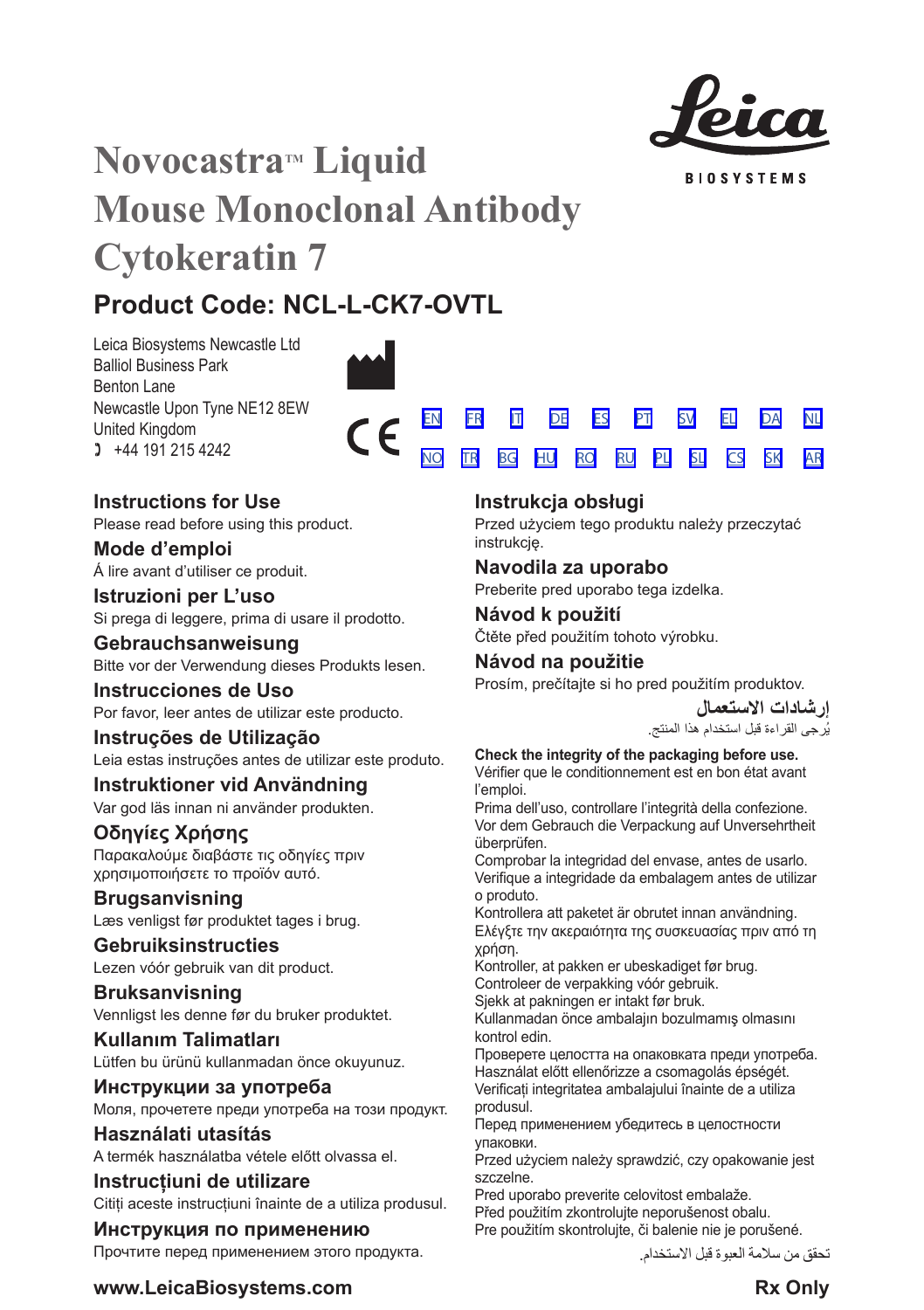# Novocastra™ Liquid Mouse Monoclonal Antibody Cytokeratin 7

## Product Code: NCL-L-CK7-OVTL

Leica Biosystems Newcastle Ltd
Balliol Business Park
Benton Lane
Newcastle Upon Tyne NE12 8EW
United Kingdom
+44 191 215 4242

EN FR IT DE ES PT SV EL DA NL
NO TR BG HU RO RU PL SL CS SK AR

### Instructions for Use
Please read before using this product.

### Mode d'emploi
Á lire avant d'utiliser ce produit.

### Istruzioni per L'uso
Si prega di leggere, prima di usare il prodotto.

### Gebrauchsanweisung
Bitte vor der Verwendung dieses Produkts lesen.

### Instrucciones de Uso
Por favor, leer antes de utilizar este producto.

### Instruções de Utilização
Leia estas instruções antes de utilizar este produto.

### Instruktioner vid Användning
Var god läs innan ni använder produkten.

### Οδηγίες Χρήσης
Παρακαλούμε διαβάστε τις οδηγίες πριν χρησιμοποιήσετε το προϊόν αυτό.

### Brugsanvisning
Læs venligst før produktet tages i brug.

### Gebruiksinstructies
Lezen vóór gebruik van dit product.

### Bruksanvisning
Vennligst les denne før du bruker produktet.

### Kullanım Talimatları
Lütfen bu ürünü kullanmadan önce okuyunuz.

### Инструкции за употреба
Моля, прочетете преди употреба на този продукт.

### Használati utasítás
A termék használatba vétele előtt olvassa el.

### Instrucțiuni de utilizare
Citiți aceste instrucțiuni înainte de a utiliza produsul.

### Инструкция по применению
Прочтите перед применением этого продукта.

### Instrukcja obsługi
Przed użyciem tego produktu należy przeczytać instrukcję.

### Navodila za uporabo
Preberite pred uporabo tega izdelka.

### Návod k použití
Čtěte před použitím tohoto výrobku.

### Návod na použitie
Prosím, prečítajte si ho pred použitím produktov.

### إرشادات الاستعمال
يُرجى القراءة قبل استخدام هذا المنتج.

**Check the integrity of the packaging before use.**
Vérifier que le conditionnement est en bon état avant l'emploi.
Prima dell'uso, controllare l'integrità della confezione.
Vor dem Gebrauch die Verpackung auf Unversehrtheit überprüfen.
Comprobar la integridad del envase, antes de usarlo.
Verifique a integridade da embalagem antes de utilizar o produto.
Kontrollera att paketet är obrutet innan användning.
Ελέγξτε την ακεραιότητα της συσκευασίας πριν από τη χρήση.
Kontroller, at pakken er ubeskadiget før brug.
Controleer de verpakking vóór gebruik.
Sjekk at pakningen er intakt før bruk.
Kullanmadan önce ambalajın bozulmamış olmasını kontrol edin.
Проверете целостта на опаковката преди употреба.
Használat előtt ellenőrizze a csomagolás épségét.
Verificați integritatea ambalajului înainte de a utiliza produsul.
Перед применением убедитесь в целостности упаковки.
Przed użyciem należy sprawdzić, czy opakowanie jest szczelne.
Pred uporabo preverite celovitost embalaže.
Před použitím zkontrolujte neporušenost obalu.
Pre použitím skontrolujte, či balenie nie je porušené.
تحقق من سلامة العبوة قبل الاستخدام.

www.LeicaBiosystems.com

Rx Only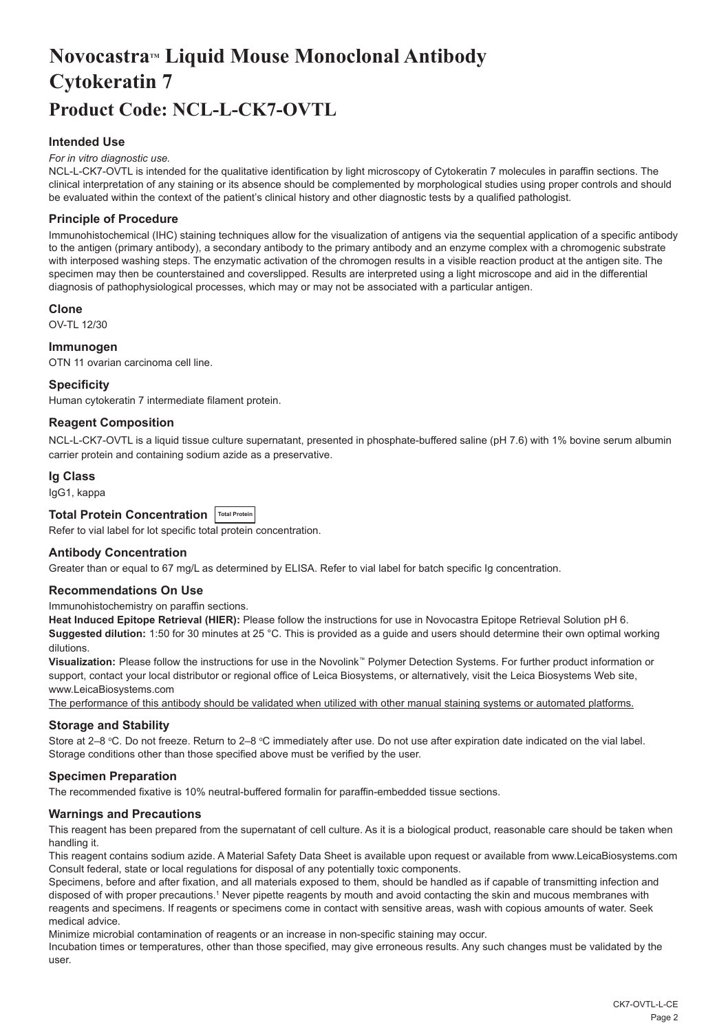# Novocastra™ Liquid Mouse Monoclonal Antibody Cytokeratin 7

# Product Code: NCL-L-CK7-OVTL

## Intended Use

*For in vitro diagnostic use.*

NCL-L-CK7-OVTL is intended for the qualitative identification by light microscopy of Cytokeratin 7 molecules in paraffin sections. The clinical interpretation of any staining or its absence should be complemented by morphological studies using proper controls and should be evaluated within the context of the patient's clinical history and other diagnostic tests by a qualified pathologist.

## Principle of Procedure

Immunohistochemical (IHC) staining techniques allow for the visualization of antigens via the sequential application of a specific antibody to the antigen (primary antibody), a secondary antibody to the primary antibody and an enzyme complex with a chromogenic substrate with interposed washing steps. The enzymatic activation of the chromogen results in a visible reaction product at the antigen site. The specimen may then be counterstained and coverslipped. Results are interpreted using a light microscope and aid in the differential diagnosis of pathophysiological processes, which may or may not be associated with a particular antigen.

## Clone

OV-TL 12/30

## Immunogen

OTN 11 ovarian carcinoma cell line.

## Specificity

Human cytokeratin 7 intermediate filament protein.

## Reagent Composition

NCL-L-CK7-OVTL is a liquid tissue culture supernatant, presented in phosphate-buffered saline (pH 7.6) with 1% bovine serum albumin carrier protein and containing sodium azide as a preservative.

## Ig Class

IgG1, kappa

## Total Protein Concentration Total Protein

Refer to vial label for lot specific total protein concentration.

## Antibody Concentration

Greater than or equal to 67 mg/L as determined by ELISA. Refer to vial label for batch specific Ig concentration.

## Recommendations On Use

Immunohistochemistry on paraffin sections.

**Heat Induced Epitope Retrieval (HIER):** Please follow the instructions for use in Novocastra Epitope Retrieval Solution pH 6.

**Suggested dilution:** 1:50 for 30 minutes at 25 °C. This is provided as a guide and users should determine their own optimal working dilutions.

**Visualization:** Please follow the instructions for use in the Novolink™ Polymer Detection Systems. For further product information or support, contact your local distributor or regional office of Leica Biosystems, or alternatively, visit the Leica Biosystems Web site, www.LeicaBiosystems.com

The performance of this antibody should be validated when utilized with other manual staining systems or automated platforms.

## Storage and Stability

Store at 2–8 °C. Do not freeze. Return to 2–8 °C immediately after use. Do not use after expiration date indicated on the vial label. Storage conditions other than those specified above must be verified by the user.

## Specimen Preparation

The recommended fixative is 10% neutral-buffered formalin for paraffin-embedded tissue sections.

## Warnings and Precautions

This reagent has been prepared from the supernatant of cell culture. As it is a biological product, reasonable care should be taken when handling it.

This reagent contains sodium azide. A Material Safety Data Sheet is available upon request or available from www.LeicaBiosystems.com

Consult federal, state or local regulations for disposal of any potentially toxic components.

Specimens, before and after fixation, and all materials exposed to them, should be handled as if capable of transmitting infection and disposed of with proper precautions.[1] Never pipette reagents by mouth and avoid contacting the skin and mucous membranes with reagents and specimens. If reagents or specimens come in contact with sensitive areas, wash with copious amounts of water. Seek medical advice.

Minimize microbial contamination of reagents or an increase in non-specific staining may occur.

Incubation times or temperatures, other than those specified, may give erroneous results. Any such changes must be validated by the user.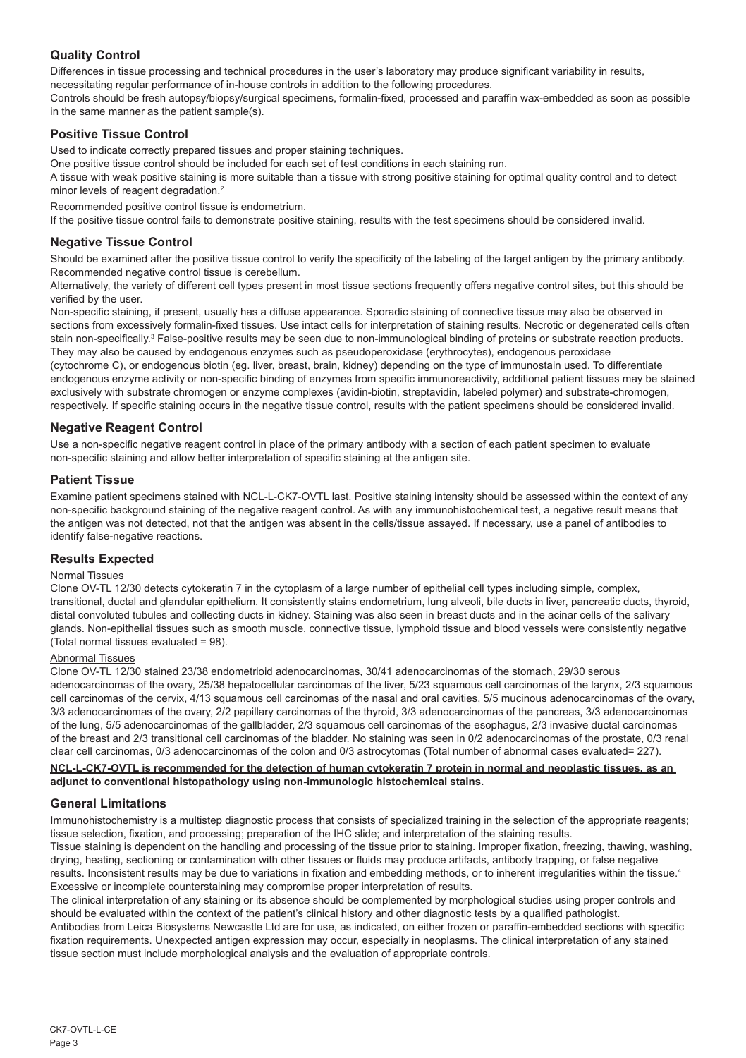## Quality Control

Differences in tissue processing and technical procedures in the user's laboratory may produce significant variability in results, necessitating regular performance of in-house controls in addition to the following procedures.

Controls should be fresh autopsy/biopsy/surgical specimens, formalin-fixed, processed and paraffin wax-embedded as soon as possible in the same manner as the patient sample(s).

## Positive Tissue Control

Used to indicate correctly prepared tissues and proper staining techniques.

One positive tissue control should be included for each set of test conditions in each staining run.

A tissue with weak positive staining is more suitable than a tissue with strong positive staining for optimal quality control and to detect minor levels of reagent degradation.[2]

Recommended positive control tissue is endometrium.

If the positive tissue control fails to demonstrate positive staining, results with the test specimens should be considered invalid.

## Negative Tissue Control

Should be examined after the positive tissue control to verify the specificity of the labeling of the target antigen by the primary antibody.

Recommended negative control tissue is cerebellum.

Alternatively, the variety of different cell types present in most tissue sections frequently offers negative control sites, but this should be verified by the user.

Non-specific staining, if present, usually has a diffuse appearance. Sporadic staining of connective tissue may also be observed in sections from excessively formalin-fixed tissues. Use intact cells for interpretation of staining results. Necrotic or degenerated cells often stain non-specifically.[3] False-positive results may be seen due to non-immunological binding of proteins or substrate reaction products. They may also be caused by endogenous enzymes such as pseudoperoxidase (erythrocytes), endogenous peroxidase (cytochrome C), or endogenous biotin (eg. liver, breast, brain, kidney) depending on the type of immunostain used. To differentiate endogenous enzyme activity or non-specific binding of enzymes from specific immunoreactivity, additional patient tissues may be stained exclusively with substrate chromogen or enzyme complexes (avidin-biotin, streptavidin, labeled polymer) and substrate-chromogen, respectively. If specific staining occurs in the negative tissue control, results with the patient specimens should be considered invalid.

## Negative Reagent Control

Use a non-specific negative reagent control in place of the primary antibody with a section of each patient specimen to evaluate non-specific staining and allow better interpretation of specific staining at the antigen site.

## Patient Tissue

Examine patient specimens stained with NCL-L-CK7-OVTL last. Positive staining intensity should be assessed within the context of any non-specific background staining of the negative reagent control. As with any immunohistochemical test, a negative result means that the antigen was not detected, not that the antigen was absent in the cells/tissue assayed. If necessary, use a panel of antibodies to identify false-negative reactions.

## Results Expected

Normal Tissues

Clone OV-TL 12/30 detects cytokeratin 7 in the cytoplasm of a large number of epithelial cell types including simple, complex, transitional, ductal and glandular epithelium. It consistently stains endometrium, lung alveoli, bile ducts in liver, pancreatic ducts, thyroid, distal convoluted tubules and collecting ducts in kidney. Staining was also seen in breast ducts and in the acinar cells of the salivary glands. Non-epithelial tissues such as smooth muscle, connective tissue, lymphoid tissue and blood vessels were consistently negative (Total normal tissues evaluated = 98).

Abnormal Tissues

Clone OV-TL 12/30 stained 23/38 endometrioid adenocarcinomas, 30/41 adenocarcinomas of the stomach, 29/30 serous adenocarcinomas of the ovary, 25/38 hepatocellular carcinomas of the liver, 5/23 squamous cell carcinomas of the larynx, 2/3 squamous cell carcinomas of the cervix, 4/13 squamous cell carcinomas of the nasal and oral cavities, 5/5 mucinous adenocarcinomas of the ovary, 3/3 adenocarcinomas of the ovary, 2/2 papillary carcinomas of the thyroid, 3/3 adenocarcinomas of the pancreas, 3/3 adenocarcinomas of the lung, 5/5 adenocarcinomas of the gallbladder, 2/3 squamous cell carcinomas of the esophagus, 2/3 invasive ductal carcinomas of the breast and 2/3 transitional cell carcinomas of the bladder. No staining was seen in 0/2 adenocarcinomas of the prostate, 0/3 renal clear cell carcinomas, 0/3 adenocarcinomas of the colon and 0/3 astrocytomas (Total number of abnormal cases evaluated= 227).

**NCL-L-CK7-OVTL is recommended for the detection of human cytokeratin 7 protein in normal and neoplastic tissues, as an adjunct to conventional histopathology using non-immunologic histochemical stains.**

## General Limitations

Immunohistochemistry is a multistep diagnostic process that consists of specialized training in the selection of the appropriate reagents; tissue selection, fixation, and processing; preparation of the IHC slide; and interpretation of the staining results.

Tissue staining is dependent on the handling and processing of the tissue prior to staining. Improper fixation, freezing, thawing, washing, drying, heating, sectioning or contamination with other tissues or fluids may produce artifacts, antibody trapping, or false negative results. Inconsistent results may be due to variations in fixation and embedding methods, or to inherent irregularities within the tissue.[4]

Excessive or incomplete counterstaining may compromise proper interpretation of results.

The clinical interpretation of any staining or its absence should be complemented by morphological studies using proper controls and should be evaluated within the context of the patient's clinical history and other diagnostic tests by a qualified pathologist.

Antibodies from Leica Biosystems Newcastle Ltd are for use, as indicated, on either frozen or paraffin-embedded sections with specific fixation requirements. Unexpected antigen expression may occur, especially in neoplasms. The clinical interpretation of any stained tissue section must include morphological analysis and the evaluation of appropriate controls.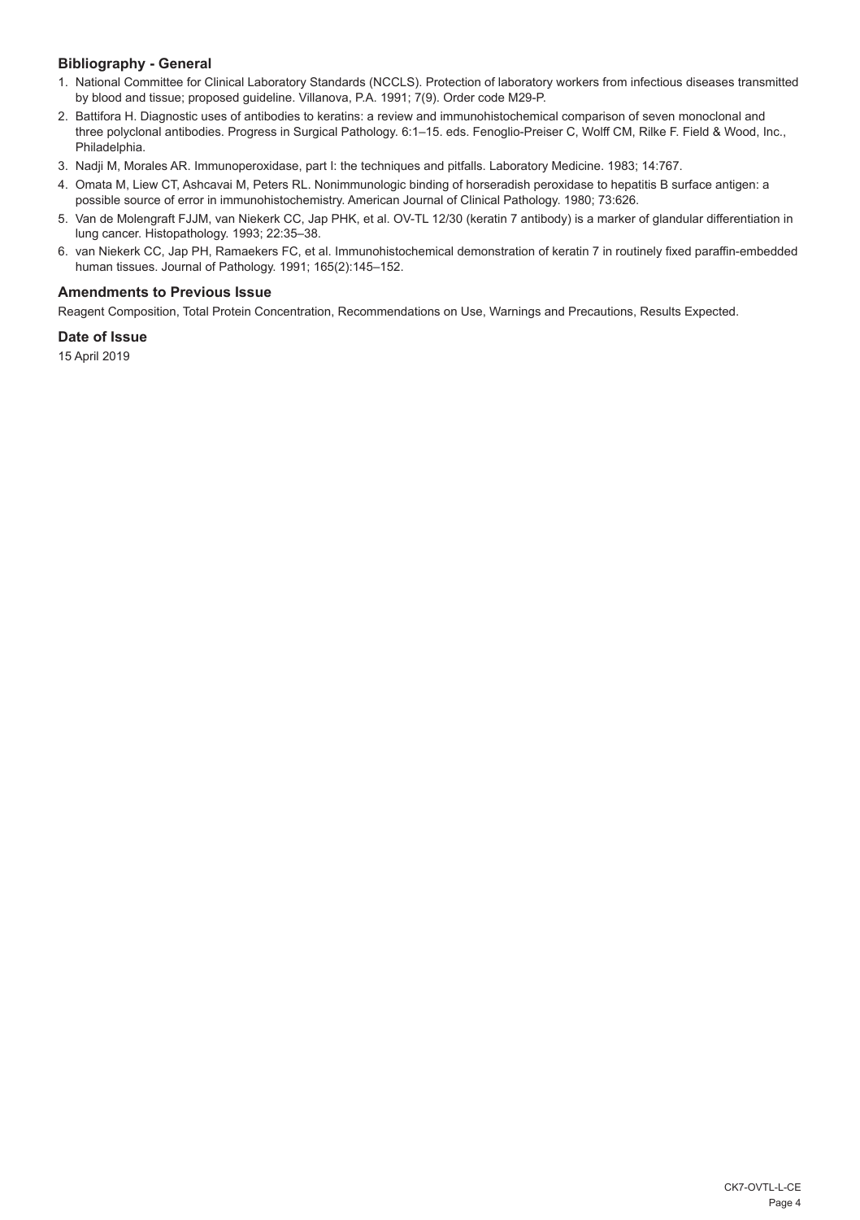### Bibliography - General

1. National Committee for Clinical Laboratory Standards (NCCLS). Protection of laboratory workers from infectious diseases transmitted by blood and tissue; proposed guideline. Villanova, P.A. 1991; 7(9). Order code M29-P.
2. Battifora H. Diagnostic uses of antibodies to keratins: a review and immunohistochemical comparison of seven monoclonal and three polyclonal antibodies. Progress in Surgical Pathology. 6:1–15. eds. Fenoglio-Preiser C, Wolff CM, Rilke F. Field & Wood, Inc., Philadelphia.
3. Nadji M, Morales AR. Immunoperoxidase, part I: the techniques and pitfalls. Laboratory Medicine. 1983; 14:767.
4. Omata M, Liew CT, Ashcavai M, Peters RL. Nonimmunologic binding of horseradish peroxidase to hepatitis B surface antigen: a possible source of error in immunohistochemistry. American Journal of Clinical Pathology. 1980; 73:626.
5. Van de Molengraft FJJM, van Niekerk CC, Jap PHK, et al. OV-TL 12/30 (keratin 7 antibody) is a marker of glandular differentiation in lung cancer. Histopathology. 1993; 22:35–38.
6. van Niekerk CC, Jap PH, Ramaekers FC, et al. Immunohistochemical demonstration of keratin 7 in routinely fixed paraffin-embedded human tissues. Journal of Pathology. 1991; 165(2):145–152.

### Amendments to Previous Issue

Reagent Composition, Total Protein Concentration, Recommendations on Use, Warnings and Precautions, Results Expected.

### Date of Issue

15 April 2019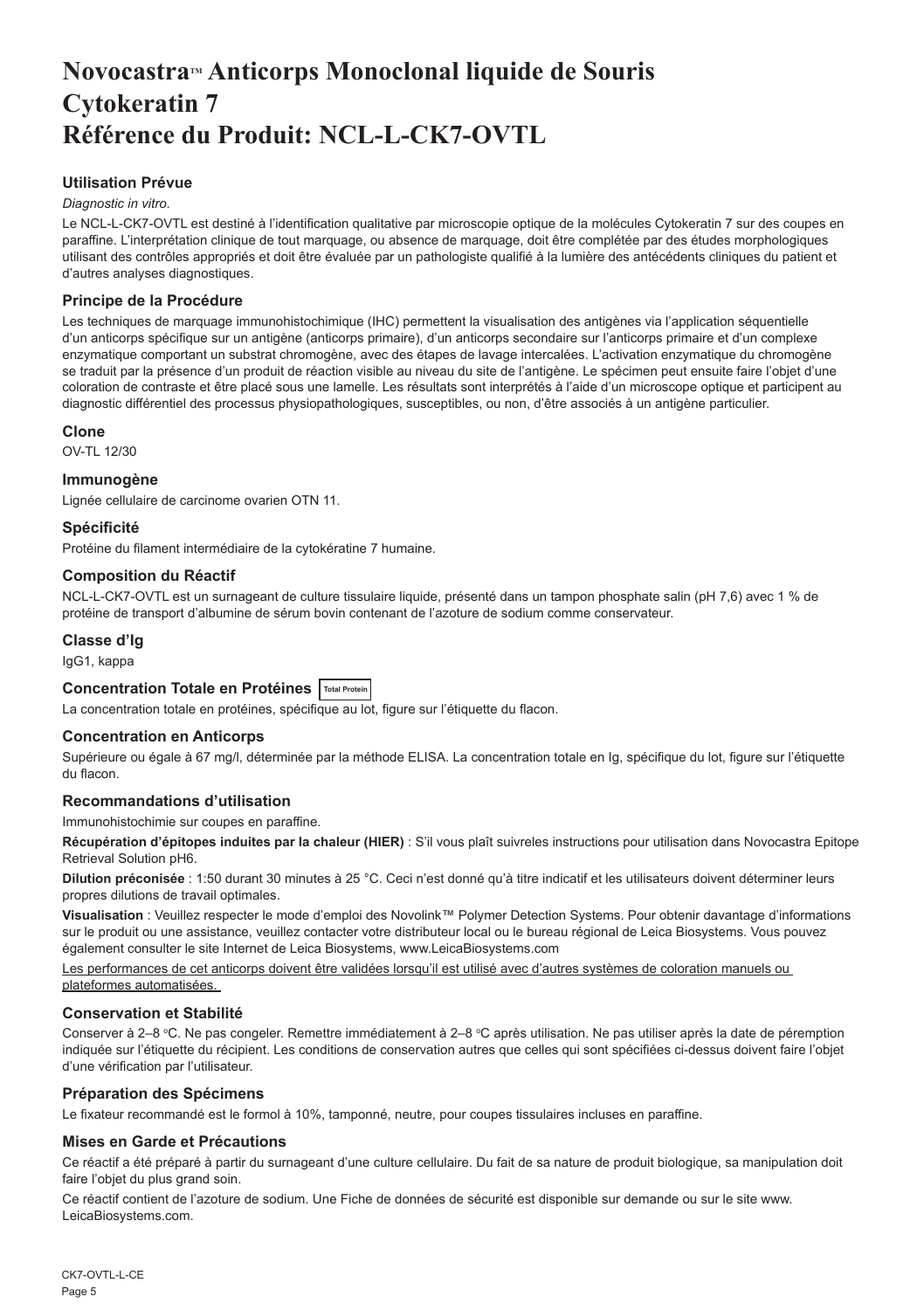# Novocastra™ Anticorps Monoclonal liquide de Souris Cytokeratin 7 Référence du Produit: NCL-L-CK7-OVTL

### Utilisation Prévue

*Diagnostic in vitro*.

Le NCL-L-CK7-OVTL est destiné à l'identification qualitative par microscopie optique de la molécules Cytokeratin 7 sur des coupes en paraffine. L'interprétation clinique de tout marquage, ou absence de marquage, doit être complétée par des études morphologiques utilisant des contrôles appropriés et doit être évaluée par un pathologiste qualifié à la lumière des antécédents cliniques du patient et d'autres analyses diagnostiques.

### Principe de la Procédure

Les techniques de marquage immunohistochimique (IHC) permettent la visualisation des antigènes via l'application séquentielle d'un anticorps spécifique sur un antigène (anticorps primaire), d'un anticorps secondaire sur l'anticorps primaire et d'un complexe enzymatique comportant un substrat chromogène, avec des étapes de lavage intercalées. L'activation enzymatique du chromogène se traduit par la présence d'un produit de réaction visible au niveau du site de l'antigène. Le spécimen peut ensuite faire l'objet d'une coloration de contraste et être placé sous une lamelle. Les résultats sont interprétés à l'aide d'un microscope optique et participent au diagnostic différentiel des processus physiopathologiques, susceptibles, ou non, d'être associés à un antigène particulier.

### Clone

OV-TL 12/30

### Immunogène

Lignée cellulaire de carcinome ovarien OTN 11.

### Spécificité

Protéine du filament intermédiaire de la cytokératine 7 humaine.

### Composition du Réactif

NCL-L-CK7-OVTL est un surnageant de culture tissulaire liquide, présenté dans un tampon phosphate salin (pH 7,6) avec 1 % de protéine de transport d'albumine de sérum bovin contenant de l'azoture de sodium comme conservateur.

### Classe d'Ig

IgG1, kappa

### Concentration Totale en Protéines Total Protein

La concentration totale en protéines, spécifique au lot, figure sur l'étiquette du flacon.

### Concentration en Anticorps

Supérieure ou égale à 67 mg/l, déterminée par la méthode ELISA. La concentration totale en Ig, spécifique du lot, figure sur l'étiquette du flacon.

### Recommandations d'utilisation

Immunohistochimie sur coupes en paraffine.

**Récupération d'épitopes induites par la chaleur (HIER)** : S'il vous plaît suivreles instructions pour utilisation dans Novocastra Epitope Retrieval Solution pH6.

**Dilution préconisée** : 1:50 durant 30 minutes à 25 °C. Ceci n'est donné qu'à titre indicatif et les utilisateurs doivent déterminer leurs propres dilutions de travail optimales.

**Visualisation** : Veuillez respecter le mode d'emploi des Novolink™ Polymer Detection Systems. Pour obtenir davantage d'informations sur le produit ou une assistance, veuillez contacter votre distributeur local ou le bureau régional de Leica Biosystems. Vous pouvez également consulter le site Internet de Leica Biosystems, www.LeicaBiosystems.com

Les performances de cet anticorps doivent être validées lorsqu'il est utilisé avec d'autres systèmes de coloration manuels ou plateformes automatisées.

### Conservation et Stabilité

Conserver à 2–8 °C. Ne pas congeler. Remettre immédiatement à 2–8 °C après utilisation. Ne pas utiliser après la date de péremption indiquée sur l'étiquette du récipient. Les conditions de conservation autres que celles qui sont spécifiées ci-dessus doivent faire l'objet d'une vérification par l'utilisateur.

### Préparation des Spécimens

Le fixateur recommandé est le formol à 10%, tamponné, neutre, pour coupes tissulaires incluses en paraffine.

### Mises en Garde et Précautions

Ce réactif a été préparé à partir du surnageant d'une culture cellulaire. Du fait de sa nature de produit biologique, sa manipulation doit faire l'objet du plus grand soin.

Ce réactif contient de l'azoture de sodium. Une Fiche de données de sécurité est disponible sur demande ou sur le site www. LeicaBiosystems.com.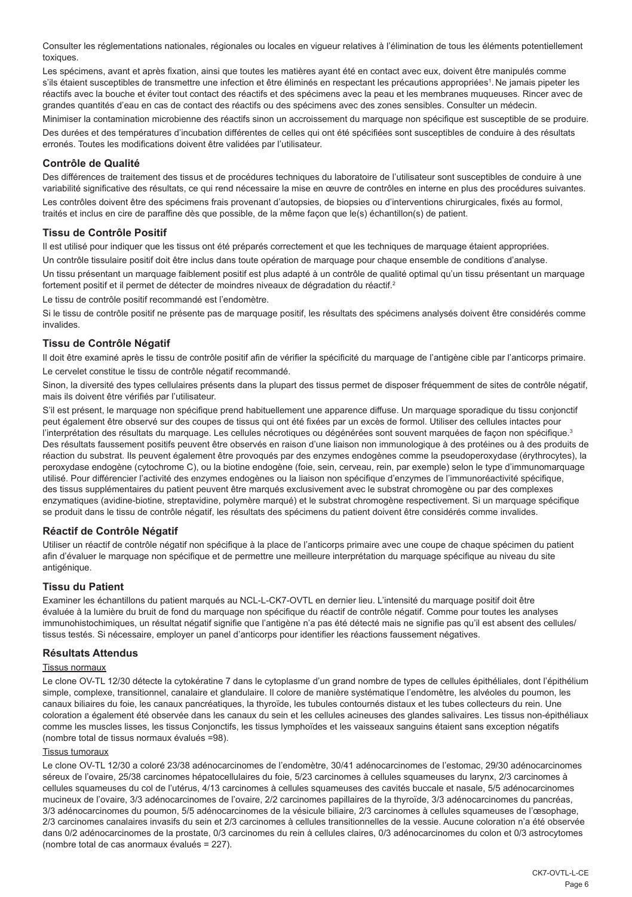Consulter les réglementations nationales, régionales ou locales en vigueur relatives à l'élimination de tous les éléments potentiellement toxiques.

Les spécimens, avant et après fixation, ainsi que toutes les matières ayant été en contact avec eux, doivent être manipulés comme s'ils étaient susceptibles de transmettre une infection et être éliminés en respectant les précautions appropriées[1]. Ne jamais pipeter les réactifs avec la bouche et éviter tout contact des réactifs et des spécimens avec la peau et les membranes muqueuses. Rincer avec de grandes quantités d'eau en cas de contact des réactifs ou des spécimens avec des zones sensibles. Consulter un médecin.

Minimiser la contamination microbienne des réactifs sinon un accroissement du marquage non spécifique est susceptible de se produire.

Des durées et des températures d'incubation différentes de celles qui ont été spécifiées sont susceptibles de conduire à des résultats erronés. Toutes les modifications doivent être validées par l'utilisateur.

## Contrôle de Qualité

Des différences de traitement des tissus et de procédures techniques du laboratoire de l'utilisateur sont susceptibles de conduire à une variabilité significative des résultats, ce qui rend nécessaire la mise en œuvre de contrôles en interne en plus des procédures suivantes.

Les contrôles doivent être des spécimens frais provenant d'autopsies, de biopsies ou d'interventions chirurgicales, fixés au formol, traités et inclus en cire de paraffine dès que possible, de la même façon que le(s) échantillon(s) de patient.

## Tissu de Contrôle Positif

Il est utilisé pour indiquer que les tissus ont été préparés correctement et que les techniques de marquage étaient appropriées.

Un contrôle tissulaire positif doit être inclus dans toute opération de marquage pour chaque ensemble de conditions d'analyse.

Un tissu présentant un marquage faiblement positif est plus adapté à un contrôle de qualité optimal qu'un tissu présentant un marquage fortement positif et il permet de détecter de moindres niveaux de dégradation du réactif.[2]

Le tissu de contrôle positif recommandé est l'endomètre.

Si le tissu de contrôle positif ne présente pas de marquage positif, les résultats des spécimens analysés doivent être considérés comme invalides.

## Tissu de Contrôle Négatif

Il doit être examiné après le tissu de contrôle positif afin de vérifier la spécificité du marquage de l'antigène cible par l'anticorps primaire.

Le cervelet constitue le tissu de contrôle négatif recommandé.

Sinon, la diversité des types cellulaires présents dans la plupart des tissus permet de disposer fréquemment de sites de contrôle négatif, mais ils doivent être vérifiés par l'utilisateur.

S'il est présent, le marquage non spécifique prend habituellement une apparence diffuse. Un marquage sporadique du tissu conjonctif peut également être observé sur des coupes de tissus qui ont été fixées par un excès de formol. Utiliser des cellules intactes pour l'interprétation des résultats du marquage. Les cellules nécrotiques ou dégénérées sont souvent marquées de façon non spécifique.[3] Des résultats faussement positifs peuvent être observés en raison d'une liaison non immunologique à des protéines ou à des produits de réaction du substrat. Ils peuvent également être provoqués par des enzymes endogènes comme la pseudoperoxydase (érythrocytes), la peroxydase endogène (cytochrome C), ou la biotine endogène (foie, sein, cerveau, rein, par exemple) selon le type d'immunomarquage utilisé. Pour différencier l'activité des enzymes endogènes ou la liaison non spécifique d'enzymes de l'immunoréactivité spécifique, des tissus supplémentaires du patient peuvent être marqués exclusivement avec le substrat chromogène ou par des complexes enzymatiques (avidine-biotine, streptavidine, polymère marqué) et le substrat chromogène respectivement. Si un marquage spécifique se produit dans le tissu de contrôle négatif, les résultats des spécimens du patient doivent être considérés comme invalides.

## Réactif de Contrôle Négatif

Utiliser un réactif de contrôle négatif non spécifique à la place de l'anticorps primaire avec une coupe de chaque spécimen du patient afin d'évaluer le marquage non spécifique et de permettre une meilleure interprétation du marquage spécifique au niveau du site antigénique.

## Tissu du Patient

Examiner les échantillons du patient marqués au NCL-L-CK7-OVTL en dernier lieu. L'intensité du marquage positif doit être évaluée à la lumière du bruit de fond du marquage non spécifique du réactif de contrôle négatif. Comme pour toutes les analyses immunohistochimiques, un résultat négatif signifie que l'antigène n'a pas été détecté mais ne signifie pas qu'il est absent des cellules/tissus testés. Si nécessaire, employer un panel d'anticorps pour identifier les réactions faussement négatives.

## Résultats Attendus

Tissus normaux

Le clone OV-TL 12/30 détecte la cytokératine 7 dans le cytoplasme d'un grand nombre de types de cellules épithéliales, dont l'épithélium simple, complexe, transitionnel, canalaire et glandulaire. Il colore de manière systématique l'endomètre, les alvéoles du poumon, les canaux biliaires du foie, les canaux pancréatiques, la thyroïde, les tubules contournés distaux et les tubes collecteurs du rein. Une coloration a également été observée dans les canaux du sein et les cellules acineuses des glandes salivaires. Les tissus non-épithéliaux comme les muscles lisses, les tissus Conjonctifs, les tissus lymphoïdes et les vaisseaux sanguins étaient sans exception négatifs (nombre total de tissus normaux évalués =98).

Tissus tumoraux

Le clone OV-TL 12/30 a coloré 23/38 adénocarcinomes de l'endomètre, 30/41 adénocarcinomes de l'estomac, 29/30 adénocarcinomes séreux de l'ovaire, 25/38 carcinomes hépatocellulaires du foie, 5/23 carcinomes à cellules squameuses du larynx, 2/3 carcinomes à cellules squameuses du col de l'utérus, 4/13 carcinomes à cellules squameuses des cavités buccale et nasale, 5/5 adénocarcinomes mucineux de l'ovaire, 3/3 adénocarcinomes de l'ovaire, 2/2 carcinomes papillaires de la thyroïde, 3/3 adénocarcinomes du pancréas, 3/3 adénocarcinomes du poumon, 5/5 adénocarcinomes de la vésicule biliaire, 2/3 carcinomes à cellules squameuses de l'œsophage, 2/3 carcinomes canalaires invasifs du sein et 2/3 carcinomes à cellules transitionnelles de la vessie. Aucune coloration n'a été observée dans 0/2 adénocarcinomes de la prostate, 0/3 carcinomes du rein à cellules claires, 0/3 adénocarcinomes du colon et 0/3 astrocytomes (nombre total de cas anormaux évalués = 227).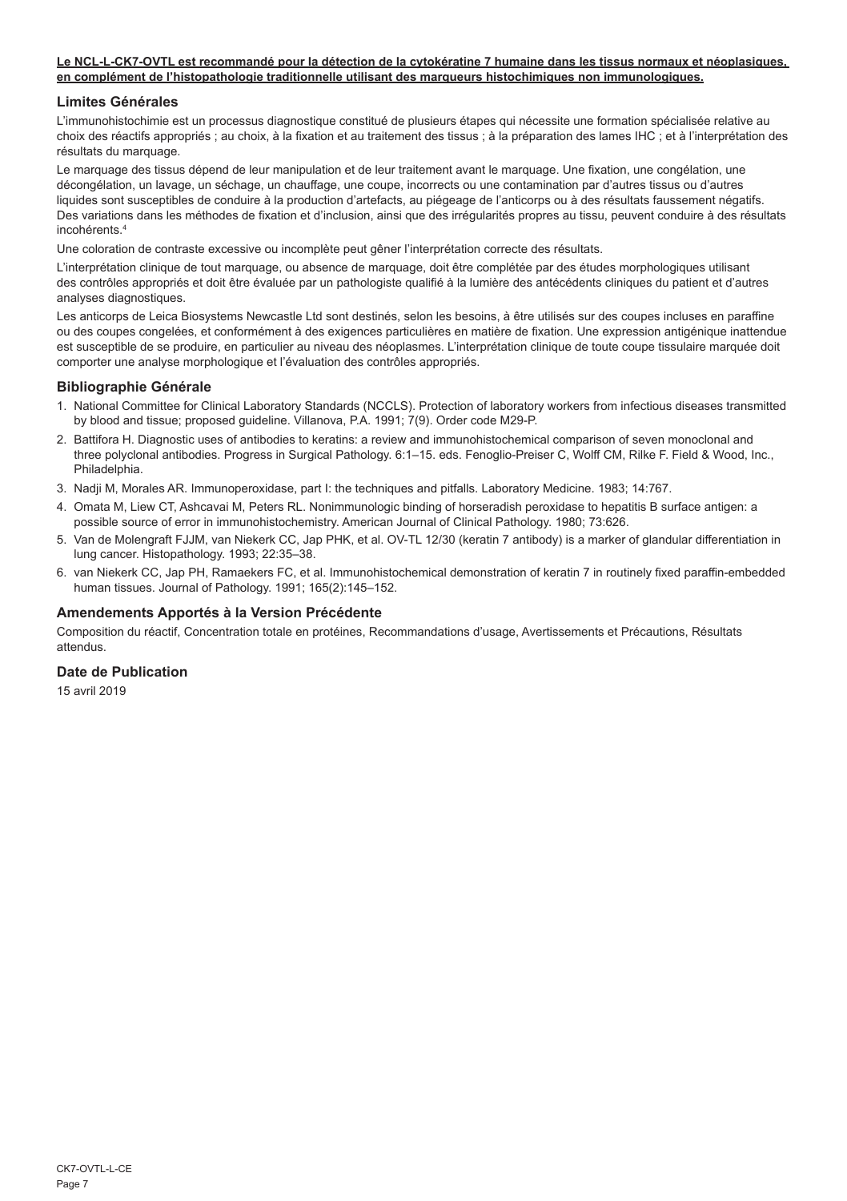**Le NCL-L-CK7-OVTL est recommandé pour la détection de la cytokératine 7 humaine dans les tissus normaux et néoplasiques, en complément de l'histopathologie traditionnelle utilisant des marqueurs histochimiques non immunologiques.**

## Limites Générales

L'immunohistochimie est un processus diagnostique constitué de plusieurs étapes qui nécessite une formation spécialisée relative au choix des réactifs appropriés ; au choix, à la fixation et au traitement des tissus ; à la préparation des lames IHC ; et à l'interprétation des résultats du marquage.

Le marquage des tissus dépend de leur manipulation et de leur traitement avant le marquage. Une fixation, une congélation, une décongélation, un lavage, un séchage, un chauffage, une coupe, incorrects ou une contamination par d'autres tissus ou d'autres liquides sont susceptibles de conduire à la production d'artefacts, au piégeage de l'anticorps ou à des résultats faussement négatifs. Des variations dans les méthodes de fixation et d'inclusion, ainsi que des irrégularités propres au tissu, peuvent conduire à des résultats incohérents.[4]

Une coloration de contraste excessive ou incomplète peut gêner l'interprétation correcte des résultats.

L'interprétation clinique de tout marquage, ou absence de marquage, doit être complétée par des études morphologiques utilisant des contrôles appropriés et doit être évaluée par un pathologiste qualifié à la lumière des antécédents cliniques du patient et d'autres analyses diagnostiques.

Les anticorps de Leica Biosystems Newcastle Ltd sont destinés, selon les besoins, à être utilisés sur des coupes incluses en paraffine ou des coupes congelées, et conformément à des exigences particulières en matière de fixation. Une expression antigénique inattendue est susceptible de se produire, en particulier au niveau des néoplasmes. L'interprétation clinique de toute coupe tissulaire marquée doit comporter une analyse morphologique et l'évaluation des contrôles appropriés.

## Bibliographie Générale

1. National Committee for Clinical Laboratory Standards (NCCLS). Protection of laboratory workers from infectious diseases transmitted by blood and tissue; proposed guideline. Villanova, P.A. 1991; 7(9). Order code M29-P.
2. Battifora H. Diagnostic uses of antibodies to keratins: a review and immunohistochemical comparison of seven monoclonal and three polyclonal antibodies. Progress in Surgical Pathology. 6:1–15. eds. Fenoglio-Preiser C, Wolff CM, Rilke F. Field & Wood, Inc., Philadelphia.
3. Nadji M, Morales AR. Immunoperoxidase, part I: the techniques and pitfalls. Laboratory Medicine. 1983; 14:767.
4. Omata M, Liew CT, Ashcavai M, Peters RL. Nonimmunologic binding of horseradish peroxidase to hepatitis B surface antigen: a possible source of error in immunohistochemistry. American Journal of Clinical Pathology. 1980; 73:626.
5. Van de Molengraft FJJM, van Niekerk CC, Jap PHK, et al. OV-TL 12/30 (keratin 7 antibody) is a marker of glandular differentiation in lung cancer. Histopathology. 1993; 22:35–38.
6. van Niekerk CC, Jap PH, Ramaekers FC, et al. Immunohistochemical demonstration of keratin 7 in routinely fixed paraffin-embedded human tissues. Journal of Pathology. 1991; 165(2):145–152.

## Amendements Apportés à la Version Précédente

Composition du réactif, Concentration totale en protéines, Recommandations d'usage, Avertissements et Précautions, Résultats attendus.

## Date de Publication

15 avril 2019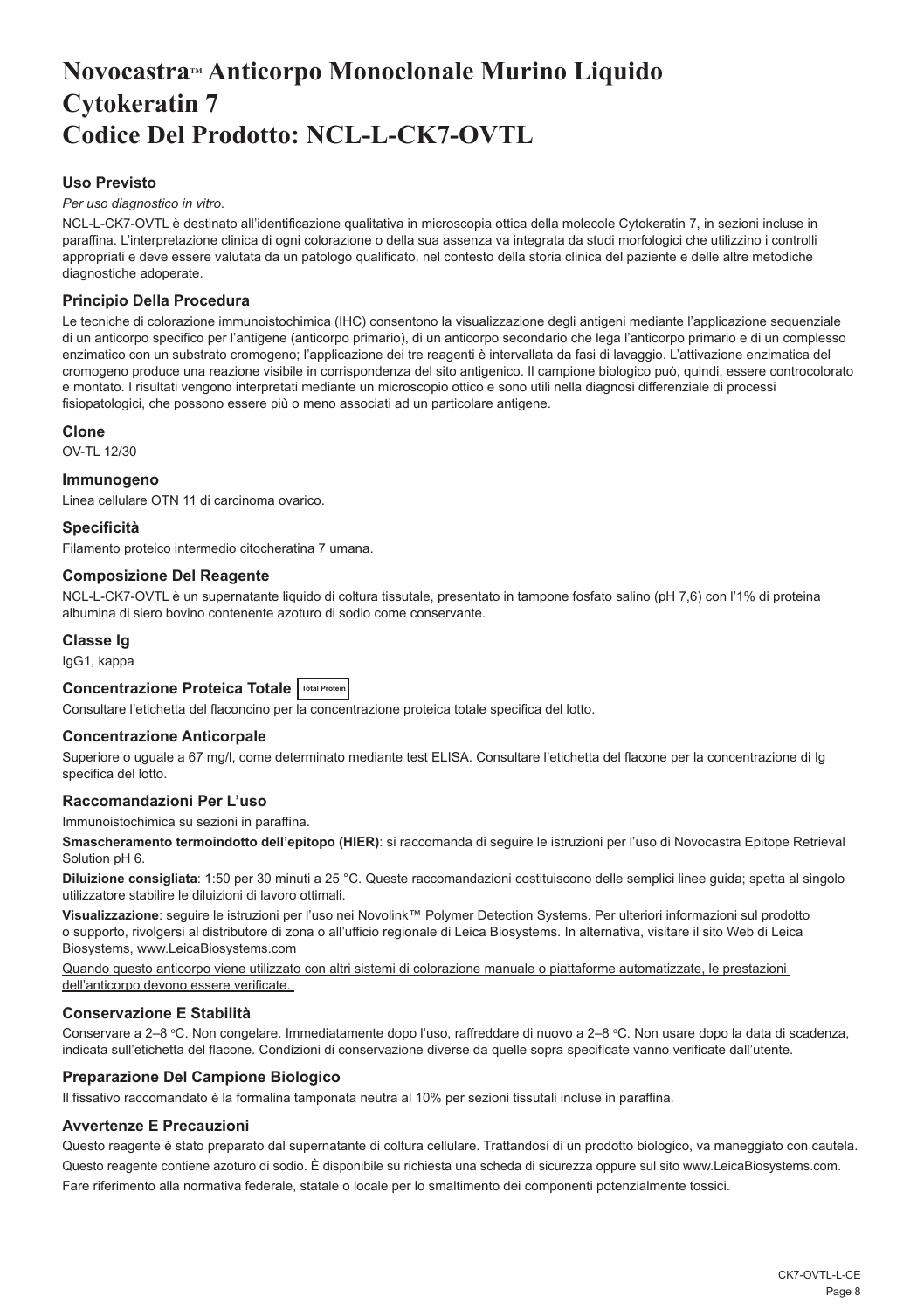# Novocastra™ Anticorpo Monoclonale Murino Liquido Cytokeratin 7 Codice Del Prodotto: NCL-L-CK7-OVTL

## Uso Previsto

*Per uso diagnostico in vitro.*

NCL-L-CK7-OVTL è destinato all'identificazione qualitativa in microscopia ottica della molecole Cytokeratin 7, in sezioni incluse in paraffina. L'interpretazione clinica di ogni colorazione o della sua assenza va integrata da studi morfologici che utilizzino i controlli appropriati e deve essere valutata da un patologo qualificato, nel contesto della storia clinica del paziente e delle altre metodiche diagnostiche adoperate.

## Principio Della Procedura

Le tecniche di colorazione immunoistochimica (IHC) consentono la visualizzazione degli antigeni mediante l'applicazione sequenziale di un anticorpo specifico per l'antigene (anticorpo primario), di un anticorpo secondario che lega l'anticorpo primario e di un complesso enzimatico con un substrato cromogeno; l'applicazione dei tre reagenti è intervallata da fasi di lavaggio. L'attivazione enzimatica del cromogeno produce una reazione visibile in corrispondenza del sito antigenico. Il campione biologico può, quindi, essere controcolorato e montato. I risultati vengono interpretati mediante un microscopio ottico e sono utili nella diagnosi differenziale di processi fisiopatologici, che possono essere più o meno associati ad un particolare antigene.

## Clone

OV-TL 12/30

## Immunogeno

Linea cellulare OTN 11 di carcinoma ovarico.

## Specificità

Filamento proteico intermedio citocheratina 7 umana.

## Composizione Del Reagente

NCL-L-CK7-OVTL è un supernatante liquido di coltura tissutale, presentato in tampone fosfato salino (pH 7,6) con l'1% di proteina albumina di siero bovino contenente azoturo di sodio come conservante.

## Classe Ig

IgG1, kappa

## Concentrazione Proteica Totale Total Protein

Consultare l'etichetta del flaconcino per la concentrazione proteica totale specifica del lotto.

## Concentrazione Anticorpale

Superiore o uguale a 67 mg/l, come determinato mediante test ELISA. Consultare l'etichetta del flacone per la concentrazione di Ig specifica del lotto.

## Raccomandazioni Per L'uso

Immunoistochimica su sezioni in paraffina.

**Smascheramento termoindotto dell'epitopo (HIER)**: si raccomanda di seguire le istruzioni per l'uso di Novocastra Epitope Retrieval Solution pH 6.

**Diluizione consigliata**: 1:50 per 30 minuti a 25 °C. Queste raccomandazioni costituiscono delle semplici linee guida; spetta al singolo utilizzatore stabilire le diluizioni di lavoro ottimali.

**Visualizzazione**: seguire le istruzioni per l'uso nei Novolink™ Polymer Detection Systems. Per ulteriori informazioni sul prodotto o supporto, rivolgersi al distributore di zona o all'ufficio regionale di Leica Biosystems. In alternativa, visitare il sito Web di Leica Biosystems, www.LeicaBiosystems.com

Quando questo anticorpo viene utilizzato con altri sistemi di colorazione manuale o piattaforme automatizzate, le prestazioni dell'anticorpo devono essere verificate.

## Conservazione E Stabilità

Conservare a 2–8 °C. Non congelare. Immediatamente dopo l'uso, raffreddare di nuovo a 2–8 °C. Non usare dopo la data di scadenza, indicata sull'etichetta del flacone. Condizioni di conservazione diverse da quelle sopra specificate vanno verificate dall'utente.

## Preparazione Del Campione Biologico

Il fissativo raccomandato è la formalina tamponata neutra al 10% per sezioni tissutali incluse in paraffina.

## Avvertenze E Precauzioni

Questo reagente è stato preparato dal supernatante di coltura cellulare. Trattandosi di un prodotto biologico, va maneggiato con cautela.

Questo reagente contiene azoturo di sodio. È disponibile su richiesta una scheda di sicurezza oppure sul sito www.LeicaBiosystems.com.

Fare riferimento alla normativa federale, statale o locale per lo smaltimento dei componenti potenzialmente tossici.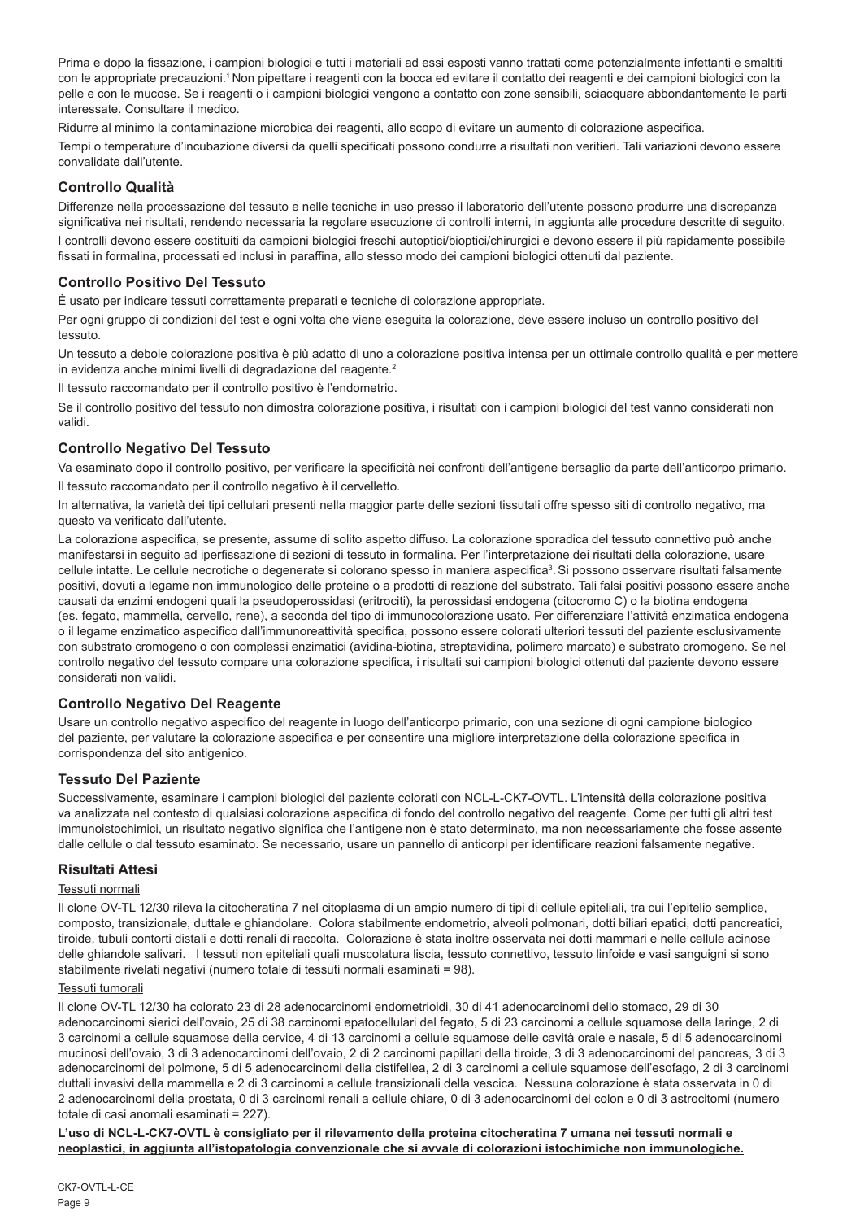Prima e dopo la fissazione, i campioni biologici e tutti i materiali ad essi esposti vanno trattati come potenzialmente infettanti e smaltiti con le appropriate precauzioni.[1] Non pipettare i reagenti con la bocca ed evitare il contatto dei reagenti e dei campioni biologici con la pelle e con le mucose. Se i reagenti o i campioni biologici vengono a contatto con zone sensibili, sciacquare abbondantemente le parti interessate. Consultare il medico.

Ridurre al minimo la contaminazione microbica dei reagenti, allo scopo di evitare un aumento di colorazione aspecifica.

Tempi o temperature d'incubazione diversi da quelli specificati possono condurre a risultati non veritieri. Tali variazioni devono essere convalidate dall'utente.

## Controllo Qualità

Differenze nella processazione del tessuto e nelle tecniche in uso presso il laboratorio dell'utente possono produrre una discrepanza significativa nei risultati, rendendo necessaria la regolare esecuzione di controlli interni, in aggiunta alle procedure descritte di seguito.

I controlli devono essere costituiti da campioni biologici freschi autoptici/bioptici/chirurgici e devono essere il più rapidamente possibile fissati in formalina, processati ed inclusi in paraffina, allo stesso modo dei campioni biologici ottenuti dal paziente.

## Controllo Positivo Del Tessuto

È usato per indicare tessuti correttamente preparati e tecniche di colorazione appropriate.

Per ogni gruppo di condizioni del test e ogni volta che viene eseguita la colorazione, deve essere incluso un controllo positivo del tessuto.

Un tessuto a debole colorazione positiva è più adatto di uno a colorazione positiva intensa per un ottimale controllo qualità e per mettere in evidenza anche minimi livelli di degradazione del reagente.[2]

Il tessuto raccomandato per il controllo positivo è l'endometrio.

Se il controllo positivo del tessuto non dimostra colorazione positiva, i risultati con i campioni biologici del test vanno considerati non validi.

## Controllo Negativo Del Tessuto

Va esaminato dopo il controllo positivo, per verificare la specificità nei confronti dell'antigene bersaglio da parte dell'anticorpo primario.

Il tessuto raccomandato per il controllo negativo è il cervelletto.

In alternativa, la varietà dei tipi cellulari presenti nella maggior parte delle sezioni tissutali offre spesso siti di controllo negativo, ma questo va verificato dall'utente.

La colorazione aspecifica, se presente, assume di solito aspetto diffuso. La colorazione sporadica del tessuto connettivo può anche manifestarsi in seguito ad iperfissazione di sezioni di tessuto in formalina. Per l'interpretazione dei risultati della colorazione, usare cellule intatte. Le cellule necrotiche o degenerate si colorano spesso in maniera aspecifica[3]. Si possono osservare risultati falsamente positivi, dovuti a legame non immunologico delle proteine o a prodotti di reazione del substrato. Tali falsi positivi possono essere anche causati da enzimi endogeni quali la pseudoperossidasi (eritrociti), la perossidasi endogena (citocromo C) o la biotina endogena (es. fegato, mammella, cervello, rene), a seconda del tipo di immunocolorazione usato. Per differenziare l'attività enzimatica endogena o il legame enzimatico aspecifico dall'immunoreattività specifica, possono essere colorati ulteriori tessuti del paziente esclusivamente con substrato cromogeno o con complessi enzimatici (avidina-biotina, streptavidina, polimero marcato) e substrato cromogeno. Se nel controllo negativo del tessuto compare una colorazione specifica, i risultati sui campioni biologici ottenuti dal paziente devono essere considerati non validi.

## Controllo Negativo Del Reagente

Usare un controllo negativo aspecifico del reagente in luogo dell'anticorpo primario, con una sezione di ogni campione biologico del paziente, per valutare la colorazione aspecifica e per consentire una migliore interpretazione della colorazione specifica in corrispondenza del sito antigenico.

## Tessuto Del Paziente

Successivamente, esaminare i campioni biologici del paziente colorati con NCL-L-CK7-OVTL. L'intensità della colorazione positiva va analizzata nel contesto di qualsiasi colorazione aspecifica di fondo del controllo negativo del reagente. Come per tutti gli altri test immunoistochimici, un risultato negativo significa che l'antigene non è stato determinato, ma non necessariamente che fosse assente dalle cellule o dal tessuto esaminato. Se necessario, usare un pannello di anticorpi per identificare reazioni falsamente negative.

## Risultati Attesi

### Tessuti normali

Il clone OV-TL 12/30 rileva la citocheratina 7 nel citoplasma di un ampio numero di tipi di cellule epiteliali, tra cui l'epitelio semplice, composto, transizionale, duttale e ghiandolare. Colora stabilmente endometrio, alveoli polmonari, dotti biliari epatici, dotti pancreatici, tiroide, tubuli contorti distali e dotti renali di raccolta. Colorazione è stata inoltre osservata nei dotti mammari e nelle cellule acinose delle ghiandole salivari. I tessuti non epiteliali quali muscolatura liscia, tessuto connettivo, tessuto linfoide e vasi sanguigni si sono stabilmente rivelati negativi (numero totale di tessuti normali esaminati = 98).

### Tessuti tumorali

Il clone OV-TL 12/30 ha colorato 23 di 28 adenocarcinomi endometrioidi, 30 di 41 adenocarcinomi dello stomaco, 29 di 30 adenocarcinomi sierici dell'ovaio, 25 di 38 carcinomi epatocellulari del fegato, 5 di 23 carcinomi a cellule squamose della laringe, 2 di 3 carcinomi a cellule squamose della cervice, 4 di 13 carcinomi a cellule squamose delle cavità orale e nasale, 5 di 5 adenocarcinomi mucinosi dell'ovaio, 3 di 3 adenocarcinomi dell'ovaio, 2 di 2 carcinomi papillari della tiroide, 3 di 3 adenocarcinomi del pancreas, 3 di 3 adenocarcinomi del polmone, 5 di 5 adenocarcinomi della cistifellea, 2 di 3 carcinomi a cellule squamose dell'esofago, 2 di 3 carcinomi duttali invasivi della mammella e 2 di 3 carcinomi a cellule transizionali della vescica. Nessuna colorazione è stata osservata in 0 di 2 adenocarcinomi della prostata, 0 di 3 carcinomi renali a cellule chiare, 0 di 3 adenocarcinomi del colon e 0 di 3 astrocitomi (numero totale di casi anomali esaminati = 227).

**L'uso di NCL-L-CK7-OVTL è consigliato per il rilevamento della proteina citocheratina 7 umana nei tessuti normali e neoplastici, in aggiunta all'istopatologia convenzionale che si avvale di colorazioni istochimiche non immunologiche.**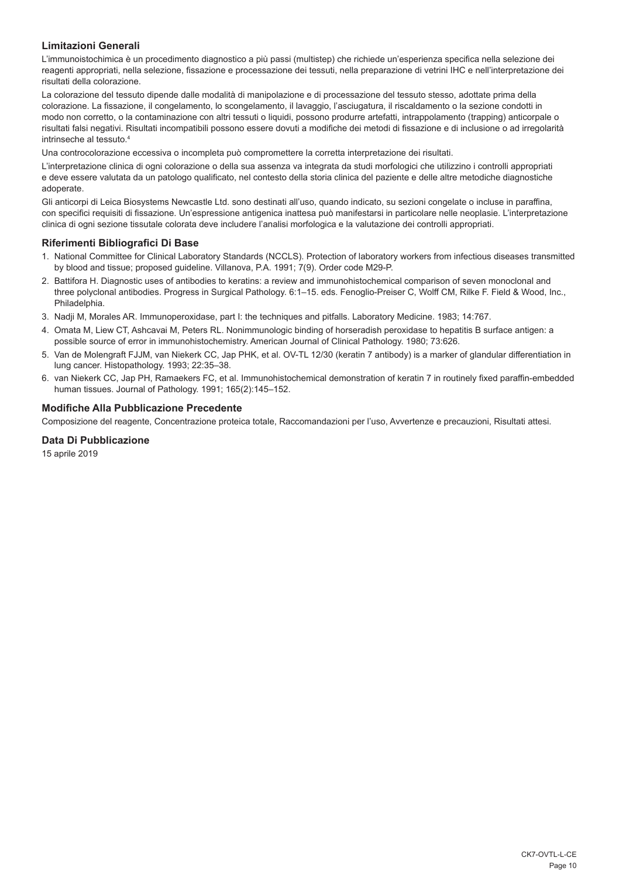### Limitazioni Generali

L'immunoistochimica è un procedimento diagnostico a più passi (multistep) che richiede un'esperienza specifica nella selezione dei reagenti appropriati, nella selezione, fissazione e processazione dei tessuti, nella preparazione di vetrini IHC e nell'interpretazione dei risultati della colorazione.

La colorazione del tessuto dipende dalle modalità di manipolazione e di processazione del tessuto stesso, adottate prima della colorazione. La fissazione, il congelamento, lo scongelamento, il lavaggio, l'asciugatura, il riscaldamento o la sezione condotti in modo non corretto, o la contaminazione con altri tessuti o liquidi, possono produrre artefatti, intrappolamento (trapping) anticorpale o risultati falsi negativi. Risultati incompatibili possono essere dovuti a modifiche dei metodi di fissazione e di inclusione o ad irregolarità intrinseche al tessuto.[4]

Una controcolorazione eccessiva o incompleta può compromettere la corretta interpretazione dei risultati.

L'interpretazione clinica di ogni colorazione o della sua assenza va integrata da studi morfologici che utilizzino i controlli appropriati e deve essere valutata da un patologo qualificato, nel contesto della storia clinica del paziente e delle altre metodiche diagnostiche adoperate.

Gli anticorpi di Leica Biosystems Newcastle Ltd. sono destinati all'uso, quando indicato, su sezioni congelate o incluse in paraffina, con specifici requisiti di fissazione. Un'espressione antigenica inattesa può manifestarsi in particolare nelle neoplasie. L'interpretazione clinica di ogni sezione tissutale colorata deve includere l'analisi morfologica e la valutazione dei controlli appropriati.

### Riferimenti Bibliografici Di Base

1. National Committee for Clinical Laboratory Standards (NCCLS). Protection of laboratory workers from infectious diseases transmitted by blood and tissue; proposed guideline. Villanova, P.A. 1991; 7(9). Order code M29-P.
2. Battifora H. Diagnostic uses of antibodies to keratins: a review and immunohistochemical comparison of seven monoclonal and three polyclonal antibodies. Progress in Surgical Pathology. 6:1–15. eds. Fenoglio-Preiser C, Wolff CM, Rilke F. Field & Wood, Inc., Philadelphia.
3. Nadji M, Morales AR. Immunoperoxidase, part I: the techniques and pitfalls. Laboratory Medicine. 1983; 14:767.
4. Omata M, Liew CT, Ashcavai M, Peters RL. Nonimmunologic binding of horseradish peroxidase to hepatitis B surface antigen: a possible source of error in immunohistochemistry. American Journal of Clinical Pathology. 1980; 73:626.
5. Van de Molengraft FJJM, van Niekerk CC, Jap PHK, et al. OV-TL 12/30 (keratin 7 antibody) is a marker of glandular differentiation in lung cancer. Histopathology. 1993; 22:35–38.
6. van Niekerk CC, Jap PH, Ramaekers FC, et al. Immunohistochemical demonstration of keratin 7 in routinely fixed paraffin-embedded human tissues. Journal of Pathology. 1991; 165(2):145–152.

### Modifiche Alla Pubblicazione Precedente

Composizione del reagente, Concentrazione proteica totale, Raccomandazioni per l'uso, Avvertenze e precauzioni, Risultati attesi.

### Data Di Pubblicazione

15 aprile 2019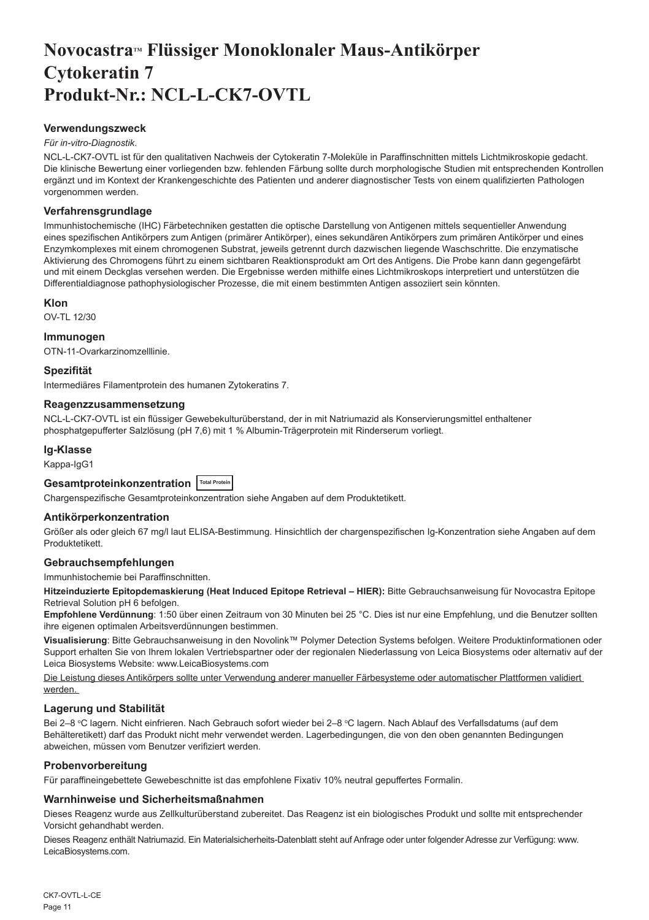# Novocastra™ Flüssiger Monoklonaler Maus-Antikörper Cytokeratin 7 Produkt-Nr.: NCL-L-CK7-OVTL

### Verwendungszweck

*Für in-vitro-Diagnostik*.

NCL-L-CK7-OVTL ist für den qualitativen Nachweis der Cytokeratin 7-Moleküle in Paraffinschnitten mittels Lichtmikroskopie gedacht. Die klinische Bewertung einer vorliegenden bzw. fehlenden Färbung sollte durch morphologische Studien mit entsprechenden Kontrollen ergänzt und im Kontext der Krankengeschichte des Patienten und anderer diagnostischer Tests von einem qualifizierten Pathologen vorgenommen werden.

### Verfahrensgrundlage

Immunhistochemische (IHC) Färbetechniken gestatten die optische Darstellung von Antigenen mittels sequentieller Anwendung eines spezifischen Antikörpers zum Antigen (primärer Antikörper), eines sekundären Antikörpers zum primären Antikörper und eines Enzymkomplexes mit einem chromogenen Substrat, jeweils getrennt durch dazwischen liegende Waschschritte. Die enzymatische Aktivierung des Chromogens führt zu einem sichtbaren Reaktionsprodukt am Ort des Antigens. Die Probe kann dann gegengefärbt und mit einem Deckglas versehen werden. Die Ergebnisse werden mithilfe eines Lichtmikroskops interpretiert und unterstützen die Differentialdiagnose pathophysiologischer Prozesse, die mit einem bestimmten Antigen assoziiert sein könnten.

### Klon

OV-TL 12/30

### Immunogen

OTN-11-Ovarkarzinomzelllinie.

### Spezifität

Intermediäres Filamentprotein des humanen Zytokeratins 7.

### Reagenzzusammensetzung

NCL-L-CK7-OVTL ist ein flüssiger Gewebekulturüberstand, der in mit Natriumazid als Konservierungsmittel enthaltener phosphatgepufferter Salzlösung (pH 7,6) mit 1 % Albumin-Trägerprotein mit Rinderserum vorliegt.

### Ig-Klasse

Kappa-IgG1

### Gesamtproteinkonzentration Total Protein

Chargenspezifische Gesamtproteinkonzentration siehe Angaben auf dem Produktetikett.

### Antikörperkonzentration

Größer als oder gleich 67 mg/l laut ELISA-Bestimmung. Hinsichtlich der chargenspezifischen Ig-Konzentration siehe Angaben auf dem Produktetikett.

### Gebrauchsempfehlungen

Immunhistochemie bei Paraffinschnitten.

**Hitzeinduzierte Epitopdemaskierung (Heat Induced Epitope Retrieval – HIER):** Bitte Gebrauchsanweisung für Novocastra Epitope Retrieval Solution pH 6 befolgen.

**Empfohlene Verdünnung**: 1:50 über einen Zeitraum von 30 Minuten bei 25 °C. Dies ist nur eine Empfehlung, und die Benutzer sollten ihre eigenen optimalen Arbeitsverdünnungen bestimmen.

**Visualisierung**: Bitte Gebrauchsanweisung in den Novolink™ Polymer Detection Systems befolgen. Weitere Produktinformationen oder Support erhalten Sie von Ihrem lokalen Vertriebspartner oder der regionalen Niederlassung von Leica Biosystems oder alternativ auf der Leica Biosystems Website: www.LeicaBiosystems.com

Die Leistung dieses Antikörpers sollte unter Verwendung anderer manueller Färbesysteme oder automatischer Plattformen validiert werden.

### Lagerung und Stabilität

Bei 2–8 °C lagern. Nicht einfrieren. Nach Gebrauch sofort wieder bei 2–8 °C lagern. Nach Ablauf des Verfallsdatums (auf dem Behälteretikett) darf das Produkt nicht mehr verwendet werden. Lagerbedingungen, die von den oben genannten Bedingungen abweichen, müssen vom Benutzer verifiziert werden.

### Probenvorbereitung

Für paraffineingebettete Gewebeschnitte ist das empfohlene Fixativ 10% neutral gepuffertes Formalin.

### Warnhinweise und Sicherheitsmaßnahmen

Dieses Reagenz wurde aus Zellkulturüberstand zubereitet. Das Reagenz ist ein biologisches Produkt und sollte mit entsprechender Vorsicht gehandhabt werden.

Dieses Reagenz enthält Natriumazid. Ein Materialsicherheits-Datenblatt steht auf Anfrage oder unter folgender Adresse zur Verfügung: www.LeicaBiosystems.com.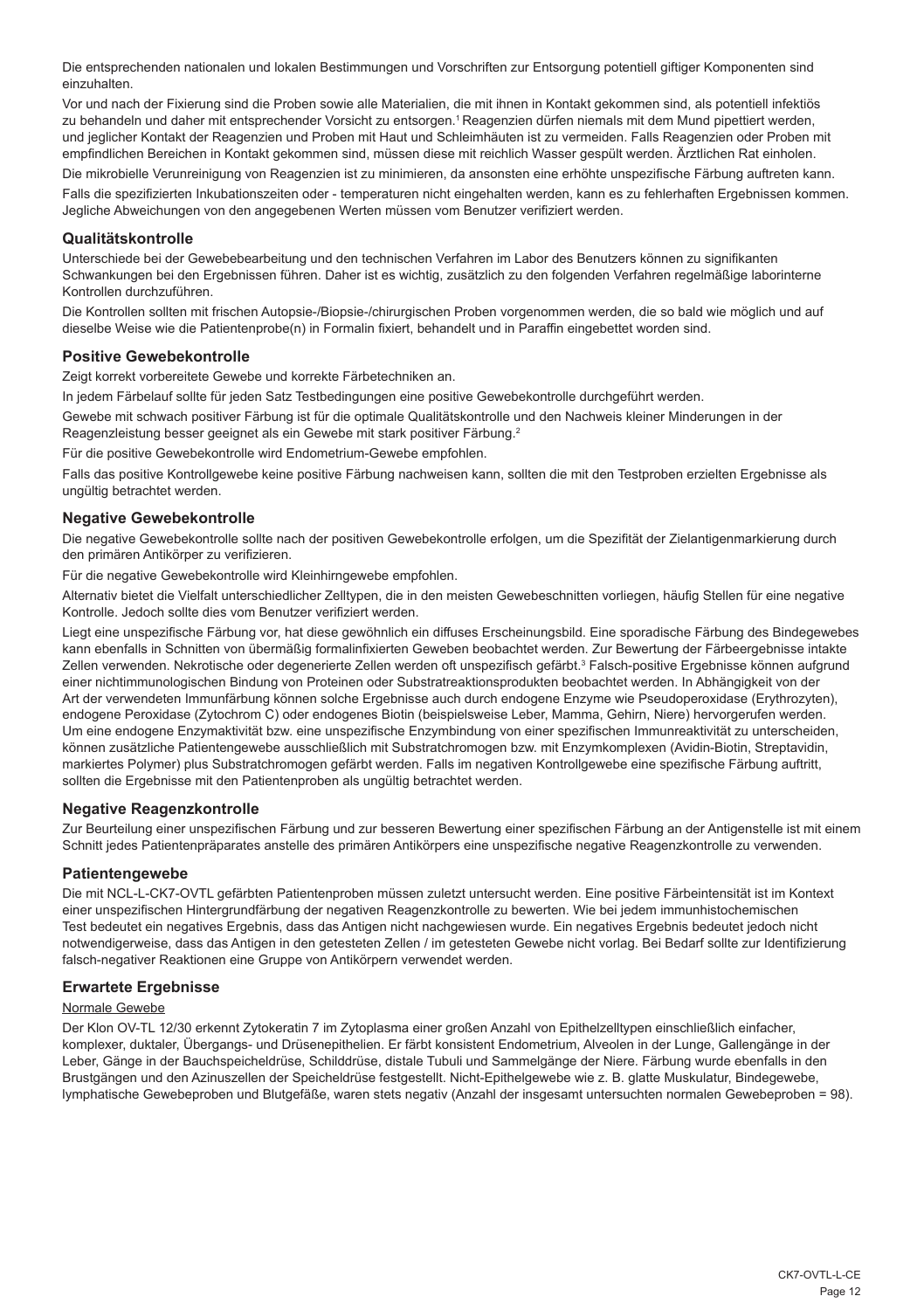Die entsprechenden nationalen und lokalen Bestimmungen und Vorschriften zur Entsorgung potentiell giftiger Komponenten sind einzuhalten.

Vor und nach der Fixierung sind die Proben sowie alle Materialien, die mit ihnen in Kontakt gekommen sind, als potentiell infektiös zu behandeln und daher mit entsprechender Vorsicht zu entsorgen.[1] Reagenzien dürfen niemals mit dem Mund pipettiert werden, und jeglicher Kontakt der Reagenzien und Proben mit Haut und Schleimhäuten ist zu vermeiden. Falls Reagenzien oder Proben mit empfindlichen Bereichen in Kontakt gekommen sind, müssen diese mit reichlich Wasser gespült werden. Ärztlichen Rat einholen.

Die mikrobielle Verunreinigung von Reagenzien ist zu minimieren, da ansonsten eine erhöhte unspezifische Färbung auftreten kann.

Falls die spezifizierten Inkubationszeiten oder - temperaturen nicht eingehalten werden, kann es zu fehlerhaften Ergebnissen kommen. Jegliche Abweichungen von den angegebenen Werten müssen vom Benutzer verifiziert werden.

## Qualitätskontrolle

Unterschiede bei der Gewebebearbeitung und den technischen Verfahren im Labor des Benutzers können zu signifikanten Schwankungen bei den Ergebnissen führen. Daher ist es wichtig, zusätzlich zu den folgenden Verfahren regelmäßige laborinterne Kontrollen durchzuführen.

Die Kontrollen sollten mit frischen Autopsie-/Biopsie-/chirurgischen Proben vorgenommen werden, die so bald wie möglich und auf dieselbe Weise wie die Patientenprobe(n) in Formalin fixiert, behandelt und in Paraffin eingebettet worden sind.

## Positive Gewebekontrolle

Zeigt korrekt vorbereitete Gewebe und korrekte Färbetechniken an.

In jedem Färbelauf sollte für jeden Satz Testbedingungen eine positive Gewebekontrolle durchgeführt werden.

Gewebe mit schwach positiver Färbung ist für die optimale Qualitätskontrolle und den Nachweis kleiner Minderungen in der Reagenzleistung besser geeignet als ein Gewebe mit stark positiver Färbung.[2]

Für die positive Gewebekontrolle wird Endometrium-Gewebe empfohlen.

Falls das positive Kontrollgewebe keine positive Färbung nachweisen kann, sollten die mit den Testproben erzielten Ergebnisse als ungültig betrachtet werden.

## Negative Gewebekontrolle

Die negative Gewebekontrolle sollte nach der positiven Gewebekontrolle erfolgen, um die Spezifität der Zielantigenmarkierung durch den primären Antikörper zu verifizieren.

Für die negative Gewebekontrolle wird Kleinhirngewebe empfohlen.

Alternativ bietet die Vielfalt unterschiedlicher Zelltypen, die in den meisten Gewebeschnitten vorliegen, häufig Stellen für eine negative Kontrolle. Jedoch sollte dies vom Benutzer verifiziert werden.

Liegt eine unspezifische Färbung vor, hat diese gewöhnlich ein diffuses Erscheinungsbild. Eine sporadische Färbung des Bindegewebes kann ebenfalls in Schnitten von übermäßig formalinfixierten Geweben beobachtet werden. Zur Bewertung der Färbeergebnisse intakte Zellen verwenden. Nekrotische oder degenerierte Zellen werden oft unspezifisch gefärbt.[3] Falsch-positive Ergebnisse können aufgrund einer nichtimmunologischen Bindung von Proteinen oder Substratreaktionsprodukten beobachtet werden. In Abhängigkeit von der Art der verwendeten Immunfärbung können solche Ergebnisse auch durch endogene Enzyme wie Pseudoperoxidase (Erythrozyten), endogene Peroxidase (Zytochrom C) oder endogenes Biotin (beispielsweise Leber, Mamma, Gehirn, Niere) hervorgerufen werden. Um eine endogene Enzymaktivität bzw. eine unspezifische Enzymbindung von einer spezifischen Immunreaktivität zu unterscheiden, können zusätzliche Patientengewebe ausschließlich mit Substratchromogen bzw. mit Enzymkomplexen (Avidin-Biotin, Streptavidin, markiertes Polymer) plus Substratchromogen gefärbt werden. Falls im negativen Kontrollgewebe eine spezifische Färbung auftritt, sollten die Ergebnisse mit den Patientenproben als ungültig betrachtet werden.

## Negative Reagenzkontrolle

Zur Beurteilung einer unspezifischen Färbung und zur besseren Bewertung einer spezifischen Färbung an der Antigenstelle ist mit einem Schnitt jedes Patientenpräparates anstelle des primären Antikörpers eine unspezifische negative Reagenzkontrolle zu verwenden.

## Patientengewebe

Die mit NCL-L-CK7-OVTL gefärbten Patientenproben müssen zuletzt untersucht werden. Eine positive Färbeintensität ist im Kontext einer unspezifischen Hintergrundfärbung der negativen Reagenzkontrolle zu bewerten. Wie bei jedem immunhistochemischen Test bedeutet ein negatives Ergebnis, dass das Antigen nicht nachgewiesen wurde. Ein negatives Ergebnis bedeutet jedoch nicht notwendigerweise, dass das Antigen in den getesteten Zellen / im getesteten Gewebe nicht vorlag. Bei Bedarf sollte zur Identifizierung falsch-negativer Reaktionen eine Gruppe von Antikörpern verwendet werden.

## Erwartete Ergebnisse

Normale Gewebe

Der Klon OV-TL 12/30 erkennt Zytokeratin 7 im Zytoplasma einer großen Anzahl von Epithelzelltypen einschließlich einfacher, komplexer, duktaler, Übergangs- und Drüsenepithelien. Er färbt konsistent Endometrium, Alveolen in der Lunge, Gallengänge in der Leber, Gänge in der Bauchspeicheldrüse, Schilddrüse, distale Tubuli und Sammelgänge der Niere. Färbung wurde ebenfalls in den Brustgängen und den Azinuszellen der Speicheldrüse festgestellt. Nicht-Epithelgewebe wie z. B. glatte Muskulatur, Bindegewebe, lymphatische Gewebeproben und Blutgefäße, waren stets negativ (Anzahl der insgesamt untersuchten normalen Gewebeproben = 98).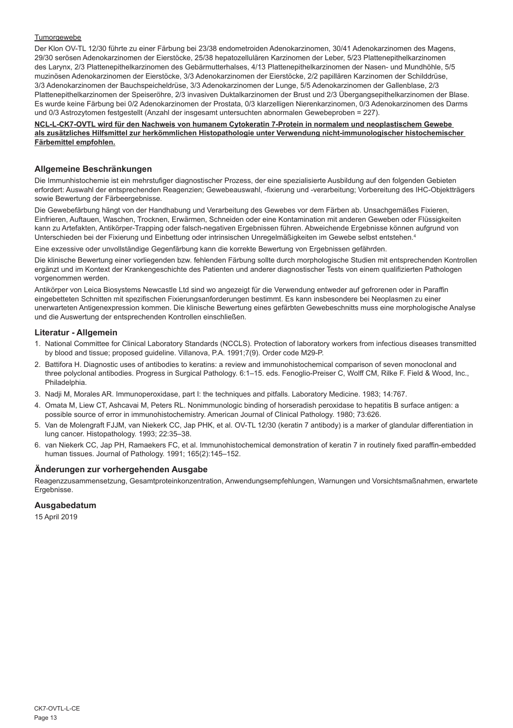Tumorgewebe

Der Klon OV-TL 12/30 führte zu einer Färbung bei 23/38 endometroiden Adenokarzinomen, 30/41 Adenokarzinomen des Magens, 29/30 serösen Adenokarzinomen der Eierstöcke, 25/38 hepatozellulären Karzinomen der Leber, 5/23 Plattenepithelkarzinomen des Larynx, 2/3 Plattenepithelkarzinomen des Gebärmutterhalses, 4/13 Plattenepithelkarzinomen der Nasen- und Mundhöhle, 5/5 muzinösen Adenokarzinomen der Eierstöcke, 3/3 Adenokarzinomen der Eierstöcke, 2/2 papillären Karzinomen der Schilddrüse, 3/3 Adenokarzinomen der Bauchspeicheldrüse, 3/3 Adenokarzinomen der Lunge, 5/5 Adenokarzinomen der Gallenblase, 2/3 Plattenepithelkarzinomen der Speiseröhre, 2/3 invasiven Duktalkarzinomen der Brust und 2/3 Übergangsepithelkarzinomen der Blase. Es wurde keine Färbung bei 0/2 Adenokarzinomen der Prostata, 0/3 klarzelligen Nierenkarzinomen, 0/3 Adenokarzinomen des Darms und 0/3 Astrozytomen festgestellt (Anzahl der insgesamt untersuchten abnormalen Gewebeproben = 227).

**NCL-L-CK7-OVTL wird für den Nachweis von humanem Cytokeratin 7-Protein in normalem und neoplastischem Gewebe als zusätzliches Hilfsmittel zur herkömmlichen Histopathologie unter Verwendung nicht-immunologischer histochemischer Färbemittel empfohlen.**

## Allgemeine Beschränkungen

Die Immunhistochemie ist ein mehrstufiger diagnostischer Prozess, der eine spezialisierte Ausbildung auf den folgenden Gebieten erfordert: Auswahl der entsprechenden Reagenzien; Gewebeauswahl, -fixierung und -verarbeitung; Vorbereitung des IHC-Objektträgers sowie Bewertung der Färbeergebnisse.

Die Gewebefärbung hängt von der Handhabung und Verarbeitung des Gewebes vor dem Färben ab. Unsachgemäßes Fixieren, Einfrieren, Auftauen, Waschen, Trocknen, Erwärmen, Schneiden oder eine Kontamination mit anderen Geweben oder Flüssigkeiten kann zu Artefakten, Antikörper-Trapping oder falsch-negativen Ergebnissen führen. Abweichende Ergebnisse können aufgrund von Unterschieden bei der Fixierung und Einbettung oder intrinsischen Unregelmäßigkeiten im Gewebe selbst entstehen.[4]

Eine exzessive oder unvollständige Gegenfärbung kann die korrekte Bewertung von Ergebnissen gefährden.

Die klinische Bewertung einer vorliegenden bzw. fehlenden Färbung sollte durch morphologische Studien mit entsprechenden Kontrollen ergänzt und im Kontext der Krankengeschichte des Patienten und anderer diagnostischer Tests von einem qualifizierten Pathologen vorgenommen werden.

Antikörper von Leica Biosystems Newcastle Ltd sind wo angezeigt für die Verwendung entweder auf gefrorenen oder in Paraffin eingebetteten Schnitten mit spezifischen Fixierungsanforderungen bestimmt. Es kann insbesondere bei Neoplasmen zu einer unerwarteten Antigenexpression kommen. Die klinische Bewertung eines gefärbten Gewebeschnitts muss eine morphologische Analyse und die Auswertung der entsprechenden Kontrollen einschließen.

## Literatur - Allgemein

1. National Committee for Clinical Laboratory Standards (NCCLS). Protection of laboratory workers from infectious diseases transmitted by blood and tissue; proposed guideline. Villanova, P.A. 1991;7(9). Order code M29-P.
2. Battifora H. Diagnostic uses of antibodies to keratins: a review and immunohistochemical comparison of seven monoclonal and three polyclonal antibodies. Progress in Surgical Pathology. 6:1–15. eds. Fenoglio-Preiser C, Wolff CM, Rilke F. Field & Wood, Inc., Philadelphia.
3. Nadji M, Morales AR. Immunoperoxidase, part I: the techniques and pitfalls. Laboratory Medicine. 1983; 14:767.
4. Omata M, Liew CT, Ashcavai M, Peters RL. Nonimmunologic binding of horseradish peroxidase to hepatitis B surface antigen: a possible source of error in immunohistochemistry. American Journal of Clinical Pathology. 1980; 73:626.
5. Van de Molengraft FJJM, van Niekerk CC, Jap PHK, et al. OV-TL 12/30 (keratin 7 antibody) is a marker of glandular differentiation in lung cancer. Histopathology. 1993; 22:35–38.
6. van Niekerk CC, Jap PH, Ramaekers FC, et al. Immunohistochemical demonstration of keratin 7 in routinely fixed paraffin-embedded human tissues. Journal of Pathology. 1991; 165(2):145–152.

## Änderungen zur vorhergehenden Ausgabe

Reagenzzusammensetzung, Gesamtproteinkonzentration, Anwendungsempfehlungen, Warnungen und Vorsichtsmaßnahmen, erwartete Ergebnisse.

## Ausgabedatum

15 April 2019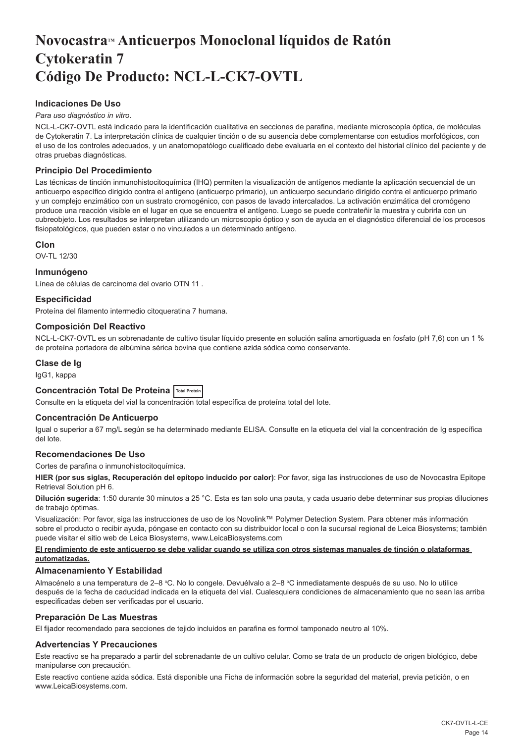# Novocastra™ Anticuerpos Monoclonal líquidos de Ratón Cytokeratin 7 Código De Producto: NCL-L-CK7-OVTL

### Indicaciones De Uso

*Para uso diagnóstico in vitro*.

NCL-L-CK7-OVTL está indicado para la identificación cualitativa en secciones de parafina, mediante microscopía óptica, de moléculas de Cytokeratin 7. La interpretación clínica de cualquier tinción o de su ausencia debe complementarse con estudios morfológicos, con el uso de los controles adecuados, y un anatomopatólogo cualificado debe evaluarla en el contexto del historial clínico del paciente y de otras pruebas diagnósticas.

### Principio Del Procedimiento

Las técnicas de tinción inmunohistocitoquímica (IHQ) permiten la visualización de antígenos mediante la aplicación secuencial de un anticuerpo específico dirigido contra el antígeno (anticuerpo primario), un anticuerpo secundario dirigido contra el anticuerpo primario y un complejo enzimático con un sustrato cromogénico, con pasos de lavado intercalados. La activación enzimática del cromógeno produce una reacción visible en el lugar en que se encuentra el antígeno. Luego se puede contrateñir la muestra y cubrirla con un cubreobjeto. Los resultados se interpretan utilizando un microscopio óptico y son de ayuda en el diagnóstico diferencial de los procesos fisiopatológicos, que pueden estar o no vinculados a un determinado antígeno.

### Clon

OV-TL 12/30

### Inmunógeno

Línea de células de carcinoma del ovario OTN 11 .

### Especificidad

Proteína del filamento intermedio citoqueratina 7 humana.

### Composición Del Reactivo

NCL-L-CK7-OVTL es un sobrenadante de cultivo tisular líquido presente en solución salina amortiguada en fosfato (pH 7,6) con un 1 % de proteína portadora de albúmina sérica bovina que contiene azida sódica como conservante.

### Clase de Ig

IgG1, kappa

### Concentración Total De Proteína Total Protein

Consulte en la etiqueta del vial la concentración total específica de proteína total del lote.

### Concentración De Anticuerpo

Igual o superior a 67 mg/L según se ha determinado mediante ELISA. Consulte en la etiqueta del vial la concentración de Ig específica del lote.

### Recomendaciones De Uso

Cortes de parafina o inmunohistocitoquímica.

**HIER (por sus siglas, Recuperación del epítopo inducido por calor)**: Por favor, siga las instrucciones de uso de Novocastra Epitope Retrieval Solution pH 6.

**Dilución sugerida**: 1:50 durante 30 minutos a 25 °C. Esta es tan solo una pauta, y cada usuario debe determinar sus propias diluciones de trabajo óptimas.

Visualización: Por favor, siga las instrucciones de uso de los Novolink™ Polymer Detection System. Para obtener más información sobre el producto o recibir ayuda, póngase en contacto con su distribuidor local o con la sucursal regional de Leica Biosystems; también puede visitar el sitio web de Leica Biosystems, www.LeicaBiosystems.com

**El rendimiento de este anticuerpo se debe validar cuando se utiliza con otros sistemas manuales de tinción o plataformas automatizadas.**

### Almacenamiento Y Estabilidad

Almacénelo a una temperatura de 2–8 °C. No lo congele. Devuélvalo a 2–8 °C inmediatamente después de su uso. No lo utilice después de la fecha de caducidad indicada en la etiqueta del vial. Cualesquiera condiciones de almacenamiento que no sean las arriba especificadas deben ser verificadas por el usuario.

### Preparación De Las Muestras

El fijador recomendado para secciones de tejido incluidos en parafina es formol tamponado neutro al 10%.

### Advertencias Y Precauciones

Este reactivo se ha preparado a partir del sobrenadante de un cultivo celular. Como se trata de un producto de origen biológico, debe manipularse con precaución.

Este reactivo contiene azida sódica. Está disponible una Ficha de información sobre la seguridad del material, previa petición, o en www.LeicaBiosystems.com.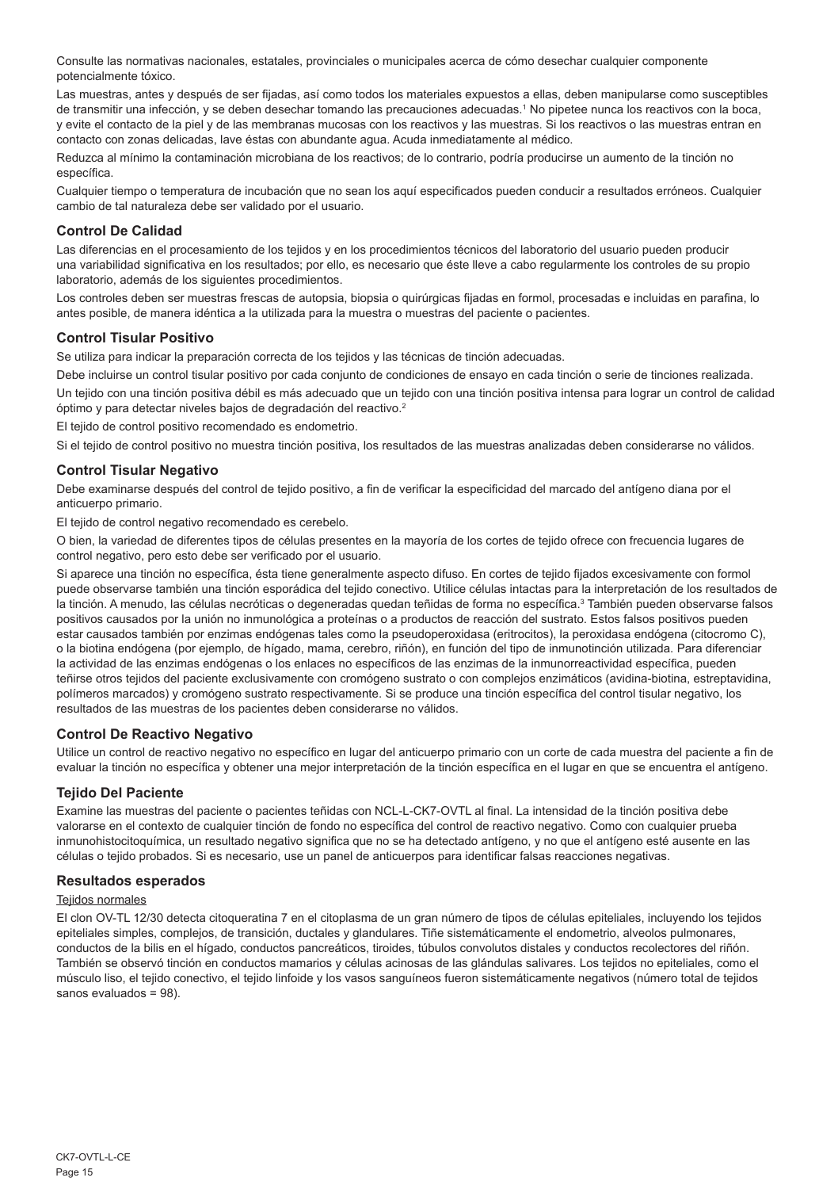Consulte las normativas nacionales, estatales, provinciales o municipales acerca de cómo desechar cualquier componente potencialmente tóxico.

Las muestras, antes y después de ser fijadas, así como todos los materiales expuestos a ellas, deben manipularse como susceptibles de transmitir una infección, y se deben desechar tomando las precauciones adecuadas.[1] No pipetee nunca los reactivos con la boca, y evite el contacto de la piel y de las membranas mucosas con los reactivos y las muestras. Si los reactivos o las muestras entran en contacto con zonas delicadas, lave éstas con abundante agua. Acuda inmediatamente al médico.

Reduzca al mínimo la contaminación microbiana de los reactivos; de lo contrario, podría producirse un aumento de la tinción no específica.

Cualquier tiempo o temperatura de incubación que no sean los aquí especificados pueden conducir a resultados erróneos. Cualquier cambio de tal naturaleza debe ser validado por el usuario.

### Control De Calidad

Las diferencias en el procesamiento de los tejidos y en los procedimientos técnicos del laboratorio del usuario pueden producir una variabilidad significativa en los resultados; por ello, es necesario que éste lleve a cabo regularmente los controles de su propio laboratorio, además de los siguientes procedimientos.

Los controles deben ser muestras frescas de autopsia, biopsia o quirúrgicas fijadas en formol, procesadas e incluidas en parafina, lo antes posible, de manera idéntica a la utilizada para la muestra o muestras del paciente o pacientes.

### Control Tisular Positivo

Se utiliza para indicar la preparación correcta de los tejidos y las técnicas de tinción adecuadas.

Debe incluirse un control tisular positivo por cada conjunto de condiciones de ensayo en cada tinción o serie de tinciones realizada.

Un tejido con una tinción positiva débil es más adecuado que un tejido con una tinción positiva intensa para lograr un control de calidad óptimo y para detectar niveles bajos de degradación del reactivo.[2]

El tejido de control positivo recomendado es endometrio.

Si el tejido de control positivo no muestra tinción positiva, los resultados de las muestras analizadas deben considerarse no válidos.

### Control Tisular Negativo

Debe examinarse después del control de tejido positivo, a fin de verificar la especificidad del marcado del antígeno diana por el anticuerpo primario.

El tejido de control negativo recomendado es cerebelo.

O bien, la variedad de diferentes tipos de células presentes en la mayoría de los cortes de tejido ofrece con frecuencia lugares de control negativo, pero esto debe ser verificado por el usuario.

Si aparece una tinción no específica, ésta tiene generalmente aspecto difuso. En cortes de tejido fijados excesivamente con formol puede observarse también una tinción esporádica del tejido conectivo. Utilice células intactas para la interpretación de los resultados de la tinción. A menudo, las células necróticas o degeneradas quedan teñidas de forma no específica.[3] También pueden observarse falsos positivos causados por la unión no inmunológica a proteínas o a productos de reacción del sustrato. Estos falsos positivos pueden estar causados también por enzimas endógenas tales como la pseudoperoxidasa (eritrocitos), la peroxidasa endógena (citocromo C), o la biotina endógena (por ejemplo, de hígado, mama, cerebro, riñón), en función del tipo de inmunotinción utilizada. Para diferenciar la actividad de las enzimas endógenas o los enlaces no específicos de las enzimas de la inmunorreactividad específica, pueden teñirse otros tejidos del paciente exclusivamente con cromógeno sustrato o con complejos enzimáticos (avidina-biotina, estreptavidina, polímeros marcados) y cromógeno sustrato respectivamente. Si se produce una tinción específica del control tisular negativo, los resultados de las muestras de los pacientes deben considerarse no válidos.

### Control De Reactivo Negativo

Utilice un control de reactivo negativo no específico en lugar del anticuerpo primario con un corte de cada muestra del paciente a fin de evaluar la tinción no específica y obtener una mejor interpretación de la tinción específica en el lugar en que se encuentra el antígeno.

### Tejido Del Paciente

Examine las muestras del paciente o pacientes teñidas con NCL-L-CK7-OVTL al final. La intensidad de la tinción positiva debe valorarse en el contexto de cualquier tinción de fondo no específica del control de reactivo negativo. Como con cualquier prueba inmunohistocitoquímica, un resultado negativo significa que no se ha detectado antígeno, y no que el antígeno esté ausente en las células o tejido probados. Si es necesario, use un panel de anticuerpos para identificar falsas reacciones negativas.

### Resultados esperados

Tejidos normales

El clon OV-TL 12/30 detecta citoqueratina 7 en el citoplasma de un gran número de tipos de células epiteliales, incluyendo los tejidos epiteliales simples, complejos, de transición, ductales y glandulares. Tiñe sistemáticamente el endometrio, alveolos pulmonares, conductos de la bilis en el hígado, conductos pancreáticos, tiroides, túbulos convolutos distales y conductos recolectores del riñón. También se observó tinción en conductos mamarios y células acinosas de las glándulas salivares. Los tejidos no epiteliales, como el músculo liso, el tejido conectivo, el tejido linfoide y los vasos sanguíneos fueron sistemáticamente negativos (número total de tejidos sanos evaluados = 98).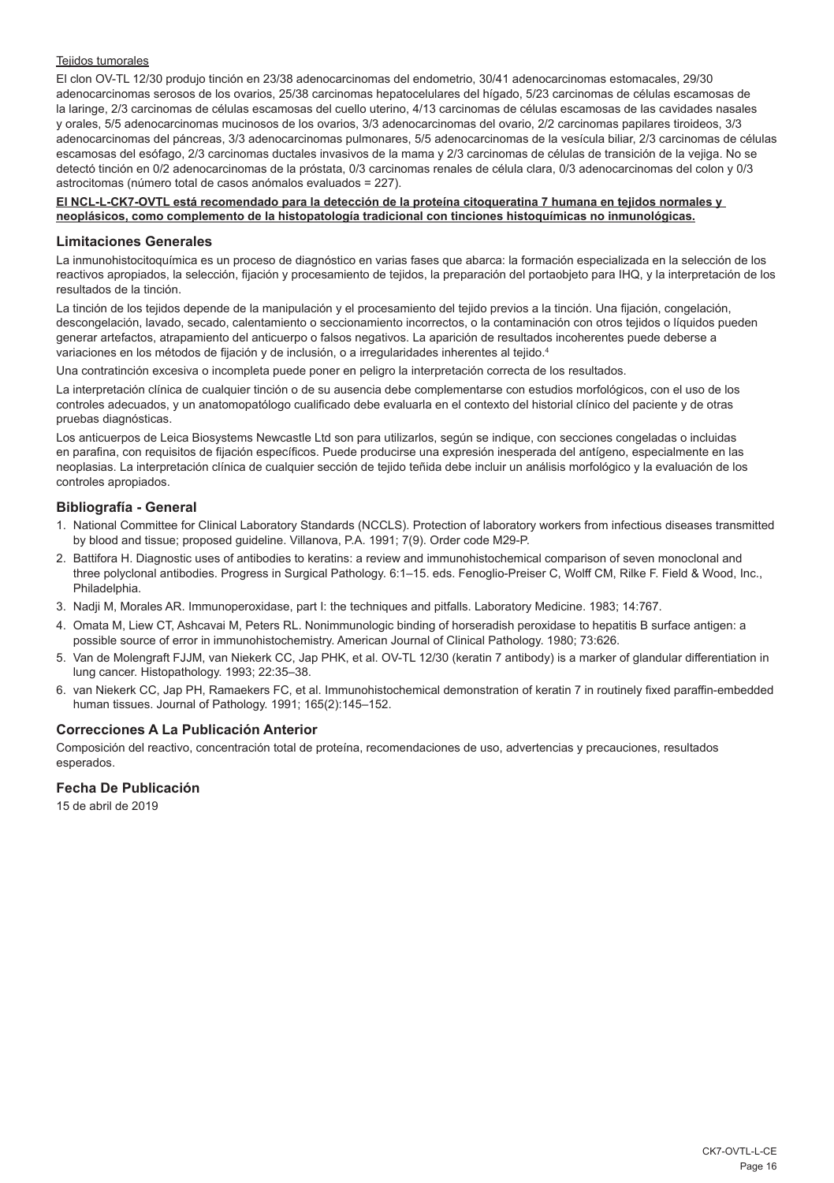Tejidos tumorales

El clon OV-TL 12/30 produjo tinción en 23/38 adenocarcinomas del endometrio, 30/41 adenocarcinomas estomacales, 29/30 adenocarcinomas serosos de los ovarios, 25/38 carcinomas hepatocelulares del hígado, 5/23 carcinomas de células escamosas de la laringe, 2/3 carcinomas de células escamosas del cuello uterino, 4/13 carcinomas de células escamosas de las cavidades nasales y orales, 5/5 adenocarcinomas mucinosos de los ovarios, 3/3 adenocarcinomas del ovario, 2/2 carcinomas papilares tiroideos, 3/3 adenocarcinomas del páncreas, 3/3 adenocarcinomas pulmonares, 5/5 adenocarcinomas de la vesícula biliar, 2/3 carcinomas de células escamosas del esófago, 2/3 carcinomas ductales invasivos de la mama y 2/3 carcinomas de células de transición de la vejiga. No se detectó tinción en 0/2 adenocarcinomas de la próstata, 0/3 carcinomas renales de célula clara, 0/3 adenocarcinomas del colon y 0/3 astrocitomas (número total de casos anómalos evaluados = 227).

**El NCL-L-CK7-OVTL está recomendado para la detección de la proteína citoqueratina 7 humana en tejidos normales y neoplásicos, como complemento de la histopatología tradicional con tinciones histoquímicas no inmunológicas.**

## Limitaciones Generales

La inmunohistocitoquímica es un proceso de diagnóstico en varias fases que abarca: la formación especializada en la selección de los reactivos apropiados, la selección, fijación y procesamiento de tejidos, la preparación del portaobjeto para IHQ, y la interpretación de los resultados de la tinción.

La tinción de los tejidos depende de la manipulación y el procesamiento del tejido previos a la tinción. Una fijación, congelación, descongelación, lavado, secado, calentamiento o seccionamiento incorrectos, o la contaminación con otros tejidos o líquidos pueden generar artefactos, atrapamiento del anticuerpo o falsos negativos. La aparición de resultados incoherentes puede deberse a variaciones en los métodos de fijación y de inclusión, o a irregularidades inherentes al tejido.[4]

Una contratinción excesiva o incompleta puede poner en peligro la interpretación correcta de los resultados.

La interpretación clínica de cualquier tinción o de su ausencia debe complementarse con estudios morfológicos, con el uso de los controles adecuados, y un anatomopatólogo cualificado debe evaluarla en el contexto del historial clínico del paciente y de otras pruebas diagnósticas.

Los anticuerpos de Leica Biosystems Newcastle Ltd son para utilizarlos, según se indique, con secciones congeladas o incluidas en parafina, con requisitos de fijación específicos. Puede producirse una expresión inesperada del antígeno, especialmente en las neoplasias. La interpretación clínica de cualquier sección de tejido teñida debe incluir un análisis morfológico y la evaluación de los controles apropiados.

## Bibliografía - General

1. National Committee for Clinical Laboratory Standards (NCCLS). Protection of laboratory workers from infectious diseases transmitted by blood and tissue; proposed guideline. Villanova, P.A. 1991; 7(9). Order code M29-P.
2. Battifora H. Diagnostic uses of antibodies to keratins: a review and immunohistochemical comparison of seven monoclonal and three polyclonal antibodies. Progress in Surgical Pathology. 6:1–15. eds. Fenoglio-Preiser C, Wolff CM, Rilke F. Field & Wood, Inc., Philadelphia.
3. Nadji M, Morales AR. Immunoperoxidase, part I: the techniques and pitfalls. Laboratory Medicine. 1983; 14:767.
4. Omata M, Liew CT, Ashcavai M, Peters RL. Nonimmunologic binding of horseradish peroxidase to hepatitis B surface antigen: a possible source of error in immunohistochemistry. American Journal of Clinical Pathology. 1980; 73:626.
5. Van de Molengraft FJJM, van Niekerk CC, Jap PHK, et al. OV-TL 12/30 (keratin 7 antibody) is a marker of glandular differentiation in lung cancer. Histopathology. 1993; 22:35–38.
6. van Niekerk CC, Jap PH, Ramaekers FC, et al. Immunohistochemical demonstration of keratin 7 in routinely fixed paraffin-embedded human tissues. Journal of Pathology. 1991; 165(2):145–152.

## Correcciones A La Publicación Anterior

Composición del reactivo, concentración total de proteína, recomendaciones de uso, advertencias y precauciones, resultados esperados.

## Fecha De Publicación

15 de abril de 2019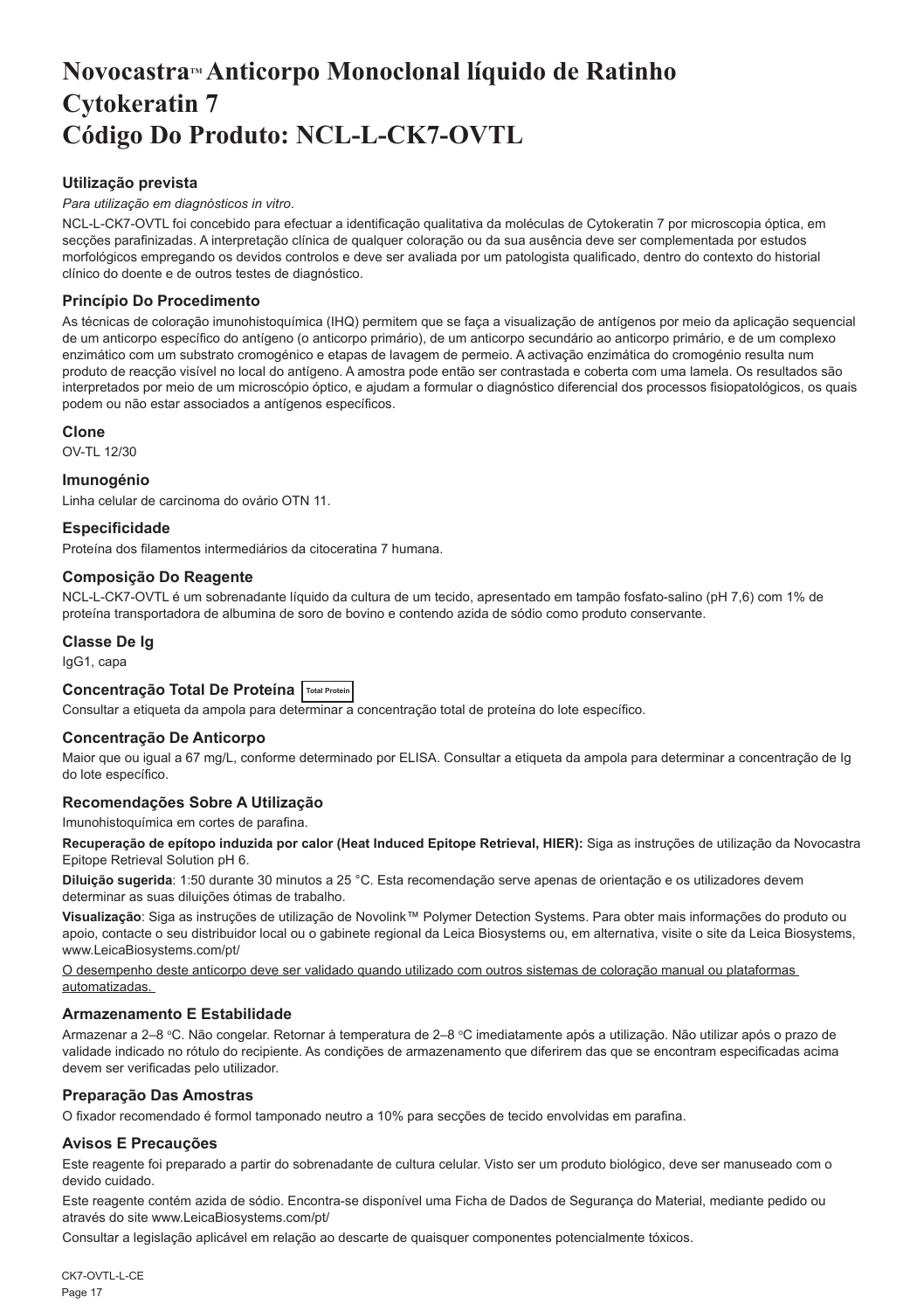# Novocastra™ Anticorpo Monoclonal líquido de Ratinho Cytokeratin 7 Código Do Produto: NCL-L-CK7-OVTL

### Utilização prevista

*Para utilização em diagnósticos in vitro.*

NCL-L-CK7-OVTL foi concebido para efectuar a identificação qualitativa da moléculas de Cytokeratin 7 por microscopia óptica, em secções parafinizadas. A interpretação clínica de qualquer coloração ou da sua ausência deve ser complementada por estudos morfológicos empregando os devidos controlos e deve ser avaliada por um patologista qualificado, dentro do contexto do historial clínico do doente e de outros testes de diagnóstico.

### Princípio Do Procedimento

As técnicas de coloração imunohistoquímica (IHQ) permitem que se faça a visualização de antígenos por meio da aplicação sequencial de um anticorpo específico do antígeno (o anticorpo primário), de um anticorpo secundário ao anticorpo primário, e de um complexo enzimático com um substrato cromogénico e etapas de lavagem de permeio. A activação enzimática do cromogénio resulta num produto de reacção visível no local do antígeno. A amostra pode então ser contrastada e coberta com uma lamela. Os resultados são interpretados por meio de um microscópio óptico, e ajudam a formular o diagnóstico diferencial dos processos fisiopatológicos, os quais podem ou não estar associados a antígenos específicos.

### Clone

OV-TL 12/30

### Imunogénio

Linha celular de carcinoma do ovário OTN 11.

### Especificidade

Proteína dos filamentos intermediários da citoceratina 7 humana.

### Composição Do Reagente

NCL-L-CK7-OVTL é um sobrenadante líquido da cultura de um tecido, apresentado em tampão fosfato-salino (pH 7,6) com 1% de proteína transportadora de albumina de soro de bovino e contendo azida de sódio como produto conservante.

### Classe De Ig

IgG1, capa

### Concentração Total De Proteína Total Protein

Consultar a etiqueta da ampola para determinar a concentração total de proteína do lote específico.

### Concentração De Anticorpo

Maior que ou igual a 67 mg/L, conforme determinado por ELISA. Consultar a etiqueta da ampola para determinar a concentração de Ig do lote específico.

### Recomendações Sobre A Utilização

Imunohistoquímica em cortes de parafina.

**Recuperação de epítopo induzida por calor (Heat Induced Epitope Retrieval, HIER):** Siga as instruções de utilização da Novocastra Epitope Retrieval Solution pH 6.

**Diluição sugerida**: 1:50 durante 30 minutos a 25 °C. Esta recomendação serve apenas de orientação e os utilizadores devem determinar as suas diluições ótimas de trabalho.

**Visualização**: Siga as instruções de utilização de Novolink™ Polymer Detection Systems. Para obter mais informações do produto ou apoio, contacte o seu distribuidor local ou o gabinete regional da Leica Biosystems ou, em alternativa, visite o site da Leica Biosystems, www.LeicaBiosystems.com/pt/

<u>O desempenho deste anticorpo deve ser validado quando utilizado com outros sistemas de coloração manual ou plataformas automatizadas.</u>

### Armazenamento E Estabilidade

Armazenar a 2–8 °C. Não congelar. Retornar à temperatura de 2–8 °C imediatamente após a utilização. Não utilizar após o prazo de validade indicado no rótulo do recipiente. As condições de armazenamento que diferirem das que se encontram especificadas acima devem ser verificadas pelo utilizador.

### Preparação Das Amostras

O fixador recomendado é formol tamponado neutro a 10% para secções de tecido envolvidas em parafina.

### Avisos E Precauções

Este reagente foi preparado a partir do sobrenadante de cultura celular. Visto ser um produto biológico, deve ser manuseado com o devido cuidado.

Este reagente contém azida de sódio. Encontra-se disponível uma Ficha de Dados de Segurança do Material, mediante pedido ou através do site www.LeicaBiosystems.com/pt/

Consultar a legislação aplicável em relação ao descarte de quaisquer componentes potencialmente tóxicos.

CK7-OVTL-L-CE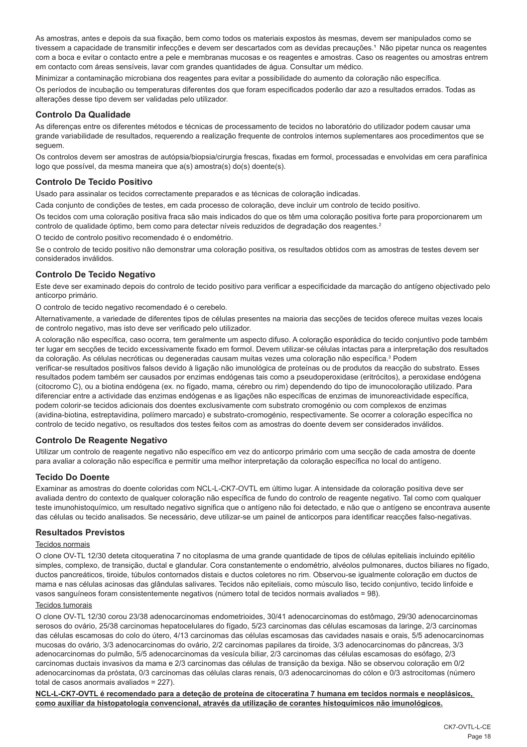As amostras, antes e depois da sua fixação, bem como todos os materiais expostos às mesmas, devem ser manipulados como se tivessem a capacidade de transmitir infecções e devem ser descartados com as devidas precauções.[1] Não pipetar nunca os reagentes com a boca e evitar o contacto entre a pele e membranas mucosas e os reagentes e amostras. Caso os reagentes ou amostras entrem em contacto com áreas sensíveis, lavar com grandes quantidades de água. Consultar um médico.

Minimizar a contaminação microbiana dos reagentes para evitar a possibilidade do aumento da coloração não específica.

Os períodos de incubação ou temperaturas diferentes dos que foram especificados poderão dar azo a resultados errados. Todas as alterações desse tipo devem ser validadas pelo utilizador.

## Controlo Da Qualidade

As diferenças entre os diferentes métodos e técnicas de processamento de tecidos no laboratório do utilizador podem causar uma grande variabilidade de resultados, requerendo a realização frequente de controlos internos suplementares aos procedimentos que se seguem.

Os controlos devem ser amostras de autópsia/biopsia/cirurgia frescas, fixadas em formol, processadas e envolvidas em cera parafínica logo que possível, da mesma maneira que a(s) amostra(s) do(s) doente(s).

## Controlo De Tecido Positivo

Usado para assinalar os tecidos correctamente preparados e as técnicas de coloração indicadas.

Cada conjunto de condições de testes, em cada processo de coloração, deve incluir um controlo de tecido positivo.

Os tecidos com uma coloração positiva fraca são mais indicados do que os têm uma coloração positiva forte para proporcionarem um controlo de qualidade óptimo, bem como para detectar níveis reduzidos de degradação dos reagentes.[2]

O tecido de controlo positivo recomendado é o endométrio.

Se o controlo de tecido positivo não demonstrar uma coloração positiva, os resultados obtidos com as amostras de testes devem ser considerados inválidos.

## Controlo De Tecido Negativo

Este deve ser examinado depois do controlo de tecido positivo para verificar a especificidade da marcação do antígeno objectivado pelo anticorpo primário.

O controlo de tecido negativo recomendado é o cerebelo.

Alternativamente, a variedade de diferentes tipos de células presentes na maioria das secções de tecidos oferece muitas vezes locais de controlo negativo, mas isto deve ser verificado pelo utilizador.

A coloração não específica, caso ocorra, tem geralmente um aspecto difuso. A coloração esporádica do tecido conjuntivo pode também ter lugar em secções de tecido excessivamente fixado em formol. Devem utilizar-se células intactas para a interpretação dos resultados da coloração. As células necróticas ou degeneradas causam muitas vezes uma coloração não específica.[3] Podem verificar-se resultados positivos falsos devido à ligação não imunológica de proteínas ou de produtos da reacção do substrato. Esses resultados podem também ser causados por enzimas endógenas tais como a pseudoperoxidase (eritrócitos), a peroxidase endógena (citocromo C), ou a biotina endógena (ex. no fígado, mama, cérebro ou rim) dependendo do tipo de imunocoloração utilizado. Para diferenciar entre a actividade das enzimas endógenas e as ligações não específicas de enzimas de imunoreactividade específica, podem colorir-se tecidos adicionais dos doentes exclusivamente com substrato cromogénio ou com complexos de enzimas (avidina-biotina, estreptavidina, polímero marcado) e substrato-cromogénio, respectivamente. Se ocorrer a coloração específica no controlo de tecido negativo, os resultados dos testes feitos com as amostras do doente devem ser considerados inválidos.

## Controlo De Reagente Negativo

Utilizar um controlo de reagente negativo não específico em vez do anticorpo primário com uma secção de cada amostra de doente para avaliar a coloração não específica e permitir uma melhor interpretação da coloração específica no local do antígeno.

## Tecido Do Doente

Examinar as amostras do doente coloridas com NCL-L-CK7-OVTL em último lugar. A intensidade da coloração positiva deve ser avaliada dentro do contexto de qualquer coloração não específica de fundo do controlo de reagente negativo. Tal como com qualquer teste imunohistoquímico, um resultado negativo significa que o antígeno não foi detectado, e não que o antígeno se encontrava ausente das células ou tecido analisados. Se necessário, deve utilizar-se um painel de anticorpos para identificar reacções falso-negativas.

## Resultados Previstos

Tecidos normais

O clone OV-TL 12/30 deteta citoqueratina 7 no citoplasma de uma grande quantidade de tipos de células epiteliais incluindo epitélio simples, complexo, de transição, ductal e glandular. Cora constantemente o endométrio, alvéolos pulmonares, ductos biliares no fígado, ductos pancreáticos, tiroide, túbulos contornados distais e ductos coletores no rim. Observou-se igualmente coloração em ductos de mama e nas células acinosas das glândulas salivares. Tecidos não epiteliais, como músculo liso, tecido conjuntivo, tecido linfoide e vasos sanguíneos foram consistentemente negativos (número total de tecidos normais avaliados = 98).

Tecidos tumorais

O clone OV-TL 12/30 corou 23/38 adenocarcinomas endometrioides, 30/41 adenocarcinomas do estômago, 29/30 adenocarcinomas serosos do ovário, 25/38 carcinomas hepatocelulares do fígado, 5/23 carcinomas das células escamosas da laringe, 2/3 carcinomas das células escamosas do colo do útero, 4/13 carcinomas das células escamosas das cavidades nasais e orais, 5/5 adenocarcinomas mucosas do ovário, 3/3 adenocarcinomas do ovário, 2/2 carcinomas papilares da tiroide, 3/3 adenocarcinomas do pâncreas, 3/3 adenocarcinomas do pulmão, 5/5 adenocarcinomas da vesícula biliar, 2/3 carcinomas das células escamosas do esófago, 2/3 carcinomas ductais invasivos da mama e 2/3 carcinomas das células de transição da bexiga. Não se observou coloração em 0/2 adenocarcinomas da próstata, 0/3 carcinomas das células claras renais, 0/3 adenocarcinomas do cólon e 0/3 astrocitomas (número total de casos anormais avaliados = 227).

**NCL-L-CK7-OVTL é recomendado para a deteção de proteína de citoceratina 7 humana em tecidos normais e neoplásicos, como auxiliar da histopatologia convencional, através da utilização de corantes histoquímicos não imunológicos.**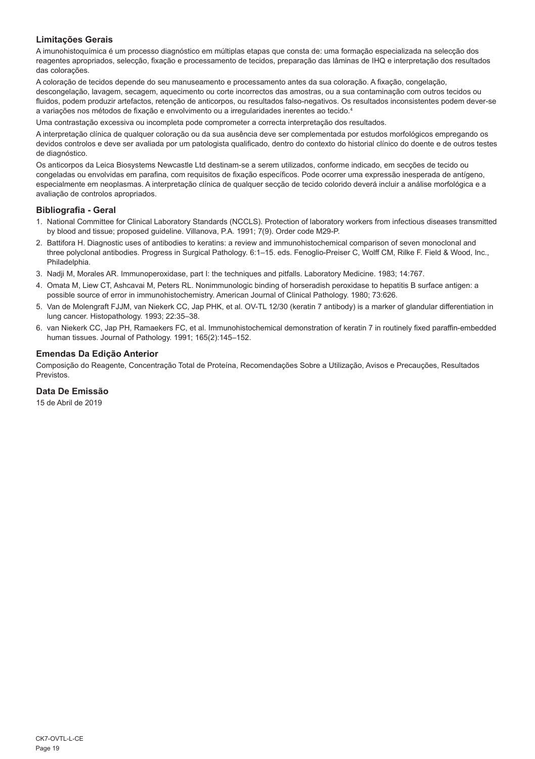## Limitações Gerais

A imunohistoquímica é um processo diagnóstico em múltiplas etapas que consta de: uma formação especializada na selecção dos reagentes apropriados, selecção, fixação e processamento de tecidos, preparação das lâminas de IHQ e interpretação dos resultados das colorações.

A coloração de tecidos depende do seu manuseamento e processamento antes da sua coloração. A fixação, congelação, descongelação, lavagem, secagem, aquecimento ou corte incorrectos das amostras, ou a sua contaminação com outros tecidos ou fluidos, podem produzir artefactos, retenção de anticorpos, ou resultados falso-negativos. Os resultados inconsistentes podem dever-se a variações nos métodos de fixação e envolvimento ou a irregularidades inerentes ao tecido.[4]

Uma contrastação excessiva ou incompleta pode comprometer a correcta interpretação dos resultados.

A interpretação clínica de qualquer coloração ou da sua ausência deve ser complementada por estudos morfológicos empregando os devidos controlos e deve ser avaliada por um patologista qualificado, dentro do contexto do historial clínico do doente e de outros testes de diagnóstico.

Os anticorpos da Leica Biosystems Newcastle Ltd destinam-se a serem utilizados, conforme indicado, em secções de tecido ou congeladas ou envolvidas em parafina, com requisitos de fixação específicos. Pode ocorrer uma expressão inesperada de antígeno, especialmente em neoplasmas. A interpretação clínica de qualquer secção de tecido colorido deverá incluir a análise morfológica e a avaliação de controlos apropriados.

## Bibliografia - Geral

1. National Committee for Clinical Laboratory Standards (NCCLS). Protection of laboratory workers from infectious diseases transmitted by blood and tissue; proposed guideline. Villanova, P.A. 1991; 7(9). Order code M29-P.
2. Battifora H. Diagnostic uses of antibodies to keratins: a review and immunohistochemical comparison of seven monoclonal and three polyclonal antibodies. Progress in Surgical Pathology. 6:1–15. eds. Fenoglio-Preiser C, Wolff CM, Rilke F. Field & Wood, Inc., Philadelphia.
3. Nadji M, Morales AR. Immunoperoxidase, part I: the techniques and pitfalls. Laboratory Medicine. 1983; 14:767.
4. Omata M, Liew CT, Ashcavai M, Peters RL. Nonimmunologic binding of horseradish peroxidase to hepatitis B surface antigen: a possible source of error in immunohistochemistry. American Journal of Clinical Pathology. 1980; 73:626.
5. Van de Molengraft FJJM, van Niekerk CC, Jap PHK, et al. OV-TL 12/30 (keratin 7 antibody) is a marker of glandular differentiation in lung cancer. Histopathology. 1993; 22:35–38.
6. van Niekerk CC, Jap PH, Ramaekers FC, et al. Immunohistochemical demonstration of keratin 7 in routinely fixed paraffin-embedded human tissues. Journal of Pathology. 1991; 165(2):145–152.

## Emendas Da Edição Anterior

Composição do Reagente, Concentração Total de Proteína, Recomendações Sobre a Utilização, Avisos e Precauções, Resultados Previstos.

## Data De Emissão

15 de Abril de 2019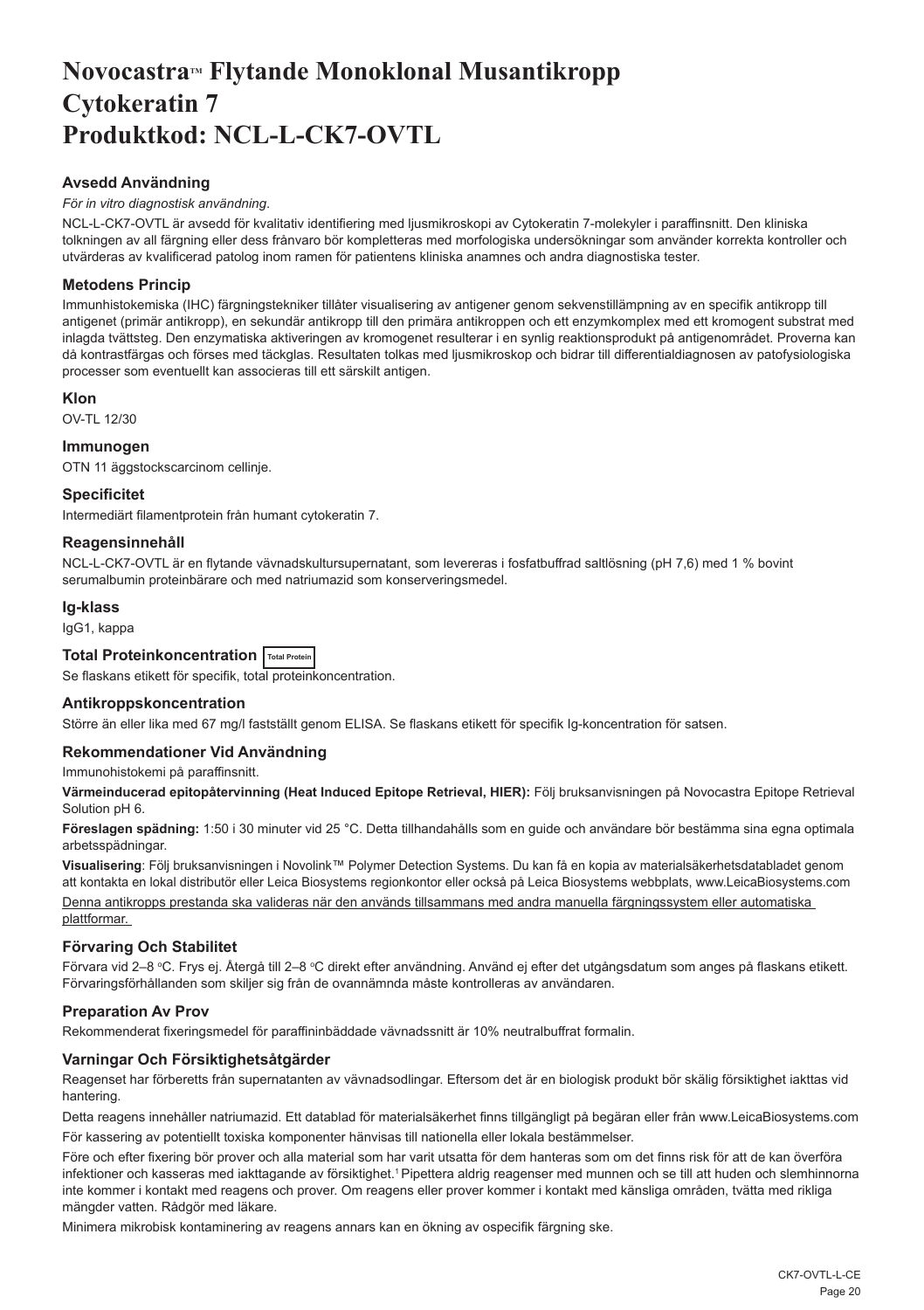# Novocastra™ Flytande Monoklonal Musantikropp Cytokeratin 7 Produktkod: NCL-L-CK7-OVTL

## Avsedd Användning

*För in vitro diagnostisk användning*.

NCL-L-CK7-OVTL är avsedd för kvalitativ identifiering med ljusmikroskopi av Cytokeratin 7-molekyler i paraffinsnitt. Den kliniska tolkningen av all färgning eller dess frånvaro bör kompletteras med morfologiska undersökningar som använder korrekta kontroller och utvärderas av kvalificerad patolog inom ramen för patientens kliniska anamnes och andra diagnostiska tester.

## Metodens Princip

Immunhistokemiska (IHC) färgningstekniker tillåter visualisering av antigener genom sekvenstillämpning av en specifik antikropp till antigenet (primär antikropp), en sekundär antikropp till den primära antikroppen och ett enzymkomplex med ett kromogent substrat med inlagda tvättsteg. Den enzymatiska aktiveringen av kromogenet resulterar i en synlig reaktionsprodukt på antigenområdet. Proverna kan då kontrastfärgas och förses med täckglas. Resultaten tolkas med ljusmikroskop och bidrar till differentialdiagnosen av patofysiologiska processer som eventuellt kan associeras till ett särskilt antigen.

## Klon

OV-TL 12/30

## Immunogen

OTN 11 äggstockscarcinom cellinje.

## Specificitet

Intermediärt filamentprotein från humant cytokeratin 7.

## Reagensinnehåll

NCL-L-CK7-OVTL är en flytande vävnadskultursupernatant, som levereras i fosfatbuffrad saltlösning (pH 7,6) med 1 % bovint serumalbumin proteinbärare och med natriumazid som konserveringsmedel.

## Ig-klass

IgG1, kappa

## Total Proteinkoncentration Total Protein

Se flaskans etikett för specifik, total proteinkoncentration.

## Antikroppskoncentration

Större än eller lika med 67 mg/l fastställt genom ELISA. Se flaskans etikett för specifik Ig-koncentration för satsen.

## Rekommendationer Vid Användning

Immunohistokemi på paraffinsnitt.

**Värmeinducerad epitopåtervinning (Heat Induced Epitope Retrieval, HIER):** Följ bruksanvisningen på Novocastra Epitope Retrieval Solution pH 6.

**Föreslagen spädning:** 1:50 i 30 minuter vid 25 °C. Detta tillhandahålls som en guide och användare bör bestämma sina egna optimala arbetsspädningar.

**Visualisering**: Följ bruksanvisningen i Novolink™ Polymer Detection Systems. Du kan få en kopia av materialsäkerhetsdatabladet genom att kontakta en lokal distributör eller Leica Biosystems regionkontor eller också på Leica Biosystems webbplats, www.LeicaBiosystems.com

Denna antikropps prestanda ska valideras när den används tillsammans med andra manuella färgningssystem eller automatiska plattformar.

## Förvaring Och Stabilitet

Förvara vid 2–8 °C. Frys ej. Återgå till 2–8 °C direkt efter användning. Använd ej efter det utgångsdatum som anges på flaskans etikett. Förvaringsförhållanden som skiljer sig från de ovannämnda måste kontrolleras av användaren.

## Preparation Av Prov

Rekommenderat fixeringsmedel för paraffininbäddade vävnadssnitt är 10% neutralbuffrat formalin.

## Varningar Och Försiktighetsåtgärder

Reagenset har förberetts från supernatanten av vävnadsodlingar. Eftersom det är en biologisk produkt bör skälig försiktighet iakttas vid hantering.

Detta reagens innehåller natriumazid. Ett datablad för materialsäkerhet finns tillgängligt på begäran eller från www.LeicaBiosystems.com

För kassering av potentiellt toxiska komponenter hänvisas till nationella eller lokala bestämmelser.

Före och efter fixering bör prover och alla material som har varit utsatta för dem hanteras som om det finns risk för att de kan överföra infektioner och kasseras med iakttagande av försiktighet.[1] Pipettera aldrig reagenser med munnen och se till att huden och slemhinnorna inte kommer i kontakt med reagens och prover. Om reagens eller prover kommer i kontakt med känsliga områden, tvätta med rikliga mängder vatten. Rådgör med läkare.

Minimera mikrobisk kontaminering av reagens annars kan en ökning av ospecifik färgning ske.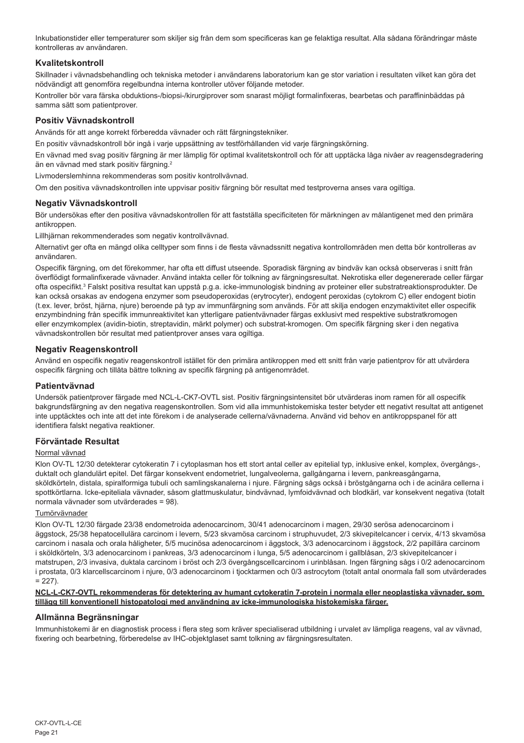Inkubationstider eller temperaturer som skiljer sig från dem som specificeras kan ge felaktiga resultat. Alla sådana förändringar måste kontrolleras av användaren.

## Kvalitetskontroll

Skillnader i vävnadsbehandling och tekniska metoder i användarens laboratorium kan ge stor variation i resultaten vilket kan göra det nödvändigt att genomföra regelbundna interna kontroller utöver följande metoder.

Kontroller bör vara färska obduktions-/biopsi-/kirurgiprover som snarast möjligt formalinfixeras, bearbetas och paraffininbäddas på samma sätt som patientprover.

## Positiv Vävnadskontroll

Används för att ange korrekt förberedda vävnader och rätt färgningstekniker.

En positiv vävnadskontroll bör ingå i varje uppsättning av testförhållanden vid varje färgningskörning.

En vävnad med svag positiv färgning är mer lämplig för optimal kvalitetskontroll och för att upptäcka låga nivåer av reagensdegradering än en vävnad med stark positiv färgning.[2]

Livmoderslemhinna rekommenderas som positiv kontrollvävnad.

Om den positiva vävnadskontrollen inte uppvisar positiv färgning bör resultat med testproverna anses vara ogiltiga.

## Negativ Vävnadskontroll

Bör undersökas efter den positiva vävnadskontrollen för att fastställa specificiteten för märkningen av målantigenet med den primära antikroppen.

Lillhjärnan rekommenderades som negativ kontrollvävnad.

Alternativt ger ofta en mängd olika celltyper som finns i de flesta vävnadssnitt negativa kontrollområden men detta bör kontrolleras av användaren.

Ospecifik färgning, om det förekommer, har ofta ett diffust utseende. Sporadisk färgning av bindväv kan också observeras i snitt från överflödigt formalinfixerade vävnader. Använd intakta celler för tolkning av färgningsresultat. Nekrotiska eller degenererade celler färgar ofta ospecifikt.[3] Falskt positiva resultat kan uppstå p.g.a. icke-immunologisk bindning av proteiner eller substratreaktionsprodukter. De kan också orsakas av endogena enzymer som pseudoperoxidas (erytrocyter), endogent peroxidas (cytokrom C) eller endogent biotin (t.ex. lever, bröst, hjärna, njure) beroende på typ av immunfärgning som används. För att skilja endogen enzymaktivitet eller ospecifik enzymbindning från specifik immunreaktivitet kan ytterligare patientvävnader färgas exklusivt med respektive substratkromogen eller enzymkomplex (avidin-biotin, streptavidin, märkt polymer) och substrat-kromogen. Om specifik färgning sker i den negativa vävnadskontrollen bör resultat med patientprover anses vara ogiltiga.

## Negativ Reagenskontroll

Använd en ospecifik negativ reagenskontroll istället för den primära antikroppen med ett snitt från varje patientprov för att utvärdera ospecifik färgning och tillåta bättre tolkning av specifik färgning på antigenområdet.

## Patientvävnad

Undersök patientprover färgade med NCL-L-CK7-OVTL sist. Positiv färgningsintensitet bör utvärderas inom ramen för all ospecifik bakgrundsfärgning av den negativa reagenskontrollen. Som vid alla immunhistokemiska tester betyder ett negativt resultat att antigenet inte upptäcktes och inte att det inte förekom i de analyserade cellerna/vävnaderna. Använd vid behov en antikroppspanel för att identifiera falskt negativa reaktioner.

## Förväntade Resultat

Normal vävnad

Klon OV-TL 12/30 detekterar cytokeratin 7 i cytoplasman hos ett stort antal celler av epitelial typ, inklusive enkel, komplex, övergångs-, duktalt och glandulärt epitel. Det färgar konsekvent endometriet, lungalveolerna, gallgångarna i levern, pankreasgångarna, sköldkörteln, distala, spiralformiga tubuli och samlingskanalerna i njure. Färgning sågs också i bröstgångarna och i de acinära cellerna i spottkörtlarna. Icke-epiteliala vävnader, såsom glattmuskulatur, bindvävnad, lymfoidvävnad och blodkärl, var konsekvent negativa (totalt normala vävnader som utvärderades = 98).

Tumörvävnader

Klon OV-TL 12/30 färgade 23/38 endometroida adenocarcinom, 30/41 adenocarcinom i magen, 29/30 serösa adenocarcinom i äggstock, 25/38 hepatocellulära carcinom i levern, 5/23 skvamösa carcinom i struphuvudet, 2/3 skivepitelcancer i cervix, 4/13 skvamösa carcinom i nasala och orala håligheter, 5/5 mucinösa adenocarcinom i äggstock, 3/3 adenocarcinom i äggstock, 2/2 papillära carcinom i sköldkörteln, 3/3 adenocarcinom i pankreas, 3/3 adenocarcinom i lunga, 5/5 adenocarcinom i gallblåsan, 2/3 skivepitelcancer i matstrupen, 2/3 invasiva, duktala carcinom i bröst och 2/3 övergångscellcarcinom i urinblåsan. Ingen färgning sågs i 0/2 adenocarcinom i prostata, 0/3 klarcellscarcinom i njure, 0/3 adenocarcinom i tjocktarmen och 0/3 astrocytom (totalt antal onormala fall som utvärderades = 227).

**NCL-L-CK7-OVTL rekommenderas för detektering av humant cytokeratin 7-protein i normala eller neoplastiska vävnader, som tillägg till konventionell histopatologi med användning av icke-immunologiska histokemiska färger.**

## Allmänna Begränsningar

Immunhistokemi är en diagnostisk process i flera steg som kräver specialiserad utbildning i urvalet av lämpliga reagens, val av vävnad, fixering och bearbetning, förberedelse av IHC-objektglaset samt tolkning av färgningsresultaten.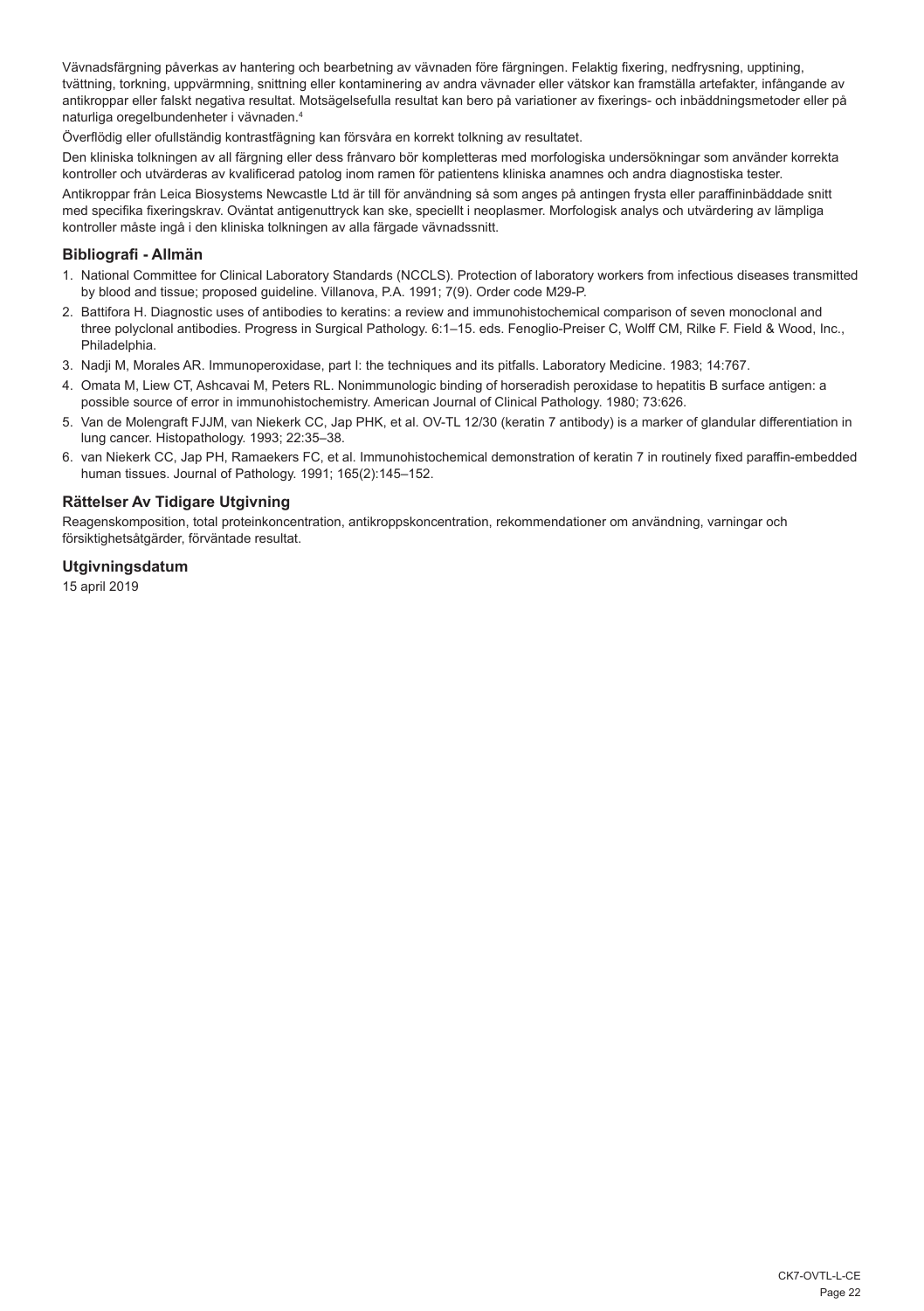Vävnadsfärgning påverkas av hantering och bearbetning av vävnaden före färgningen. Felaktig fixering, nedfrysning, upptining, tvättning, torkning, uppvärmning, snittning eller kontaminering av andra vävnader eller vätskor kan framställa artefakter, infångande av antikroppar eller falskt negativa resultat. Motsägelsefulla resultat kan bero på variationer av fixerings- och inbäddningsmetoder eller på naturliga oregelbundenheter i vävnaden.[4]

Överflödig eller ofullständig kontrastfägning kan försvåra en korrekt tolkning av resultatet.

Den kliniska tolkningen av all färgning eller dess frånvaro bör kompletteras med morfologiska undersökningar som använder korrekta kontroller och utvärderas av kvalificerad patolog inom ramen för patientens kliniska anamnes och andra diagnostiska tester.

Antikroppar från Leica Biosystems Newcastle Ltd är till för användning så som anges på antingen frysta eller paraffininbäddade snitt med specifika fixeringskrav. Oväntat antigenuttryck kan ske, speciellt i neoplasmer. Morfologisk analys och utvärdering av lämpliga kontroller måste ingå i den kliniska tolkningen av alla färgade vävnadssnitt.

## Bibliografi - Allmän

1. National Committee for Clinical Laboratory Standards (NCCLS). Protection of laboratory workers from infectious diseases transmitted by blood and tissue; proposed guideline. Villanova, P.A. 1991; 7(9). Order code M29-P.
2. Battifora H. Diagnostic uses of antibodies to keratins: a review and immunohistochemical comparison of seven monoclonal and three polyclonal antibodies. Progress in Surgical Pathology. 6:1–15. eds. Fenoglio-Preiser C, Wolff CM, Rilke F. Field & Wood, Inc., Philadelphia.
3. Nadji M, Morales AR. Immunoperoxidase, part I: the techniques and its pitfalls. Laboratory Medicine. 1983; 14:767.
4. Omata M, Liew CT, Ashcavai M, Peters RL. Nonimmunologic binding of horseradish peroxidase to hepatitis B surface antigen: a possible source of error in immunohistochemistry. American Journal of Clinical Pathology. 1980; 73:626.
5. Van de Molengraft FJJM, van Niekerk CC, Jap PHK, et al. OV-TL 12/30 (keratin 7 antibody) is a marker of glandular differentiation in lung cancer. Histopathology. 1993; 22:35–38.
6. van Niekerk CC, Jap PH, Ramaekers FC, et al. Immunohistochemical demonstration of keratin 7 in routinely fixed paraffin-embedded human tissues. Journal of Pathology. 1991; 165(2):145–152.

## Rättelser Av Tidigare Utgivning

Reagenskomposition, total proteinkoncentration, antikroppskoncentration, rekommendationer om användning, varningar och försiktighetsåtgärder, förväntade resultat.

## Utgivningsdatum

15 april 2019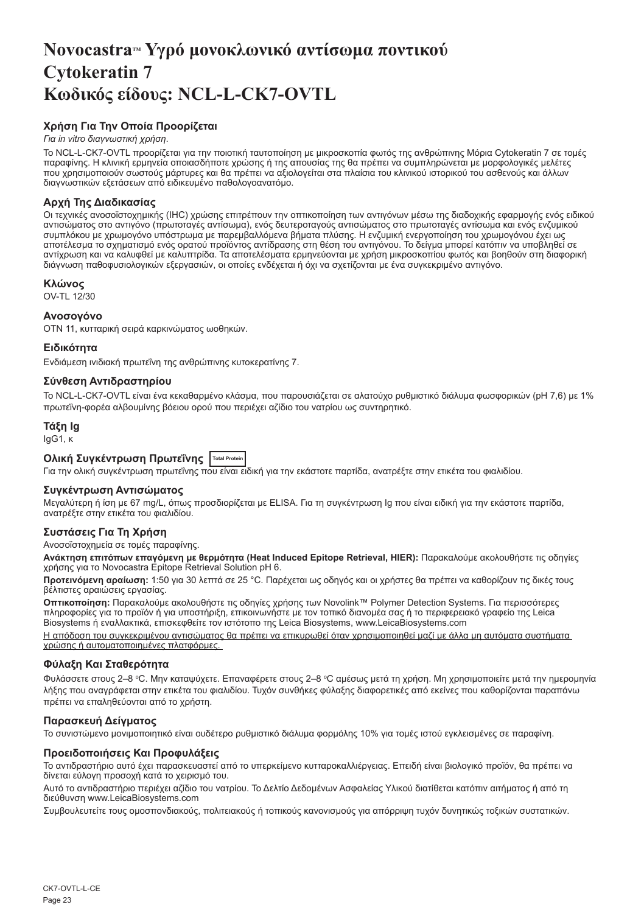# Novocastra™ Υγρό μονοκλωνικό αντίσωμα ποντικού Cytokeratin 7 Κωδικός είδους: NCL-L-CK7-OVTL

### Χρήση Για Την Οποία Προορίζεται

*Για in vitro διαγνωστική χρήση.*

Το NCL-L-CK7-OVTL προορίζεται για την ποιοτική ταυτοποίηση με μικροσκοπία φωτός της ανθρώπινης Μόρια Cytokeratin 7 σε τομές παραφίνης. Η κλινική ερμηνεία οποιασδήποτε χρώσης ή της απουσίας της θα πρέπει να συμπληρώνεται με μορφολογικές μελέτες που χρησιμοποιούν σωστούς μάρτυρες και θα πρέπει να αξιολογείται στα πλαίσια του κλινικού ιστορικού του ασθενούς και άλλων διαγνωστικών εξετάσεων από ειδικευμένο παθολογοανατόμο.

### Αρχή Της Διαδικασίας

Οι τεχνικές ανοσοϊστοχημικής (IHC) χρώσης επιτρέπουν την οπτικοποίηση των αντιγόνων μέσω της διαδοχικής εφαρμογής ενός ειδικού αντισώματος στο αντιγόνο (πρωτοταγές αντίσωμα), ενός δευτεροταγούς αντισώματος στο πρωτοταγές αντίσωμα και ενός ενζυμικού συμπλόκου με χρωμογόνο υπόστρωμα με παρεμβαλλόμενα βήματα πλύσης. Η ενζυμική ενεργοποίηση του χρωμογόνου έχει ως αποτέλεσμα το σχηματισμό ενός ορατού προϊόντος αντίδρασης στη θέση του αντιγόνου. Το δείγμα μπορεί κατόπιν να υποβληθεί σε αντίχρωση και να καλυφθεί με καλυπτρίδα. Τα αποτελέσματα ερμηνεύονται με χρήση μικροσκοπίου φωτός και βοηθούν στη διαφορική διάγνωση παθοφυσιολογικών εξεργασιών, οι οποίες ενδέχεται ή όχι να σχετίζονται με ένα συγκεκριμένο αντιγόνο.

### Κλώνος

OV-TL 12/30

### Ανοσογόνο

OTN 11, κυτταρική σειρά καρκινώματος ωοθηκών.

### Ειδικότητα

Ενδιάμεση ινιδιακή πρωτεΐνη της ανθρώπινης κυτοκερατίνης 7.

### Σύνθεση Αντιδραστηρίου

Το NCL-L-CK7-OVTL είναι ένα κεκαθαρμένο κλάσμα, που παρουσιάζεται σε αλατούχο ρυθμιστικό διάλυμα φωσφορικών (pH 7,6) με 1% πρωτεΐνη-φορέα αλβουμίνης βόειου ορού που περιέχει αζίδιο του νατρίου ως συντηρητικό.

### Τάξη Ig

IgG1, κ

### Ολική Συγκέντρωση Πρωτεΐνης Total Protein

Για την ολική συγκέντρωση πρωτεΐνης που είναι ειδική για την εκάστοτε παρτίδα, ανατρέξτε στην ετικέτα του φιαλιδίου.

### Συγκέντρωση Αντισώματος

Μεγαλύτερη ή ίση με 67 mg/L, όπως προσδιορίζεται με ELISA. Για τη συγκέντρωση Ig που είναι ειδική για την εκάστοτε παρτίδα, ανατρέξτε στην ετικέτα του φιαλιδίου.

### Συστάσεις Για Τη Χρήση

Ανοσοϊστοχημεία σε τομές παραφίνης.

**Ανάκτηση επιτόπων επαγόμενη με θερμότητα (Heat Induced Epitope Retrieval, HIER):** Παρακαλούμε ακολουθήστε τις οδηγίες χρήσης για το Novocastra Epitope Retrieval Solution pH 6.

**Προτεινόμενη αραίωση:** 1:50 για 30 λεπτά σε 25 °C. Παρέχεται ως οδηγός και οι χρήστες θα πρέπει να καθορίζουν τις δικές τους βέλτιστες αραιώσεις εργασίας.

**Οπτικοποίηση:** Παρακαλούμε ακολουθήστε τις οδηγίες χρήσης των Novolink™ Polymer Detection Systems. Για περισσότερες πληροφορίες για το προϊόν ή για υποστήριξη, επικοινωνήστε με τον τοπικό διανομέα σας ή το περιφερειακό γραφείο της Leica Biosystems ή εναλλακτικά, επισκεφθείτε τον ιστότοπο της Leica Biosystems, www.LeicaBiosystems.com

Η απόδοση του συγκεκριμένου αντισώματος θα πρέπει να επικυρωθεί όταν χρησιμοποιηθεί μαζί με άλλα μη αυτόματα συστήματα χρώσης ή αυτοματοποιημένες πλατφόρμες.

### Φύλαξη Και Σταθερότητα

Φυλάσσετε στους 2–8 °C. Μην καταψύχετε. Επαναφέρετε στους 2–8 °C αμέσως μετά τη χρήση. Μη χρησιμοποιείτε μετά την ημερομηνία λήξης που αναγράφεται στην ετικέτα του φιαλιδίου. Τυχόν συνθήκες φύλαξης διαφορετικές από εκείνες που καθορίζονται παραπάνω πρέπει να επαληθεύονται από το χρήστη.

### Παρασκευή Δείγματος

Το συνιστώμενο μονιμοποιητικό είναι ουδέτερο ρυθμιστικό διάλυμα φορμόλης 10% για τομές ιστού εγκλεισμένες σε παραφίνη.

### Προειδοποιήσεις Και Προφυλάξεις

Το αντιδραστήριο αυτό έχει παρασκευαστεί από το υπερκείμενο κυτταροκαλλιέργειας. Επειδή είναι βιολογικό προϊόν, θα πρέπει να δίνεται εύλογη προσοχή κατά το χειρισμό του.

Αυτό το αντιδραστήριο περιέχει αζίδιο του νατρίου. Το Δελτίο Δεδομένων Ασφαλείας Υλικού διατίθεται κατόπιν αιτήματος ή από τη διεύθυνση www.LeicaBiosystems.com

Συμβουλευτείτε τους ομοσπονδιακούς, πολιτειακούς ή τοπικούς κανονισμούς για απόρριψη τυχόν δυνητικώς τοξικών συστατικών.

CK7-OVTL-L-CE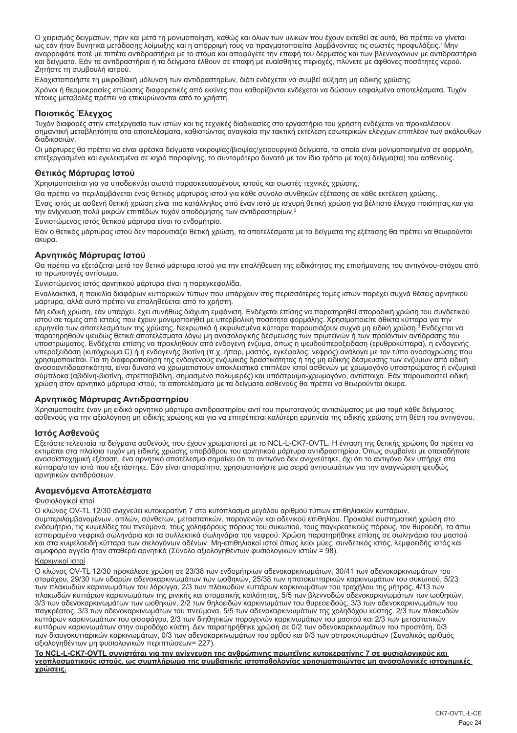Ο χειρισμός δειγμάτων, πριν και μετά τη μονιμοποίηση, καθώς και όλων των υλικών που έχουν εκτεθεί σε αυτά, θα πρέπει να γίνεται ως εάν ήταν δυνητικά μετάδοσης λοίμωξης και η απόρριψή τους να πραγματοποιείται λαμβάνοντας τις σωστές προφυλάξεις.[1] Μην αναρροφάτε ποτέ με πιπέτα αντιδραστήρια με το στόμα και αποφύγετε την επαφή του δέρματος και των βλεννογόνων με αντιδραστήρια και δείγματα. Εάν τα αντιδραστήρια ή τα δείγματα έλθουν σε επαφή με ευαίσθητες περιοχές, πλύνετε με άφθονες ποσότητες νερού. Ζητήστε τη συμβουλή ιατρού.

Ελαχιστοποιήστε τη μικροβιακή μόλυνση των αντιδραστηρίων, διότι ενδέχεται να συμβεί αύξηση μη ειδικής χρώσης.

Χρόνοι ή θερμοκρασίες επώασης διαφορετικές από εκείνες που καθορίζονται ενδέχεται να δώσουν εσφαλμένα αποτελέσματα. Τυχόν τέτοιες μεταβολές πρέπει να επικυρώνονται από το χρήστη.

### Ποιοτικός Έλεγχος

Τυχόν διαφορές στην επεξεργασία των ιστών και τις τεχνικές διαδικασίες στο εργαστήριο του χρήστη ενδέχεται να προκαλέσουν σημαντική μεταβλητότητα στα αποτελέσματα, καθιστώντας αναγκαία την τακτική εκτέλεση εσωτερικών ελέγχων επιπλέον των ακόλουθων διαδικασιών.

Οι μάρτυρες θα πρέπει να είναι φρέσκα δείγματα νεκροψίας/βιοψίας/χειρουργικά δείγματα, τα οποία είναι μονιμοποιημένα σε φορμόλη, επεξεργασμένα και εγκλεισμένα σε κηρό παραφίνης, το συντομότερο δυνατό με τον ίδιο τρόπο με το(α) δείγμα(τα) του ασθενούς.

### Θετικός Μάρτυρας Ιστού

Χρησιμοποιείται για να υποδεικνύει σωστά παρασκευασμένους ιστούς και σωστές τεχνικές χρώσης.

Θα πρέπει να περιλαμβάνεται ένας θετικός μάρτυρας ιστού για κάθε σύνολο συνθηκών εξέτασης σε κάθε εκτέλεση χρώσης.

Ένας ιστός με ασθενή θετική χρώση είναι πιο κατάλληλος από έναν ιστό με ισχυρή θετική χρώση για βέλτιστο έλεγχο ποιότητας και για την ανίχνευση πολύ μικρών επιπέδων τυχόν αποδόμησης των αντιδραστηρίων.[2]

Συνιστώμενος ιστός θετικού μάρτυρα είναι το ενδομήτριο.

Εάν ο θετικός μάρτυρας ιστού δεν παρουσιάζει θετική χρώση, τα αποτελέσματα με τα δείγματα της εξέτασης θα πρέπει να θεωρούνται άκυρα.

### Αρνητικός Μάρτυρας Ιστού

Θα πρέπει να εξετάζεται μετά τον θετικό μάρτυρα ιστού για την επαλήθευση της ειδικότητας της επισήμανσης του αντιγόνου-στόχου από το πρωτοταγές αντίσωμα.

Συνιστώμενος ιστός αρνητικού μάρτυρα είναι η παρεγκεφαλίδα.

Εναλλακτικά, η ποικιλία διαφόρων κυτταρικών τύπων που υπάρχουν στις περισσότερες τομές ιστών παρέχει συχνά θέσεις αρνητικού μάρτυρα, αλλά αυτό πρέπει να επαληθεύεται από το χρήστη.

Μη ειδική χρώση, εάν υπάρχει, έχει συνήθως διάχυτη εμφάνιση. Ενδέχεται επίσης να παρατηρηθεί σποραδική χρώση του συνδετικού ιστού σε τομές από ιστούς που έχουν μονιμοποιηθεί με υπερβολική ποσότητα φορμόλης. Χρησιμοποιείτε άθικτα κύτταρα για την ερμηνεία των αποτελεσμάτων της χρώσης. Νεκρωτικά ή εκφυλισμένα κύτταρα παρουσιάζουν συχνά μη ειδική χρώση.[3] Ενδέχεται να παρατηρηθούν ψευδώς θετικά αποτελέσματα λόγω μη ανοσολογικής δέσμευσης των πρωτεϊνών ή των προϊόντων αντίδρασης του υποστρώματος. Ενδέχεται επίσης να προκληθούν από ενδογενή ένζυμα, όπως η ψευδοϋπεροξειδάση (ερυθροκύτταρα), η ενδογενής υπεροξειδάση (κυτόχρωμα C) ή η ενδογενής βιοτίνη (π.χ. ήπαρ, μαστός, εγκέφαλος, νεφρός) ανάλογα με τον τύπο ανοσοχρώσης που χρησιμοποιείται. Για τη διαφοροποίηση της ενδογενούς ενζυμικής δραστικότητας ή της μη ειδικής δέσμευσης των ενζύμων από ειδική ανοσοαντιδραστικότητα, είναι δυνατό να χρωματιστούν αποκλειστικά επιπλέον ιστοί ασθενών με χρωμογόνο υποστρώματος ή ενζυμικά σύμπλοκα (αβιδίνη-βιοτίνη, στρεπταβιδίνη, σημασμένο πολυμερές) και υπόστρωμα-χρωμογόνο, αντίστοιχα. Εάν παρουσιαστεί ειδική χρώση στον αρνητικό μάρτυρα ιστού, τα αποτελέσματα με τα δείγματα ασθενούς θα πρέπει να θεωρούνται άκυρα.

### Αρνητικός Μάρτυρας Αντιδραστηρίου

Χρησιμοποιείτε έναν μη ειδικό αρνητικό μάρτυρα αντιδραστηρίου αντί του πρωτοταγούς αντισώματος με μια τομή κάθε δείγματος ασθενούς για την αξιολόγηση μη ειδικής χρώσης και για να επιτρέπεται καλύτερη ερμηνεία της ειδικής χρώσης στη θέση του αντιγόνου.

### Ιστός Ασθενούς

Εξετάστε τελευταία τα δείγματα ασθενούς που έχουν χρωματιστεί με το NCL-L-CK7-OVTL. Η ένταση της θετικής χρώσης θα πρέπει να εκτιμάται στα πλαίσια τυχόν μη ειδικής χρώσης υποβάθρου του αρνητικού μάρτυρα αντιδραστηρίου. Όπως συμβαίνει με οποιαδήποτε ανοσοϊστοχημική εξέταση, ένα αρνητικό αποτέλεσμα σημαίνει ότι το αντιγόνο δεν ανιχνεύτηκε, όχι ότι το αντιγόνο δεν υπήρχε στα κύτταρα/στον ιστό που εξετάστηκε. Εάν είναι απαραίτητο, χρησιμοποιήστε μια σειρά αντισωμάτων για την αναγνώριση ψευδώς αρνητικών αντιδράσεων.

### Αναμενόμενα Αποτελέσματα

Φυσιολογικοί ιστοί

Ο κλώνος OV-TL 12/30 ανιχνεύει κυτοκερατίνη 7 στο κυτόπλασμα μεγάλου αριθμού τύπων επιθηλιακών κυττάρων, συμπεριλαμβανομένων, απλών, σύνθετων, μεταστατικών, πορογενών και αδενικού επιθηλίου. Προκαλεί συστηματική χρώση στο ενδομήτριο, τις κυψελίδες του πνεύμονα, τους χοληφόρους πόρους του συκωτιού, τους παγκρεατικούς πόρους, τον θυρεοειδή, τα άπω εσπειραμένα νεφρικά σωληνάρια και τα συλλεκτικά σωληνάρια του νεφρού. Χρώση παρατηρήθηκε επίσης σε σωληνάρια του μαστού και στα κυψελοειδή κύτταρα των σιελογόνων αδένων. Μη-επιθηλιακοί ιστοί όπως λείοι μύες, συνδετικός ιστός, λεμφοειδής ιστός και αιμοφόρα αγγεία ήταν σταθερά αρνητικά (Σύνολο αξιολογηθέντων φυσιολογικών ιστών = 98).

Καρκινικοί ιστοί

Ο κλώνος OV-TL 12/30 προκάλεσε χρώση σε 23/38 των ενδομήτριων αδενοκαρκινωμάτων, 30/41 των αδενοκαρκινωμάτων του στομάχου, 29/30 των υδαρών αδενοκαρκινωμάτων των ωοθηκών, 25/38 των ηπατοκυτταρικών καρκινωμάτων του συκωτιού, 5/23 των πλακωδών καρκινωμάτων του λάρυγγα, 2/3 των πλακωδών κυττάρων καρκινωμάτων του τραχήλου της μήτρας, 4/13 των πλακωδών κυττάρων καρκινωμάτων της ρινικής και στοματικής κοιλότητας, 5/5 των βλεννοδών αδενοκαρκινωμάτων των ωοθηκών, 3/3 των αδενοκαρκινωμάτων των ωοθηκών, 2/2 των θηλοειδών καρκινωμάτων του θυρεοειδούς, 3/3 των αδενοκαρκινωμάτων του παγκρέατος, 3/3 των αδενοκαρκινωμάτων του πνεύμονα, 5/5 των αδενοκαρκινωμάτων της χοληδόχου κύστης, 2/3 των πλακωδών κυττάρων καρκινωμάτων του οισοφάγου, 2/3 των διηθητικών πορογενών καρκινωμάτων του μαστού και 2/3 των μεταστατικών κυττάρων καρκινωμάτων στην ουροδόχο κύστη. Δεν παρατηρήθηκε χρώση σε 0/2 των αδενοκαρκινωμάτων του προστάτη, 0/3 των διαυγοκυτταρικών καρκινωμάτων, 0/3 των αδενοκαρκινωμάτων του ορθού και 0/3 των αστροκυτωμάτων (Συνολικός αριθμός αξιολογηθέντων μη φυσιολογικών περιπτώσεων= 227).

**Το NCL-L-CK7-OVTL συνιστάται για την ανίχνευση της ανθρώπινης πρωτεΐνης κυτοκερατίνη 7 σε φυσιολογικούς και νεοπλασματικούς ιστούς, ως συμπλήρωμα της συμβατικής ιστοπαθολογίας χρησιμοποιώντας μη ανοσολογικές ιστοχημικές χρώσεις.**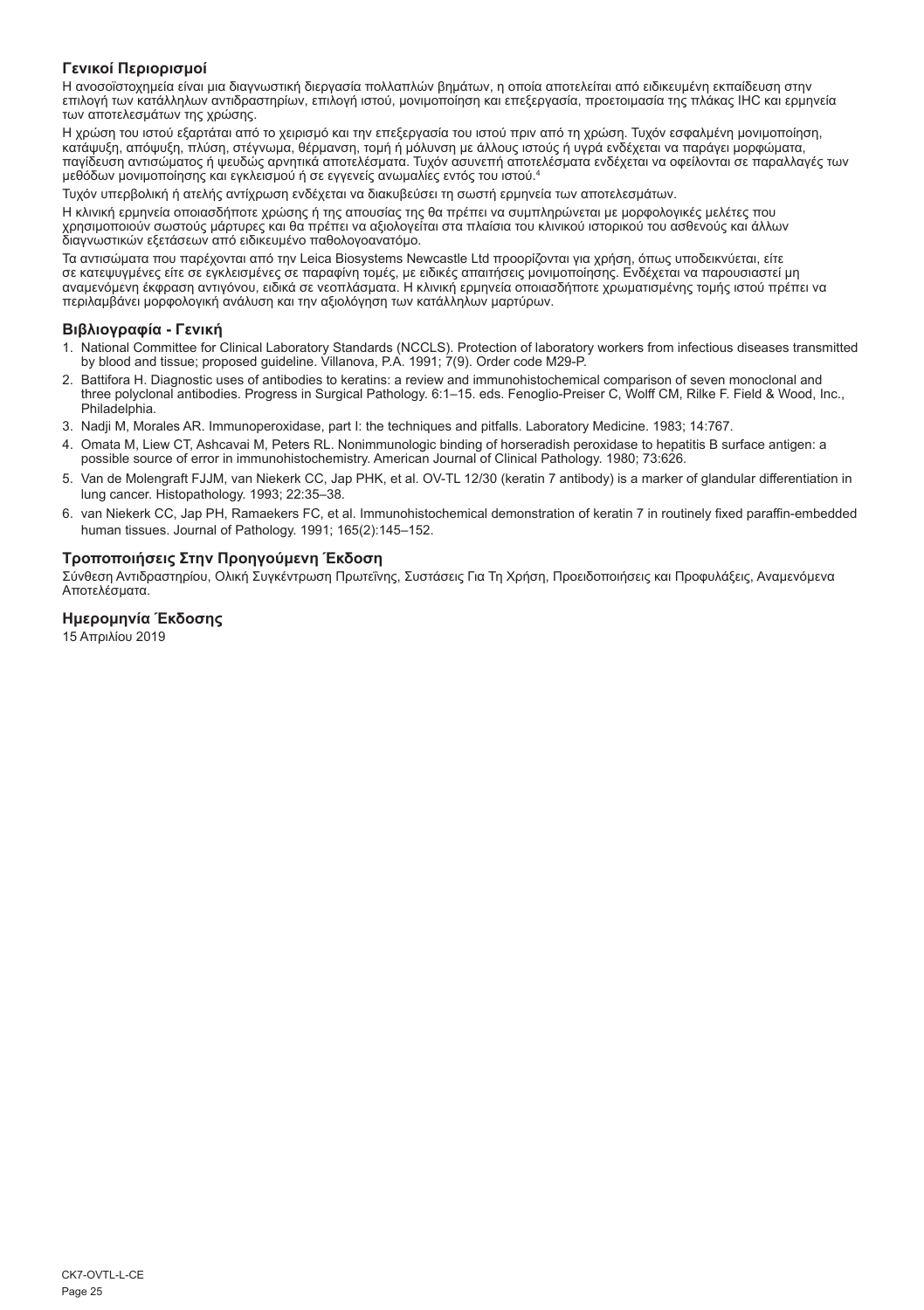### Γενικοί Περιορισμοί

Η ανοσοϊστοχημεία είναι μια διαγνωστική διεργασία πολλαπλών βημάτων, η οποία αποτελείται από ειδικευμένη εκπαίδευση στην επιλογή των κατάλληλων αντιδραστηρίων, επιλογή ιστού, μονιμοποίηση και επεξεργασία, προετοιμασία της πλάκας IHC και ερμηνεία των αποτελεσμάτων της χρώσης.

Η χρώση του ιστού εξαρτάται από το χειρισμό και την επεξεργασία του ιστού πριν από τη χρώση. Τυχόν εσφαλμένη μονιμοποίηση, κατάψυξη, απόψυξη, πλύση, στέγνωμα, θέρμανση, τομή ή μόλυνση με άλλους ιστούς ή υγρά ενδέχεται να παράγει μορφώματα, παγίδευση αντισώματος ή ψευδώς αρνητικά αποτελέσματα. Τυχόν ασυνεπή αποτελέσματα ενδέχεται να οφείλονται σε παραλλαγές των μεθόδων μονιμοποίησης και εγκλεισμού ή σε εγγενείς ανωμαλίες εντός του ιστού.[4]

Τυχόν υπερβολική ή ατελής αντίχρωση ενδέχεται να διακυβεύσει τη σωστή ερμηνεία των αποτελεσμάτων.

Η κλινική ερμηνεία οποιασδήποτε χρώσης ή της απουσίας της θα πρέπει να συμπληρώνεται με μορφολογικές μελέτες που χρησιμοποιούν σωστούς μάρτυρες και θα πρέπει να αξιολογείται στα πλαίσια του κλινικού ιστορικού του ασθενούς και άλλων διαγνωστικών εξετάσεων από ειδικευμένο παθολογοανατόμο.

Τα αντισώματα που παρέχονται από την Leica Biosystems Newcastle Ltd προορίζονται για χρήση, όπως υποδεικνύεται, είτε σε κατεψυγμένες είτε σε εγκλεισμένες σε παραφίνη τομές, με ειδικές απαιτήσεις μονιμοποίησης. Ενδέχεται να παρουσιαστεί μη αναμενόμενη έκφραση αντιγόνου, ειδικά σε νεοπλάσματα. Η κλινική ερμηνεία οποιασδήποτε χρωματισμένης τομής ιστού πρέπει να περιλαμβάνει μορφολογική ανάλυση και την αξιολόγηση των κατάλληλων μαρτύρων.

### Βιβλιογραφία - Γενική

1. National Committee for Clinical Laboratory Standards (NCCLS). Protection of laboratory workers from infectious diseases transmitted by blood and tissue; proposed guideline. Villanova, P.A. 1991; 7(9). Order code M29-P.
2. Battifora H. Diagnostic uses of antibodies to keratins: a review and immunohistochemical comparison of seven monoclonal and three polyclonal antibodies. Progress in Surgical Pathology. 6:1–15. eds. Fenoglio-Preiser C, Wolff CM, Rilke F. Field & Wood, Inc., Philadelphia.
3. Nadji M, Morales AR. Immunoperoxidase, part I: the techniques and pitfalls. Laboratory Medicine. 1983; 14:767.
4. Omata M, Liew CT, Ashcavai M, Peters RL. Nonimmunologic binding of horseradish peroxidase to hepatitis B surface antigen: a possible source of error in immunohistochemistry. American Journal of Clinical Pathology. 1980; 73:626.
5. Van de Molengraft FJJM, van Niekerk CC, Jap PHK, et al. OV-TL 12/30 (keratin 7 antibody) is a marker of glandular differentiation in lung cancer. Histopathology. 1993; 22:35–38.
6. van Niekerk CC, Jap PH, Ramaekers FC, et al. Immunohistochemical demonstration of keratin 7 in routinely fixed paraffin-embedded human tissues. Journal of Pathology. 1991; 165(2):145–152.

### Τροποποιήσεις Στην Προηγούμενη Έκδοση

Σύνθεση Αντιδραστηρίου, Ολική Συγκέντρωση Πρωτεΐνης, Συστάσεις Για Τη Χρήση, Προειδοποιήσεις και Προφυλάξεις, Αναμενόμενα Αποτελέσματα.

### Ημερομηνία Έκδοσης

15 Απριλίου 2019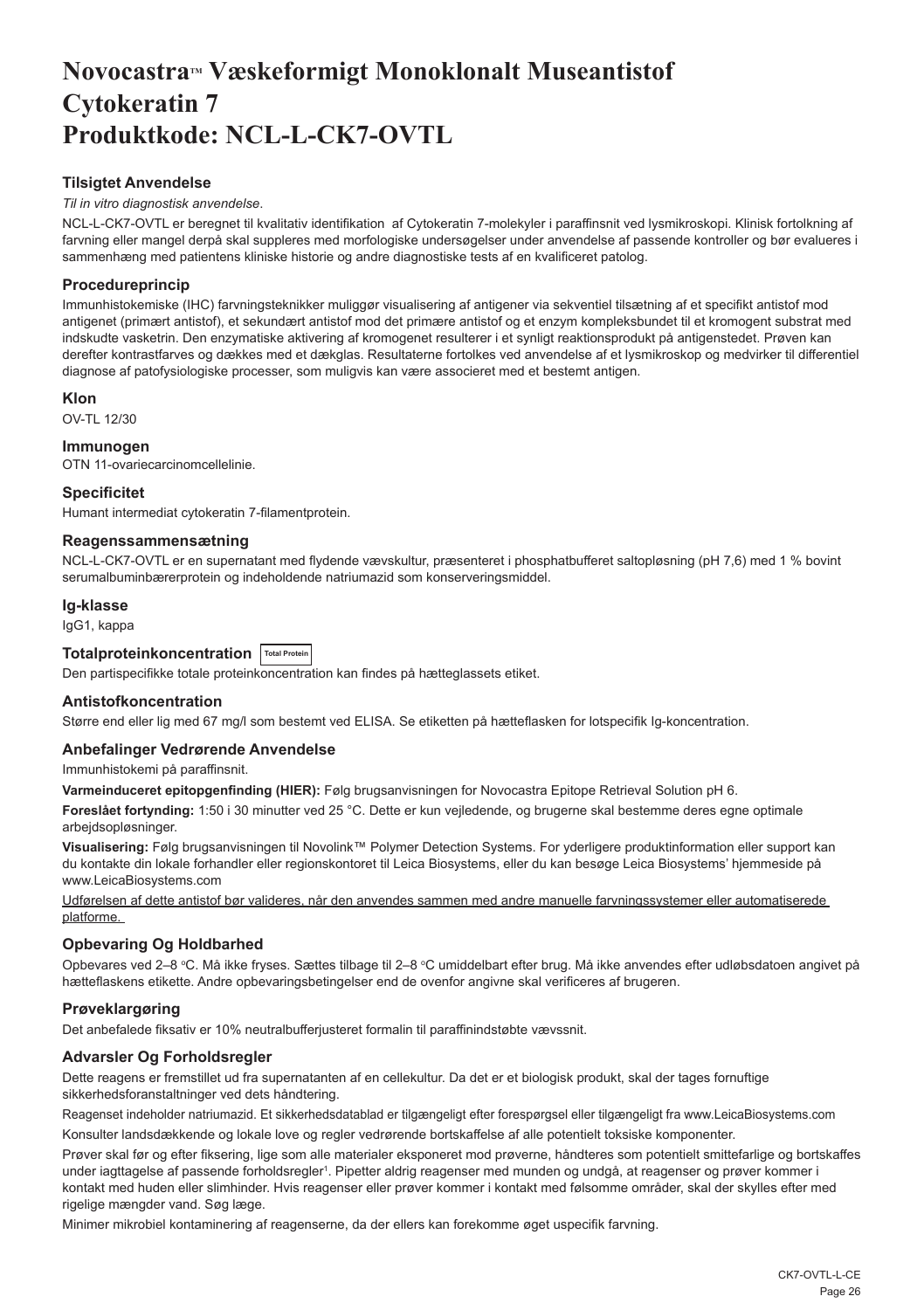# Novocastra™ Væskeformigt Monoklonalt Museantistof Cytokeratin 7 Produktkode: NCL-L-CK7-OVTL

### Tilsigtet Anvendelse

*Til in vitro diagnostisk anvendelse*.

NCL-L-CK7-OVTL er beregnet til kvalitativ identifikation af Cytokeratin 7-molekyler i paraffinsnit ved lysmikroskopi. Klinisk fortolkning af farvning eller mangel derpå skal suppleres med morfologiske undersøgelser under anvendelse af passende kontroller og bør evalueres i sammenhæng med patientens kliniske historie og andre diagnostiske tests af en kvalificeret patolog.

### Procedureprincip

Immunhistokemiske (IHC) farvningsteknikker muliggør visualisering af antigener via sekventiel tilsætning af et specifikt antistof mod antigenet (primært antistof), et sekundært antistof mod det primære antistof og et enzym kompleksbundet til et kromogent substrat med indskudte vasketrin. Den enzymatiske aktivering af kromogenet resulterer i et synligt reaktionsprodukt på antigenstedet. Prøven kan derefter kontrastfarves og dækkes med et dækglas. Resultaterne fortolkes ved anvendelse af et lysmikroskop og medvirker til differentiel diagnose af patofysiologiske processer, som muligvis kan være associeret med et bestemt antigen.

### Klon

OV-TL 12/30

### Immunogen

OTN 11-ovariecarcinomcellelinie.

### Specificitet

Humant intermediat cytokeratin 7-filamentprotein.

### Reagenssammensætning

NCL-L-CK7-OVTL er en supernatant med flydende vævskultur, præsenteret i phosphatbufferet saltopløsning (pH 7,6) med 1 % bovint serumalbuminbærerprotein og indeholdende natriumazid som konserveringsmiddel.

### Ig-klasse

IgG1, kappa

### Totalproteinkoncentration Total Protein

Den partispecifikke totale proteinkoncentration kan findes på hætteglassets etiket.

### Antistofkoncentration

Større end eller lig med 67 mg/l som bestemt ved ELISA. Se etiketten på hætteflasken for lotspecifik Ig-koncentration.

### Anbefalinger Vedrørende Anvendelse

Immunhistokemi på paraffinsnit.

**Varmeinduceret epitopgenfinding (HIER):** Følg brugsanvisningen for Novocastra Epitope Retrieval Solution pH 6.

**Foreslået fortynding:** 1:50 i 30 minutter ved 25 °C. Dette er kun vejledende, og brugerne skal bestemme deres egne optimale arbejdsopløsninger.

**Visualisering:** Følg brugsanvisningen til Novolink™ Polymer Detection Systems. For yderligere produktinformation eller support kan du kontakte din lokale forhandler eller regionskontoret til Leica Biosystems, eller du kan besøge Leica Biosystems' hjemmeside på www.LeicaBiosystems.com

Udførelsen af dette antistof bør valideres, når den anvendes sammen med andre manuelle farvningssystemer eller automatiserede platforme.

### Opbevaring Og Holdbarhed

Opbevares ved 2–8 °C. Må ikke fryses. Sættes tilbage til 2–8 °C umiddelbart efter brug. Må ikke anvendes efter udløbsdatoen angivet på hætteflaskens etikette. Andre opbevaringsbetingelser end de ovenfor angivne skal verificeres af brugeren.

### Prøveklargøring

Det anbefalede fiksativ er 10% neutralbufferjusteret formalin til paraffinindstøbte vævssnit.

### Advarsler Og Forholdsregler

Dette reagens er fremstillet ud fra supernatanten af en cellekultur. Da det er et biologisk produkt, skal der tages fornuftige sikkerhedsforanstaltninger ved dets håndtering.

Reagenset indeholder natriumazid. Et sikkerhedsdatablad er tilgængeligt efter forespørgsel eller tilgængeligt fra www.LeicaBiosystems.com

Konsulter landsdækkende og lokale love og regler vedrørende bortskaffelse af alle potentielt toksiske komponenter.

Prøver skal før og efter fiksering, lige som alle materialer eksponeret mod prøverne, håndteres som potentielt smittefarlige og bortskaffes under iagttagelse af passende forholdsregler[1]. Pipetter aldrig reagenser med munden og undgå, at reagenser og prøver kommer i kontakt med huden eller slimhinder. Hvis reagenser eller prøver kommer i kontakt med følsomme områder, skal der skylles efter med rigelige mængder vand. Søg læge.

Minimer mikrobiel kontaminering af reagenserne, da der ellers kan forekomme øget uspecifik farvning.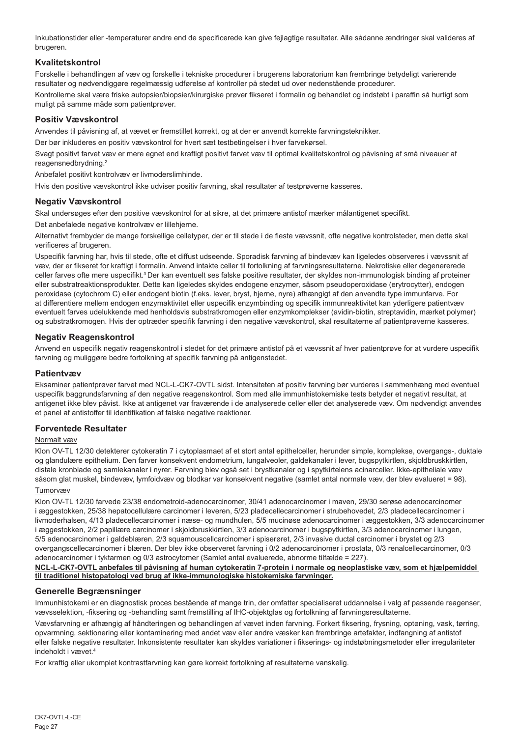Inkubationstider eller -temperaturer andre end de specificerede kan give fejlagtige resultater. Alle sådanne ændringer skal valideres af brugeren.

### Kvalitetskontrol

Forskelle i behandlingen af væv og forskelle i tekniske procedurer i brugerens laboratorium kan frembringe betydeligt varierende resultater og nødvendiggøre regelmæssig udførelse af kontroller på stedet ud over nedenstående procedurer.

Kontrollerne skal være friske autopsier/biopsier/kirurgiske prøver fikseret i formalin og behandlet og indstøbt i paraffin så hurtigt som muligt på samme måde som patientprøver.

### Positiv Vævskontrol

Anvendes til påvisning af, at vævet er fremstillet korrekt, og at der er anvendt korrekte farvningsteknikker.

Der bør inkluderes en positiv vævskontrol for hvert sæt testbetingelser i hver farvekørsel.

Svagt positivt farvet væv er mere egnet end kraftigt positivt farvet væv til optimal kvalitetskontrol og påvisning af små niveauer af reagensnedbrydning.[2]

Anbefalet positivt kontrolvæv er livmoderslimhinde.

Hvis den positive vævskontrol ikke udviser positiv farvning, skal resultater af testprøverne kasseres.

### Negativ Vævskontrol

Skal undersøges efter den positive vævskontrol for at sikre, at det primære antistof mærker målantigenet specifikt.

Det anbefalede negative kontrolvæv er lillehjerne.

Alternativt frembyder de mange forskellige celletyper, der er til stede i de fleste vævssnit, ofte negative kontrolsteder, men dette skal verificeres af brugeren.

Uspecifik farvning har, hvis til stede, ofte et diffust udseende. Sporadisk farvning af bindevæv kan ligeledes observeres i vævssnit af væv, der er fikseret for kraftigt i formalin. Anvend intakte celler til fortolkning af farvningsresultaterne. Nekrotiske eller degenererede celler farves ofte mere uspecifikt.[3] Der kan eventuelt ses falske positive resultater, der skyldes non-immunologisk binding af proteiner eller substratreaktionsprodukter. Dette kan ligeledes skyldes endogene enzymer, såsom pseudoperoxidase (erytrocytter), endogen peroxidase (cytochrom C) eller endogent biotin (f.eks. lever, bryst, hjerne, nyre) afhængigt af den anvendte type immunfarve. For at differentiere mellem endogen enzymaktivitet eller uspecifik enzymbinding og specifik immunreaktivitet kan yderligere patientvæv eventuelt farves udelukkende med henholdsvis substratkromogen eller enzymkomplekser (avidin-biotin, streptavidin, mærket polymer) og substratkromogen. Hvis der optræder specifik farvning i den negative vævskontrol, skal resultaterne af patientprøverne kasseres.

### Negativ Reagenskontrol

Anvend en uspecifik negativ reagenskontrol i stedet for det primære antistof på et vævssnit af hver patientprøve for at vurdere uspecifik farvning og muliggøre bedre fortolkning af specifik farvning på antigenstedet.

### Patientvæv

Eksaminer patientprøver farvet med NCL-L-CK7-OVTL sidst. Intensiteten af positiv farvning bør vurderes i sammenhæng med eventuel uspecifik baggrundsfarvning af den negative reagenskontrol. Som med alle immunhistokemiske tests betyder et negativt resultat, at antigenet ikke blev påvist. Ikke at antigenet var fraværende i de analyserede celler eller det analyserede væv. Om nødvendigt anvendes et panel af antistoffer til identifikation af falske negative reaktioner.

### Forventede Resultater

Normalt væv

Klon OV-TL 12/30 detekterer cytokeratin 7 i cytoplasmaet af et stort antal epithelceller, herunder simple, komplekse, overgangs-, duktale og glandulære epithelium. Den farver konsekvent endometrium, lungalveoler, galdekanaler i lever, bugspytkirtlen, skjoldbruskkirtlen, distale kronblade og samlekanaler i nyrer. Farvning blev også set i brystkanaler og i spytkirtelens acinarceller. Ikke-epitheliale væv såsom glat muskel, bindevæv, lymfoidvæv og blodkar var konsekvent negative (samlet antal normale væv, der blev evalueret = 98).

Tumorvæv

Klon OV-TL 12/30 farvede 23/38 endometroid-adenocarcinomer, 30/41 adenocarcinomer i maven, 29/30 serøse adenocarcinomer i æggestokken, 25/38 hepatocellulære carcinomer i leveren, 5/23 pladecellecarcinomer i strubehovedet, 2/3 pladecellecarcinomer i livmoderhalsen, 4/13 pladecellecarcinomer i næse- og mundhulen, 5/5 mucinøse adenocarcinomer i æggestokken, 3/3 adenocarcinomer i æggestokken, 2/2 papillære carcinomer i skjoldbruskkirtlen, 3/3 adenocarcinomer i bugspytkirtlen, 3/3 adenocarcinomer i lungen, 5/5 adenocarcinomer i galdeblæren, 2/3 squamouscellcarcinomer i spiserøret, 2/3 invasive ductal carcinomer i brystet og 2/3 overgangscellecarcinomer i blæren. Der blev ikke observeret farvning i 0/2 adenocarcinomer i prostata, 0/3 renalcellecarcinomer, 0/3 adenocarcinomer i tyktarmen og 0/3 astrocytomer (Samlet antal evaluerede, abnorme tilfælde = 227).

**NCL-L-CK7-OVTL anbefales til påvisning af human cytokeratin 7-protein i normale og neoplastiske væv, som et hjælpemiddel til traditionel histopatologi ved brug af ikke-immunologiske histokemiske farvninger.**

### Generelle Begrænsninger

Immunhistokemi er en diagnostisk proces bestående af mange trin, der omfatter specialiseret uddannelse i valg af passende reagenser, vævsselektion, -fiksering og -behandling samt fremstilling af IHC-objektglas og fortolkning af farvningsresultaterne.

Vævsfarvning er afhængig af håndteringen og behandlingen af vævet inden farvning. Forkert fiksering, frysning, optøning, vask, tørring, opvarmning, sektionering eller kontaminering med andet væv eller andre væsker kan frembringe artefakter, indfangning af antistof eller falske negative resultater. Inkonsistente resultater kan skyldes variationer i fikserings- og indstøbningsmetoder eller irregulariteter indeholdt i vævet.[4]

For kraftig eller ukomplet kontrastfarvning kan gøre korrekt fortolkning af resultaterne vanskelig.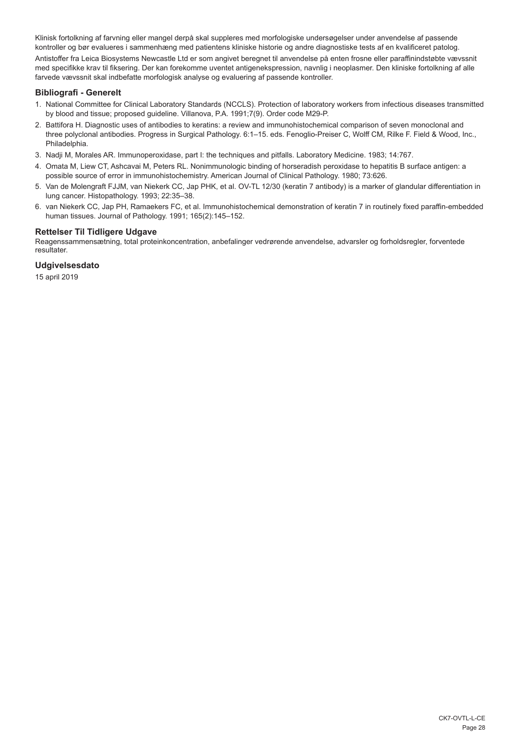Klinisk fortolkning af farvning eller mangel derpå skal suppleres med morfologiske undersøgelser under anvendelse af passende kontroller og bør evalueres i sammenhæng med patientens kliniske historie og andre diagnostiske tests af en kvalificeret patolog.

Antistoffer fra Leica Biosystems Newcastle Ltd er som angivet beregnet til anvendelse på enten frosne eller paraffinindstøbte vævssnit med specifikke krav til fiksering. Der kan forekomme uventet antigenekspression, navnlig i neoplasmer. Den kliniske fortolkning af alle farvede vævssnit skal indbefatte morfologisk analyse og evaluering af passende kontroller.

## Bibliografi - Generelt

1. National Committee for Clinical Laboratory Standards (NCCLS). Protection of laboratory workers from infectious diseases transmitted by blood and tissue; proposed guideline. Villanova, P.A. 1991;7(9). Order code M29-P.
2. Battifora H. Diagnostic uses of antibodies to keratins: a review and immunohistochemical comparison of seven monoclonal and three polyclonal antibodies. Progress in Surgical Pathology. 6:1–15. eds. Fenoglio-Preiser C, Wolff CM, Rilke F. Field & Wood, Inc., Philadelphia.
3. Nadji M, Morales AR. Immunoperoxidase, part I: the techniques and pitfalls. Laboratory Medicine. 1983; 14:767.
4. Omata M, Liew CT, Ashcavai M, Peters RL. Nonimmunologic binding of horseradish peroxidase to hepatitis B surface antigen: a possible source of error in immunohistochemistry. American Journal of Clinical Pathology. 1980; 73:626.
5. Van de Molengraft FJJM, van Niekerk CC, Jap PHK, et al. OV-TL 12/30 (keratin 7 antibody) is a marker of glandular differentiation in lung cancer. Histopathology. 1993; 22:35–38.
6. van Niekerk CC, Jap PH, Ramaekers FC, et al. Immunohistochemical demonstration of keratin 7 in routinely fixed paraffin-embedded human tissues. Journal of Pathology. 1991; 165(2):145–152.

## Rettelser Til Tidligere Udgave

Reagenssammensætning, total proteinkoncentration, anbefalinger vedrørende anvendelse, advarsler og forholdsregler, forventede resultater.

## Udgivelsesdato

15 april 2019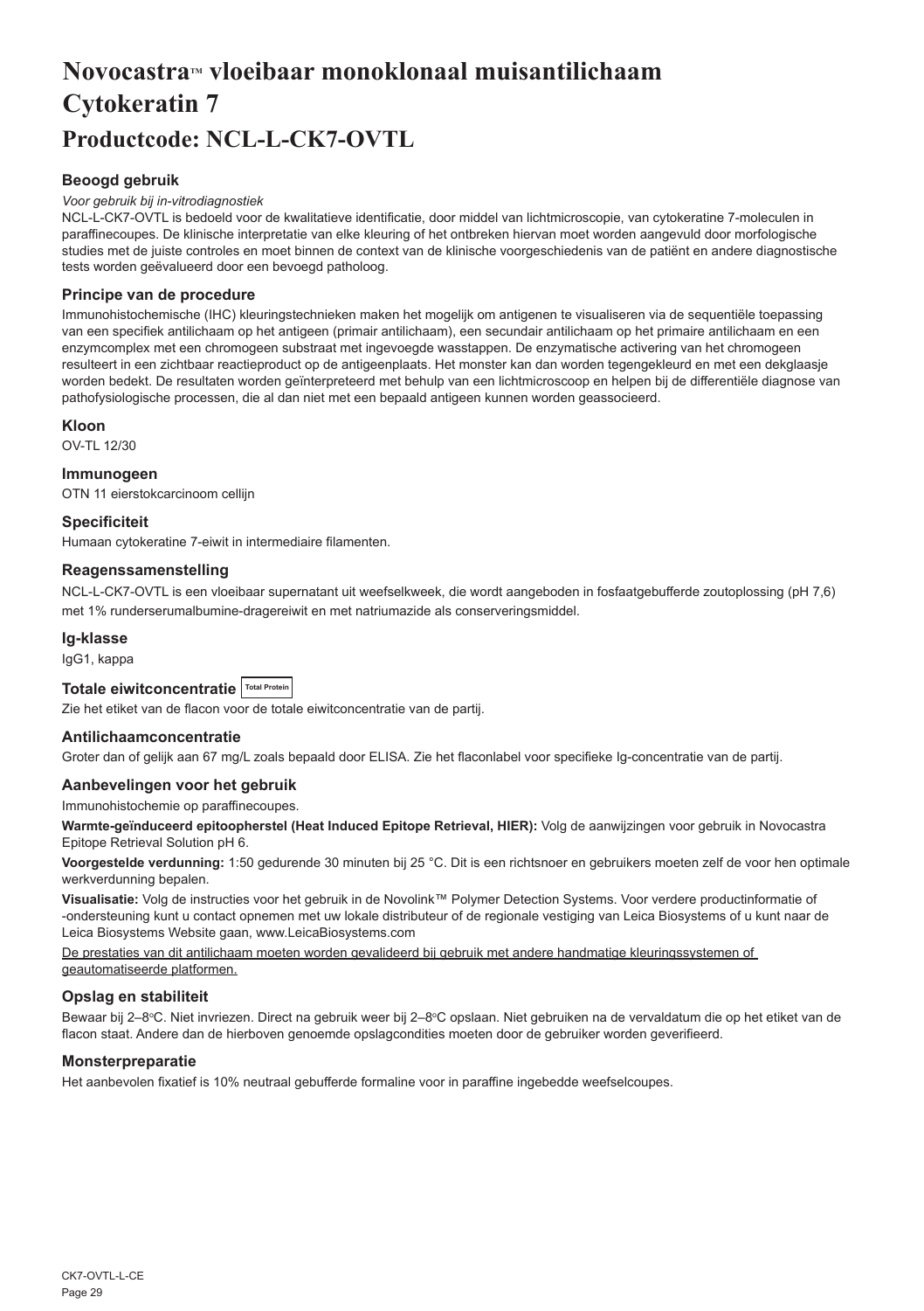# Novocastra™ vloeibaar monoklonaal muisantilichaam Cytokeratin 7

## Productcode: NCL-L-CK7-OVTL

### Beoogd gebruik

*Voor gebruik bij in-vitrodiagnostiek*

NCL-L-CK7-OVTL is bedoeld voor de kwalitatieve identificatie, door middel van lichtmicroscopie, van cytokeratine 7-moleculen in paraffinecoupes. De klinische interpretatie van elke kleuring of het ontbreken hiervan moet worden aangevuld door morfologische studies met de juiste controles en moet binnen de context van de klinische voorgeschiedenis van de patiënt en andere diagnostische tests worden geëvalueerd door een bevoegd patholoog.

### Principe van de procedure

Immunohistochemische (IHC) kleuringstechnieken maken het mogelijk om antigenen te visualiseren via de sequentiële toepassing van een specifiek antilichaam op het antigeen (primair antilichaam), een secundair antilichaam op het primaire antilichaam en een enzymcomplex met een chromogeen substraat met ingevoegde wasstappen. De enzymatische activering van het chromogeen resulteert in een zichtbaar reactieproduct op de antigeenplaats. Het monster kan dan worden tegengekleurd en met een dekglaasje worden bedekt. De resultaten worden geïnterpreteerd met behulp van een lichtmicroscoop en helpen bij de differentiële diagnose van pathofysiologische processen, die al dan niet met een bepaald antigeen kunnen worden geassocieerd.

### Kloon

OV-TL 12/30

### Immunogeen

OTN 11 eierstokcarcinoom cellijn

### Specificiteit

Humaan cytokeratine 7-eiwit in intermediaire filamenten.

### Reagenssamenstelling

NCL-L-CK7-OVTL is een vloeibaar supernatant uit weefselkweek, die wordt aangeboden in fosfaatgebufferde zoutoplossing (pH 7,6) met 1% runderserumalbumine-dragereiwit en met natriumazide als conserveringsmiddel.

### Ig-klasse

IgG1, kappa

### Totale eiwitconcentratie Total Protein

Zie het etiket van de flacon voor de totale eiwitconcentratie van de partij.

### Antilichaamconcentratie

Groter dan of gelijk aan 67 mg/L zoals bepaald door ELISA. Zie het flaconlabel voor specifieke Ig-concentratie van de partij.

### Aanbevelingen voor het gebruik

Immunohistochemie op paraffinecoupes.

**Warmte-geïnduceerd epitoopherstel (Heat Induced Epitope Retrieval, HIER):** Volg de aanwijzingen voor gebruik in Novocastra Epitope Retrieval Solution pH 6.

**Voorgestelde verdunning:** 1:50 gedurende 30 minuten bij 25 °C. Dit is een richtsnoer en gebruikers moeten zelf de voor hen optimale werkverdunning bepalen.

**Visualisatie:** Volg de instructies voor het gebruik in de Novolink™ Polymer Detection Systems. Voor verdere productinformatie of -ondersteuning kunt u contact opnemen met uw lokale distributeur of de regionale vestiging van Leica Biosystems of u kunt naar de Leica Biosystems Website gaan, www.LeicaBiosystems.com

De prestaties van dit antilichaam moeten worden gevalideerd bij gebruik met andere handmatige kleuringssystemen of geautomatiseerde platformen.

### Opslag en stabiliteit

Bewaar bij 2–8°C. Niet invriezen. Direct na gebruik weer bij 2–8°C opslaan. Niet gebruiken na de vervaldatum die op het etiket van de flacon staat. Andere dan de hierboven genoemde opslagcondities moeten door de gebruiker worden geverifieerd.

### Monsterpreparatie

Het aanbevolen fixatief is 10% neutraal gebufferde formaline voor in paraffine ingebedde weefselcoupes.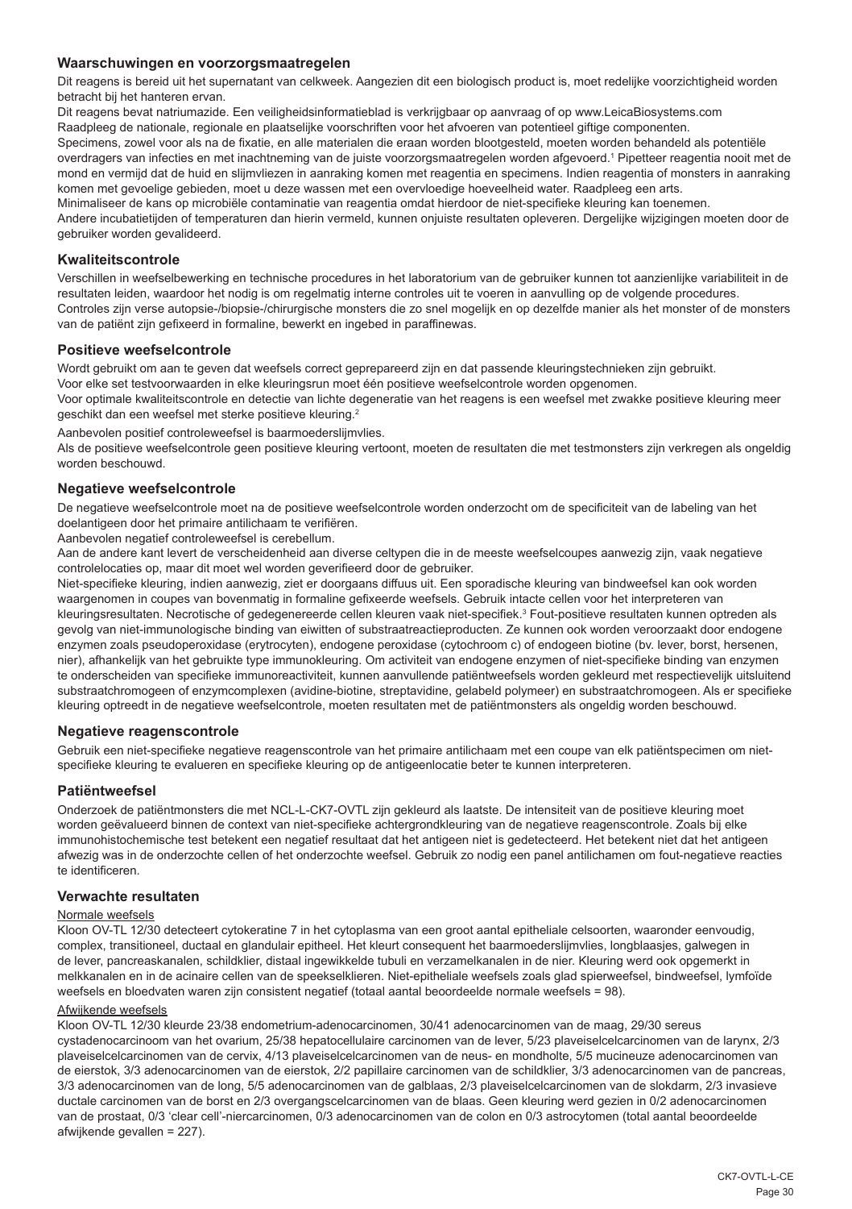## Waarschuwingen en voorzorgsmaatregelen

Dit reagens is bereid uit het supernatant van celkweek. Aangezien dit een biologisch product is, moet redelijke voorzichtigheid worden betracht bij het hanteren ervan.

Dit reagens bevat natriumazide. Een veiligheidsinformatieblad is verkrijgbaar op aanvraag of op www.LeicaBiosystems.com

Raadpleeg de nationale, regionale en plaatselijke voorschriften voor het afvoeren van potentieel giftige componenten.

Specimens, zowel voor als na de fixatie, en alle materialen die eraan worden blootgesteld, moeten worden behandeld als potentiële overdragers van infecties en met inachtneming van de juiste voorzorgsmaatregelen worden afgevoerd.[1] Pipetteer reagentia nooit met de mond en vermijd dat de huid en slijmvliezen in aanraking komen met reagentia en specimens. Indien reagentia of monsters in aanraking komen met gevoelige gebieden, moet u deze wassen met een overvloedige hoeveelheid water. Raadpleeg een arts.

Minimaliseer de kans op microbiële contaminatie van reagentia omdat hierdoor de niet-specifieke kleuring kan toenemen.

Andere incubatietijden of temperaturen dan hierin vermeld, kunnen onjuiste resultaten opleveren. Dergelijke wijzigingen moeten door de gebruiker worden gevalideerd.

## Kwaliteitscontrole

Verschillen in weefselbewerking en technische procedures in het laboratorium van de gebruiker kunnen tot aanzienlijke variabiliteit in de resultaten leiden, waardoor het nodig is om regelmatig interne controles uit te voeren in aanvulling op de volgende procedures.

Controles zijn verse autopsie-/biopsie-/chirurgische monsters die zo snel mogelijk en op dezelfde manier als het monster of de monsters van de patiënt zijn gefixeerd in formaline, bewerkt en ingebed in paraffinewas.

## Positieve weefselcontrole

Wordt gebruikt om aan te geven dat weefsels correct geprepareerd zijn en dat passende kleuringstechnieken zijn gebruikt.

Voor elke set testvoorwaarden in elke kleuringsrun moet één positieve weefselcontrole worden opgenomen.

Voor optimale kwaliteitscontrole en detectie van lichte degeneratie van het reagens is een weefsel met zwakke positieve kleuring meer geschikt dan een weefsel met sterke positieve kleuring.[2]

Aanbevolen positief controleweefsel is baarmoederslijmvlies.

Als de positieve weefselcontrole geen positieve kleuring vertoont, moeten de resultaten die met testmonsters zijn verkregen als ongeldig worden beschouwd.

## Negatieve weefselcontrole

De negatieve weefselcontrole moet na de positieve weefselcontrole worden onderzocht om de specificiteit van de labeling van het doelantigeen door het primaire antilichaam te verifiëren.

Aanbevolen negatief controleweefsel is cerebellum.

Aan de andere kant levert de verscheidenheid aan diverse celtypen die in de meeste weefselcoupes aanwezig zijn, vaak negatieve controlelocaties op, maar dit moet wel worden geverifieerd door de gebruiker.

Niet-specifieke kleuring, indien aanwezig, ziet er doorgaans diffuus uit. Een sporadische kleuring van bindweefsel kan ook worden waargenomen in coupes van bovenmatig in formaline gefixeerde weefsels. Gebruik intacte cellen voor het interpreteren van kleuringsresultaten. Necrotische of gedegenereerde cellen kleuren vaak niet-specifiek.[3] Fout-positieve resultaten kunnen optreden als gevolg van niet-immunologische binding van eiwitten of substraatreactieproducten. Ze kunnen ook worden veroorzaakt door endogene enzymen zoals pseudoperoxidase (erytrocyten), endogene peroxidase (cytochroom c) of endogeen biotine (bv. lever, borst, hersenen, nier), afhankelijk van het gebruikte type immunokleuring. Om activiteit van endogene enzymen of niet-specifieke binding van enzymen te onderscheiden van specifieke immunoreactiviteit, kunnen aanvullende patiëntweefsels worden gekleurd met respectievelijk uitsluitend substraatchromogeen of enzymcomplexen (avidine-biotine, streptavidine, gelabeld polymeer) en substraatchromogeen. Als er specifieke kleuring optreedt in de negatieve weefselcontrole, moeten resultaten met de patiëntmonsters als ongeldig worden beschouwd.

## Negatieve reagenscontrole

Gebruik een niet-specifieke negatieve reagenscontrole van het primaire antilichaam met een coupe van elk patiëntspecimen om niet-specifieke kleuring te evalueren en specifieke kleuring op de antigeenlocatie beter te kunnen interpreteren.

## Patiëntweefsel

Onderzoek de patiëntmonsters die met NCL-L-CK7-OVTL zijn gekleurd als laatste. De intensiteit van de positieve kleuring moet worden geëvalueerd binnen de context van niet-specifieke achtergrondkleuring van de negatieve reagenscontrole. Zoals bij elke immunohistochemische test betekent een negatief resultaat dat het antigeen niet is gedetecteerd. Het betekent niet dat het antigeen afwezig was in de onderzochte cellen of het onderzochte weefsel. Gebruik zo nodig een panel antilichamen om fout-negatieve reacties te identificeren.

## Verwachte resultaten

Normale weefsels

Kloon OV-TL 12/30 detecteert cytokeratine 7 in het cytoplasma van een groot aantal epitheliale celsoorten, waaronder eenvoudig, complex, transitioneel, ductaal en glandulair epitheel. Het kleurt consequent het baarmoederslijmvlies, longblaasjes, galwegen in de lever, pancreaskanalen, schildklier, distaal ingewikkelde tubuli en verzamelkanalen in de nier. Kleuring werd ook opgemerkt in melkkanalen en in de acinaire cellen van de speekselklieren. Niet-epitheliale weefsels zoals glad spierweefsel, bindweefsel, lymfoïde weefsels en bloedvaten waren zijn consistent negatief (totaal aantal beoordeelde normale weefsels = 98).

Afwijkende weefsels

Kloon OV-TL 12/30 kleurde 23/38 endometrium-adenocarcinomen, 30/41 adenocarcinomen van de maag, 29/30 sereus cystadenocarcinoom van het ovarium, 25/38 hepatocellulaire carcinomen van de lever, 5/23 plaveiselcelcarcinomen van de larynx, 2/3 plaveiselcelcarcinomen van de cervix, 4/13 plaveiselcelcarcinomen van de neus- en mondholte, 5/5 mucineuze adenocarcinomen van de eierstok, 3/3 adenocarcinomen van de eierstok, 2/2 papillaire carcinomen van de schildklier, 3/3 adenocarcinomen van de pancreas, 3/3 adenocarcinomen van de long, 5/5 adenocarcinomen van de galblaas, 2/3 plaveiselcelcarcinomen van de slokdarm, 2/3 invasieve ductale carcinomen van de borst en 2/3 overgangscelcarcinomen van de blaas. Geen kleuring werd gezien in 0/2 adenocarcinomen van de prostaat, 0/3 'clear cell'-niercarcinomen, 0/3 adenocarcinomen van de colon en 0/3 astrocytomen (total aantal beoordeelde afwijkende gevallen = 227).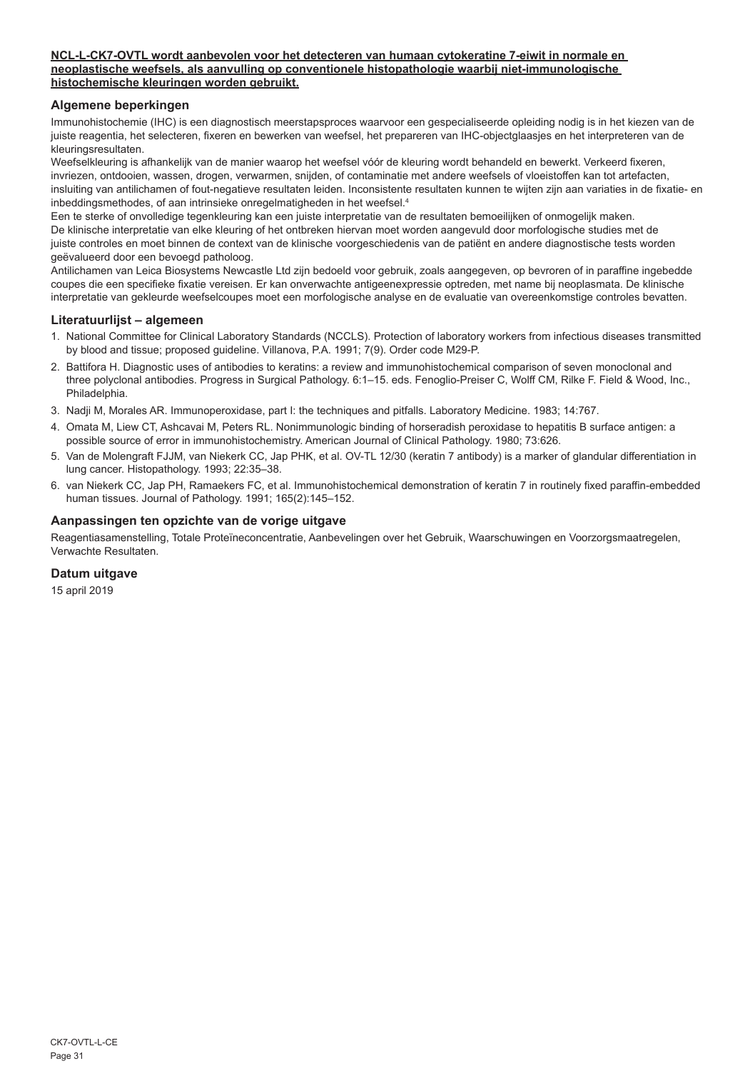**NCL-L-CK7-OVTL wordt aanbevolen voor het detecteren van humaan cytokeratine 7-eiwit in normale en neoplastische weefsels, als aanvulling op conventionele histopathologie waarbij niet-immunologische histochemische kleuringen worden gebruikt.**

## Algemene beperkingen

Immunohistochemie (IHC) is een diagnostisch meerstapsproces waarvoor een gespecialiseerde opleiding nodig is in het kiezen van de juiste reagentia, het selecteren, fixeren en bewerken van weefsel, het prepareren van IHC-objectglaasjes en het interpreteren van de kleuringsresultaten.

Weefselkleuring is afhankelijk van de manier waarop het weefsel vóór de kleuring wordt behandeld en bewerkt. Verkeerd fixeren, invriezen, ontdooien, wassen, drogen, verwarmen, snijden, of contaminatie met andere weefsels of vloeistoffen kan tot artefacten, insluiting van antilichamen of fout-negatieve resultaten leiden. Inconsistente resultaten kunnen te wijten zijn aan variaties in de fixatie- en inbeddingsmethodes, of aan intrinsieke onregelmatigheden in het weefsel.[4]

Een te sterke of onvolledige tegenkleuring kan een juiste interpretatie van de resultaten bemoeilijken of onmogelijk maken.

De klinische interpretatie van elke kleuring of het ontbreken hiervan moet worden aangevuld door morfologische studies met de juiste controles en moet binnen de context van de klinische voorgeschiedenis van de patiënt en andere diagnostische tests worden geëvalueerd door een bevoegd patholoog.

Antilichamen van Leica Biosystems Newcastle Ltd zijn bedoeld voor gebruik, zoals aangegeven, op bevroren of in paraffine ingebedde coupes die een specifieke fixatie vereisen. Er kan onverwachte antigeenexpressie optreden, met name bij neoplasmata. De klinische interpretatie van gekleurde weefselcoupes moet een morfologische analyse en de evaluatie van overeenkomstige controles bevatten.

## Literatuurlijst – algemeen

1. National Committee for Clinical Laboratory Standards (NCCLS). Protection of laboratory workers from infectious diseases transmitted by blood and tissue; proposed guideline. Villanova, P.A. 1991; 7(9). Order code M29-P.
2. Battifora H. Diagnostic uses of antibodies to keratins: a review and immunohistochemical comparison of seven monoclonal and three polyclonal antibodies. Progress in Surgical Pathology. 6:1–15. eds. Fenoglio-Preiser C, Wolff CM, Rilke F. Field & Wood, Inc., Philadelphia.
3. Nadji M, Morales AR. Immunoperoxidase, part I: the techniques and pitfalls. Laboratory Medicine. 1983; 14:767.
4. Omata M, Liew CT, Ashcavai M, Peters RL. Nonimmunologic binding of horseradish peroxidase to hepatitis B surface antigen: a possible source of error in immunohistochemistry. American Journal of Clinical Pathology. 1980; 73:626.
5. Van de Molengraft FJJM, van Niekerk CC, Jap PHK, et al. OV-TL 12/30 (keratin 7 antibody) is a marker of glandular differentiation in lung cancer. Histopathology. 1993; 22:35–38.
6. van Niekerk CC, Jap PH, Ramaekers FC, et al. Immunohistochemical demonstration of keratin 7 in routinely fixed paraffin-embedded human tissues. Journal of Pathology. 1991; 165(2):145–152.

## Aanpassingen ten opzichte van de vorige uitgave

Reagentiasamenstelling, Totale Proteïneconcentratie, Aanbevelingen over het Gebruik, Waarschuwingen en Voorzorgsmaatregelen, Verwachte Resultaten.

## Datum uitgave

15 april 2019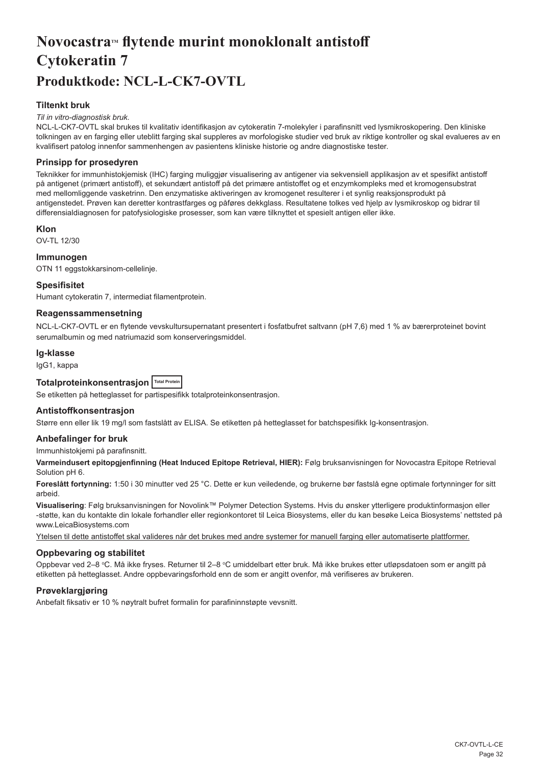# Novocastra™ flytende murint monoklonalt antistoff Cytokeratin 7

# Produktkode: NCL-L-CK7-OVTL

## Tiltenkt bruk

*Til in vitro-diagnostisk bruk.*

NCL-L-CK7-OVTL skal brukes til kvalitativ identifikasjon av cytokeratin 7-molekyler i parafinsnitt ved lysmikroskopering. Den kliniske tolkningen av en farging eller uteblitt farging skal suppleres av morfologiske studier ved bruk av riktige kontroller og skal evalueres av en kvalifisert patolog innenfor sammenhengen av pasientens kliniske historie og andre diagnostiske tester.

## Prinsipp for prosedyren

Teknikker for immunhistokjemisk (IHC) farging muliggjør visualisering av antigener via sekvensiell applikasjon av et spesifikt antistoff på antigenet (primært antistoff), et sekundært antistoff på det primære antistoffet og et enzymkompleks med et kromogensubstrat med mellomliggende vasketrinn. Den enzymatiske aktiveringen av kromogenet resulterer i et synlig reaksjonsprodukt på antigenstedet. Prøven kan deretter kontrastfarges og påføres dekkglass. Resultatene tolkes ved hjelp av lysmikroskop og bidrar til differensialdiagnosen for patofysiologiske prosesser, som kan være tilknyttet et spesielt antigen eller ikke.

## Klon

OV-TL 12/30

## Immunogen

OTN 11 eggstokkarsinom-cellelinje.

## Spesifisitet

Humant cytokeratin 7, intermediat filamentprotein.

## Reagenssammensetning

NCL-L-CK7-OVTL er en flytende vevskultursupernatant presentert i fosfatbufret saltvann (pH 7,6) med 1 % av bærerproteinet bovint serumalbumin og med natriumazid som konserveringsmiddel.

## Ig-klasse

IgG1, kappa

## Totalproteinkonsentrasjon Total Protein

Se etiketten på hetteglasset for partispesifikk totalproteinkonsentrasjon.

## Antistoffkonsentrasjon

Større enn eller lik 19 mg/l som fastslått av ELISA. Se etiketten på hetteglasset for batchspesifikk Ig-konsentrasjon.

## Anbefalinger for bruk

Immunhistokjemi på parafinsnitt.

**Varmeindusert epitopgjenfinning (Heat Induced Epitope Retrieval, HIER):** Følg bruksanvisningen for Novocastra Epitope Retrieval Solution pH 6.

**Foreslått fortynning:** 1:50 i 30 minutter ved 25 °C. Dette er kun veiledende, og brukerne bør fastslå egne optimale fortynninger for sitt arbeid.

**Visualisering**: Følg bruksanvisningen for Novolink™ Polymer Detection Systems. Hvis du ønsker ytterligere produktinformasjon eller -støtte, kan du kontakte din lokale forhandler eller regionkontoret til Leica Biosystems, eller du kan besøke Leica Biosystems' nettsted på www.LeicaBiosystems.com

Ytelsen til dette antistoffet skal valideres når det brukes med andre systemer for manuell farging eller automatiserte plattformer.

## Oppbevaring og stabilitet

Oppbevar ved 2–8 °C. Må ikke fryses. Returner til 2–8 °C umiddelbart etter bruk. Må ikke brukes etter utløpsdatoen som er angitt på etiketten på hetteglasset. Andre oppbevaringsforhold enn de som er angitt ovenfor, må verifiseres av brukeren.

## Prøveklargjøring

Anbefalt fiksativ er 10 % nøytralt bufret formalin for parafininnstøpte vevsnitt.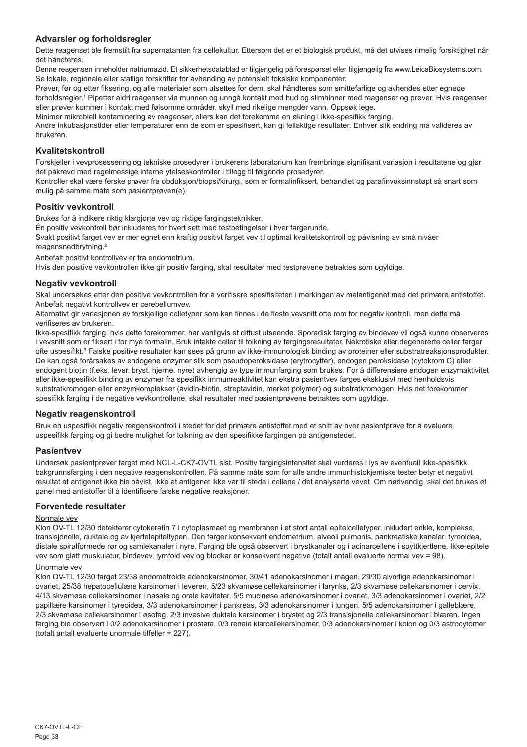## Advarsler og forholdsregler

Dette reagenset ble fremstilt fra supernatanten fra cellekultur. Ettersom det er et biologisk produkt, må det utvises rimelig forsiktighet når det håndteres.

Denne reagensen inneholder natriumazid. Et sikkerhetsdatablad er tilgjengelig på forespørsel eller tilgjengelig fra www.LeicaBiosystems.com.

Se lokale, regionale eller statlige forskrifter for avhending av potensielt toksiske komponenter.

Prøver, før og etter fiksering, og alle materialer som utsettes for dem, skal håndteres som smittefarlige og avhendes etter egnede forholdsregler.[1] Pipetter aldri reagenser via munnen og unngå kontakt med hud og slimhinner med reagenser og prøver. Hvis reagenser eller prøver kommer i kontakt med følsomme områder, skyll med rikelige mengder vann. Oppsøk lege.

Minimer mikrobiell kontaminering av reagenser, ellers kan det forekomme en økning i ikke-spesifikk farging.

Andre inkubasjonstider eller temperaturer enn de som er spesifisert, kan gi feilaktige resultater. Enhver slik endring må valideres av brukeren.

## Kvalitetskontroll

Forskjeller i vevprosessering og tekniske prosedyrer i brukerens laboratorium kan frembringe signifikant variasjon i resultatene og gjør det påkrevd med regelmessige interne ytelseskontroller i tillegg til følgende prosedyrer.

Kontroller skal være ferske prøver fra obduksjon/biopsi/kirurgi, som er formalinfiksert, behandlet og parafinvoksinnstøpt så snart som mulig på samme måte som pasientprøven(e).

## Positiv vevkontroll

Brukes for å indikere riktig klargjorte vev og riktige fargingsteknikker.

Én positiv vevkontroll bør inkluderes for hvert sett med testbetingelser i hver fargerunde.

Svakt positivt farget vev er mer egnet enn kraftig positivt farget vev til optimal kvalitetskontroll og påvisning av små nivåer reagensnedbrytning.[2]

Anbefalt positivt kontrollvev er fra endometrium.

Hvis den positive vevkontrollen ikke gir positiv farging, skal resultater med testprøvene betraktes som ugyldige.

## Negativ vevkontroll

Skal undersøkes etter den positive vevkontrollen for å verifisere spesifisiteten i merkingen av målantigenet med det primære antistoffet.

Anbefalt negativt kontrollvev er cerebellumvev.

Alternativt gir variasjonen av forskjellige celletyper som kan finnes i de fleste vevsnitt ofte rom for negativ kontroll, men dette må verifiseres av brukeren.

Ikke-spesifikk farging, hvis dette forekommer, har vanligvis et diffust utseende. Sporadisk farging av bindevev vil også kunne observeres i vevsnitt som er fiksert i for mye formalin. Bruk intakte celler til tolkning av fargingsresultater. Nekrotiske eller degenererte celler farger ofte uspesifikt.[3] Falske positive resultater kan sees på grunn av ikke-immunologisk binding av proteiner eller substratreaksjonsprodukter. De kan også forårsakes av endogene enzymer slik som pseudoperoksidase (erytrocytter), endogen peroksidase (cytokrom C) eller endogent biotin (f.eks. lever, bryst, hjerne, nyre) avhengig av type immunfarging som brukes. For å differensiere endogen enzymaktivitet eller ikke-spesifikk binding av enzymer fra spesifikk immunreaktivitet kan ekstra pasientvev farges eksklusivt med henholdsvis substratkromogen eller enzymkomplekser (avidin-biotin, streptavidin, merket polymer) og substratkromogen. Hvis det forekommer spesifikk farging i de negative vevkontrollene, skal resultater med pasientprøvene betraktes som ugyldige.

## Negativ reagenskontroll

Bruk en uspesifikk negativ reagenskontroll i stedet for det primære antistoffet med et snitt av hver pasientprøve for å evaluere uspesifikk farging og gi bedre mulighet for tolkning av den spesifikke fargingen på antigenstedet.

## Pasientvev

Undersøk pasientprøver farget med NCL-L-CK7-OVTL sist. Positiv fargingsintensitet skal vurderes i lys av eventuell ikke-spesifikk bakgrunnsfarging i den negative reagenskontrollen. På samme måte som for alle andre immunhistokjemiske tester betyr et negativt resultat at antigenet ikke ble påvist, ikke at antigenet ikke var til stede i cellene / det analyserte vevet. Om nødvendig, skal det brukes et panel med antistoffer til å identifisere falske negative reaksjoner.

## Forventede resultater

Normale vev

Klon OV-TL 12/30 detekterer cytokeratin 7 i cytoplasmaet og membranen i et stort antall epitelcelletyper, inkludert enkle, komplekse, transisjonelle, duktale og av kjertelepiteltypen. Den farger konsekvent endometrium, alveoli pulmonis, pankreatiske kanaler, tyreoidea, distale spiralformede rør og samlekanaler i nyre. Farging ble også observert i brystkanaler og i acinarcellene i spyttkjertlene. Ikke-epitele vev som glatt muskulatur, bindevev, lymfoid vev og blodkar er konsekvent negative (totalt antall evaluerte normal vev = 98).

Unormale vev

Klon OV-TL 12/30 farget 23/38 endometroide adenokarsinomer, 30/41 adenokarsinomer i magen, 29/30 alvorlige adenokarsinomer i ovariet, 25/38 hepatocellulære karsinomer i leveren, 5/23 skvamøse cellekarsinomer i larynks, 2/3 skvamøse cellekarsinomer i cervix, 4/13 skvamøse cellekarsinomer i nasale og orale kaviteter, 5/5 mucinøse adenokarsinomer i ovariet, 3/3 adenokarsinomer i ovariet, 2/2 papillære karsinomer i tyreoidea, 3/3 adenokarsinomer i pankreas, 3/3 adenokarsinomer i lungen, 5/5 adenokarsinomer i galleblære, 2/3 skvamøse cellekarsinomer i øsofag, 2/3 invasive duktale karsinomer i brystet og 2/3 transisjonelle cellekarsinomer i blæren. Ingen farging ble observert i 0/2 adenokarsinomer i prostata, 0/3 renale klarcellekarsinomer, 0/3 adenokarsinomer i kolon og 0/3 astrocytomer (totalt antall evaluerte unormale tilfeller = 227).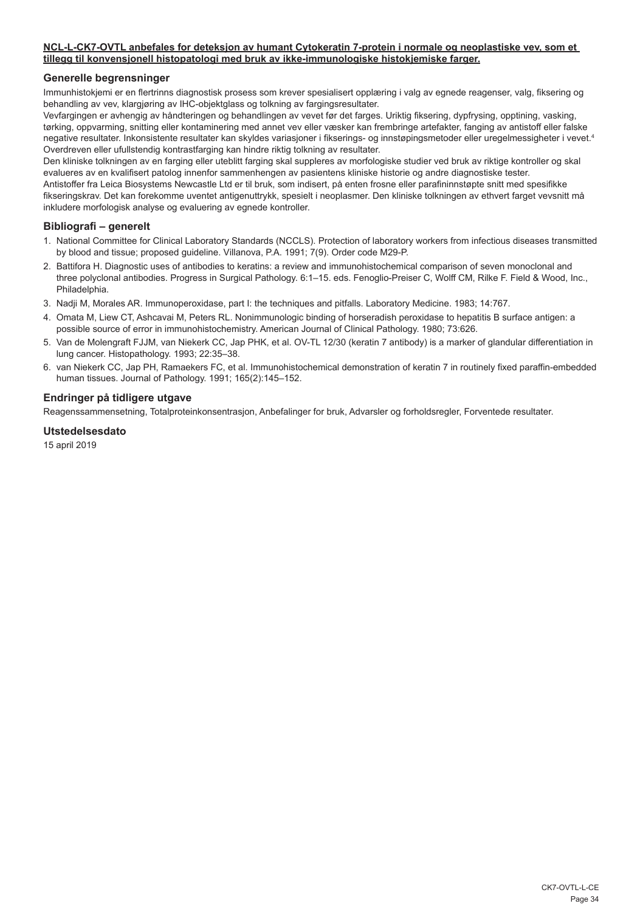**NCL-L-CK7-OVTL anbefales for deteksjon av humant Cytokeratin 7-protein i normale og neoplastiske vev, som et tillegg til konvensjonell histopatologi med bruk av ikke-immunologiske histokjemiske farger.**

## Generelle begrensninger

Immunhistokjemi er en flertrinns diagnostisk prosess som krever spesialisert opplæring i valg av egnede reagenser, valg, fiksering og behandling av vev, klargjøring av IHC-objektglass og tolkning av fargingsresultater.

Vevfargingen er avhengig av håndteringen og behandlingen av vevet før det farges. Uriktig fiksering, dypfrysing, opptining, vasking, tørking, oppvarming, snitting eller kontaminering med annet vev eller væsker kan frembringe artefakter, fanging av antistoff eller falske negative resultater. Inkonsistente resultater kan skyldes variasjoner i fikserings- og innstøpingsmetoder eller uregelmessigheter i vevet.[4]

Overdreven eller ufullstendig kontrastfarging kan hindre riktig tolkning av resultater.

Den kliniske tolkningen av en farging eller uteblitt farging skal suppleres av morfologiske studier ved bruk av riktige kontroller og skal evalueres av en kvalifisert patolog innenfor sammenhengen av pasientens kliniske historie og andre diagnostiske tester.

Antistoffer fra Leica Biosystems Newcastle Ltd er til bruk, som indisert, på enten frosne eller parafininnstøpte snitt med spesifikke fikseringskrav. Det kan forekomme uventet antigenuttrykk, spesielt i neoplasmer. Den kliniske tolkningen av ethvert farget vevsnitt må inkludere morfologisk analyse og evaluering av egnede kontroller.

## Bibliografi – generelt

1. National Committee for Clinical Laboratory Standards (NCCLS). Protection of laboratory workers from infectious diseases transmitted by blood and tissue; proposed guideline. Villanova, P.A. 1991; 7(9). Order code M29-P.
2. Battifora H. Diagnostic uses of antibodies to keratins: a review and immunohistochemical comparison of seven monoclonal and three polyclonal antibodies. Progress in Surgical Pathology. 6:1–15. eds. Fenoglio-Preiser C, Wolff CM, Rilke F. Field & Wood, Inc., Philadelphia.
3. Nadji M, Morales AR. Immunoperoxidase, part I: the techniques and pitfalls. Laboratory Medicine. 1983; 14:767.
4. Omata M, Liew CT, Ashcavai M, Peters RL. Nonimmunologic binding of horseradish peroxidase to hepatitis B surface antigen: a possible source of error in immunohistochemistry. American Journal of Clinical Pathology. 1980; 73:626.
5. Van de Molengraft FJJM, van Niekerk CC, Jap PHK, et al. OV-TL 12/30 (keratin 7 antibody) is a marker of glandular differentiation in lung cancer. Histopathology. 1993; 22:35–38.
6. van Niekerk CC, Jap PH, Ramaekers FC, et al. Immunohistochemical demonstration of keratin 7 in routinely fixed paraffin-embedded human tissues. Journal of Pathology. 1991; 165(2):145–152.

## Endringer på tidligere utgave

Reagenssammensetning, Totalproteinkonsentrasjon, Anbefalinger for bruk, Advarsler og forholdsregler, Forventede resultater.

## Utstedelsesdato

15 april 2019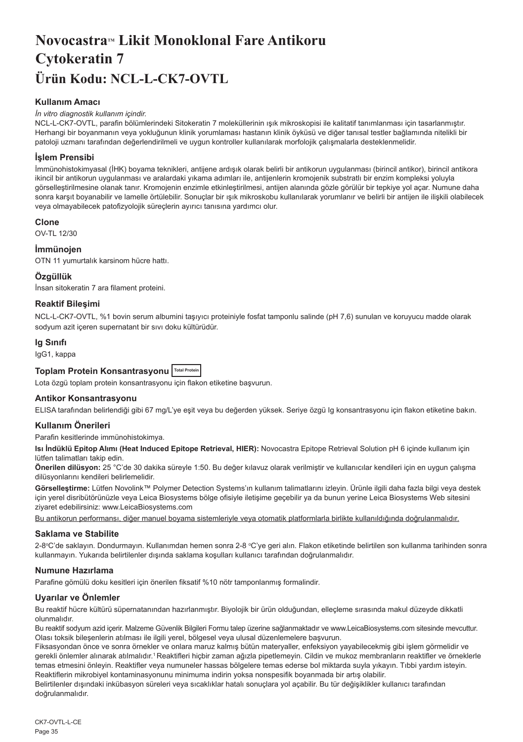# Novocastra™ Likit Monoklonal Fare Antikoru Cytokeratin 7
# Ürün Kodu: NCL-L-CK7-OVTL

## Kullanım Amacı

*İn vitro diagnostik kullanım içindir.*

NCL-L-CK7-OVTL, parafin bölümlerindeki Sitokeratin 7 moleküllerinin ışık mikroskopisi ile kalitatif tanımlanması için tasarlanmıştır. Herhangi bir boyanmanın veya yokluğunun klinik yorumlaması hastanın klinik öyküsü ve diğer tanısal testler bağlamında nitelikli bir patoloji uzmanı tarafından değerlendirilmeli ve uygun kontroller kullanılarak morfolojik çalışmalarla desteklenmelidir.

## İşlem Prensibi

İmmünohistokimyasal (İHK) boyama teknikleri, antijene ardışık olarak belirli bir antikorun uygulanması (birincil antikor), birincil antikora ikincil bir antikorun uygulanması ve aralardaki yıkama adımları ile, antijenlerin kromojenik substratlı bir enzim kompleksi yoluyla görselleştirilmesine olanak tanır. Kromojenin enzimle etkinleştirilmesi, antijen alanında gözle görülür bir tepkiye yol açar. Numune daha sonra karşıt boyanabilir ve lamelle örtülebilir. Sonuçlar bir ışık mikroskobu kullanılarak yorumlanır ve belirli bir antijen ile ilişkili olabilecek veya olmayabilecek patofizyolojik süreçlerin ayırıcı tanısına yardımcı olur.

## Clone

OV-TL 12/30

## İmmünojen

OTN 11 yumurtalık karsinom hücre hattı.

## Özgüllük

İnsan sitokeratin 7 ara filament proteini.

## Reaktif Bileşimi

NCL-L-CK7-OVTL, %1 bovin serum albumini taşıyıcı proteiniyle fosfat tamponlu salinde (pH 7,6) sunulan ve koruyucu madde olarak sodyum azit içeren supernatant bir sıvı doku kültürüdür.

## Ig Sınıfı

IgG1, kappa

## Toplam Protein Konsantrasyonu Total Protein

Lota özgü toplam protein konsantrasyonu için flakon etiketine başvurun.

## Antikor Konsantrasyonu

ELISA tarafından belirlendiği gibi 67 mg/L'ye eşit veya bu değerden yüksek. Seriye özgü Ig konsantrasyonu için flakon etiketine bakın.

## Kullanım Önerileri

Parafin kesitlerinde immünohistokimya.

**Isı İndüklü Epitop Alımı (Heat Induced Epitope Retrieval, HIER):** Novocastra Epitope Retrieval Solution pH 6 içinde kullanım için lütfen talimatları takip edin.

**Önerilen dilüsyon:** 25 °C'de 30 dakika süreyle 1:50. Bu değer kılavuz olarak verilmiştir ve kullanıcılar kendileri için en uygun çalışma dilüsyonlarını kendileri belirlemelidir.

**Görselleştirme:** Lütfen Novolink™ Polymer Detection Systems'ın kullanım talimatlarını izleyin. Ürünle ilgili daha fazla bilgi veya destek için yerel disribütörünüzle veya Leica Biosystems bölge ofisiyle iletişime geçebilir ya da bunun yerine Leica Biosystems Web sitesini ziyaret edebilirsiniz: www.LeicaBiosystems.com

Bu antikorun performansı, diğer manuel boyama sistemleriyle veya otomatik platformlarla birlikte kullanıldığında doğrulanmalıdır.

## Saklama ve Stabilite

2-8°C'de saklayın. Dondurmayın. Kullanımdan hemen sonra 2-8 °C'ye geri alın. Flakon etiketinde belirtilen son kullanma tarihinden sonra kullanmayın. Yukarıda belirtilenler dışında saklama koşulları kullanıcı tarafından doğrulanmalıdır.

## Numune Hazırlama

Parafine gömülü doku kesitleri için önerilen fiksatif %10 nötr tamponlanmış formalindir.

## Uyarılar ve Önlemler

Bu reaktif hücre kültürü süpernatanından hazırlanmıştır. Biyolojik bir ürün olduğundan, elleçleme sırasında makul düzeyde dikkatli olunmalıdır.

Bu reaktif sodyum azid içerir. Malzeme Güvenlik Bilgileri Formu talep üzerine sağlanmaktadır ve www.LeicaBiosystems.com sitesinde mevcuttur.

Olası toksik bileşenlerin atılması ile ilgili yerel, bölgesel veya ulusal düzenlemelere başvurun.

Fiksasyondan önce ve sonra örnekler ve onlara maruz kalmış bütün materyaller, enfeksiyon yayabilecekmiş gibi işlem görmelidir ve gerekli önlemler alınarak atılmalıdır.[1] Reaktifleri hiçbir zaman ağızla pipetlemeyin. Cildin ve mukoz membranların reaktifler ve örneklerle temas etmesini önleyin. Reaktifler veya numuneler hassas bölgelere temas ederse bol miktarda suyla yıkayın. Tıbbi yardım isteyin.

Reaktiflerin mikrobiyel kontaminasyonunu minimuma indirin yoksa nonspesifik boyanmada bir artış olabilir.

Belirtilenler dışındaki inkübasyon süreleri veya sıcaklıklar hatalı sonuçlara yol açabilir. Bu tür değişiklikler kullanıcı tarafından doğrulanmalıdır.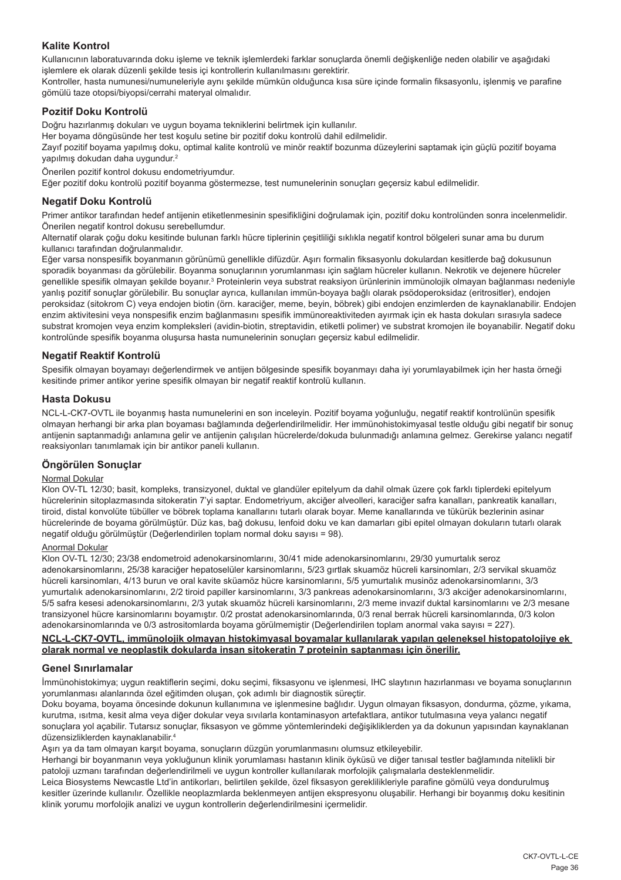## Kalite Kontrol

Kullanıcının laboratuvarında doku işleme ve teknik işlemlerdeki farklar sonuçlarda önemli değişkenliğe neden olabilir ve aşağıdaki işlemlere ek olarak düzenli şekilde tesis içi kontrollerin kullanılmasını gerektirir.

Kontroller, hasta numunesi/numuneleriyle aynı şekilde mümkün olduğunca kısa süre içinde formalin fiksasyonlu, işlenmiş ve parafine gömülü taze otopsi/biyopsi/cerrahi materyal olmalıdır.

## Pozitif Doku Kontrolü

Doğru hazırlanmış dokuları ve uygun boyama tekniklerini belirtmek için kullanılır.

Her boyama döngüsünde her test koşulu setine bir pozitif doku kontrolü dahil edilmelidir.

Zayıf pozitif boyama yapılmış doku, optimal kalite kontrolü ve minör reaktif bozunma düzeylerini saptamak için güçlü pozitif boyama yapılmış dokudan daha uygundur.[2]

Önerilen pozitif kontrol dokusu endometriyumdur.

Eğer pozitif doku kontrolü pozitif boyanma göstermezse, test numunelerinin sonuçları geçersiz kabul edilmelidir.

## Negatif Doku Kontrolü

Primer antikor tarafından hedef antijenin etiketlenmesinin spesifikliğini doğrulamak için, pozitif doku kontrolünden sonra incelenmelidir.

Önerilen negatif kontrol dokusu serebellumdur.

Alternatif olarak çoğu doku kesitinde bulunan farklı hücre tiplerinin çeşitliliği sıklıkla negatif kontrol bölgeleri sunar ama bu durum kullanıcı tarafından doğrulanmalıdır.

Eğer varsa nonspesifik boyanmanın görünümü genellikle difüzdür. Aşırı formalin fiksasyonlu dokulardan kesitlerde bağ dokusunun sporadik boyanması da görülebilir. Boyanma sonuçlarının yorumlanması için sağlam hücreler kullanın. Nekrotik ve dejenere hücreler genellikle spesifik olmayan şekilde boyanır.[3] Proteinlerin veya substrat reaksiyon ürünlerinin immünolojik olmayan bağlanması nedeniyle yanlış pozitif sonuçlar görülebilir. Bu sonuçlar ayrıca, kullanılan immün-boyaya bağlı olarak psödoperoksidaz (eritrositler), endojen peroksidaz (sitokrom C) veya endojen biotin (örn. karaciğer, meme, beyin, böbrek) gibi endojen enzimlerden de kaynaklanabilir. Endojen enzim aktivitesini veya nonspesifik enzim bağlanmasını spesifik immünoreaktiviteden ayırmak için ek hasta dokuları sırasıyla sadece substrat kromojen veya enzim kompleksleri (avidin-biotin, streptavidin, etiketli polimer) ve substrat kromojen ile boyanabilir. Negatif doku kontrolünde spesifik boyanma oluşursa hasta numunelerinin sonuçları geçersiz kabul edilmelidir.

## Negatif Reaktif Kontrolü

Spesifik olmayan boyamayı değerlendirmek ve antijen bölgesinde spesifik boyanmayı daha iyi yorumlayabilmek için her hasta örneği kesitinde primer antikor yerine spesifik olmayan bir negatif reaktif kontrolü kullanın.

## Hasta Dokusu

NCL-L-CK7-OVTL ile boyanmış hasta numunelerini en son inceleyin. Pozitif boyama yoğunluğu, negatif reaktif kontrolünün spesifik olmayan herhangi bir arka plan boyaması bağlamında değerlendirilmelidir. Her immünohistokimyasal testle olduğu gibi negatif bir sonuç antijenin saptanmadığı anlamına gelir ve antijenin çalışılan hücrelerde/dokuda bulunmadığı anlamına gelmez. Gerekirse yalancı negatif reaksiyonları tanımlamak için bir antikor paneli kullanın.

## Öngörülen Sonuçlar

### Normal Dokular

Klon OV-TL 12/30; basit, kompleks, transizyonel, duktal ve glandüler epitelyum da dahil olmak üzere çok farklı tiplerdeki epitelyum hücrelerinin sitoplazmasında sitokeratin 7'yi saptar. Endometriyum, akciğer alveolleri, karaciğer safra kanalları, pankreatik kanalları, tiroid, distal konvolüte tübüller ve böbrek toplama kanallarını tutarlı olarak boyar. Meme kanallarında ve tükürük bezlerinin asinar hücrelerinde de boyama görülmüştür. Düz kas, bağ dokusu, lenfoid doku ve kan damarları gibi epitel olmayan dokuların tutarlı olarak negatif olduğu görülmüştür (Değerlendirilen toplam normal doku sayısı = 98).

### Anormal Dokular

Klon OV-TL 12/30; 23/38 endometroid adenokarsinomlarını, 30/41 mide adenokarsinomlarını, 29/30 yumurtalık seroz adenokarsinomlarını, 25/38 karaciğer hepatoselüler karsinomlarını, 5/23 gırtlak skuamöz hücreli karsinomları, 2/3 servikal skuamöz hücreli karsinomları, 4/13 burun ve oral kavite sküamöz hücre karsinomlarını, 5/5 yumurtalık musinöz adenokarsinomlarını, 3/3 yumurtalık adenokarsinomlarını, 2/2 tiroid papiller karsinomlarını, 3/3 pankreas adenokarsinomlarını, 3/3 akciğer adenokarsinomlarını, 5/5 safra kesesi adenokarsinomlarını, 2/3 yutak skuamöz hücreli karsinomlarını, 2/3 meme invazif duktal karsinomlarını ve 2/3 mesane transizyonel hücre karsinomlarını boyamıştır. 0/2 prostat adenokarsinomlarında, 0/3 renal berrak hücreli karsinomlarında, 0/3 kolon adenokarsinomlarında ve 0/3 astrositomlarda boyama görülmemiştir (Değerlendirilen toplam anormal vaka sayısı = 227).

**NCL-L-CK7-OVTL, immünolojik olmayan histokimyasal boyamalar kullanılarak yapılan geleneksel histopatolojiye ek olarak normal ve neoplastik dokularda insan sitokeratin 7 proteinin saptanması için önerilir.**

## Genel Sınırlamalar

İmmünohistokimya; uygun reaktiflerin seçimi, doku seçimi, fiksasyonu ve işlenmesi, IHC slaytının hazırlanması ve boyama sonuçlarının yorumlanması alanlarında özel eğitimden oluşan, çok adımlı bir diagnostik süreçtir.

Doku boyama, boyama öncesinde dokunun kullanımına ve işlenmesine bağlıdır. Uygun olmayan fiksasyon, dondurma, çözme, yıkama, kurutma, ısıtma, kesit alma veya diğer dokular veya sıvılarla kontaminasyon artefaktlara, antikor tutulmasına veya yalancı negatif sonuçlara yol açabilir. Tutarsız sonuçlar, fiksasyon ve gömme yöntemlerindeki değişikliklerden ya da dokunun yapısından kaynaklanan düzensizliklerden kaynaklanabilir.[4]

Aşırı ya da tam olmayan karşıt boyama, sonuçların düzgün yorumlanmasını olumsuz etkileyebilir.

Herhangi bir boyanmanın veya yokluğunun klinik yorumlaması hastanın klinik öyküsü ve diğer tanısal testler bağlamında nitelikli bir patoloji uzmanı tarafından değerlendirilmeli ve uygun kontroller kullanılarak morfolojik çalışmalarla desteklenmelidir.

Leica Biosystems Newcastle Ltd'in antikorları, belirtilen şekilde, özel fiksasyon gereklilikleriyle parafine gömülü veya dondurulmuş kesitler üzerinde kullanılır. Özellikle neoplazmlarda beklenmeyen antijen ekspresyonu oluşabilir. Herhangi bir boyanmış doku kesitinin klinik yorumu morfolojik analizi ve uygun kontrollerin değerlendirilmesini içermelidir.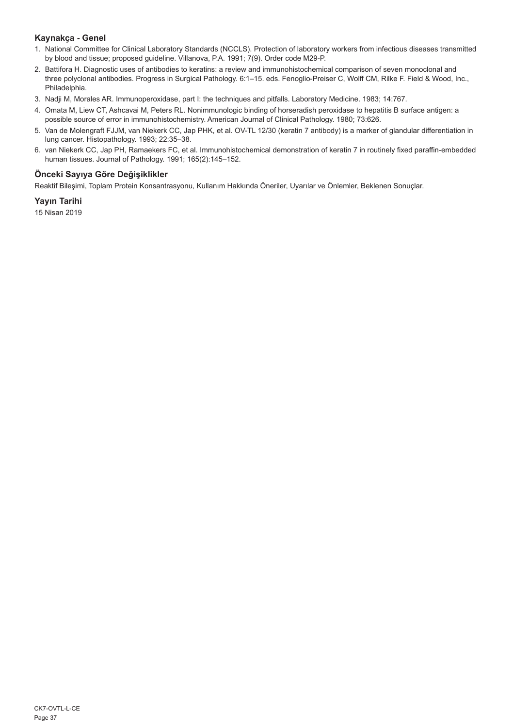### Kaynakça - Genel

1. National Committee for Clinical Laboratory Standards (NCCLS). Protection of laboratory workers from infectious diseases transmitted by blood and tissue; proposed guideline. Villanova, P.A. 1991; 7(9). Order code M29-P.
2. Battifora H. Diagnostic uses of antibodies to keratins: a review and immunohistochemical comparison of seven monoclonal and three polyclonal antibodies. Progress in Surgical Pathology. 6:1–15. eds. Fenoglio-Preiser C, Wolff CM, Rilke F. Field & Wood, Inc., Philadelphia.
3. Nadji M, Morales AR. Immunoperoxidase, part I: the techniques and pitfalls. Laboratory Medicine. 1983; 14:767.
4. Omata M, Liew CT, Ashcavai M, Peters RL. Nonimmunologic binding of horseradish peroxidase to hepatitis B surface antigen: a possible source of error in immunohistochemistry. American Journal of Clinical Pathology. 1980; 73:626.
5. Van de Molengraft FJJM, van Niekerk CC, Jap PHK, et al. OV-TL 12/30 (keratin 7 antibody) is a marker of glandular differentiation in lung cancer. Histopathology. 1993; 22:35–38.
6. van Niekerk CC, Jap PH, Ramaekers FC, et al. Immunohistochemical demonstration of keratin 7 in routinely fixed paraffin-embedded human tissues. Journal of Pathology. 1991; 165(2):145–152.

### Önceki Sayıya Göre Değişiklikler

Reaktif Bileşimi, Toplam Protein Konsantrasyonu, Kullanım Hakkında Öneriler, Uyarılar ve Önlemler, Beklenen Sonuçlar.

### Yayın Tarihi

15 Nisan 2019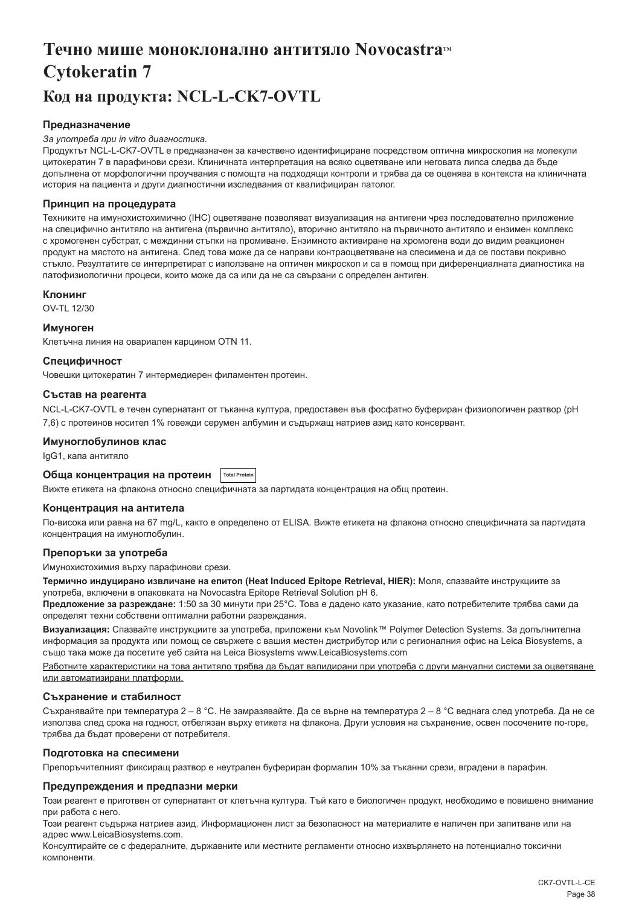# Течно мише моноклонално антитяло Novocastra™ Cytokeratin 7

# Код на продукта: NCL-L-CK7-OVTL

### Предназначение

*За употреба при in vitro диагностика.*

Продуктът NCL-L-CK7-OVTL е предназначен за качествено идентифициране посредством оптична микроскопия на молекули цитокератин 7 в парафинови срези. Клиничната интерпретация на всяко оцветяване или неговата липса следва да бъде допълнена от морфологични проучвания с помощта на подходящи контроли и трябва да се оценява в контекста на клиничната история на пациента и други диагностични изследвания от квалифициран патолог.

### Принцип на процедурата

Техниките на имунохистохимично (IHC) оцветяване позволяват визуализация на антигени чрез последователно приложение на специфично антитяло на антигена (първично антитяло), вторично антитяло на първичното антитяло и ензимен комплекс с хромогенен субстрат, с междинни стъпки на промиване. Ензимното активиране на хромогена води до видим реакционен продукт на мястото на антигена. След това може да се направи контраоцветяване на спесимена и да се постави покривно стъкло. Резултатите се интерпретират с използване на оптичен микроскоп и са в помощ при диференциалната диагностика на патофизиологични процеси, които може да са или да не са свързани с определен антиген.

### Клонинг

OV-TL 12/30

### Имуноген

Клетъчна линия на овариален карцином OTN 11.

### Специфичност

Човешки цитокератин 7 интермедиерен филаментен протеин.

### Състав на реагента

NCL-L-CK7-OVTL е течен супернатант от тъканна култура, предоставен във фосфатно буфериран физиологичен разтвор (pH 7,6) с протеинов носител 1% говежди серумен албумин и съдържащ натриев азид като консервант.

### Имуноглобулинов клас

IgG1, капа антитяло

### Обща концентрация на протеин Total Protein

Вижте етикета на флакона относно специфичната за партидата концентрация на общ протеин.

### Концентрация на антитела

По-висока или равна на 67 mg/L, както е определено от ELISA. Вижте етикета на флакона относно специфичната за партидата концентрация на имуноглобулин.

### Препоръки за употреба

Имунохистохимия върху парафинови срези.

**Термично индуцирано извличане на епитоп (Heat Induced Epitope Retrieval, HIER):** Моля, спазвайте инструкциите за употреба, включени в опаковката на Novocastra Epitope Retrieval Solution pH 6.

**Предложение за разреждане:** 1:50 за 30 минути при 25°C. Това е дадено като указание, като потребителите трябва сами да определят техни собствени оптимални работни разреждания.

**Визуализация:** Спазвайте инструкциите за употреба, приложени към Novolink™ Polymer Detection Systems. За допълнителна информация за продукта или помощ се свържете с вашия местен дистрибутор или с регионалния офис на Leica Biosystems, а също така може да посетите уеб сайта на Leica Biosystems www.LeicaBiosystems.com

Работните характеристики на това антитяло трябва да бъдат валидирани при употреба с други мануални системи за оцветяване или автоматизирани платформи.

### Съхранение и стабилност

Съхранявайте при температура 2 – 8 °C. Не замразявайте. Да се върне на температура 2 – 8 °C веднага след употреба. Да не се използва след срока на годност, отбелязан върху етикета на флакона. Други условия на съхранение, освен посочените по-горе, трябва да бъдат проверени от потребителя.

### Подготовка на спесимени

Препоръчителният фиксиращ разтвор е неутрален буфериран формалин 10% за тъканни срези, вградени в парафин.

### Предупреждения и предпазни мерки

Този реагент е приготвен от супернатант от клетъчна култура. Тъй като е биологичен продукт, необходимо е повишено внимание при работа с него.

Този реагент съдържа натриев азид. Информационен лист за безопасност на материалите е наличен при запитване или на адрес www.LeicaBiosystems.com.

Консултирайте се с федералните, държавните или местните регламенти относно изхвърлянето на потенциално токсични компоненти.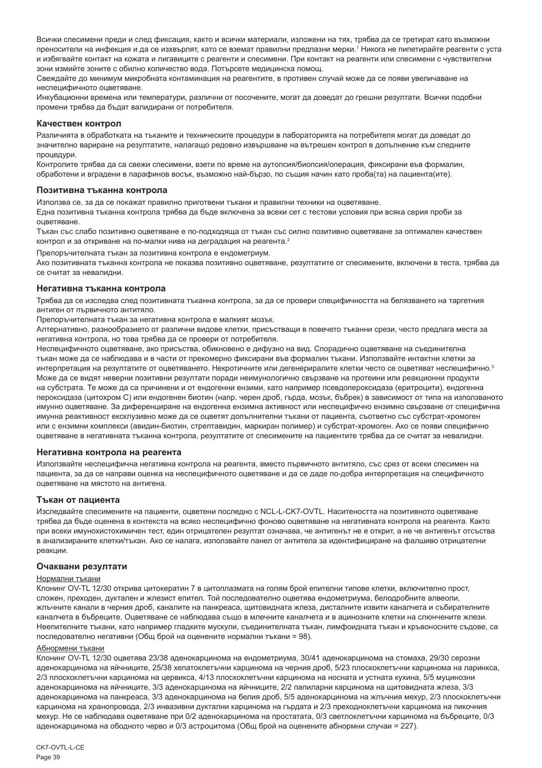Всички спесимени преди и след фиксация, както и всички материали, изложени на тях, трябва да се третират като възможни преносители на инфекция и да се изхвърлят, като се вземат правилни предпазни мерки.[1] Никога не пипетирайте реагенти с уста и избягвайте контакт на кожата и лигавиците с реагенти и спесимени. При контакт на реагенти или спесимени с чувствителни зони измийте зоните с обилно количество вода. Потърсете медицинска помощ.

Свеждайте до минимум микробната контаминация на реагентите, в противен случай може да се появи увеличаване на неспецифичното оцветяване.

Инкубационни времена или температури, различни от посочените, могат да доведат до грешни резултати. Всички подобни промени трябва да бъдат валидирани от потребителя.

### Качествен контрол

Различията в обработката на тъканите и техническите процедури в лабораторията на потребителя могат да доведат до значително вариране на резултатите, налагащо редовно извършване на вътрешен контрол в допълнение към следните процедури.

Контролите трябва да са свежи спесимени, взети по време на аутопсия/биопсия/операция, фиксирани във формалин, обработени и вградени в парафинов восък, възможно най-бързо, по същия начин като проба(та) на пациента(ите).

### Позитивна тъканна контрола

Използва се, за да се покажат правилно приготвени тъкани и правилни техники на оцветяване.

Една позитивна тъканна контрола трябва да бъде включена за всеки сет с тестови условия при всяка серия проби за оцветяване.

Тъкан със слабо позитивно оцветяване е по-подходяща от тъкан със силно позитивно оцветяване за оптимален качествен контрол и за откриване на по-малки нива на деградация на реагента.[2]

Препоръчителната тъкан за позитивна контрола е ендометриум.

Ако позитивната тъканна контрола не показва позитивно оцветяване, резултатите от спесимените, включени в теста, трябва да се считат за невалидни.

### Негативна тъканна контрола

Трябва да се изследва след позитивната тъканна контрола, за да се провери специфичността на белязването на таргетния антиген от първичното антитяло.

Препоръчителната тъкан за негативна контрола е малкият мозък.

Алтернативно, разнообразието от различни видове клетки, присъстващи в повечето тъканни срези, често предлага места за негативна контрола, но това трябва да се провери от потребителя.

Неспецифичното оцветяване, ако присъства, обикновено е дифузно на вид. Спорадично оцветяване на съединителна тъкан може да се наблюдава и в части от прекомерно фиксирани във формалин тъкани. Използвайте интактни клетки за интерпретация на резултатите от оцветяването. Некротичните или дегенериралите клетки често се оцветяват неспецифично.[3] Може да се видят неверни позитивни резултати поради неимунологично свързване на протеини или реакционни продукти на субстрата. Те може да са причинени и от ендогенни ензими, като например псевдопероксидаза (еритроцити), ендогенна пероксидаза (цитохром C) или ендогенен биотин (напр. черен дроб, гърда, мозък, бъбрек) в зависимост от типа на използваното имунно оцветяване. За диференциране на ендогенна ензимна активност или неспецифично ензимно свързване от специфична имунна реактивност ексклузивно може да се оцветят допълнителни тъкани от пациента, съответно със субстрат-хромоген или с ензимни комплекси (авидин-биотин, стрептавидин, маркиран полимер) и субстрат-хромоген. Ако се появи специфично оцветяване в негативната тъканна контрола, резултатите от спесимените на пациентите трябва да се считат за невалидни.

### Негативна контрола на реагента

Използвайте неспецифична негативна контрола на реагента, вместо първичното антитяло, със срез от всеки спесимен на пациента, за да се направи оценка на неспецифичното оцветяване и да се даде по-добра интерпретация на специфичното оцветяване на мястото на антигена.

### Тъкан от пациента

Изследвайте спесимените на пациенти, оцветени последно с NCL-L-CK7-OVTL. Наситеността на позитивното оцветяване трябва да бъде оценена в контекста на всяко неспецифично фоново оцветяване на негативната контрола на реагента. Както при всеки имунохистохимичен тест, един отрицателен резултат означава, че антигенът не е открит, а не че антигенът отсъства в анализираните клетки/тъкан. Ако се налага, използвайте панел от антитела за идентифициране на фалшиво отрицателни реакции.

### Очаквани резултати

Нормални тъкани

Клонинг OV-TL 12/30 открива цитокератин 7 в цитоплазмата на голям брой епителни типове клетки, включително прост, сложен, преходен, дуктален и жлезист епител. Той последователно оцветява ендометриума, белодробните алвеоли, жлъчните канали в черния дроб, каналите на панкреаса, щитовидната жлеза, дисталните извити каналчета и събирателните каналчета в бъбреците. Оцветяване се наблюдава също в млечните каналчета и в ацинозните клетки на слюнчените жлези. Неепителните тъкани, като например гладките мускули, съединителната тъкан, лимфоидната тъкан и кръвоносните съдове, са последователно негативни (Общ брой на оценените нормални тъкани = 98).

Абнормни тъкани

Клонинг OV-TL 12/30 оцветява 23/38 аденокарцинома на ендометриума, 30/41 аденокарцинома на стомаха, 29/30 серозни аденокарцинома на яйчниците, 25/38 хепатоклетъчни карцинома на черния дроб, 5/23 плоскоклетъчни карцинома на ларинкса, 2/3 плоскоклетъчни карцинома на цервикса, 4/13 плоскоклетъчни карцинома на носната и устната кухина, 5/5 муцинозни аденокарцинома на яйчниците, 3/3 аденокарцинома на яйчниците, 2/2 папиларни карцинома на щитовидната жлеза, 3/3 аденокарцинома на панкреаса, 3/3 аденокарцинома на белия дроб, 5/5 аденокарцинома на жлъчния мехур, 2/3 плоскоклетъчни карцинома на хранопровода, 2/3 инвазивни дуктални карцинома на гърдата и 2/3 преходноклетъчни карцинома на пикочния мехур. Не се наблюдава оцветяване при 0/2 аденокарцинома на простатата, 0/3 светлоклетъчни карцинома на бъбреците, 0/3 аденокарцинома на ободното черво и 0/3 астроцитома (Общ брой на оценените абнормни случаи = 227).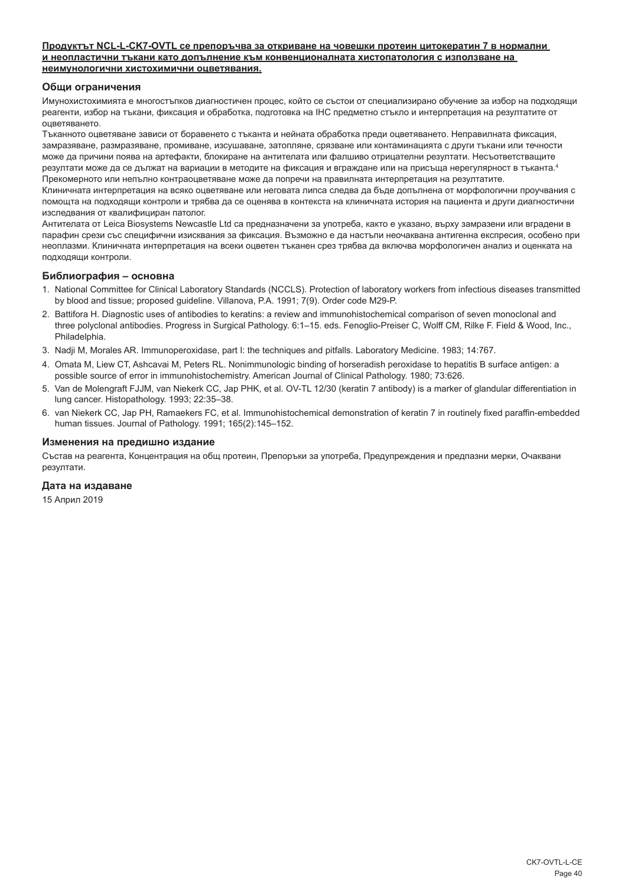**Продуктът NCL-L-CK7-OVTL се препоръчва за откриване на човешки протеин цитокератин 7 в нормални и неопластични тъкани като допълнение към конвенционалната хистопатология с използване на неимунологични хистохимични оцветявания.**

## Общи ограничения

Имунохистохимията е многостъпков диагностичен процес, който се състои от специализирано обучение за избор на подходящи реагенти, избор на тъкани, фиксация и обработка, подготовка на IHC предметно стъкло и интерпретация на резултатите от оцветяването.

Тъканното оцветяване зависи от боравенето с тъканта и нейната обработка преди оцветяването. Неправилната фиксация, замразяване, размразяване, промиване, изсушаване, затопляне, срязване или контаминацията с други тъкани или течности може да причини поява на артефакти, блокиране на антителата или фалшиво отрицателни резултати. Несъответстващите резултати може да се дължат на вариации в методите на фиксация и вграждане или на присъща нерегулярност в тъканта.[4]

Прекомерното или непълно контраоцветяване може да попречи на правилната интерпретация на резултатите.

Клиничната интерпретация на всяко оцветяване или неговата липса следва да бъде допълнена от морфологични проучвания с помощта на подходящи контроли и трябва да се оценява в контекста на клиничната история на пациента и други диагностични изследвания от квалифициран патолог.

Антителата от Leica Biosystems Newcastle Ltd са предназначени за употреба, както е указано, върху замразени или вградени в парафин срези със специфични изисквания за фиксация. Възможно е да настъпи неочаквана антигенна експресия, особено при неоплазми. Клиничната интерпретация на всеки оцветен тъканен срез трябва да включва морфологичен анализ и оценката на подходящи контроли.

## Библиография – основна

1. National Committee for Clinical Laboratory Standards (NCCLS). Protection of laboratory workers from infectious diseases transmitted by blood and tissue; proposed guideline. Villanova, P.A. 1991; 7(9). Order code M29-P.
2. Battifora H. Diagnostic uses of antibodies to keratins: a review and immunohistochemical comparison of seven monoclonal and three polyclonal antibodies. Progress in Surgical Pathology. 6:1–15. eds. Fenoglio-Preiser C, Wolff CM, Rilke F. Field & Wood, Inc., Philadelphia.
3. Nadji M, Morales AR. Immunoperoxidase, part I: the techniques and pitfalls. Laboratory Medicine. 1983; 14:767.
4. Omata M, Liew CT, Ashcavai M, Peters RL. Nonimmunologic binding of horseradish peroxidase to hepatitis B surface antigen: a possible source of error in immunohistochemistry. American Journal of Clinical Pathology. 1980; 73:626.
5. Van de Molengraft FJJM, van Niekerk CC, Jap PHK, et al. OV-TL 12/30 (keratin 7 antibody) is a marker of glandular differentiation in lung cancer. Histopathology. 1993; 22:35–38.
6. van Niekerk CC, Jap PH, Ramaekers FC, et al. Immunohistochemical demonstration of keratin 7 in routinely fixed paraffin-embedded human tissues. Journal of Pathology. 1991; 165(2):145–152.

## Изменения на предишно издание

Състав на реагента, Концентрация на общ протеин, Препоръки за употреба, Предупреждения и предпазни мерки, Очаквани резултати.

## Дата на издаване

15 Април 2019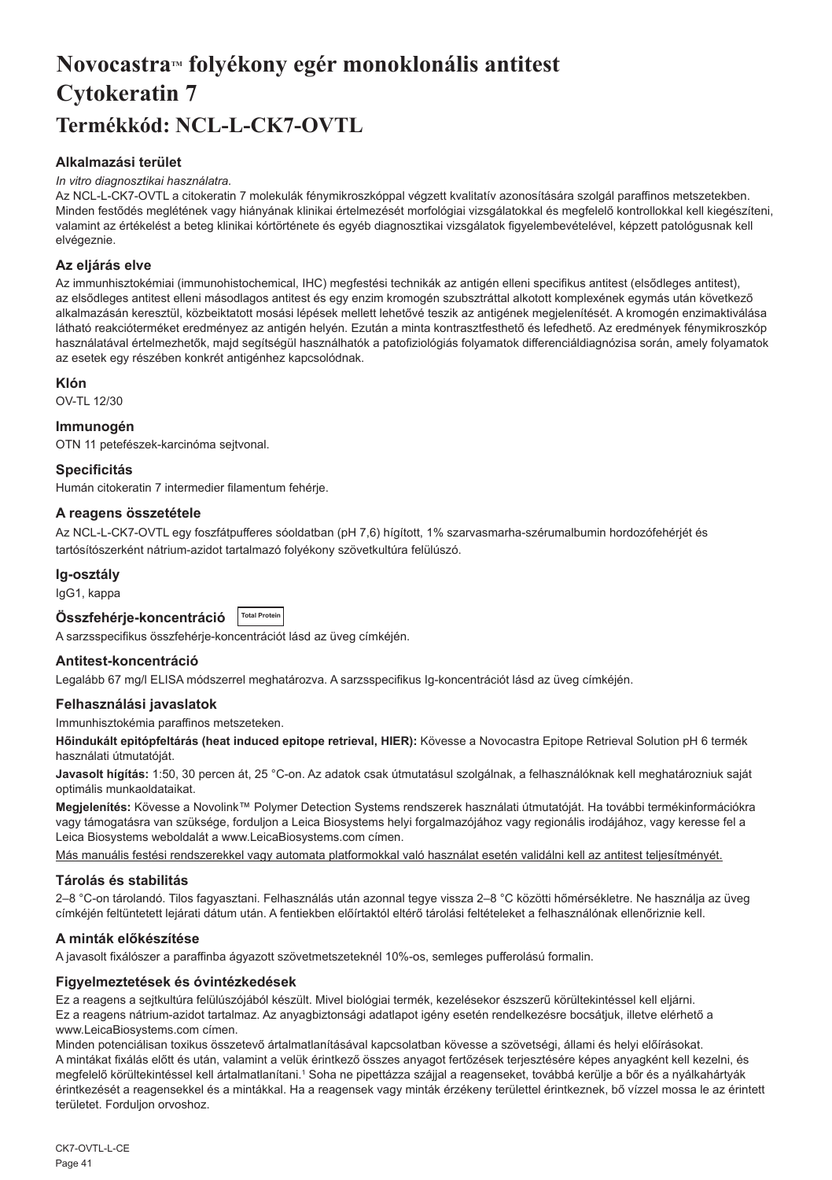# Novocastra™ folyékony egér monoklonális antitest Cytokeratin 7

# Termékkód: NCL-L-CK7-OVTL

## Alkalmazási terület

*In vitro diagnosztikai használatra.*

Az NCL-L-CK7-OVTL a citokeratin 7 molekulák fénymikroszkóppal végzett kvalitatív azonosítására szolgál paraffinos metszetekben. Minden festődés meglétének vagy hiányának klinikai értelmezését morfológiai vizsgálatokkal és megfelelő kontrollokkal kell kiegészíteni, valamint az értékelést a beteg klinikai kórtörténete és egyéb diagnosztikai vizsgálatok figyelembevételével, képzett patológusnak kell elvégeznie.

## Az eljárás elve

Az immunhisztokémiai (immunohistochemical, IHC) megfestési technikák az antigén elleni specifikus antitest (elsődleges antitest), az elsődleges antitest elleni másodlagos antitest és egy enzim kromogén szubsztráttal alkotott komplexének egymás után következő alkalmazásán keresztül, közbeiktatott mosási lépések mellett lehetővé teszik az antigének megjelenítését. A kromogén enzimaktiválása látható reakcióterméket eredményez az antigén helyén. Ezután a minta kontrasztfesthető és lefedhető. Az eredmények fénymikroszkóp használatával értelmezhetők, majd segítségül használhatók a patofiziológiás folyamatok differenciáldiagnózisa során, amely folyamatok az esetek egy részében konkrét antigénhez kapcsolódnak.

## Klón

OV-TL 12/30

## Immunogén

OTN 11 petefészek-karcinóma sejtvonal.

## Specificitás

Humán citokeratin 7 intermedier filamentum fehérje.

## A reagens összetétele

Az NCL-L-CK7-OVTL egy foszfátpufferes sóoldatban (pH 7,6) hígított, 1% szarvasmarha-szérumalbumin hordozófehérjét és tartósítószerként nátrium-azidot tartalmazó folyékony szövetkultúra felülúszó.

## Ig-osztály

IgG1, kappa

## Összfehérje-koncentráció Total Protein

A sarzsspecifikus összfehérje-koncentrációt lásd az üveg címkéjén.

## Antitest-koncentráció

Legalább 67 mg/l ELISA módszerrel meghatározva. A sarzsspecifikus Ig-koncentrációt lásd az üveg címkéjén.

## Felhasználási javaslatok

Immunhisztokémia paraffinos metszeteken.

**Hőindukált epitópfeltárás (heat induced epitope retrieval, HIER):** Kövesse a Novocastra Epitope Retrieval Solution pH 6 termék használati útmutatóját.

**Javasolt hígítás:** 1:50, 30 percen át, 25 °C-on. Az adatok csak útmutatásul szolgálnak, a felhasználóknak kell meghatározniuk saját optimális munkaoldataikat.

**Megjelenítés:** Kövesse a Novolink™ Polymer Detection Systems rendszerek használati útmutatóját. Ha további termékinformációkra vagy támogatásra van szüksége, forduljon a Leica Biosystems helyi forgalmazójához vagy regionális irodájához, vagy keresse fel a Leica Biosystems weboldalát a www.LeicaBiosystems.com címen.

Más manuális festési rendszerekkel vagy automata platformokkal való használat esetén validálni kell az antitest teljesítményét.

## Tárolás és stabilitás

2–8 °C-on tárolandó. Tilos fagyasztani. Felhasználás után azonnal tegye vissza 2–8 °C közötti hőmérsékletre. Ne használja az üveg címkéjén feltüntetett lejárati dátum után. A fentiekben előírtaktól eltérő tárolási feltételeket a felhasználónak kell ellenőriznie.

## A minták előkészítése

A javasolt fixálószer a paraffinba ágyazott szövetmetszeteknél 10%-os, semleges pufferolású formalin.

## Figyelmeztetések és óvintézkedések

Ez a reagens a sejtkultúra felülúszójából készült. Mivel biológiai termék, kezelésekor észszerű körültekintéssel kell eljárni.

Ez a reagens nátrium-azidot tartalmaz. Az anyagbiztonsági adatlapot igény esetén rendelkezésre bocsátjuk, illetve elérhető a www.LeicaBiosystems.com címen.

Minden potenciálisan toxikus összetevő ártalmatlanításával kapcsolatban kövesse a szövetségi, állami és helyi előírásokat.

A mintákat fixálás előtt és után, valamint a velük érintkező összes anyagot fertőzések terjesztésére képes anyagként kell kezelni, és megfelelő körültekintéssel kell ártalmatlanítani.[1] Soha ne pipettázza szájjal a reagenseket, továbbá kerülje a bőr és a nyálkahártyák érintkezését a reagensekkel és a mintákkal. Ha a reagensek vagy minták érzékeny területtel érintkeznek, bő vízzel mossa le az érintett területet. Forduljon orvoshoz.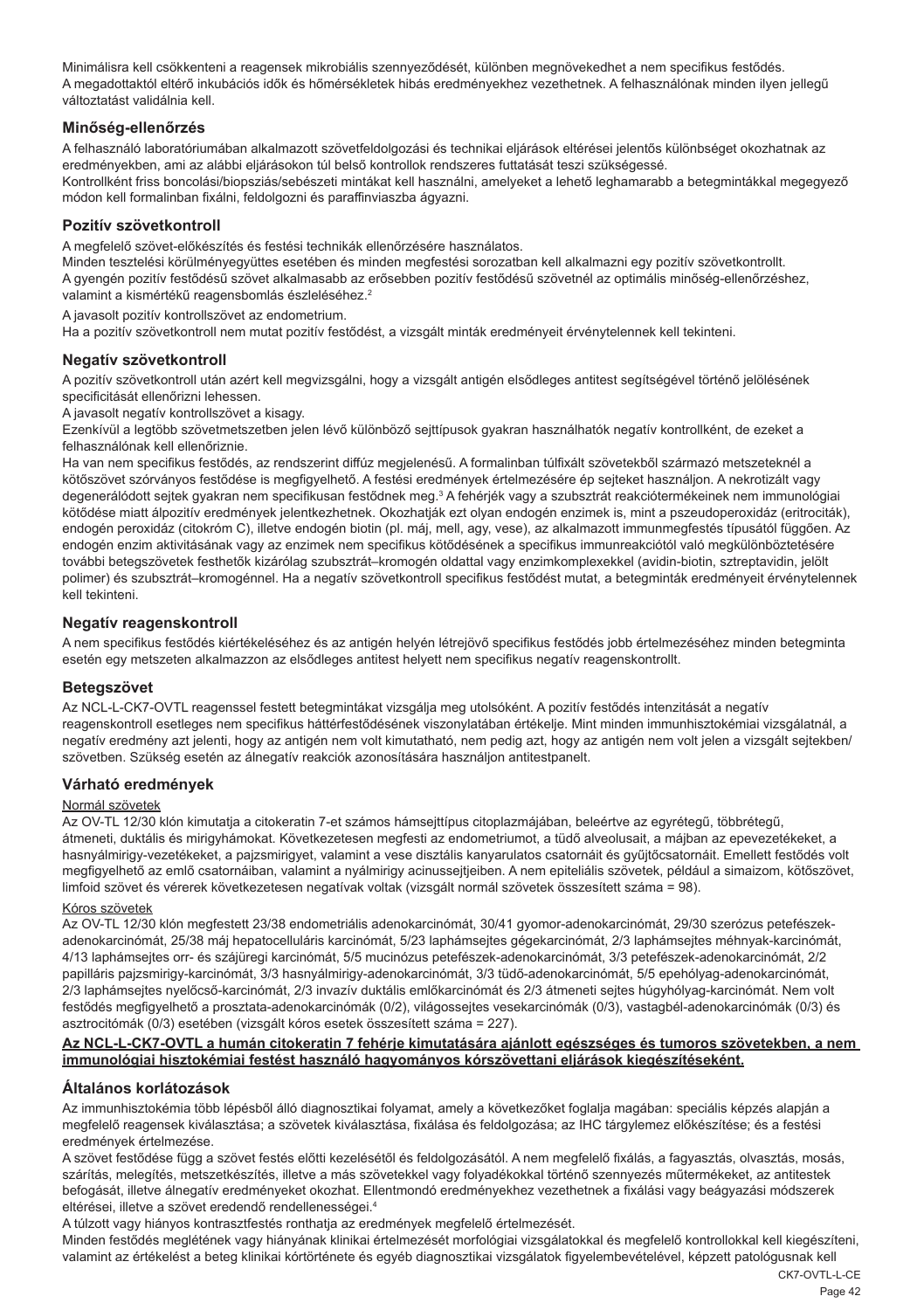Minimálisra kell csökkenteni a reagensek mikrobiális szennyeződését, különben megnövekedhet a nem specifikus festődés.
A megadottaktól eltérő inkubációs idők és hőmérsékletek hibás eredményekhez vezethetnek. A felhasználónak minden ilyen jellegű változtatást validálnia kell.

## Minőség-ellenőrzés

A felhasználó laboratóriumában alkalmazott szövetfeldolgozási és technikai eljárások eltérései jelentős különbséget okozhatnak az eredményekben, ami az alábbi eljárásokon túl belső kontrollok rendszeres futtatását teszi szükségessé.
Kontrollként friss boncolási/biopsziás/sebészeti mintákat kell használni, amelyeket a lehető leghamarabb a betegmintákkal megegyező módon kell formalinban fixálni, feldolgozni és paraffinviaszba ágyazni.

## Pozitív szövetkontroll

A megfelelő szövet-előkészítés és festési technikák ellenőrzésére használatos.
Minden tesztelési körülményegyüttes esetében és minden megfestési sorozatban kell alkalmazni egy pozitív szövetkontrollt.
A gyengén pozitív festődésű szövet alkalmasabb az erősebben pozitív festődésű szövetnél az optimális minőség-ellenőrzéshez, valamint a kismértékű reagensbomlás észleléséhez.[2]

A javasolt pozitív kontrollszövet az endometrium.
Ha a pozitív szövetkontroll nem mutat pozitív festődést, a vizsgált minták eredményeit érvénytelennek kell tekinteni.

## Negatív szövetkontroll

A pozitív szövetkontroll után azért kell megvizsgálni, hogy a vizsgált antigén elsődleges antitest segítségével történő jelölésének specificitását ellenőrizni lehessen.
A javasolt negatív kontrollszövet a kisagy.
Ezenkívül a legtöbb szövetmetszetben jelen lévő különböző sejttípusok gyakran használhatók negatív kontrollként, de ezeket a felhasználónak kell ellenőriznie.
Ha van nem specifikus festődés, az rendszerint diffúz megjelenésű. A formalinban túlfixált szövetekből származó metszeteknél a kötőszövet szórványos festődése is megfigyelhető. A festési eredmények értelmezésére ép sejteket használjon. A nekrotizált vagy degenerálódott sejtek gyakran nem specifikusan festődnek meg.[3] A fehérjék vagy a szubsztrát reakciótermékeinek nem immunológiai kötődése miatt álpozitív eredmények jelentkezhetnek. Okozhatják ezt olyan endogén enzimek is, mint a pszeudoperoxidáz (eritrociták), endogén peroxidáz (citokróm C), illetve endogén biotin (pl. máj, mell, agy, vese), az alkalmazott immunmegfestés típusától függően. Az endogén enzim aktivitásának vagy az enzimek nem specifikus kötődésének a specifikus immunreakciótól való megkülönböztetésére további betegszövetek festhetők kizárólag szubsztrát–kromogén oldattal vagy enzimkomplexekkel (avidin-biotin, sztreptavidin, jelölt polimer) és szubsztrát–kromogénnel. Ha a negatív szövetkontroll specifikus festődést mutat, a betegminták eredményeit érvénytelennek kell tekinteni.

## Negatív reagenskontroll

A nem specifikus festődés kiértékeléséhez és az antigén helyén létrejövő specifikus festődés jobb értelmezéséhez minden betegminta esetén egy metszeten alkalmazzon az elsődleges antitest helyett nem specifikus negatív reagenskontrollt.

## Betegszövet

Az NCL-L-CK7-OVTL reagenssel festett betegmintákat vizsgálja meg utolsóként. A pozitív festődés intenzitását a negatív reagenskontroll esetleges nem specifikus háttérfestődésének viszonylatában értékelje. Mint minden immunhisztokémiai vizsgálatnál, a negatív eredmény azt jelenti, hogy az antigén nem volt kimutatható, nem pedig azt, hogy az antigén nem volt jelen a vizsgált sejtekben/szövetben. Szükség esetén az álnegatív reakciók azonosítására használjon antitestpanelt.

## Várható eredmények

Normál szövetek

Az OV-TL 12/30 klón kimutatja a citokeratin 7-et számos hámsejttípus citoplazmájában, beleértve az egyrétegű, többrétegű, átmeneti, duktális és mirigyhámokat. Következetesen megfesti az endometriumot, a tüdő alveolusait, a májban az epevezetékeket, a hasnyálmirigy-vezetékeket, a pajzsmirigyet, valamint a vese disztális kanyarulatos csatornáit és gyűjtőcsatornáit. Emellett festődés volt megfigyelhető az emlő csatornáiban, valamint a nyálmirigy acinussejtjeiben. A nem epiteliális szövetek, például a simaizom, kötőszövet, limfoid szövet és vérerek következetesen negatívak voltak (vizsgált normál szövetek összesített száma = 98).

Kóros szövetek

Az OV-TL 12/30 klón megfestett 23/38 endometriális adenokarcinómát, 30/41 gyomor-adenokarcinómát, 29/30 szerózus petefészek-adenokarcinómát, 25/38 máj hepatocelluláris karcinómát, 5/23 laphámsejtes gégekarcinómát, 2/3 laphámsejtes méhnyak-karcinómát, 4/13 laphámsejtes orr- és szájüregi karcinómát, 5/5 mucinózus petefészek-adenokarcinómát, 3/3 petefészek-adenokarcinómát, 2/2 papilláris pajzsmirigy-karcinómát, 3/3 hasnyálmirigy-adenokarcinómát, 3/3 tüdő-adenokarcinómát, 5/5 epehólyag-adenokarcinómát, 2/3 laphámsejtes nyelőcső-karcinómát, 2/3 invazív duktális emlőkarcinómát és 2/3 átmeneti sejtes húgyhólyag-karcinómát. Nem volt festődés megfigyelhető a prosztata-adenokarcinómák (0/2), világossejtes vesekarcinómák (0/3), vastagbél-adenokarcinómák (0/3) és asztrocitómák (0/3) esetében (vizsgált kóros esetek összesített száma = 227).

**Az NCL-L-CK7-OVTL a humán citokeratin 7 fehérje kimutatására ajánlott egészséges és tumoros szövetekben, a nem immunológiai hisztokémiai festést használó hagyományos kórszövettani eljárások kiegészítéseként.**

## Általános korlátozások

Az immunhisztokémia több lépésből álló diagnosztikai folyamat, amely a következőket foglalja magában: speciális képzés alapján a megfelelő reagensek kiválasztása; a szövetek kiválasztása, fixálása és feldolgozása; az IHC tárgylemez előkészítése; és a festési eredmények értelmezése.
A szövet festődése függ a szövet festés előtti kezelésétől és feldolgozásától. A nem megfelelő fixálás, a fagyasztás, olvasztás, mosás, szárítás, melegítés, metszetkészítés, illetve a más szövetekkel vagy folyadékokkal történő szennyezés műtermékeket, az antitestek befogását, illetve álnegatív eredményeket okozhat. Ellentmondó eredményekhez vezethetnek a fixálási vagy beágyazási módszerek eltérései, illetve a szövet eredendő rendellenességei.[4]
A túlzott vagy hiányos kontrasztfestés ronthatja az eredmények megfelelő értelmezését.
Minden festődés meglétének vagy hiányának klinikai értelmezését morfológiai vizsgálatokkal és megfelelő kontrollokkal kell kiegészíteni, valamint az értékelést a beteg klinikai kórtörténete és egyéb diagnosztikai vizsgálatok figyelembevételével, képzett patológusnak kell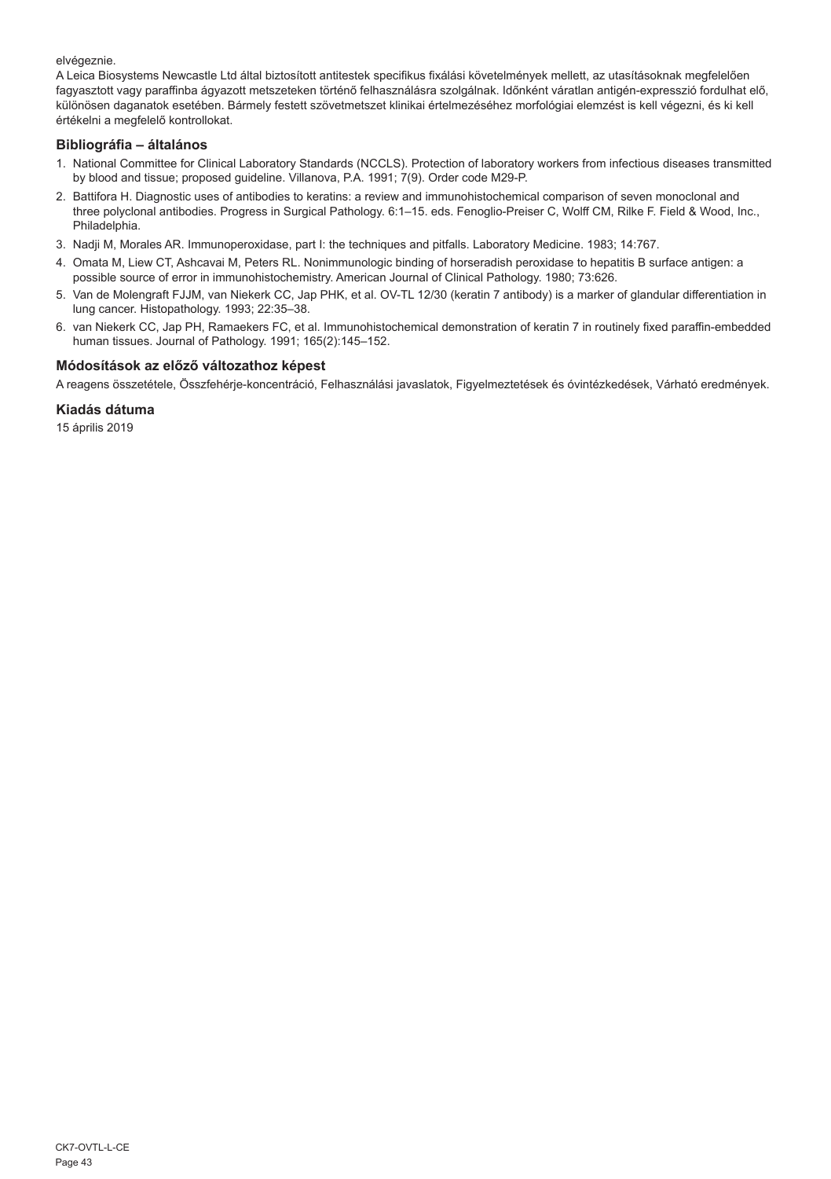elvégeznie.

A Leica Biosystems Newcastle Ltd által biztosított antitestek specifikus fixálási követelmények mellett, az utasításoknak megfelelően fagyasztott vagy paraffinba ágyazott metszeteken történő felhasználásra szolgálnak. Időnként váratlan antigén-expresszió fordulhat elő, különösen daganatok esetében. Bármely festett szövetmetszet klinikai értelmezéséhez morfológiai elemzést is kell végezni, és ki kell értékelni a megfelelő kontrollokat.

## Bibliográfia – általános

1. National Committee for Clinical Laboratory Standards (NCCLS). Protection of laboratory workers from infectious diseases transmitted by blood and tissue; proposed guideline. Villanova, P.A. 1991; 7(9). Order code M29-P.
2. Battifora H. Diagnostic uses of antibodies to keratins: a review and immunohistochemical comparison of seven monoclonal and three polyclonal antibodies. Progress in Surgical Pathology. 6:1–15. eds. Fenoglio-Preiser C, Wolff CM, Rilke F. Field & Wood, Inc., Philadelphia.
3. Nadji M, Morales AR. Immunoperoxidase, part I: the techniques and pitfalls. Laboratory Medicine. 1983; 14:767.
4. Omata M, Liew CT, Ashcavai M, Peters RL. Nonimmunologic binding of horseradish peroxidase to hepatitis B surface antigen: a possible source of error in immunohistochemistry. American Journal of Clinical Pathology. 1980; 73:626.
5. Van de Molengraft FJJM, van Niekerk CC, Jap PHK, et al. OV-TL 12/30 (keratin 7 antibody) is a marker of glandular differentiation in lung cancer. Histopathology. 1993; 22:35–38.
6. van Niekerk CC, Jap PH, Ramaekers FC, et al. Immunohistochemical demonstration of keratin 7 in routinely fixed paraffin-embedded human tissues. Journal of Pathology. 1991; 165(2):145–152.

## Módosítások az előző változathoz képest

A reagens összetétele, Összfehérje-koncentráció, Felhasználási javaslatok, Figyelmeztetések és óvintézkedések, Várható eredmények.

## Kiadás dátuma

15 április 2019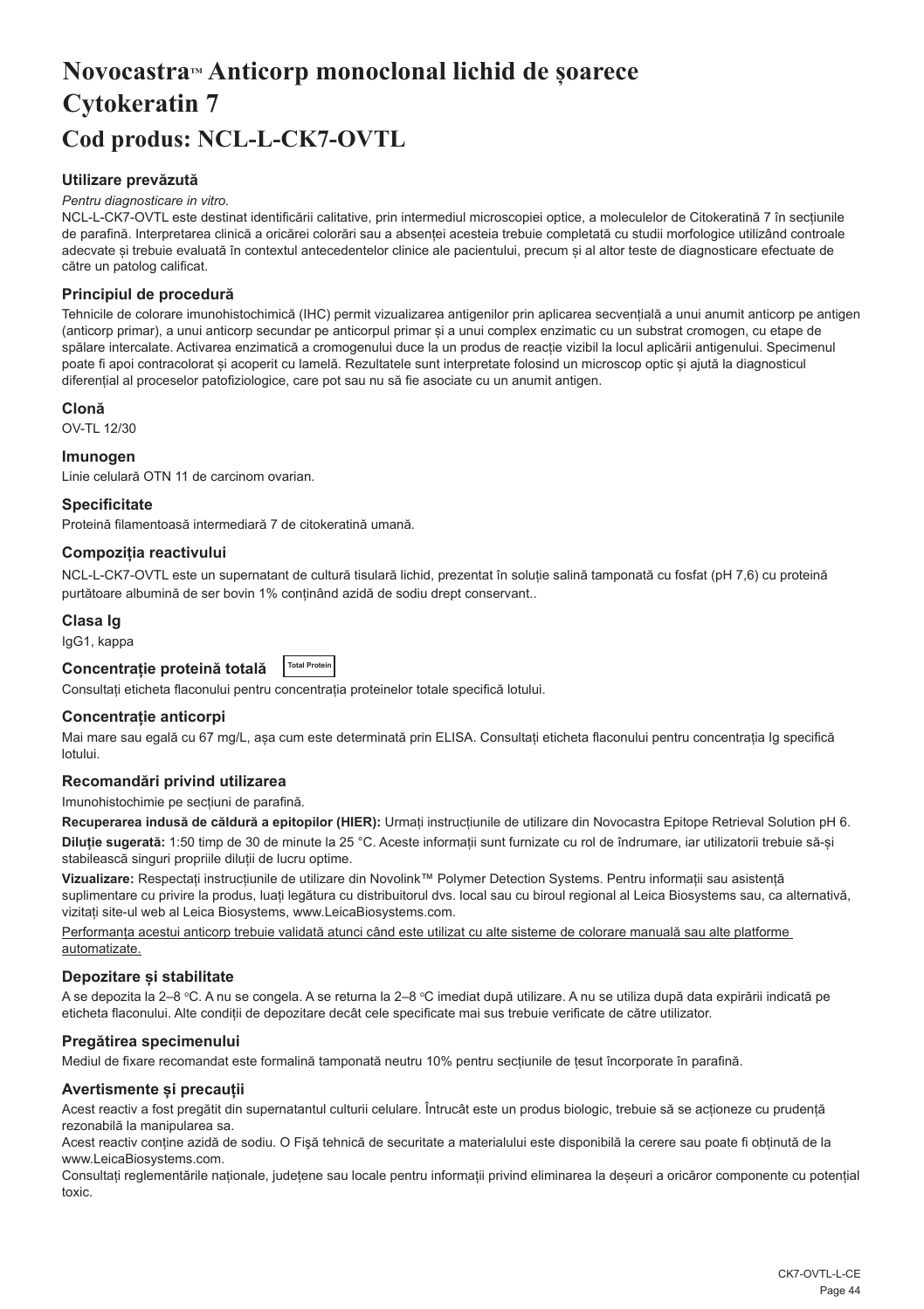# Novocastra™ Anticorp monoclonal lichid de șoarece Cytokeratin 7

# Cod produs: NCL-L-CK7-OVTL

### Utilizare prevăzută

*Pentru diagnosticare in vitro.*

NCL-L-CK7-OVTL este destinat identificării calitative, prin intermediul microscopiei optice, a moleculelor de Citokeratină 7 în secțiunile de parafină. Interpretarea clinică a oricărei colorări sau a absenței acesteia trebuie completată cu studii morfologice utilizând controale adecvate și trebuie evaluată în contextul antecedentelor clinice ale pacientului, precum și al altor teste de diagnosticare efectuate de către un patolog calificat.

### Principiul de procedură

Tehnicile de colorare imunohistochimică (IHC) permit vizualizarea antigenilor prin aplicarea secvențială a unui anumit anticorp pe antigen (anticorp primar), a unui anticorp secundar pe anticorpul primar și a unui complex enzimatic cu un substrat cromogen, cu etape de spălare intercalate. Activarea enzimatică a cromogenului duce la un produs de reacție vizibil la locul aplicării antigenului. Specimenul poate fi apoi contracolorat și acoperit cu lamelă. Rezultatele sunt interpretate folosind un microscop optic și ajută la diagnosticul diferențial al proceselor patofiziologice, care pot sau nu să fie asociate cu un anumit antigen.

### Clonă

OV-TL 12/30

### Imunogen

Linie celulară OTN 11 de carcinom ovarian.

### Specificitate

Proteină filamentoasă intermediară 7 de citokeratină umană.

### Compoziția reactivului

NCL-L-CK7-OVTL este un supernatant de cultură tisulară lichid, prezentat în soluție salină tamponată cu fosfat (pH 7,6) cu proteină purtătoare albumină de ser bovin 1% conținând azidă de sodiu drept conservant..

### Clasa Ig

IgG1, kappa

### Concentrație proteină totală Total Protein

Consultați eticheta flaconului pentru concentrația proteinelor totale specifică lotului.

### Concentrație anticorpi

Mai mare sau egală cu 67 mg/L, așa cum este determinată prin ELISA. Consultați eticheta flaconului pentru concentrația Ig specifică lotului.

### Recomandări privind utilizarea

Imunohistochimie pe secțiuni de parafină.

**Recuperarea indusă de căldură a epitopilor (HIER):** Urmați instrucțiunile de utilizare din Novocastra Epitope Retrieval Solution pH 6.

**Diluție sugerată:** 1:50 timp de 30 de minute la 25 °C. Aceste informații sunt furnizate cu rol de îndrumare, iar utilizatorii trebuie să-și stabilească singuri propriile diluții de lucru optime.

**Vizualizare:** Respectați instrucțiunile de utilizare din Novolink™ Polymer Detection Systems. Pentru informații sau asistență suplimentare cu privire la produs, luați legătura cu distribuitorul dvs. local sau cu biroul regional al Leica Biosystems sau, ca alternativă, vizitați site-ul web al Leica Biosystems, www.LeicaBiosystems.com.

Performanța acestui anticorp trebuie validată atunci când este utilizat cu alte sisteme de colorare manuală sau alte platforme automatizate.

### Depozitare și stabilitate

A se depozita la 2–8 °C. A nu se congela. A se returna la 2–8 °C imediat după utilizare. A nu se utiliza după data expirării indicată pe eticheta flaconului. Alte condiții de depozitare decât cele specificate mai sus trebuie verificate de către utilizator.

### Pregătirea specimenului

Mediul de fixare recomandat este formalină tamponată neutru 10% pentru secțiunile de țesut încorporate în parafină.

### Avertismente și precauții

Acest reactiv a fost pregătit din supernatantul culturii celulare. Întrucât este un produs biologic, trebuie să se acționeze cu prudență rezonabilă la manipularea sa.

Acest reactiv conține azidă de sodiu. O Fișă tehnică de securitate a materialului este disponibilă la cerere sau poate fi obținută de la www.LeicaBiosystems.com.

Consultați reglementările naționale, județene sau locale pentru informații privind eliminarea la deșeuri a oricăror componente cu potențial toxic.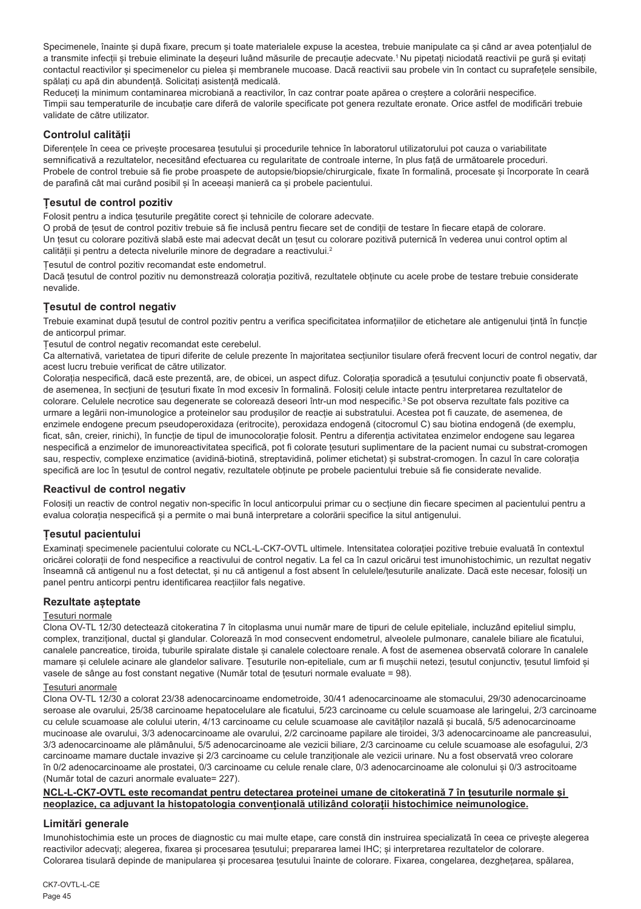Specimenele, înainte și după fixare, precum și toate materialele expuse la acestea, trebuie manipulate ca și când ar avea potențialul de a transmite infecții și trebuie eliminate la deșeuri luând măsurile de precauție adecvate.[1] Nu pipetați niciodată reactivii pe gură și evitați contactul reactivilor și specimenelor cu pielea și membranele mucoase. Dacă reactivii sau probele vin în contact cu suprafețele sensibile, spălați cu apă din abundență. Solicitați asistență medicală.

Reduceți la minimum contaminarea microbiană a reactivilor, în caz contrar poate apărea o creștere a colorării nespecifice.

Timpii sau temperaturile de incubație care diferă de valorile specificate pot genera rezultate eronate. Orice astfel de modificări trebuie validate de către utilizator.

## Controlul calității

Diferențele în ceea ce privește procesarea țesutului și procedurile tehnice în laboratorul utilizatorului pot cauza o variabilitate semnificativă a rezultatelor, necesitând efectuarea cu regularitate de controale interne, în plus față de următoarele proceduri.

Probele de control trebuie să fie probe proaspete de autopsie/biopsie/chirurgicale, fixate în formalină, procesate și încorporate în ceară de parafină cât mai curând posibil și în aceeași manieră ca și probele pacientului.

## Țesutul de control pozitiv

Folosit pentru a indica țesuturile pregătite corect și tehnicile de colorare adecvate.

O probă de țesut de control pozitiv trebuie să fie inclusă pentru fiecare set de condiții de testare în fiecare etapă de colorare.

Un țesut cu colorare pozitivă slabă este mai adecvat decât un țesut cu colorare pozitivă puternică în vederea unui control optim al calității și pentru a detecta nivelurile minore de degradare a reactivului.[2]

Țesutul de control pozitiv recomandat este endometrul.

Dacă țesutul de control pozitiv nu demonstrează colorația pozitivă, rezultatele obținute cu acele probe de testare trebuie considerate nevalide.

## Țesutul de control negativ

Trebuie examinat după țesutul de control pozitiv pentru a verifica specificitatea informațiilor de etichetare ale antigenului țintă în funcție de anticorpul primar.

Țesutul de control negativ recomandat este cerebelul.

Ca alternativă, varietatea de tipuri diferite de celule prezente în majoritatea secțiunilor tisulare oferă frecvent locuri de control negativ, dar acest lucru trebuie verificat de către utilizator.

Colorația nespecifică, dacă este prezentă, are, de obicei, un aspect difuz. Colorația sporadică a țesutului conjunctiv poate fi observată, de asemenea, în secțiuni de țesuturi fixate în mod excesiv în formalină. Folosiți celule intacte pentru interpretarea rezultatelor de colorare. Celulele necrotice sau degenerate se colorează deseori într-un mod nespecific.[3] Se pot observa rezultate fals pozitive ca urmare a legării non-imunologice a proteinelor sau produșilor de reacție ai substratului. Acestea pot fi cauzate, de asemenea, de enzimele endogene precum pseudoperoxidaza (eritrocite), peroxidaza endogenă (citocromul C) sau biotina endogenă (de exemplu, ficat, sân, creier, rinichi), în funcție de tipul de imunocolorație folosit. Pentru a diferenția activitatea enzimelor endogene sau legarea nespecifică a enzimelor de imunoreactivitatea specifică, pot fi colorate țesuturi suplimentare de la pacient numai cu substrat-cromogen sau, respectiv, complexe enzimatice (avidină-biotină, streptavidină, polimer etichetat) și substrat-cromogen. În cazul în care colorația specifică are loc în țesutul de control negativ, rezultatele obținute pe probele pacientului trebuie să fie considerate nevalide.

## Reactivul de control negativ

Folosiți un reactiv de control negativ non-specific în locul anticorpului primar cu o secțiune din fiecare specimen al pacientului pentru a evalua colorația nespecifică și a permite o mai bună interpretare a colorării specifice la situl antigenului.

## Țesutul pacientului

Examinați specimenele pacientului colorate cu NCL-L-CK7-OVTL ultimele. Intensitatea colorației pozitive trebuie evaluată în contextul oricărei colorații de fond nespecifice a reactivului de control negativ. La fel ca în cazul oricărui test imunohistochimic, un rezultat negativ înseamnă că antigenul nu a fost detectat, și nu că antigenul a fost absent în celulele/țesuturile analizate. Dacă este necesar, folosiți un panel pentru anticorpi pentru identificarea reacțiilor fals negative.

## Rezultate așteptate

Țesuturi normale

Clona OV-TL 12/30 detectează citokeratina 7 în citoplasma unui număr mare de tipuri de celule epiteliale, incluzând epiteliul simplu, complex, tranzițional, ductal și glandular. Colorează în mod consecvent endometrul, alveolele pulmonare, canalele biliare ale ficatului, canalele pancreatice, tiroida, tubulile spiralate distale și canalele colectoare renale. A fost de asemenea observată colorare în canalele mamare și celulele acinare ale glandelor salivare. Țesuturile non-epiteliale, cum ar fi mușchii netezi, țesutul conjunctiv, țesutul limfoid și vasele de sânge au fost constant negative (Număr total de țesuturi normale evaluate = 98).

Țesuturi anormale

Clona OV-TL 12/30 a colorat 23/38 adenocarcinoame endometroide, 30/41 adenocarcinoame ale stomacului, 29/30 adenocarcinoame seroase ale ovarului, 25/38 carcinoame hepatocelulare ale ficatului, 5/23 carcinoame cu celule scuamoase ale laringelui, 2/3 carcinoame cu celule scuamoase ale colului uterin, 4/13 carcinoame cu celule scuamoase ale cavităților nazală și bucală, 5/5 adenocarcinoame mucinoase ale ovarului, 3/3 adenocarcinoame ale ovarului, 2/2 carcinoame papilare ale tiroidei, 3/3 adenocarcinoame ale pancreasului, 3/3 adenocarcinoame ale plămânului, 5/5 adenocarcinoame ale vezicii biliare, 2/3 carcinoame cu celule scuamoase ale esofagului, 2/3 carcinoame mamare ductale invazive și 2/3 carcinoame cu celule tranziționale ale vezicii urinare. Nu a fost observată vreo colorare în 0/2 adenocarcinoame ale prostatei, 0/3 carcinoame cu celule renale clare, 0/3 adenocarcinoame ale colonului și 0/3 astrocitoame (Număr total de cazuri anormale evaluate= 227).

**NCL-L-CK7-OVTL este recomandat pentru detectarea proteinei umane de citokeratină 7 în țesuturile normale și neoplazice, ca adjuvant la histopatologia convențională utilizând colorații histochimice neimunologice.**

## Limitări generale

Imunohistochimia este un proces de diagnostic cu mai multe etape, care constă din instruirea specializată în ceea ce privește alegerea reactivilor adecvați; alegerea, fixarea și procesarea țesutului; prepararea lamei IHC; și interpretarea rezultatelor de colorare.

Colorarea tisulară depinde de manipularea și procesarea țesutului înainte de colorare. Fixarea, congelarea, dezghețarea, spălarea,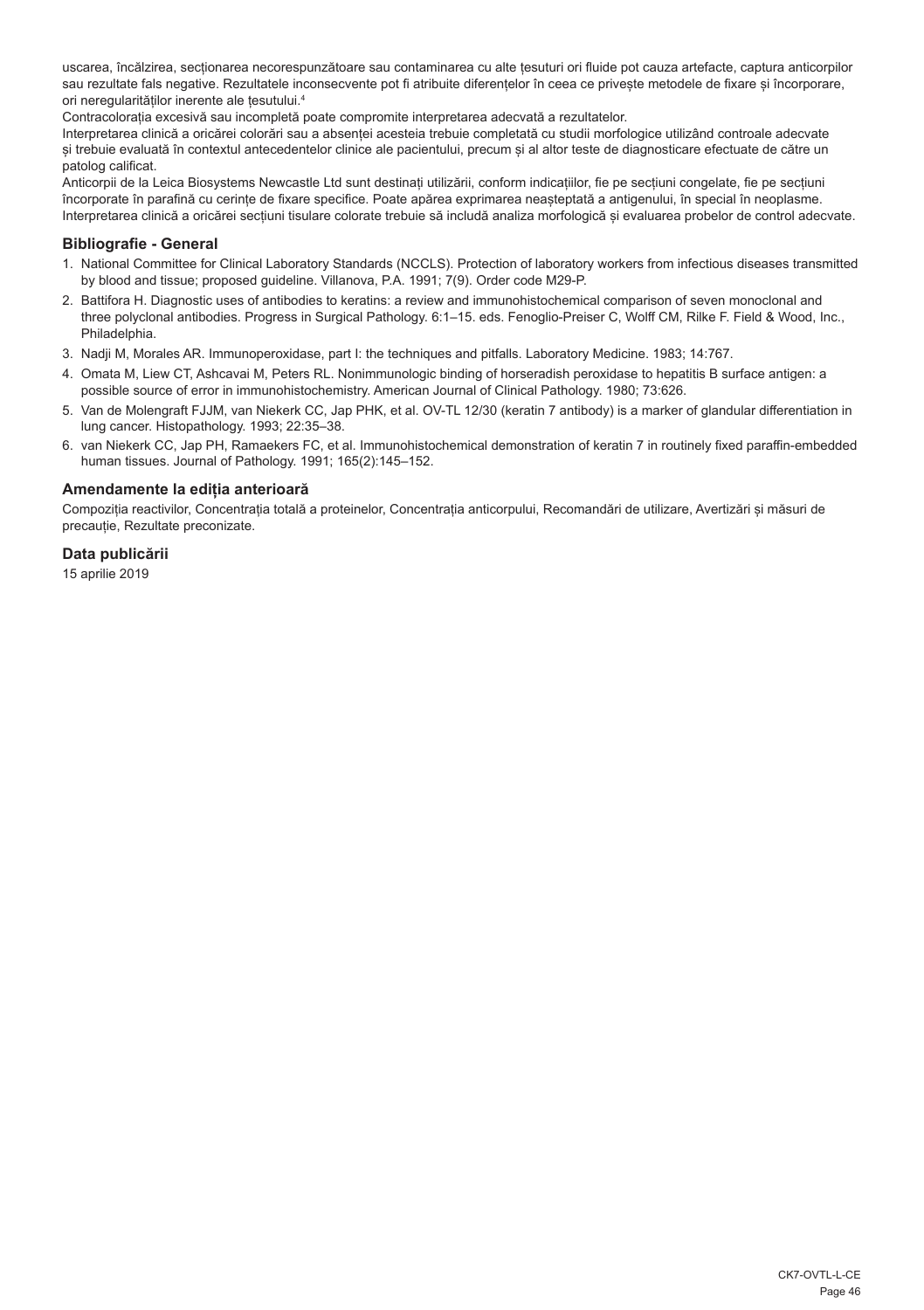uscarea, încălzirea, secționarea necorespunzătoare sau contaminarea cu alte țesuturi ori fluide pot cauza artefacte, captura anticorpilor sau rezultate fals negative. Rezultatele inconsecvente pot fi atribuite diferențelor în ceea ce privește metodele de fixare și încorporare, ori neregularităților inerente ale țesutului.[4]

Contracolorația excesivă sau incompletă poate compromite interpretarea adecvată a rezultatelor.

Interpretarea clinică a oricărei colorări sau a absenței acesteia trebuie completată cu studii morfologice utilizând controale adecvate și trebuie evaluată în contextul antecedentelor clinice ale pacientului, precum și al altor teste de diagnosticare efectuate de către un patolog calificat.

Anticorpii de la Leica Biosystems Newcastle Ltd sunt destinați utilizării, conform indicațiilor, fie pe secțiuni congelate, fie pe secțiuni încorporate în parafină cu cerințe de fixare specifice. Poate apărea exprimarea neașteptată a antigenului, în special în neoplasme. Interpretarea clinică a oricărei secțiuni tisulare colorate trebuie să includă analiza morfologică și evaluarea probelor de control adecvate.

### Bibliografie - General

1. National Committee for Clinical Laboratory Standards (NCCLS). Protection of laboratory workers from infectious diseases transmitted by blood and tissue; proposed guideline. Villanova, P.A. 1991; 7(9). Order code M29-P.
2. Battifora H. Diagnostic uses of antibodies to keratins: a review and immunohistochemical comparison of seven monoclonal and three polyclonal antibodies. Progress in Surgical Pathology. 6:1–15. eds. Fenoglio-Preiser C, Wolff CM, Rilke F. Field & Wood, Inc., Philadelphia.
3. Nadji M, Morales AR. Immunoperoxidase, part I: the techniques and pitfalls. Laboratory Medicine. 1983; 14:767.
4. Omata M, Liew CT, Ashcavai M, Peters RL. Nonimmunologic binding of horseradish peroxidase to hepatitis B surface antigen: a possible source of error in immunohistochemistry. American Journal of Clinical Pathology. 1980; 73:626.
5. Van de Molengraft FJJM, van Niekerk CC, Jap PHK, et al. OV-TL 12/30 (keratin 7 antibody) is a marker of glandular differentiation in lung cancer. Histopathology. 1993; 22:35–38.
6. van Niekerk CC, Jap PH, Ramaekers FC, et al. Immunohistochemical demonstration of keratin 7 in routinely fixed paraffin-embedded human tissues. Journal of Pathology. 1991; 165(2):145–152.

### Amendamente la ediția anterioară

Compoziția reactivilor, Concentrația totală a proteinelor, Concentrația anticorpului, Recomandări de utilizare, Avertizări și măsuri de precauție, Rezultate preconizate.

### Data publicării

15 aprilie 2019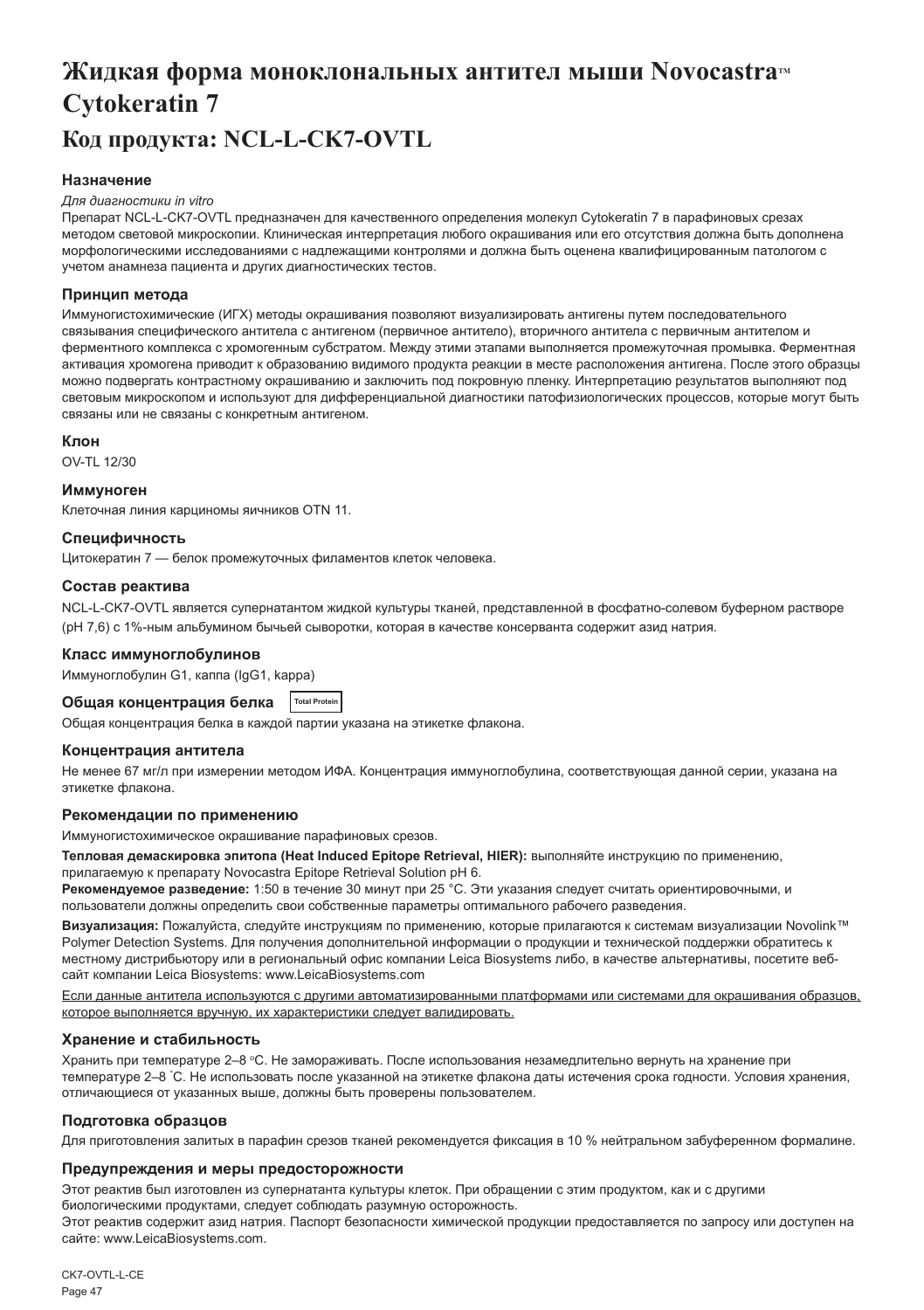# Жидкая форма моноклональных антител мыши Novocastra™ Cytokeratin 7

## Код продукта: NCL-L-CK7-OVTL

### Назначение

*Для диагностики in vitro*

Препарат NCL-L-CK7-OVTL предназначен для качественного определения молекул Cytokeratin 7 в парафиновых срезах методом световой микроскопии. Клиническая интерпретация любого окрашивания или его отсутствия должна быть дополнена морфологическими исследованиями с надлежащими контролями и должна быть оценена квалифицированным патологом с учетом анамнеза пациента и других диагностических тестов.

### Принцип метода

Иммуногистохимические (ИГХ) методы окрашивания позволяют визуализировать антигены путем последовательного связывания специфического антитела с антигеном (первичное антитело), вторичного антитела с первичным антителом и ферментного комплекса с хромогенным субстратом. Между этими этапами выполняется промежуточная промывка. Ферментная активация хромогена приводит к образованию видимого продукта реакции в месте расположения антигена. После этого образцы можно подвергать контрастному окрашиванию и заключить под покровную пленку. Интерпретацию результатов выполняют под световым микроскопом и используют для дифференциальной диагностики патофизиологических процессов, которые могут быть связаны или не связаны с конкретным антигеном.

### Клон

OV-TL 12/30

### Иммуноген

Клеточная линия карциномы яичников OTN 11.

### Специфичность

Цитокератин 7 — белок промежуточных филаментов клеток человека.

### Состав реактива

NCL-L-CK7-OVTL является супернатантом жидкой культуры тканей, представленной в фосфатно-солевом буферном растворе (pH 7,6) с 1%-ным альбумином бычьей сыворотки, которая в качестве консерванта содержит азид натрия.

### Класс иммуноглобулинов

Иммуноглобулин G1, каппа (IgG1, kappa)

### Общая концентрация белка Total Protein

Общая концентрация белка в каждой партии указана на этикетке флакона.

### Концентрация антитела

Не менее 67 мг/л при измерении методом ИФА. Концентрация иммуноглобулина, соответствующая данной серии, указана на этикетке флакона.

### Рекомендации по применению

Иммуногистохимическое окрашивание парафиновых срезов.

**Тепловая демаскировка эпитопа (Heat Induced Epitope Retrieval, HIER):** выполняйте инструкцию по применению, прилагаемую к препарату Novocastra Epitope Retrieval Solution pH 6.

**Рекомендуемое разведение:** 1:50 в течение 30 минут при 25 °C. Эти указания следует считать ориентировочными, и пользователи должны определить свои собственные параметры оптимального рабочего разведения.

**Визуализация:** Пожалуйста, следуйте инструкциям по применению, которые прилагаются к системам визуализации Novolink™ Polymer Detection Systems. Для получения дополнительной информации о продукции и технической поддержки обратитесь к местному дистрибьютору или в региональный офис компании Leica Biosystems либо, в качестве альтернативы, посетите веб-сайт компании Leica Biosystems: www.LeicaBiosystems.com

Если данные антитела используются с другими автоматизированными платформами или системами для окрашивания образцов, которое выполняется вручную, их характеристики следует валидировать.

### Хранение и стабильность

Хранить при температуре 2–8 °C. Не замораживать. После использования незамедлительно вернуть на хранение при температуре 2–8 °C. Не использовать после указанной на этикетке флакона даты истечения срока годности. Условия хранения, отличающиеся от указанных выше, должны быть проверены пользователем.

### Подготовка образцов

Для приготовления залитых в парафин срезов тканей рекомендуется фиксация в 10 % нейтральном забуференном формалине.

### Предупреждения и меры предосторожности

Этот реактив был изготовлен из супернатанта культуры клеток. При обращении с этим продуктом, как и с другими биологическими продуктами, следует соблюдать разумную осторожность.

Этот реактив содержит азид натрия. Паспорт безопасности химической продукции предоставляется по запросу или доступен на сайте: www.LeicaBiosystems.com.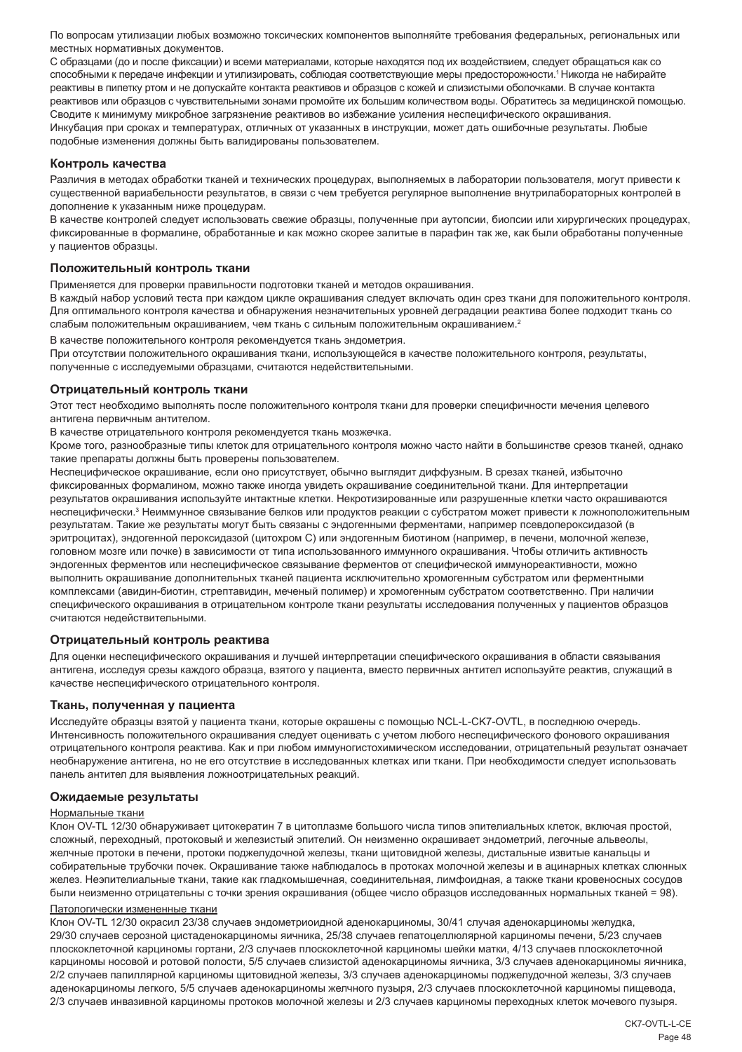По вопросам утилизации любых возможно токсических компонентов выполняйте требования федеральных, региональных или местных нормативных документов.

С образцами (до и после фиксации) и всеми материалами, которые находятся под их воздействием, следует обращаться как со способными к передаче инфекции и утилизировать, соблюдая соответствующие меры предосторожности.[1] Никогда не набирайте реактивы в пипетку ртом и не допускайте контакта реактивов и образцов с кожей и слизистыми оболочками. В случае контакта реактивов или образцов с чувствительными зонами промойте их большим количеством воды. Обратитесь за медицинской помощью.

Сводите к минимуму микробное загрязнение реактивов во избежание усиления неспецифического окрашивания.

Инкубация при сроках и температурах, отличных от указанных в инструкции, может дать ошибочные результаты. Любые подобные изменения должны быть валидированы пользователем.

### Контроль качества

Различия в методах обработки тканей и технических процедурах, выполняемых в лаборатории пользователя, могут привести к существенной вариабельности результатов, в связи с чем требуется регулярное выполнение внутрилабораторных контролей в дополнение к указанным ниже процедурам.

В качестве контролей следует использовать свежие образцы, полученные при аутопсии, биопсии или хирургических процедурах, фиксированные в формалине, обработанные и как можно скорее залитые в парафин так же, как были обработаны полученные у пациентов образцы.

### Положительный контроль ткани

Применяется для проверки правильности подготовки тканей и методов окрашивания.

В каждый набор условий теста при каждом цикле окрашивания следует включать один срез ткани для положительного контроля. Для оптимального контроля качества и обнаружения незначительных уровней деградации реактива более подходит ткань со слабым положительным окрашиванием, чем ткань с сильным положительным окрашиванием.[2]

В качестве положительного контроля рекомендуется ткань эндометрия.

При отсутствии положительного окрашивания ткани, использующейся в качестве положительного контроля, результаты, полученные с исследуемыми образцами, считаются недействительными.

### Отрицательный контроль ткани

Этот тест необходимо выполнять после положительного контроля ткани для проверки специфичности мечения целевого антигена первичным антителом.

В качестве отрицательного контроля рекомендуется ткань мозжечка.

Кроме того, разнообразные типы клеток для отрицательного контроля можно часто найти в большинстве срезов тканей, однако такие препараты должны быть проверены пользователем.

Неспецифическое окрашивание, если оно присутствует, обычно выглядит диффузным. В срезах тканей, избыточно фиксированных формалином, можно также иногда увидеть окрашивание соединительной ткани. Для интерпретации результатов окрашивания используйте интактные клетки. Некротизированные или разрушенные клетки часто окрашиваются неспецифически.[3] Неиммунное связывание белков или продуктов реакции с субстратом может привести к ложноположительным результатам. Такие же результаты могут быть связаны с эндогенными ферментами, например псевдопероксидазой (в эритроцитах), эндогенной пероксидазой (цитохром C) или эндогенным биотином (например, в печени, молочной железе, головном мозге или почке) в зависимости от типа использованного иммунного окрашивания. Чтобы отличить активность эндогенных ферментов или неспецифическое связывание ферментов от специфической иммунореактивности, можно выполнить окрашивание дополнительных тканей пациента исключительно хромогенным субстратом или ферментными комплексами (авидин-биотин, стрептавидин, меченый полимер) и хромогенным субстратом соответственно. При наличии специфического окрашивания в отрицательном контроле ткани результаты исследования полученных у пациентов образцов считаются недействительными.

### Отрицательный контроль реактива

Для оценки неспецифического окрашивания и лучшей интерпретации специфического окрашивания в области связывания антигена, исследуя срезы каждого образца, взятого у пациента, вместо первичных антител используйте реактив, служащий в качестве неспецифического отрицательного контроля.

### Ткань, полученная у пациента

Исследуйте образцы взятой у пациента ткани, которые окрашены с помощью NCL-L-CK7-OVTL, в последнюю очередь. Интенсивность положительного окрашивания следует оценивать с учетом любого неспецифического фонового окрашивания отрицательного контроля реактива. Как и при любом иммуногистохимическом исследовании, отрицательный результат означает необнаружение антигена, но не его отсутствие в исследованных клетках или ткани. При необходимости следует использовать панель антител для выявления ложноотрицательных реакций.

### Ожидаемые результаты

Нормальные ткани

Клон OV-TL 12/30 обнаруживает цитокератин 7 в цитоплазме большого числа типов эпителиальных клеток, включая простой, сложный, переходный, протоковый и железистый эпителий. Он неизменно окрашивает эндометрий, легочные альвеолы, желчные протоки в печени, протоки поджелудочной железы, ткани щитовидной железы, дистальные извитые канальцы и собирательные трубочки почек. Окрашивание также наблюдалось в протоках молочной железы и в ацинарных клетках слюнных желез. Неэпителиальные ткани, такие как гладкомышечная, соединительная, лимфоидная, а также ткани кровеносных сосудов были неизменно отрицательны с точки зрения окрашивания (общее число образцов исследованных нормальных тканей = 98).

Патологически измененные ткани

Клон OV-TL 12/30 окрасил 23/38 случаев эндометриоидной аденокарциномы, 30/41 случая аденокарциномы желудка, 29/30 случаев серозной цистаденокарциномы яичника, 25/38 случаев гепатоцеллюлярной карциномы печени, 5/23 случаев плоскоклеточной карциномы гортани, 2/3 случаев плоскоклеточной карциномы шейки матки, 4/13 случаев плоскоклеточной карциномы носовой и ротовой полости, 5/5 случаев слизистой аденокарциномы яичника, 3/3 случаев аденокарциномы яичника, 2/2 случаев папиллярной карциномы щитовидной железы, 3/3 случаев аденокарциномы поджелудочной железы, 3/3 случаев аденокарциномы легкого, 5/5 случаев аденокарциномы желчного пузыря, 2/3 случаев плоскоклеточной карциномы пищевода, 2/3 случаев инвазивной карциномы протоков молочной железы и 2/3 случаев карциномы переходных клеток мочевого пузыря.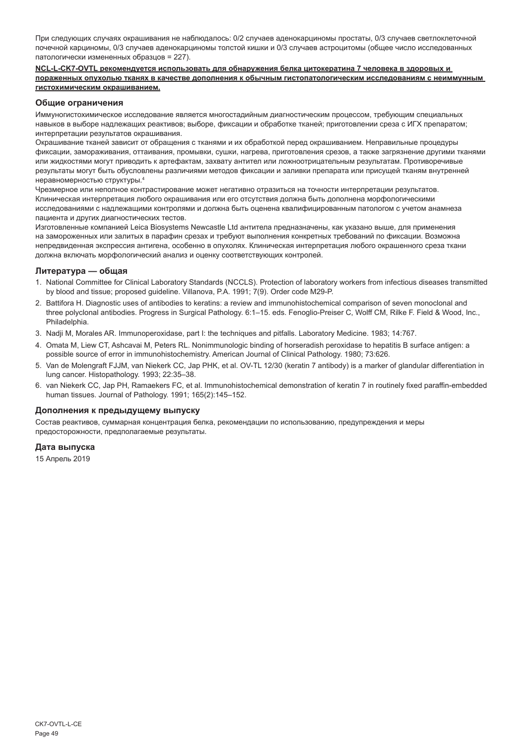При следующих случаях окрашивания не наблюдалось: 0/2 случаев аденокарциномы простаты, 0/3 случаев светлоклеточной почечной карциномы, 0/3 случаев аденокарциномы толстой кишки и 0/3 случаев астроцитомы (общее число исследованных патологически измененных образцов = 227).

**NCL-L-CK7-OVTL рекомендуется использовать для обнаружения белка цитокератина 7 человека в здоровых и пораженных опухолью тканях в качестве дополнения к обычным гистопатологическим исследованиям с неиммунным гистохимическим окрашиванием.**

## Общие ограничения

Иммуногистохимическое исследование является многостадийным диагностическим процессом, требующим специальных навыков в выборе надлежащих реактивов; выборе, фиксации и обработке тканей; приготовлении среза с ИГХ препаратом; интерпретации результатов окрашивания.

Окрашивание тканей зависит от обращения с тканями и их обработкой перед окрашиванием. Неправильные процедуры фиксации, замораживания, оттаивания, промывки, сушки, нагрева, приготовления срезов, а также загрязнение другими тканями или жидкостями могут приводить к артефактам, захвату антител или ложноотрицательным результатам. Противоречивые результаты могут быть обусловлены различиями методов фиксации и заливки препарата или присущей тканям внутренней неравномерностью структуры.[4]

Чрезмерное или неполное контрастирование может негативно отразиться на точности интерпретации результатов. Клиническая интерпретация любого окрашивания или его отсутствия должна быть дополнена морфологическими исследованиями с надлежащими контролями и должна быть оценена квалифицированным патологом с учетом анамнеза пациента и других диагностических тестов.

Изготовленные компанией Leica Biosystems Newcastle Ltd антитела предназначены, как указано выше, для применения на замороженных или залитых в парафин срезах и требуют выполнения конкретных требований по фиксации. Возможна непредвиденная экспрессия антигена, особенно в опухолях. Клиническая интерпретация любого окрашенного среза ткани должна включать морфологический анализ и оценку соответствующих контролей.

## Литература — общая

1. National Committee for Clinical Laboratory Standards (NCCLS). Protection of laboratory workers from infectious diseases transmitted by blood and tissue; proposed guideline. Villanova, P.A. 1991; 7(9). Order code M29-P.
2. Battifora H. Diagnostic uses of antibodies to keratins: a review and immunohistochemical comparison of seven monoclonal and three polyclonal antibodies. Progress in Surgical Pathology. 6:1–15. eds. Fenoglio-Preiser C, Wolff CM, Rilke F. Field & Wood, Inc., Philadelphia.
3. Nadji M, Morales AR. Immunoperoxidase, part I: the techniques and pitfalls. Laboratory Medicine. 1983; 14:767.
4. Omata M, Liew CT, Ashcavai M, Peters RL. Nonimmunologic binding of horseradish peroxidase to hepatitis B surface antigen: a possible source of error in immunohistochemistry. American Journal of Clinical Pathology. 1980; 73:626.
5. Van de Molengraft FJJM, van Niekerk CC, Jap PHK, et al. OV-TL 12/30 (keratin 7 antibody) is a marker of glandular differentiation in lung cancer. Histopathology. 1993; 22:35–38.
6. van Niekerk CC, Jap PH, Ramaekers FC, et al. Immunohistochemical demonstration of keratin 7 in routinely fixed paraffin-embedded human tissues. Journal of Pathology. 1991; 165(2):145–152.

## Дополнения к предыдущему выпуску

Состав реактивов, суммарная концентрация белка, рекомендации по использованию, предупреждения и меры предосторожности, предполагаемые результаты.

## Дата выпуска

15 Апрель 2019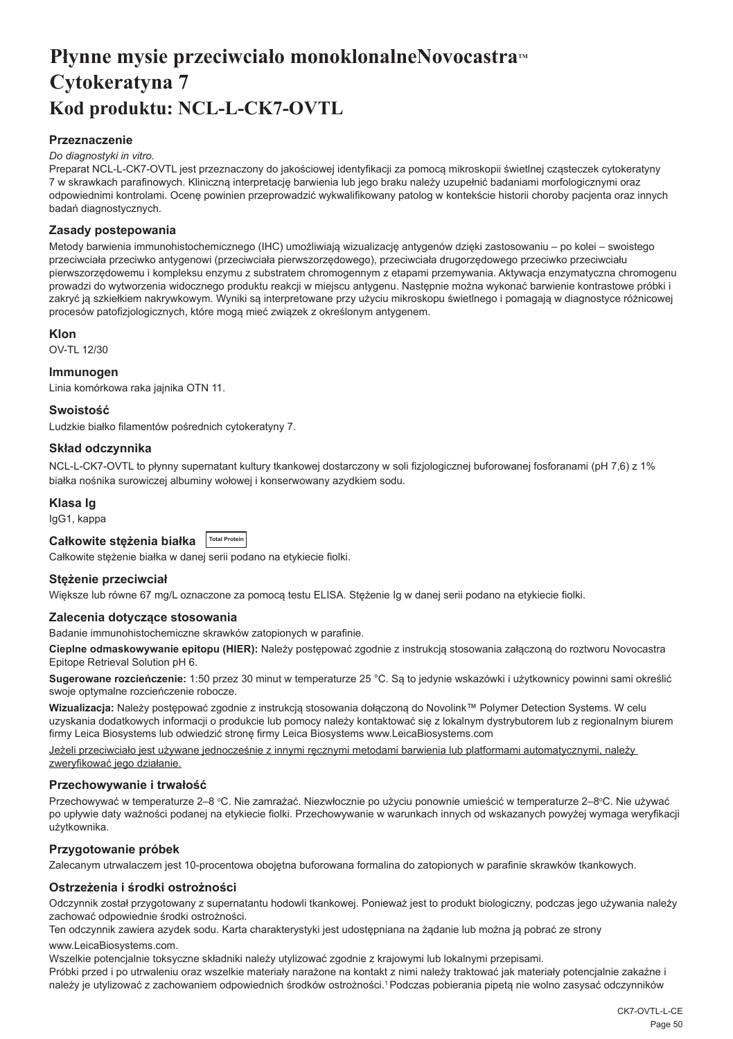# Płynne mysie przeciwciało monoklonalneNovocastra™ Cytokeratyna 7
# Kod produktu: NCL-L-CK7-OVTL

### Przeznaczenie

*Do diagnostyki in vitro.*

Preparat NCL-L-CK7-OVTL jest przeznaczony do jakościowej identyfikacji za pomocą mikroskopii świetlnej cząsteczek cytokeratyny 7 w skrawkach parafinowych. Kliniczną interpretację barwienia lub jego braku należy uzupełnić badaniami morfologicznymi oraz odpowiednimi kontrolami. Ocenę powinien przeprowadzić wykwalifikowany patolog w kontekście historii choroby pacjenta oraz innych badań diagnostycznych.

### Zasady postepowania

Metody barwienia immunohistochemicznego (IHC) umożliwiają wizualizację antygenów dzięki zastosowaniu – po kolei – swoistego przeciwciała przeciwko antygenowi (przeciwciała pierwszorzędowego), przeciwciała drugorzędowego przeciwko przeciwciału pierwszorzędowemu i kompleksu enzymu z substratem chromogennym z etapami przemywania. Aktywacja enzymatyczna chromogenu prowadzi do wytworzenia widocznego produktu reakcji w miejscu antygenu. Następnie można wykonać barwienie kontrastowe próbki i zakryć ją szkiełkiem nakrywkowym. Wyniki są interpretowane przy użyciu mikroskopu świetlnego i pomagają w diagnostyce różnicowej procesów patofizjologicznych, które mogą mieć związek z określonym antygenem.

### Klon

OV-TL 12/30

### Immunogen

Linia komórkowa raka jajnika OTN 11.

### Swoistość

Ludzkie białko filamentów pośrednich cytokeratyny 7.

### Skład odczynnika

NCL-L-CK7-OVTL to płynny supernatant kultury tkankowej dostarczony w soli fizjologicznej buforowanej fosforanami (pH 7,6) z 1% białka nośnika surowiczej albuminy wołowej i konserwowany azydkiem sodu.

### Klasa Ig

IgG1, kappa

### Całkowite stężenia białka Total Protein

Całkowite stężenie białka w danej serii podano na etykiecie fiolki.

### Stężenie przeciwciał

Większe lub równe 67 mg/L oznaczone za pomocą testu ELISA. Stężenie Ig w danej serii podano na etykiecie fiolki.

### Zalecenia dotyczące stosowania

Badanie immunohistochemiczne skrawków zatopionych w parafinie.

**Cieplne odmaskowywanie epitopu (HIER):** Należy postępować zgodnie z instrukcją stosowania załączoną do roztworu Novocastra Epitope Retrieval Solution pH 6.

**Sugerowane rozcieńczenie:** 1:50 przez 30 minut w temperaturze 25 °C. Są to jedynie wskazówki i użytkownicy powinni sami określić swoje optymalne rozcieńczenie robocze.

**Wizualizacja:** Należy postępować zgodnie z instrukcją stosowania dołączoną do Novolink™ Polymer Detection Systems. W celu uzyskania dodatkowych informacji o produkcie lub pomocy należy kontaktować się z lokalnym dystrybutorem lub z regionalnym biurem firmy Leica Biosystems lub odwiedzić stronę firmy Leica Biosystems www.LeicaBiosystems.com

Jeżeli przeciwciało jest używane jednocześnie z innymi ręcznymi metodami barwienia lub platformami automatycznymi, należy zweryfikować jego działanie.

### Przechowywanie i trwałość

Przechowywać w temperaturze 2–8 °C. Nie zamrażać. Niezwłocznie po użyciu ponownie umieścić w temperaturze 2–8°C. Nie używać po upływie daty ważności podanej na etykiecie fiolki. Przechowywanie w warunkach innych od wskazanych powyżej wymaga weryfikacji użytkownika.

### Przygotowanie próbek

Zalecanym utrwalaczem jest 10-procentowa obojętna buforowana formalina do zatopionych w parafinie skrawków tkankowych.

### Ostrzeżenia i środki ostrożności

Odczynnik został przygotowany z supernatantu hodowli tkankowej. Ponieważ jest to produkt biologiczny, podczas jego używania należy zachować odpowiednie środki ostrożności.

Ten odczynnik zawiera azydek sodu. Karta charakterystyki jest udostępniana na żądanie lub można ją pobrać ze strony www.LeicaBiosystems.com.

Wszelkie potencjalnie toksyczne składniki należy utylizować zgodnie z krajowymi lub lokalnymi przepisami.

Próbki przed i po utrwaleniu oraz wszelkie materiały narażone na kontakt z nimi należy traktować jak materiały potencjalnie zakaźne i należy je utylizować z zachowaniem odpowiednich środków ostrożności.[1] Podczas pobierania pipetą nie wolno zasysać odczynników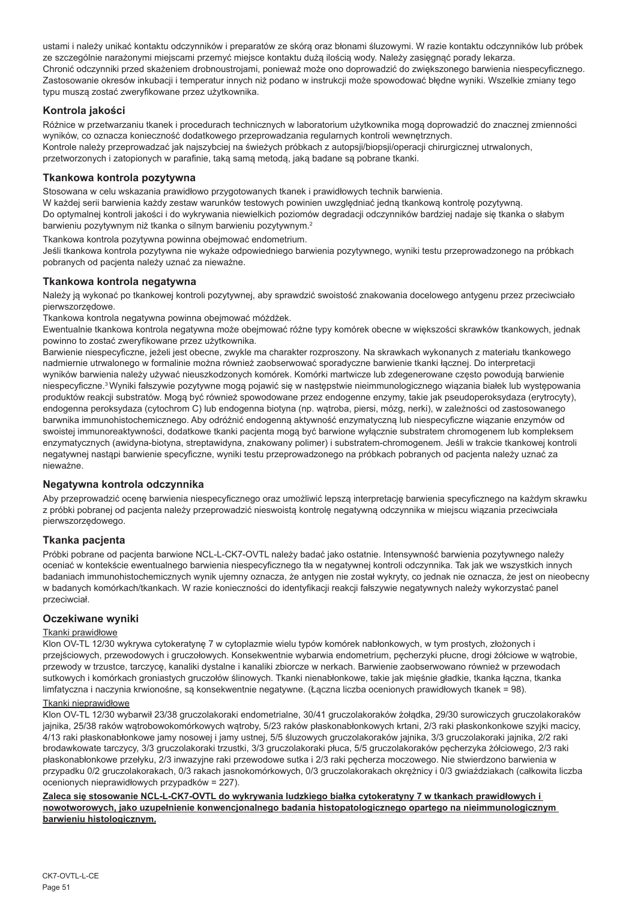ustami i należy unikać kontaktu odczynników i preparatów ze skórą oraz błonami śluzowymi. W razie kontaktu odczynników lub próbek ze szczególnie narażonymi miejscami przemyć miejsce kontaktu dużą ilością wody. Należy zasięgnąć porady lekarza.
Chronić odczynniki przed skażeniem drobnoustrojami, ponieważ może ono doprowadzić do zwiększonego barwienia niespecyficznego.
Zastosowanie okresów inkubacji i temperatur innych niż podano w instrukcji może spowodować błędne wyniki. Wszelkie zmiany tego typu muszą zostać zweryfikowane przez użytkownika.

## Kontrola jakości

Różnice w przetwarzaniu tkanek i procedurach technicznych w laboratorium użytkownika mogą doprowadzić do znacznej zmienności wyników, co oznacza konieczność dodatkowego przeprowadzania regularnych kontroli wewnętrznych.
Kontrole należy przeprowadzać jak najszybciej na świeżych próbkach z autopsji/biopsji/operacji chirurgicznej utrwalonych, przetworzonych i zatopionych w parafinie, taką samą metodą, jaką badane są pobrane tkanki.

## Tkankowa kontrola pozytywna

Stosowana w celu wskazania prawidłowo przygotowanych tkanek i prawidłowych technik barwienia.
W każdej serii barwienia każdy zestaw warunków testowych powinien uwzględniać jedną tkankową kontrolę pozytywną.
Do optymalnej kontroli jakości i do wykrywania niewielkich poziomów degradacji odczynników bardziej nadaje się tkanka o słabym barwieniu pozytywnym niż tkanka o silnym barwieniu pozytywnym.[2]

Tkankowa kontrola pozytywna powinna obejmować endometrium.
Jeśli tkankowa kontrola pozytywna nie wykaże odpowiedniego barwienia pozytywnego, wyniki testu przeprowadzonego na próbkach pobranych od pacjenta należy uznać za nieważne.

## Tkankowa kontrola negatywna

Należy ją wykonać po tkankowej kontroli pozytywnej, aby sprawdzić swoistość znakowania docelowego antygenu przez przeciwciało pierwszorzędowe.
Tkankowa kontrola negatywna powinna obejmować móżdżek.
Ewentualnie tkankowa kontrola negatywna może obejmować różne typy komórek obecne w większości skrawków tkankowych, jednak powinno to zostać zweryfikowane przez użytkownika.
Barwienie niespecyficzne, jeżeli jest obecne, zwykle ma charakter rozproszony. Na skrawkach wykonanych z materiału tkankowego nadmiernie utrwalonego w formalinie można również zaobserwować sporadyczne barwienie tkanki łącznej. Do interpretacji wyników barwienia należy używać nieuszkodzonych komórek. Komórki martwicze lub zdegenerowane często powodują barwienie niespecyficzne.[3] Wyniki fałszywie pozytywne mogą pojawić się w następstwie nieimmunologicznego wiązania białek lub występowania produktów reakcji substratów. Mogą być również spowodowane przez endogenne enzymy, takie jak pseudoperoksydaza (erytrocyty), endogenna peroksydaza (cytochrom C) lub endogenna biotyna (np. wątroba, piersi, mózg, nerki), w zależności od zastosowanego barwnika immunohistochemicznego. Aby odróżnić endogenną aktywność enzymatyczną lub niespecyficzne wiązanie enzymów od swoistej immunoreaktywności, dodatkowe tkanki pacjenta mogą być barwione wyłącznie substratem chromogenem lub kompleksem enzymatycznych (awidyna-biotyna, streptawidyna, znakowany polimer) i substratem-chromogenem. Jeśli w trakcie tkankowej kontroli negatywnej nastąpi barwienie specyficzne, wyniki testu przeprowadzonego na próbkach pobranych od pacjenta należy uznać za nieważne.

## Negatywna kontrola odczynnika

Aby przeprowadzić ocenę barwienia niespecyficznego oraz umożliwić lepszą interpretację barwienia specyficznego na każdym skrawku z próbki pobranej od pacjenta należy przeprowadzić nieswoistą kontrolę negatywną odczynnika w miejscu wiązania przeciwciała pierwszorzędowego.

## Tkanka pacjenta

Próbki pobrane od pacjenta barwione NCL-L-CK7-OVTL należy badać jako ostatnie. Intensywność barwienia pozytywnego należy oceniać w kontekście ewentualnego barwienia niespecyficznego tła w negatywnej kontroli odczynnika. Tak jak we wszystkich innych badaniach immunohistochemicznych wynik ujemny oznacza, że antygen nie został wykryty, co jednak nie oznacza, że jest on nieobecny w badanych komórkach/tkankach. W razie konieczności do identyfikacji reakcji fałszywie negatywnych należy wykorzystać panel przeciwciał.

## Oczekiwane wyniki

Tkanki prawidłowe

Klon OV-TL 12/30 wykrywa cytokeratynę 7 w cytoplazmie wielu typów komórek nabłonkowych, w tym prostych, złożonych i przejściowych, przewodowych i gruczołowych. Konsekwentnie wybarwia endometrium, pęcherzyki płucne, drogi żółciowe w wątrobie, przewody w trzustce, tarczycę, kanaliki dystalne i kanaliki zbiorcze w nerkach. Barwienie zaobserwowano również w przewodach sutkowych i komórkach groniastych gruczołów ślinowych. Tkanki nienabłonkowe, takie jak mięśnie gładkie, tkanka łączna, tkanka limfatyczna i naczynia krwionośne, są konsekwentnie negatywne. (Łączna liczba ocenionych prawidłowych tkanek = 98).

Tkanki nieprawidłowe

Klon OV-TL 12/30 wybarwił 23/38 gruczolakoraki endometrialne, 30/41 gruczolakoraków żołądka, 29/30 surowiczych gruczolakoraków jajnika, 25/38 raków wątrobowokomórkowych wątroby, 5/23 raków płaskonabłonkowych krtani, 2/3 raki płaskonkonkowe szyjki macicy, 4/13 raki płaskonabłonkowe jamy nosowej i jamy ustnej, 5/5 śluzowych gruczolakoraków jajnika, 3/3 gruczolakoraki jajnika, 2/2 raki brodawkowate tarczycy, 3/3 gruczolakoraki trzustki, 3/3 gruczolakoraki płuca, 5/5 gruczolakoraków pęcherzyka żółciowego, 2/3 raki płaskonabłonkowe przełyku, 2/3 inwazyjne raki przewodowe sutka i 2/3 raki pęcherza moczowego. Nie stwierdzono barwienia w przypadku 0/2 gruczolakorakach, 0/3 rakach jasnokomórkowych, 0/3 gruczolakorakach okrężnicy i 0/3 gwiaździakach (całkowita liczba ocenionych nieprawidłowych przypadków = 227).

**Zaleca się stosowanie NCL-L-CK7-OVTL do wykrywania ludzkiego białka cytokeratyny 7 w tkankach prawidłowych i nowotworowych, jako uzupełnienie konwencjonalnego badania histopatologicznego opartego na nieimmunologicznym barwieniu histologicznym.**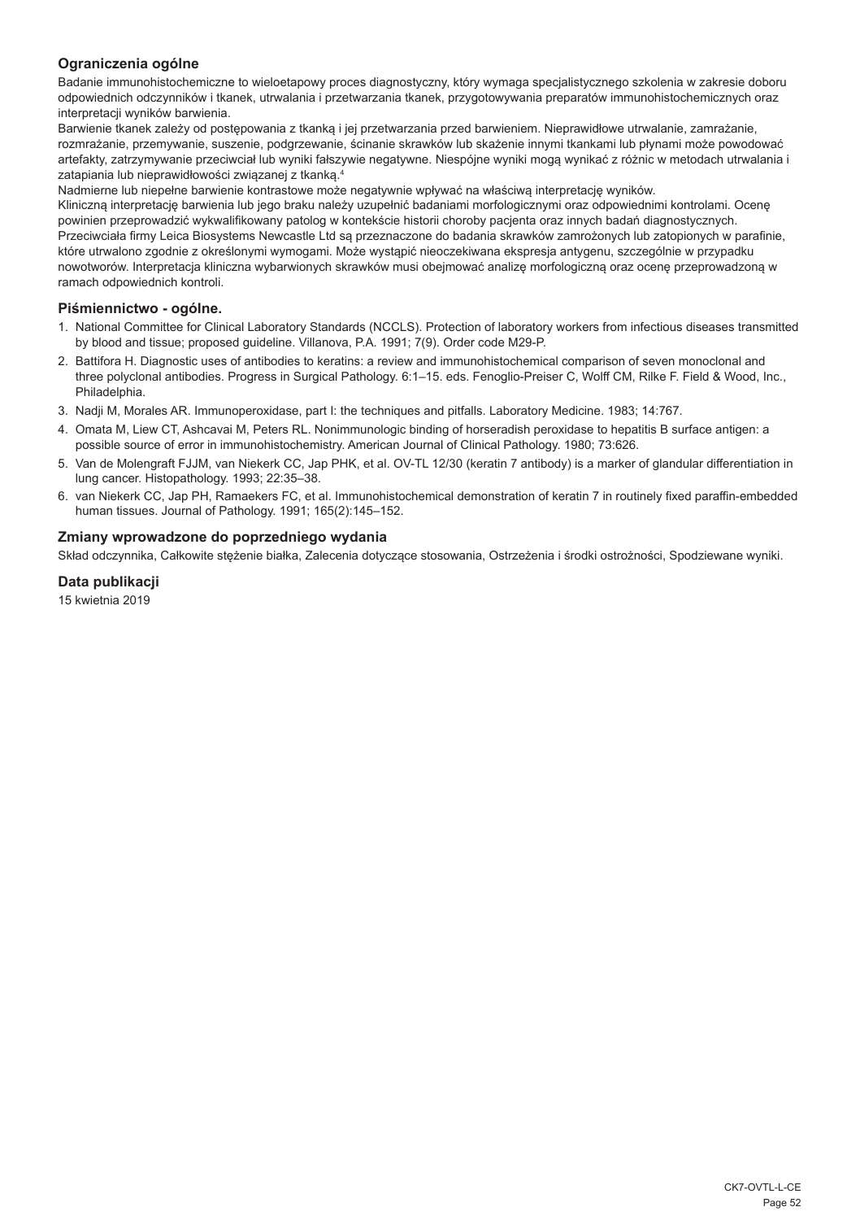## Ograniczenia ogólne

Badanie immunohistochemiczne to wieloetapowy proces diagnostyczny, który wymaga specjalistycznego szkolenia w zakresie doboru odpowiednich odczynników i tkanek, utrwalania i przetwarzania tkanek, przygotowywania preparatów immunohistochemicznych oraz interpretacji wyników barwienia.

Barwienie tkanek zależy od postępowania z tkanką i jej przetwarzania przed barwieniem. Nieprawidłowe utrwalanie, zamrażanie, rozmrażanie, przemywanie, suszenie, podgrzewanie, ścinanie skrawków lub skażenie innymi tkankami lub płynami może powodować artefakty, zatrzymywanie przeciwciał lub wyniki fałszywie negatywne. Niespójne wyniki mogą wynikać z różnic w metodach utrwalania i zatapiania lub nieprawidłowości związanej z tkanką.[4]

Nadmierne lub niepełne barwienie kontrastowe może negatywnie wpływać na właściwą interpretację wyników.

Kliniczną interpretację barwienia lub jego braku należy uzupełnić badaniami morfologicznymi oraz odpowiednimi kontrolami. Ocenę powinien przeprowadzić wykwalifikowany patolog w kontekście historii choroby pacjenta oraz innych badań diagnostycznych.

Przeciwciała firmy Leica Biosystems Newcastle Ltd są przeznaczone do badania skrawków zamrożonych lub zatopionych w parafinie, które utrwalono zgodnie z określonymi wymogami. Może wystąpić nieoczekiwana ekspresja antygenu, szczególnie w przypadku nowotworów. Interpretacja kliniczna wybarwionych skrawków musi obejmować analizę morfologiczną oraz ocenę przeprowadzoną w ramach odpowiednich kontroli.

## Piśmiennictwo - ogólne.

1. National Committee for Clinical Laboratory Standards (NCCLS). Protection of laboratory workers from infectious diseases transmitted by blood and tissue; proposed guideline. Villanova, P.A. 1991; 7(9). Order code M29-P.
2. Battifora H. Diagnostic uses of antibodies to keratins: a review and immunohistochemical comparison of seven monoclonal and three polyclonal antibodies. Progress in Surgical Pathology. 6:1–15. eds. Fenoglio-Preiser C, Wolff CM, Rilke F. Field & Wood, Inc., Philadelphia.
3. Nadji M, Morales AR. Immunoperoxidase, part I: the techniques and pitfalls. Laboratory Medicine. 1983; 14:767.
4. Omata M, Liew CT, Ashcavai M, Peters RL. Nonimmunologic binding of horseradish peroxidase to hepatitis B surface antigen: a possible source of error in immunohistochemistry. American Journal of Clinical Pathology. 1980; 73:626.
5. Van de Molengraft FJJM, van Niekerk CC, Jap PHK, et al. OV-TL 12/30 (keratin 7 antibody) is a marker of glandular differentiation in lung cancer. Histopathology. 1993; 22:35–38.
6. van Niekerk CC, Jap PH, Ramaekers FC, et al. Immunohistochemical demonstration of keratin 7 in routinely fixed paraffin-embedded human tissues. Journal of Pathology. 1991; 165(2):145–152.

## Zmiany wprowadzone do poprzedniego wydania

Skład odczynnika, Całkowite stężenie białka, Zalecenia dotyczące stosowania, Ostrzeżenia i środki ostrożności, Spodziewane wyniki.

## Data publikacji

15 kwietnia 2019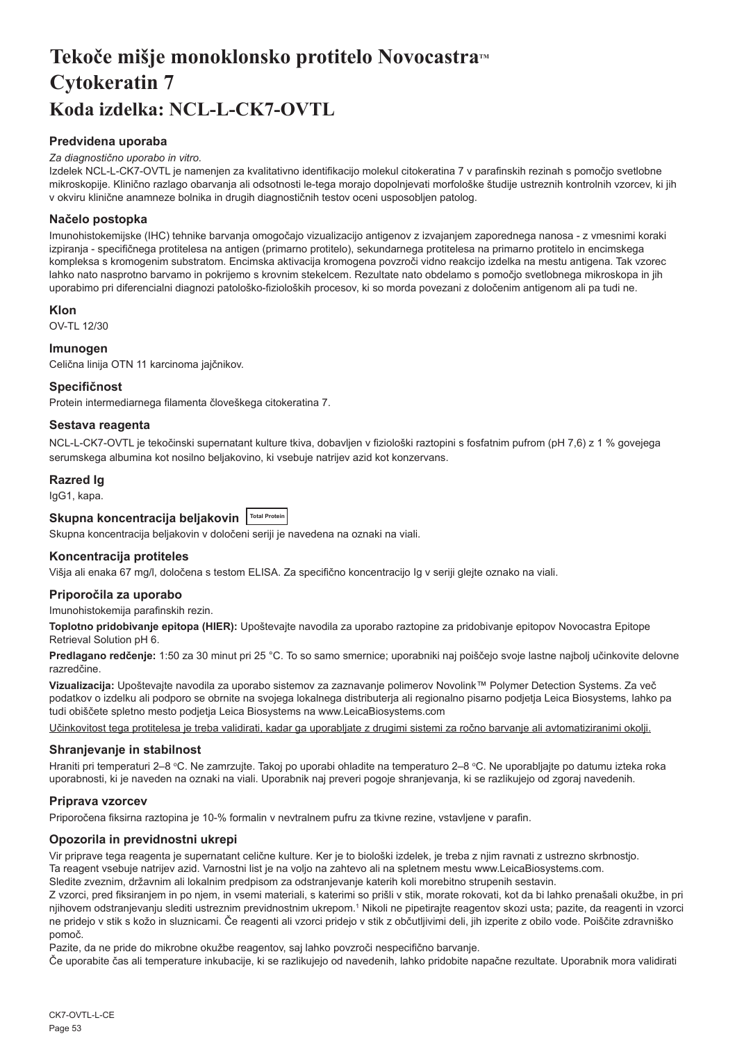# Tekoče mišje monoklonsko protitelo Novocastra™ Cytokeratin 7

# Koda izdelka: NCL-L-CK7-OVTL

### Predvidena uporaba

*Za diagnostično uporabo in vitro.*

Izdelek NCL-L-CK7-OVTL je namenjen za kvalitativno identifikacijo molekul citokeratina 7 v parafinskih rezinah s pomočjo svetlobne mikroskopije. Klinično razlago obarvanja ali odsotnosti le-tega morajo dopolnjevati morfološke študije ustreznih kontrolnih vzorcev, ki jih v okviru klinične anamneze bolnika in drugih diagnostičnih testov oceni usposobljen patolog.

### Načelo postopka

Imunohistokemijske (IHC) tehnike barvanja omogočajo vizualizacijo antigenov z izvajanjem zaporednega nanosa - z vmesnimi koraki izpiranja - specifičnega protitelesa na antigen (primarno protitelo), sekundarnega protitelesa na primarno protitelo in encimskega kompleksa s kromogenim substratom. Encimska aktivacija kromogena povzroči vidno reakcijo izdelka na mestu antigena. Tak vzorec lahko nato nasprotno barvamo in pokrijemo s krovnim stekelcem. Rezultate nato obdelamo s pomočjo svetlobnega mikroskopa in jih uporabimo pri diferencialni diagnozi patološko-fizioloških procesov, ki so morda povezani z določenim antigenom ali pa tudi ne.

### Klon

OV-TL 12/30

### Imunogen

Celična linija OTN 11 karcinoma jajčnikov.

### Specifičnost

Protein intermediarnega filamenta človeškega citokeratina 7.

### Sestava reagenta

NCL-L-CK7-OVTL je tekočinski supernatant kulture tkiva, dobavljen v fiziološki raztopini s fosfatnim pufrom (pH 7,6) z 1 % govejega serumskega albumina kot nosilno beljakovino, ki vsebuje natrijev azid kot konzervans.

### Razred Ig

IgG1, kapa.

### Skupna koncentracija beljakovin Total Protein

Skupna koncentracija beljakovin v določeni seriji je navedena na oznaki na viali.

### Koncentracija protiteles

Višja ali enaka 67 mg/l, določena s testom ELISA. Za specifično koncentracijo Ig v seriji glejte oznako na viali.

### Priporočila za uporabo

Imunohistokemija parafinskih rezin.

**Toplotno pridobivanje epitopa (HIER):** Upoštevajte navodila za uporabo raztopine za pridobivanje epitopov Novocastra Epitope Retrieval Solution pH 6.

**Predlagano redčenje:** 1:50 za 30 minut pri 25 °C. To so samo smernice; uporabniki naj poiščejo svoje lastne najbolj učinkovite delovne razredčine.

**Vizualizacija:** Upoštevajte navodila za uporabo sistemov za zaznavanje polimerov Novolink™ Polymer Detection Systems. Za več podatkov o izdelku ali podporo se obrnite na svojega lokalnega distributerja ali regionalno pisarno podjetja Leica Biosystems, lahko pa tudi obiščete spletno mesto podjetja Leica Biosystems na www.LeicaBiosystems.com

Učinkovitost tega protitelesa je treba validirati, kadar ga uporabljate z drugimi sistemi za ročno barvanje ali avtomatiziranimi okolji.

### Shranjevanje in stabilnost

Hraniti pri temperaturi 2–8 °C. Ne zamrzujte. Takoj po uporabi ohladite na temperaturo 2–8 °C. Ne uporabljajte po datumu izteka roka uporabnosti, ki je naveden na oznaki na viali. Uporabnik naj preveri pogoje shranjevanja, ki se razlikujejo od zgoraj navedenih.

### Priprava vzorcev

Priporočena fiksirna raztopina je 10-% formalin v nevtralnem pufru za tkivne rezine, vstavljene v parafin.

### Opozorila in previdnostni ukrepi

Vir priprave tega reagenta je supernatant celične kulture. Ker je to biološki izdelek, je treba z njim ravnati z ustrezno skrbnostjo.

Ta reagent vsebuje natrijev azid. Varnostni list je na voljo na zahtevo ali na spletnem mestu www.LeicaBiosystems.com.

Sledite zveznim, državnim ali lokalnim predpisom za odstranjevanje katerih koli morebitno strupenih sestavin.

Z vzorci, pred fiksiranjem in po njem, in vsemi materiali, s katerimi so prišli v stik, morate rokovati, kot da bi lahko prenašali okužbe, in pri njihovem odstranjevanju slediti ustreznim previdnostnim ukrepom.[1] Nikoli ne pipetirajte reagentov skozi usta; pazite, da reagenti in vzorci ne pridejo v stik s kožo in sluznicami. Če reagenti ali vzorci pridejo v stik z občutljivimi deli, jih izperite z obilo vode. Poiščite zdravniško pomoč.

Pazite, da ne pride do mikrobne okužbe reagentov, saj lahko povzroči nespecifično barvanje.

Če uporabite čas ali temperature inkubacije, ki se razlikujejo od navedenih, lahko pridobite napačne rezultate. Uporabnik mora validirati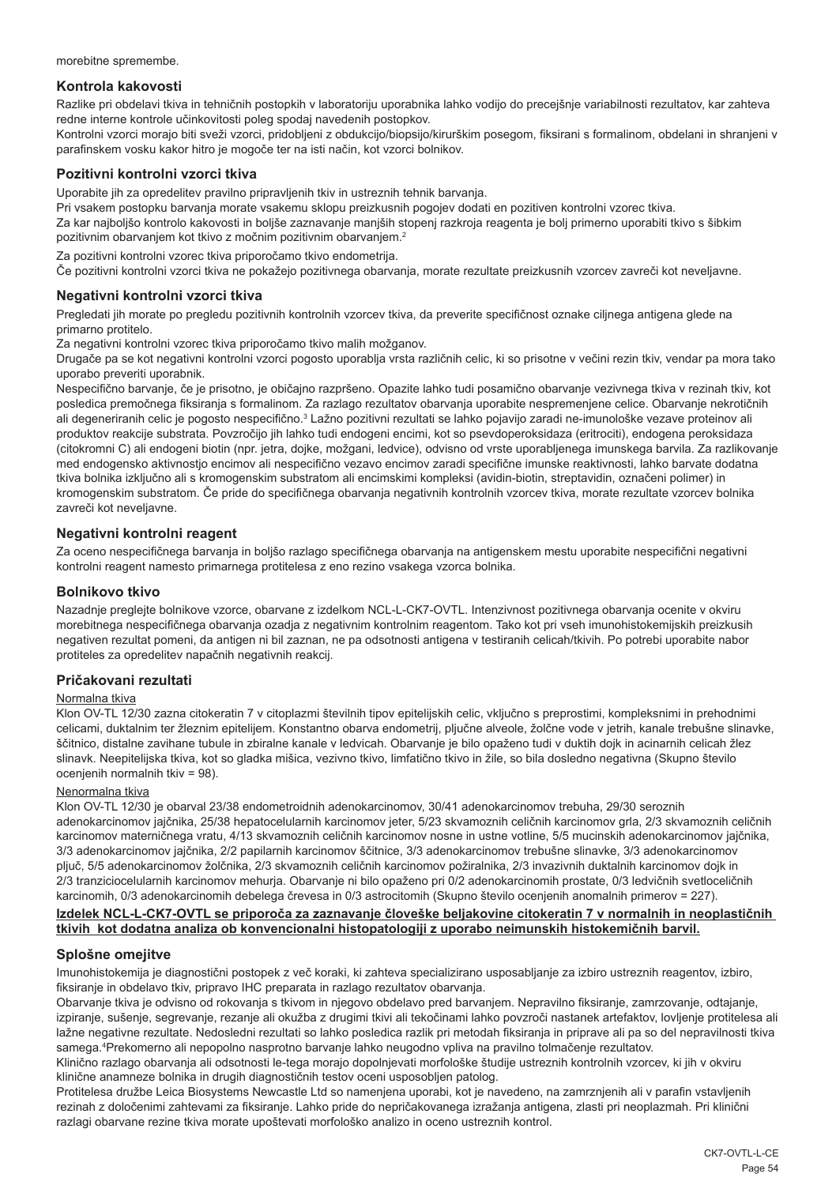morebitne spremembe.

## Kontrola kakovosti

Razlike pri obdelavi tkiva in tehničnih postopkih v laboratoriju uporabnika lahko vodijo do precejšnje variabilnosti rezultatov, kar zahteva redne interne kontrole učinkovitosti poleg spodaj navedenih postopkov.

Kontrolni vzorci morajo biti sveži vzorci, pridobljeni z obdukcijo/biopsijo/kirurškim posegom, fiksirani s formalinom, obdelani in shranjeni v parafinskem vosku kakor hitro je mogoče ter na isti način, kot vzorci bolnikov.

## Pozitivni kontrolni vzorci tkiva

Uporabite jih za opredelitev pravilno pripravljenih tkiv in ustreznih tehnik barvanja.

Pri vsakem postopku barvanja morate vsakemu sklopu preizkusnih pogojev dodati en pozitiven kontrolni vzorec tkiva.

Za kar najboljšo kontrolo kakovosti in boljše zaznavanje manjših stopenj razkroja reagenta je bolj primerno uporabiti tkivo s šibkim pozitivnim obarvanjem kot tkivo z močnim pozitivnim obarvanjem.[2]

Za pozitivni kontrolni vzorec tkiva priporočamo tkivo endometrija.

Če pozitivni kontrolni vzorci tkiva ne pokažejo pozitivnega obarvanja, morate rezultate preizkusnih vzorcev zavreči kot neveljavne.

## Negativni kontrolni vzorci tkiva

Pregledati jih morate po pregledu pozitivnih kontrolnih vzorcev tkiva, da preverite specifičnost oznake ciljnega antigena glede na primarno protitelo.

Za negativni kontrolni vzorec tkiva priporočamo tkivo malih možganov.

Drugače pa se kot negativni kontrolni vzorci pogosto uporablja vrsta različnih celic, ki so prisotne v večini rezin tkiv, vendar pa mora tako uporabo preveriti uporabnik.

Nespecifično barvanje, če je prisotno, je običajno razpršeno. Opazite lahko tudi posamično obarvanje vezivnega tkiva v rezinah tkiv, kot posledica premočnega fiksiranja s formalinom. Za razlago rezultatov obarvanja uporabite nespremenjene celice. Obarvanje nekrotičnih ali degeneriranih celic je pogosto nespecifično.[3] Lažno pozitivni rezultati se lahko pojavijo zaradi ne-imunološke vezave proteinov ali produktov reakcije substrata. Povzročijo jih lahko tudi endogeni encimi, kot so psevdoperoksidaza (eritrociti), endogena peroksidaza (citokromi C) ali endogeni biotin (npr. jetra, dojke, možgani, ledvice), odvisno od vrste uporabljenega imunskega barvila. Za razlikovanje med endogensko aktivnostjo encimov ali nespecifično vezavo encimov zaradi specifične imunske reaktivnosti, lahko barvate dodatna tkiva bolnika izključno ali s kromogenskim substratom ali encimskimi kompleksi (avidin-biotin, streptavidin, označeni polimer) in kromogenskim substratom. Če pride do specifičnega obarvanja negativnih kontrolnih vzorcev tkiva, morate rezultate vzorcev bolnika zavreči kot neveljavne.

## Negativni kontrolni reagent

Za oceno nespecifičnega barvanja in boljšo razlago specifičnega obarvanja na antigenskem mestu uporabite nespecifični negativni kontrolni reagent namesto primarnega protitelesa z eno rezino vsakega vzorca bolnika.

## Bolnikovo tkivo

Nazadnje preglejte bolnikove vzorce, obarvane z izdelkom NCL-L-CK7-OVTL. Intenzivnost pozitivnega obarvanja ocenite v okviru morebitnega nespecifičnega obarvanja ozadja z negativnim kontrolnim reagentom. Tako kot pri vseh imunohistokemijskih preizkusih negativen rezultat pomeni, da antigen ni bil zaznan, ne pa odsotnosti antigena v testiranih celicah/tkivih. Po potrebi uporabite nabor protiteles za opredelitev napačnih negativnih reakcij.

## Pričakovani rezultati

Normalna tkiva

Klon OV-TL 12/30 zazna citokeratin 7 v citoplazmi številnih tipov epitelijskih celic, vključno s preprostimi, kompleksnimi in prehodnimi celicami, duktalnim ter žleznim epitelijem. Konstantno obarva endometrij, pljučne alveole, žolčne vode v jetrih, kanale trebušne slinavke, ščitnico, distalne zavihane tubule in zbiralne kanale v ledvicah. Obarvanje je bilo opaženo tudi v duktih dojk in acinarnih celicah žlez slinavk. Neepitelijska tkiva, kot so gladka mišica, vezivno tkivo, limfatično tkivo in žile, so bila dosledno negativna (Skupno število ocenjenih normalnih tkiv = 98).

Nenormalna tkiva

Klon OV-TL 12/30 je obarval 23/38 endometroidnih adenokarcinomov, 30/41 adenokarcinomov trebuha, 29/30 seroznih adenokarcinomov jajčnika, 25/38 hepatocelularnih karcinomov jeter, 5/23 skvamoznih celičnih karcinomov grla, 2/3 skvamoznih celičnih karcinomov materničnega vratu, 4/13 skvamoznih celičnih karcinomov nosne in ustne votline, 5/5 mucinskih adenokarcinomov jajčnika, 3/3 adenokarcinomov jajčnika, 2/2 papilarnih karcinomov ščitnice, 3/3 adenokarcinomov trebušne slinavke, 3/3 adenokarcinomov pljuč, 5/5 adenokarcinomov žolčnika, 2/3 skvamoznih celičnih karcinomov požiralnika, 2/3 invazivnih duktalnih karcinomov dojk in 2/3 tranziciocelularnih karcinomov mehurja. Obarvanje ni bilo opaženo pri 0/2 adenokarcinomih prostate, 0/3 ledvičnih svetloceličnih karcinomih, 0/3 adenokarcinomih debelega črevesa in 0/3 astrocitomih (Skupno število ocenjenih anomalnih primerov = 227).

**<u>Izdelek NCL-L-CK7-OVTL se priporoča za zaznavanje človeške beljakovine citokeratin 7 v normalnih in neoplastičnih tkivih kot dodatna analiza ob konvencionalni histopatologiji z uporabo neimunskih histokemičnih barvil.</u>**

## Splošne omejitve

Imunohistokemija je diagnostični postopek z več koraki, ki zahteva specializirano usposabljanje za izbiro ustreznih reagentov, izbiro, fiksiranje in obdelavo tkiv, pripravo IHC preparata in razlago rezultatov obarvanja.

Obarvanje tkiva je odvisno od rokovanja s tkivom in njegovo obdelavo pred barvanjem. Nepravilno fiksiranje, zamrzovanje, odtajanje, izpiranje, sušenje, segrevanje, rezanje ali okužba z drugimi tkivi ali tekočinami lahko povzroči nastanek artefaktov, lovljenje protitelesa ali lažne negativne rezultate. Nedosledni rezultati so lahko posledica razlik pri metodah fiksiranja in priprave ali pa so del nepravilnosti tkiva samega.[4] Prekomerno ali nepopolno nasprotno barvanje lahko neugodno vpliva na pravilno tolmačenje rezultatov.

Klinično razlago obarvanja ali odsotnosti le-tega morajo dopolnjevati morfološke študije ustreznih kontrolnih vzorcev, ki jih v okviru klinične anamneze bolnika in drugih diagnostičnih testov oceni usposobljen patolog.

Protitelesa družbe Leica Biosystems Newcastle Ltd so namenjena uporabi, kot je navedeno, na zamrznjenih ali v parafin vstavljenih rezinah z določenimi zahtevami za fiksiranje. Lahko pride do nepričakovanega izražanja antigena, zlasti pri neoplazmah. Pri klinični razlagi obarvane rezine tkiva morate upoštevati morfološko analizo in oceno ustreznih kontrol.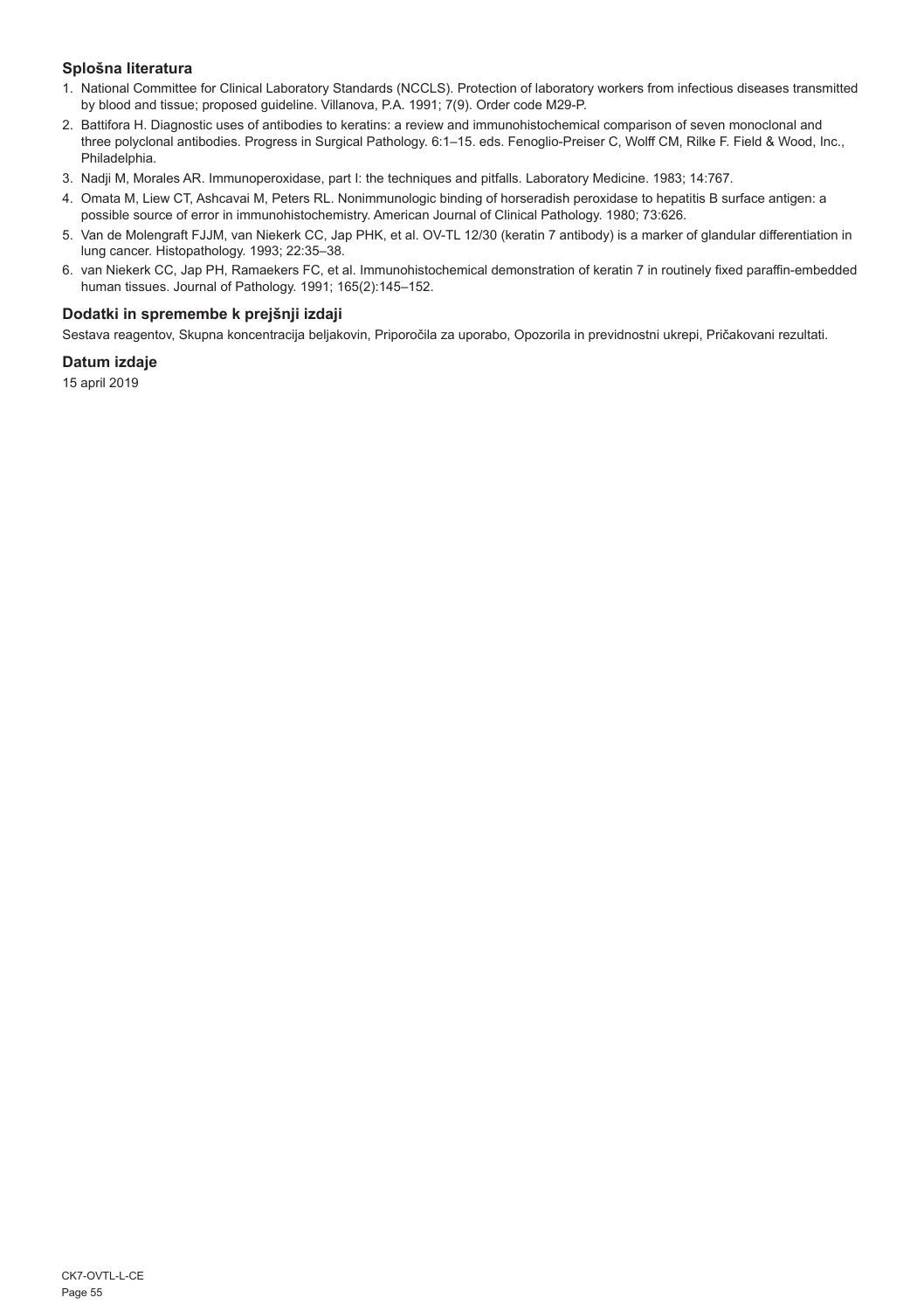## Splošna literatura

1. National Committee for Clinical Laboratory Standards (NCCLS). Protection of laboratory workers from infectious diseases transmitted by blood and tissue; proposed guideline. Villanova, P.A. 1991; 7(9). Order code M29-P.
2. Battifora H. Diagnostic uses of antibodies to keratins: a review and immunohistochemical comparison of seven monoclonal and three polyclonal antibodies. Progress in Surgical Pathology. 6:1–15. eds. Fenoglio-Preiser C, Wolff CM, Rilke F. Field & Wood, Inc., Philadelphia.
3. Nadji M, Morales AR. Immunoperoxidase, part I: the techniques and pitfalls. Laboratory Medicine. 1983; 14:767.
4. Omata M, Liew CT, Ashcavai M, Peters RL. Nonimmunologic binding of horseradish peroxidase to hepatitis B surface antigen: a possible source of error in immunohistochemistry. American Journal of Clinical Pathology. 1980; 73:626.
5. Van de Molengraft FJJM, van Niekerk CC, Jap PHK, et al. OV-TL 12/30 (keratin 7 antibody) is a marker of glandular differentiation in lung cancer. Histopathology. 1993; 22:35–38.
6. van Niekerk CC, Jap PH, Ramaekers FC, et al. Immunohistochemical demonstration of keratin 7 in routinely fixed paraffin-embedded human tissues. Journal of Pathology. 1991; 165(2):145–152.

## Dodatki in spremembe k prejšnji izdaji

Sestava reagentov, Skupna koncentracija beljakovin, Priporočila za uporabo, Opozorila in previdnostni ukrepi, Pričakovani rezultati.

## Datum izdaje

15 april 2019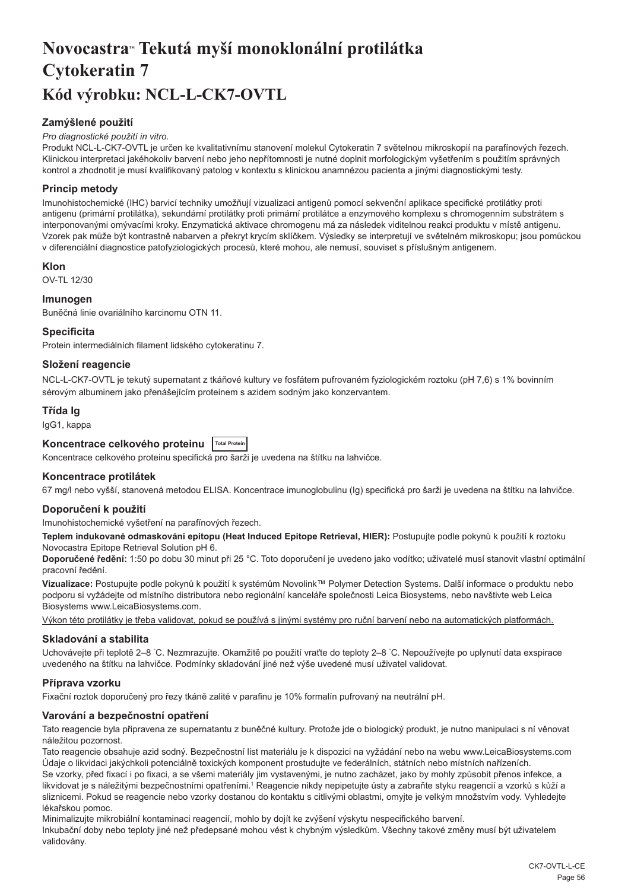# Novocastra™ Tekutá myší monoklonální protilátka Cytokeratin 7
# Kód výrobku: NCL-L-CK7-OVTL

### Zamýšlené použití

*Pro diagnostické použití in vitro.*

Produkt NCL-L-CK7-OVTL je určen ke kvalitativnímu stanovení molekul Cytokeratin 7 světelnou mikroskopií na parafínových řezech. Klinickou interpretaci jakéhokoliv barvení nebo jeho nepřítomnosti je nutné doplnit morfologickým vyšetřením s použitím správných kontrol a zhodnotit je musí kvalifikovaný patolog v kontextu s klinickou anamnézou pacienta a jinými diagnostickými testy.

### Princip metody

Imunohistochemické (IHC) barvicí techniky umožňují vizualizaci antigenů pomocí sekvenční aplikace specifické protilátky proti antigenu (primární protilátka), sekundární protilátky proti primární protilátce a enzymového komplexu s chromogenním substrátem s interponovanými omývacími kroky. Enzymatická aktivace chromogenu má za následek viditelnou reakci produktu v místě antigenu. Vzorek pak může být kontrastně nabarven a překryt krycím sklíčkem. Výsledky se interpretují ve světelném mikroskopu; jsou pomůckou v diferenciální diagnostice patofyziologických procesů, které mohou, ale nemusí, souviset s příslušným antigenem.

### Klon

OV-TL 12/30

### Imunogen

Buněčná linie ovariálního karcinomu OTN 11.

### Specificita

Protein intermediálních filament lidského cytokeratinu 7.

### Složení reagencie

NCL-L-CK7-OVTL je tekutý supernatant z tkáňové kultury ve fosfátem pufrovaném fyziologickém roztoku (pH 7,6) s 1% bovinním sérovým albuminem jako přenášejícím proteinem s azidem sodným jako konzervantem.

### Třída Ig

IgG1, kappa

### Koncentrace celkového proteinu Total Protein

Koncentrace celkového proteinu specifická pro šarži je uvedena na štítku na lahvičce.

### Koncentrace protilátek

67 mg/l nebo vyšší, stanovená metodou ELISA. Koncentrace imunoglobulinu (Ig) specifická pro šarži je uvedena na štítku na lahvičce.

### Doporučení k použití

Imunohistochemické vyšetření na parafínových řezech.

**Teplem indukované odmaskování epitopu (Heat Induced Epitope Retrieval, HIER):** Postupujte podle pokynů k použití k roztoku Novocastra Epitope Retrieval Solution pH 6.

**Doporučené ředění:** 1:50 po dobu 30 minut při 25 °C. Toto doporučení je uvedeno jako vodítko; uživatelé musí stanovit vlastní optimální pracovní ředění.

**Vizualizace:** Postupujte podle pokynů k použití k systémům Novolink™ Polymer Detection Systems. Další informace o produktu nebo podporu si vyžádejte od místního distributora nebo regionální kanceláře společnosti Leica Biosystems, nebo navštivte web Leica Biosystems www.LeicaBiosystems.com.

Výkon této protilátky je třeba validovat, pokud se používá s jinými systémy pro ruční barvení nebo na automatických platformách.

### Skladování a stabilita

Uchovávejte při teplotě 2–8 ˚C. Nezmrazujte. Okamžitě po použití vraťte do teploty 2–8 ˚C. Nepoužívejte po uplynutí data exspirace uvedeného na štítku na lahvičce. Podmínky skladování jiné než výše uvedené musí uživatel validovat.

### Příprava vzorku

Fixační roztok doporučený pro řezy tkáně zalité v parafinu je 10% formalín pufrovaný na neutrální pH.

### Varování a bezpečnostní opatření

Tato reagencie byla připravena ze supernatantu z buněčné kultury. Protože jde o biologický produkt, je nutno manipulaci s ní věnovat náležitou pozornost.

Tato reagencie obsahuje azid sodný. Bezpečnostní list materiálu je k dispozici na vyžádání nebo na webu www.LeicaBiosystems.com

Údaje o likvidaci jakýchkoli potenciálně toxických komponent prostudujte ve federálních, státních nebo místních nařízeních.

Se vzorky, před fixací i po fixaci, a se všemi materiály jim vystavenými, je nutno zacházet, jako by mohly způsobit přenos infekce, a likvidovat je s náležitými bezpečnostními opatřeními.[1] Reagencie nikdy nepipetujte ústy a zabraňte styku reagencií a vzorků s kůží a sliznicemi. Pokud se reagencie nebo vzorky dostanou do kontaktu s citlivými oblastmi, omyjte je velkým množstvím vody. Vyhledejte lékařskou pomoc.

Minimalizujte mikrobiální kontaminaci reagencií, mohlo by dojít ke zvýšení výskytu nespecifického barvení.

Inkubační doby nebo teploty jiné než předepsané mohou vést k chybným výsledkům. Všechny takové změny musí být uživatelem validovány.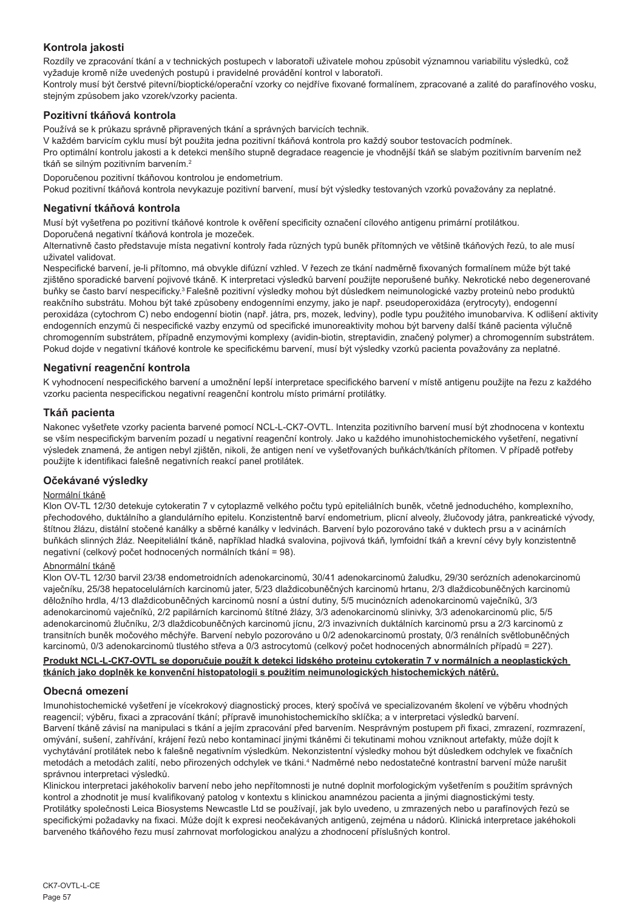## Kontrola jakosti

Rozdíly ve zpracování tkání a v technických postupech v laboratoři uživatele mohou způsobit významnou variabilitu výsledků, což vyžaduje kromě níže uvedených postupů i pravidelné provádění kontrol v laboratoři.

Kontroly musí být čerstvé pitevní/bioptické/operační vzorky co nejdříve fixované formalínem, zpracované a zalité do parafínového vosku, stejným způsobem jako vzorek/vzorky pacienta.

### Pozitivní tkáňová kontrola

Používá se k průkazu správně připravených tkání a správných barvicích technik.

V každém barvicím cyklu musí být použita jedna pozitivní tkáňová kontrola pro každý soubor testovacích podmínek.

Pro optimální kontrolu jakosti a k detekci menšího stupně degradace reagencie je vhodnější tkáň se slabým pozitivním barvením než tkáň se silným pozitivním barvením.[2]

Doporučenou pozitivní tkáňovou kontrolou je endometrium.

Pokud pozitivní tkáňová kontrola nevykazuje pozitivní barvení, musí být výsledky testovaných vzorků považovány za neplatné.

### Negativní tkáňová kontrola

Musí být vyšetřena po pozitivní tkáňové kontrole k ověření specificity označení cílového antigenu primární protilátkou.

Doporučená negativní tkáňová kontrola je mozeček.

Alternativně často představuje místa negativní kontroly řada různých typů buněk přítomných ve většině tkáňových řezů, to ale musí uživatel validovat.

Nespecifické barvení, je-li přítomno, má obvykle difúzní vzhled. V řezech ze tkání nadměrně fixovaných formalínem může být také zjištěno sporadické barvení pojivové tkáně. K interpretaci výsledků barvení použijte neporušené buňky. Nekrotické nebo degenerované buňky se často barví nespecificky.[3] Falešně pozitivní výsledky mohou být důsledkem neimunologické vazby proteinů nebo produktů reakčního substrátu. Mohou být také způsobeny endogenními enzymy, jako je např. pseudoperoxidáza (erytrocyty), endogenní peroxidáza (cytochrom C) nebo endogenní biotin (např. játra, prs, mozek, ledviny), podle typu použitého imunobarviva. K odlišení aktivity endogenních enzymů či nespecifické vazby enzymů od specifické imunoreaktivity mohou být barveny další tkáně pacienta výlučně chromogenním substrátem, případně enzymovými komplexy (avidin-biotin, streptavidin, značený polymer) a chromogenním substrátem. Pokud dojde v negativní tkáňové kontrole ke specifickému barvení, musí být výsledky vzorků pacienta považovány za neplatné.

### Negativní reagenční kontrola

K vyhodnocení nespecifického barvení a umožnění lepší interpretace specifického barvení v místě antigenu použijte na řezu z každého vzorku pacienta nespecifickou negativní reagenční kontrolu místo primární protilátky.

### Tkáň pacienta

Nakonec vyšetřete vzorky pacienta barvené pomocí NCL-L-CK7-OVTL. Intenzita pozitivního barvení musí být zhodnocena v kontextu se vším nespecifickým barvením pozadí u negativní reagenční kontroly. Jako u každého imunohistochemického vyšetření, negativní výsledek znamená, že antigen nebyl zjištěn, nikoli, že antigen není ve vyšetřovaných buňkách/tkáních přítomen. V případě potřeby použijte k identifikaci falešně negativních reakcí panel protilátek.

## Očekávané výsledky

Normální tkáně

Klon OV-TL 12/30 detekuje cytokeratin 7 v cytoplazmě velkého počtu typů epiteliálních buněk, včetně jednoduchého, komplexního, přechodového, duktálního a glandulárního epitelu. Konzistentně barví endometrium, plicní alveoly, žlučovody jatra, pankreatické vývody, štítnou žlázu, distální stočené kanálky a sběrné kanálky v ledvinách. Barvení bylo pozorováno také v duktech prsu a v acinárních buňkách slinných žláz. Neepiteliální tkáně, například hladká svalovina, pojivová tkáň, lymfoidní tkáň a krevní cévy byly konzistentně negativní (celkový počet hodnocených normálních tkání = 98).

Abnormální tkáně

Klon OV-TL 12/30 barvil 23/38 endometroidních adenokarcinomů, 30/41 adenokarcinomů žaludku, 29/30 serózních adenokarcinomů vaječníku, 25/38 hepatocelulárních karcinomů jater, 5/23 dlaždicobuněčných karcinomů hrtanu, 2/3 dlaždicobuněčných karcinomů děložního hrdla, 4/13 dlaždicobuněčných karcinomů nosní a ústní dutiny, 5/5 mucinózních adenokarcinomů vaječníků, 3/3 adenokarcinomů vaječníků, 2/2 papilárních karcinomů štítné žlázy, 3/3 adenokarcinomů slinivky, 3/3 adenokarcinomů plic, 5/5 adenokarcinomů žlučníku, 2/3 dlaždicobuněčných karcinomů jícnu, 2/3 invazivních duktálních karcinomů prsu a 2/3 karcinomů z transitních buněk močového měchýře. Barvení nebylo pozorováno u 0/2 adenokarcinomů prostaty, 0/3 renálních světlobuněčných karcinomů, 0/3 adenokarcinomů tlustého střeva a 0/3 astrocytomů (celkový počet hodnocených abnormálních případů = 227).

**Produkt NCL-L-CK7-OVTL se doporučuje použít k detekci lidského proteinu cytokeratin 7 v normálních a neoplastických tkáních jako doplněk ke konvenční histopatologii s použitím neimunologických histochemických nátěrů.**

## Obecná omezení

Imunohistochemické vyšetření je vícekrokový diagnostický proces, který spočívá ve specializovaném školení ve výběru vhodných reagencií; výběru, fixaci a zpracování tkání; přípravě imunohistochemickío sklíčka; a v interpretaci výsledků barvení.

Barvení tkáně závisí na manipulaci s tkání a jejím zpracování před barvením. Nesprávným postupem při fixaci, zmrazení, rozmrazení, omývání, sušení, zahřívání, krájení řezů nebo kontaminací jinými tkáněmi či tekutinami mohou vzniknout artefakty, může dojít k vychytávání protilátek nebo k falešně negativním výsledkům. Nekonzistentní výsledky mohou být důsledkem odchylek ve fixačních metodách a metodách zalití, nebo přirozených odchylek ve tkáni.[4] Nadměrné nebo nedostatečné kontrastní barvení může narušit správnou interpretaci výsledků.

Klinickou interpretaci jakéhokoliv barvení nebo jeho nepřítomnosti je nutné doplnit morfologickým vyšetřením s použitím správných kontrol a zhodnotit je musí kvalifikovaný patolog v kontextu s klinickou anamnézou pacienta a jinými diagnostickými testy.

Protilátky společnosti Leica Biosystems Newcastle Ltd se používají, jak bylo uvedeno, u zmrazených nebo u parafínových řezů se specifickými požadavky na fixaci. Může dojít k expresi neočekávaných antigenů, zejména u nádorů. Klinická interpretace jakéhokoli barveného tkáňového řezu musí zahrnovat morfologickou analýzu a zhodnocení příslušných kontrol.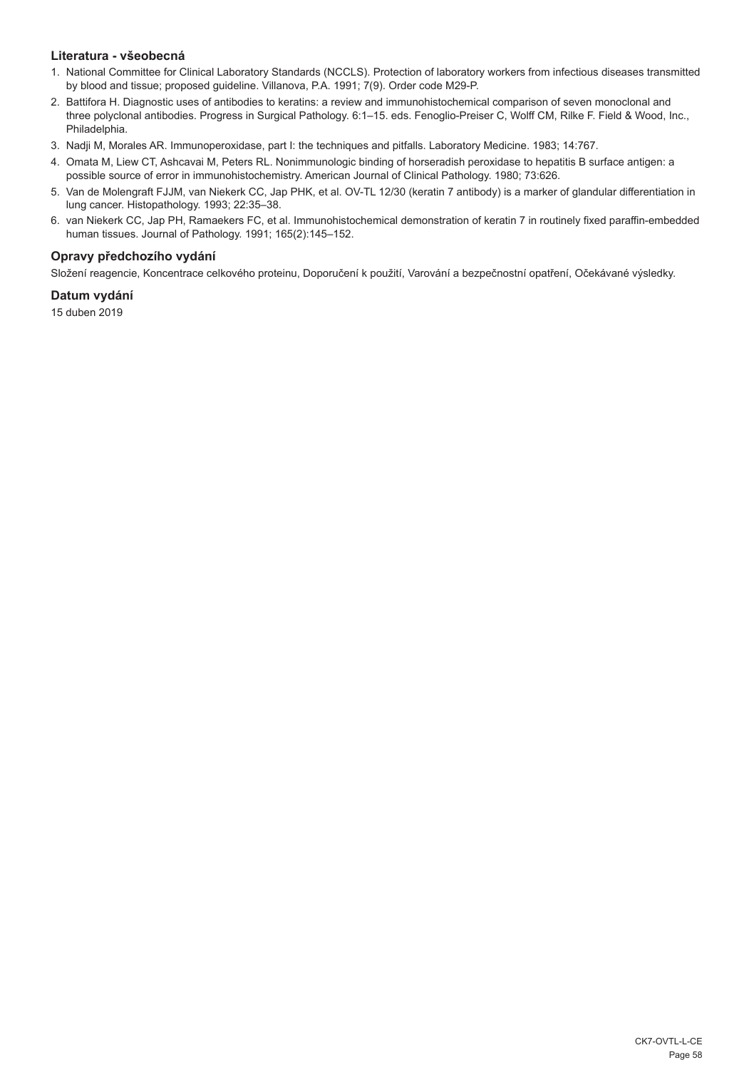## Literatura - všeobecná

1. National Committee for Clinical Laboratory Standards (NCCLS). Protection of laboratory workers from infectious diseases transmitted by blood and tissue; proposed guideline. Villanova, P.A. 1991; 7(9). Order code M29-P.
2. Battifora H. Diagnostic uses of antibodies to keratins: a review and immunohistochemical comparison of seven monoclonal and three polyclonal antibodies. Progress in Surgical Pathology. 6:1–15. eds. Fenoglio-Preiser C, Wolff CM, Rilke F. Field & Wood, Inc., Philadelphia.
3. Nadji M, Morales AR. Immunoperoxidase, part I: the techniques and pitfalls. Laboratory Medicine. 1983; 14:767.
4. Omata M, Liew CT, Ashcavai M, Peters RL. Nonimmunologic binding of horseradish peroxidase to hepatitis B surface antigen: a possible source of error in immunohistochemistry. American Journal of Clinical Pathology. 1980; 73:626.
5. Van de Molengraft FJJM, van Niekerk CC, Jap PHK, et al. OV-TL 12/30 (keratin 7 antibody) is a marker of glandular differentiation in lung cancer. Histopathology. 1993; 22:35–38.
6. van Niekerk CC, Jap PH, Ramaekers FC, et al. Immunohistochemical demonstration of keratin 7 in routinely fixed paraffin-embedded human tissues. Journal of Pathology. 1991; 165(2):145–152.

## Opravy předchozího vydání

Složení reagencie, Koncentrace celkového proteinu, Doporučení k použití, Varování a bezpečnostní opatření, Očekávané výsledky.

## Datum vydání

15 duben 2019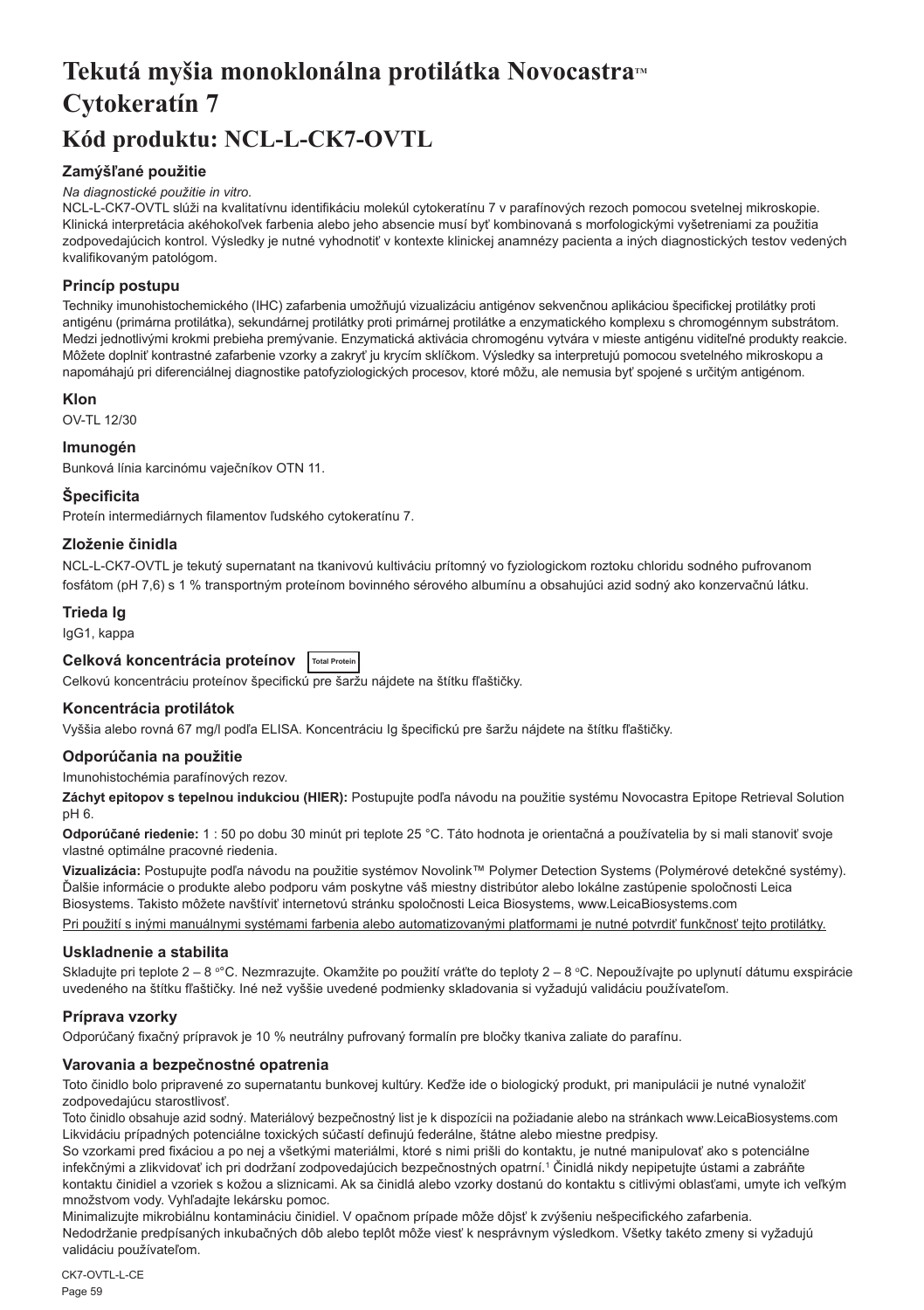# Tekutá myšia monoklonálna protilátka Novocastra™ Cytokeratín 7

# Kód produktu: NCL-L-CK7-OVTL

## Zamýšľané použitie

*Na diagnostické použitie in vitro.*

NCL-L-CK7-OVTL slúži na kvalitatívnu identifikáciu molekúl cytokeratínu 7 v parafínových rezoch pomocou svetelnej mikroskopie. Klinická interpretácia akéhokoľvek farbenia alebo jeho absencie musí byť kombinovaná s morfologickými vyšetreniami za použitia zodpovedajúcich kontrol. Výsledky je nutné vyhodnotiť v kontexte klinickej anamnézy pacienta a iných diagnostických testov vedených kvalifikovaným patológom.

## Princíp postupu

Techniky imunohistochemického (IHC) zafarbenia umožňujú vizualizáciu antigénov sekvenčnou aplikáciou špecifickej protilátky proti antigénu (primárna protilátka), sekundárnej protilátky proti primárnej protilátke a enzymatického komplexu s chromogénnym substrátom. Medzi jednotlivými krokmi prebieha premývanie. Enzymatická aktivácia chromogénu vytvára v mieste antigénu viditeľné produkty reakcie. Môžete doplniť kontrastné zafarbenie vzorky a zakryť ju krycím sklíčkom. Výsledky sa interpretujú pomocou svetelného mikroskopu a napomáhajú pri diferenciálnej diagnostike patofyziologických procesov, ktoré môžu, ale nemusia byť spojené s určitým antigénom.

## Klon

OV-TL 12/30

## Imunogén

Bunková línia karcinómu vaječníkov OTN 11.

## Špecificita

Proteín intermediárnych filamentov ľudského cytokeratínu 7.

## Zloženie činidla

NCL-L-CK7-OVTL je tekutý supernatant na tkanivovú kultiváciu prítomný vo fyziologickom roztoku chloridu sodného pufrovanom fosfátom (pH 7,6) s 1 % transportným proteínom bovinného sérového albumínu a obsahujúci azid sodný ako konzervačnú látku.

## Trieda Ig

IgG1, kappa

## Celková koncentrácia proteínov Total Protein

Celkovú koncentráciu proteínov špecifickú pre šaržu nájdete na štítku fľaštičky.

## Koncentrácia protilátok

Vyššia alebo rovná 67 mg/l podľa ELISA. Koncentráciu Ig špecifickú pre šaržu nájdete na štítku fľaštičky.

## Odporúčania na použitie

Imunohistochémia parafínových rezov.

**Záchyt epitopov s tepelnou indukciou (HIER):** Postupujte podľa návodu na použitie systému Novocastra Epitope Retrieval Solution pH 6.

**Odporúčané riedenie:** 1 : 50 po dobu 30 minút pri teplote 25 °C. Táto hodnota je orientačná a používatelia by si mali stanoviť svoje vlastné optimálne pracovné riedenia.

**Vizualizácia:** Postupujte podľa návodu na použitie systémov Novolink™ Polymer Detection Systems (Polymérové detekčné systémy). Ďalšie informácie o produkte alebo podporu vám poskytne váš miestny distribútor alebo lokálne zastúpenie spoločnosti Leica Biosystems. Takisto môžete navštíviť internetovú stránku spoločnosti Leica Biosystems, www.LeicaBiosystems.com

Pri použití s inými manuálnymi systémami farbenia alebo automatizovanými platformami je nutné potvrdiť funkčnosť tejto protilátky.

## Uskladnenie a stabilita

Skladujte pri teplote 2 – 8 °C. Nezmrazujte. Okamžite po použití vráťte do teploty 2 – 8 °C. Nepoužívajte po uplynutí dátumu exspirácie uvedeného na štítku fľaštičky. Iné než vyššie uvedené podmienky skladovania si vyžadujú validáciu používateľom.

## Príprava vzorky

Odporúčaný fixačný prípravok je 10 % neutrálny pufrovaný formalín pre bločky tkaniva zaliate do parafínu.

## Varovania a bezpečnostné opatrenia

Toto činidlo bolo pripravené zo supernatantu bunkovej kultúry. Keďže ide o biologický produkt, pri manipulácii je nutné vynaložiť zodpovedajúcu starostlivosť.

Toto činidlo obsahuje azid sodný. Materiálový bezpečnostný list je k dispozícii na požiadanie alebo na stránkach www.LeicaBiosystems.com

Likvidáciu prípadných potenciálne toxických súčastí definujú federálne, štátne alebo miestne predpisy.

So vzorkami pred fixáciou a po nej a všetkými materiálmi, ktoré s nimi prišli do kontaktu, je nutné manipulovať ako s potenciálne infekčnými a zlikvidovať ich pri dodržaní zodpovedajúcich bezpečnostných opatrení.[1] Činidlá nikdy nepipetujte ústami a zabráňte kontaktu činidiel a vzoriek s kožou a sliznicami. Ak sa činidlá alebo vzorky dostanú do kontaktu s citlivými oblasťami, umyte ich veľkým množstvom vody. Vyhľadajte lekársku pomoc.

Minimalizujte mikrobiálnu kontamináciu činidiel. V opačnom prípade môže dôjsť k zvýšeniu nešpecifického zafarbenia.

Nedodržanie predpísaných inkubačných dôb alebo teplôt môže viesť k nesprávnym výsledkom. Všetky takéto zmeny si vyžadujú validáciu používateľom.

CK7-OVTL-L-CE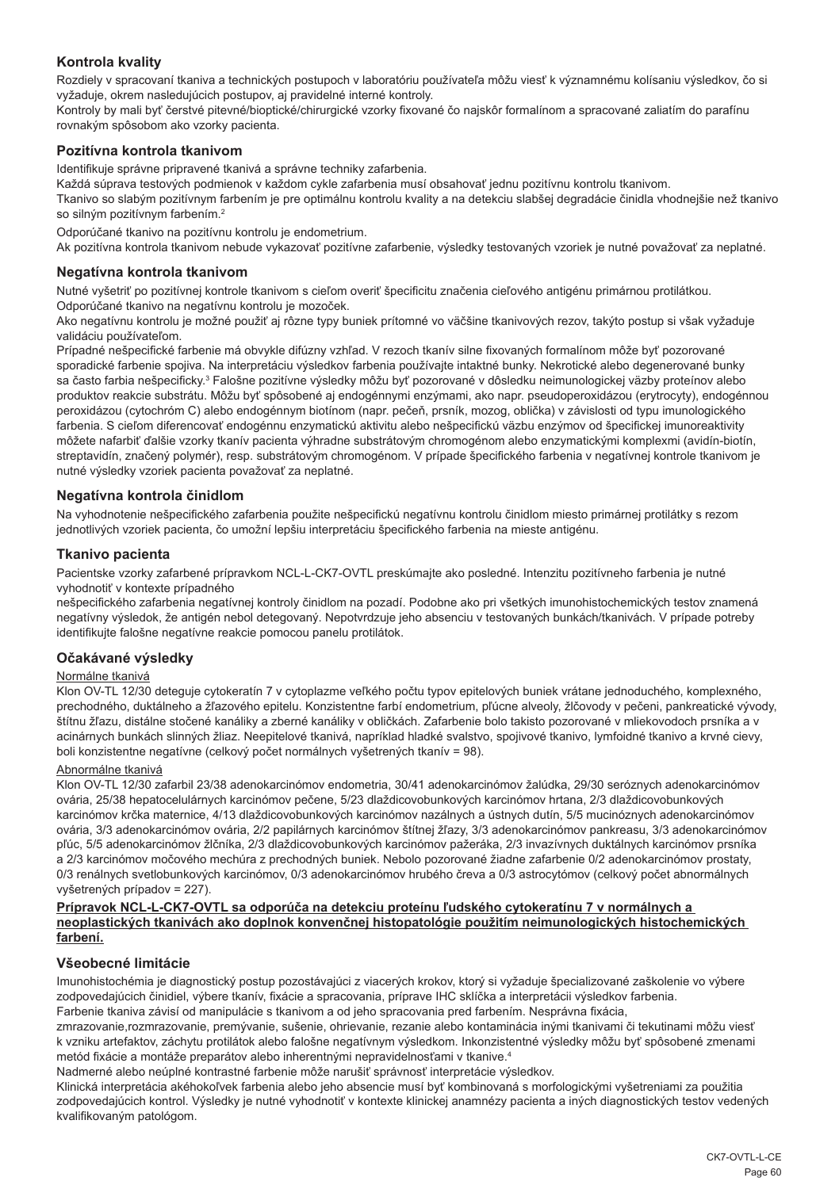### Kontrola kvality

Rozdiely v spracovaní tkaniva a technických postupoch v laboratóriu používateľa môžu viesť k významnému kolísaniu výsledkov, čo si vyžaduje, okrem nasledujúcich postupov, aj pravidelné interné kontroly.
Kontroly by mali byť čerstvé pitevné/bioptické/chirurgické vzorky fixované čo najskôr formalínom a spracované zaliatím do parafínu rovnakým spôsobom ako vzorky pacienta.

### Pozitívna kontrola tkanivom

Identifikuje správne pripravené tkanivá a správne techniky zafarbenia.
Každá súprava testových podmienok v každom cykle zafarbenia musí obsahovať jednu pozitívnu kontrolu tkanivom.
Tkanivo so slabým pozitívnym farbením je pre optimálnu kontrolu kvality a na detekciu slabšej degradácie činidla vhodnejšie než tkanivo so silným pozitívnym farbením.[2]

Odporúčané tkanivo na pozitívnu kontrolu je endometrium.
Ak pozitívna kontrola tkanivom nebude vykazovať pozitívne zafarbenie, výsledky testovaných vzoriek je nutné považovať za neplatné.

### Negatívna kontrola tkanivom

Nutné vyšetriť po pozitívnej kontrole tkanivom s cieľom overiť špecificitu značenia cieľového antigénu primárnou protilátkou.
Odporúčané tkanivo na negatívnu kontrolu je mozoček.
Ako negatívnu kontrolu je možné použiť aj rôzne typy buniek prítomné vo väčšine tkanivových rezov, takýto postup si však vyžaduje validáciu používateľom.
Prípadné nešpecifické farbenie má obvykle difúzny vzhľad. V rezoch tkanív silne fixovaných formalínom môže byť pozorované sporadické farbenie spojiva. Na interpretáciu výsledkov farbenia používajte intaktné bunky. Nekrotické alebo degenerované bunky sa často farbia nešpecificky.[3] Falošne pozitívne výsledky môžu byť pozorované v dôsledku neimunologickej väzby proteínov alebo produktov reakcie substrátu. Môžu byť spôsobené aj endogénnymi enzýmami, ako napr. pseudoperoxidázou (erytrocyty), endogénnou peroxidázou (cytochróm C) alebo endogénnym biotínom (napr. pečeň, prsník, mozog, oblička) v závislosti od typu imunologického farbenia. S cieľom diferencovať endogénnu enzymatickú aktivitu alebo nešpecifickú väzbu enzýmov od špecifickej imunoreaktivity môžete nafarbiť ďalšie vzorky tkanív pacienta výhradne substrátovým chromogénom alebo enzymatickými komplexmi (avidín-biotín, streptavidín, značený polymér), resp. substrátovým chromogénom. V prípade špecifického farbenia v negatívnej kontrole tkanivom je nutné výsledky vzoriek pacienta považovať za neplatné.

### Negatívna kontrola činidlom

Na vyhodnotenie nešpecifického zafarbenia použite nešpecifickú negatívnu kontrolu činidlom miesto primárnej protilátky s rezom jednotlivých vzoriek pacienta, čo umožní lepšiu interpretáciu špecifického farbenia na mieste antigénu.

### Tkanivo pacienta

Pacientske vzorky zafarbené prípravkom NCL-L-CK7-OVTL preskúmajte ako posledné. Intenzitu pozitívneho farbenia je nutné vyhodnotiť v kontexte prípadného
nešpecifického zafarbenia negatívnej kontroly činidlom na pozadí. Podobne ako pri všetkých imunohistochemických testov znamená negatívny výsledok, že antigén nebol detegovaný. Nepotvrdzuje jeho absenciu v testovaných bunkách/tkanivách. V prípade potreby identifikujte falošne negatívne reakcie pomocou panelu protilátok.

### Očakávané výsledky

Normálne tkanivá

Klon OV-TL 12/30 deteguje cytokeratín 7 v cytoplazme veľkého počtu typov epitelových buniek vrátane jednoduchého, komplexného, prechodného, duktálneho a žľazového epitelu. Konzistentne farbí endometrium, pľúcne alveoly, žlčovody v pečeni, pankreatické vývody, štítnu žľazu, distálne stočené kanáliky a zberné kanáliky v obličkách. Zafarbenie bolo takisto pozorované v mliekovodoch prsníka a v acinárnych bunkách slinných žliaz. Neepitelové tkanivá, napríklad hladké svalstvo, spojivové tkanivo, lymfoidné tkanivo a krvné cievy, boli konzistentne negatívne (celkový počet normálnych vyšetrených tkanív = 98).

Abnormálne tkanivá

Klon OV-TL 12/30 zafarbil 23/38 adenokarcinómov endometria, 30/41 adenokarcinómov žalúdka, 29/30 seróznych adenokarcinómov ovária, 25/38 hepatocelulárnych karcinómov pečene, 5/23 dlaždicovobunkových karcinómov hrtana, 2/3 dlaždicovobunkových karcinómov krčka maternice, 4/13 dlaždicovobunkových karcinómov nazálnych a ústnych dutín, 5/5 mucinóznych adenokarcinómov ovária, 3/3 adenokarcinómov ovária, 2/2 papilárnych karcinómov štítnej žľazy, 3/3 adenokarcinómov pankreasu, 3/3 adenokarcinómov pľúc, 5/5 adenokarcinómov žlčníka, 2/3 dlaždicovobunkových karcinómov pažeráka, 2/3 invazívnych duktálnych karcinómov prsníka a 2/3 karcinómov močového mechúra z prechodných buniek. Nebolo pozorované žiadne zafarbenie 0/2 adenokarcinómov prostaty, 0/3 renálnych svetlobunkových karcinómov, 0/3 adenokarcinómov hrubého čreva a 0/3 astrocytómov (celkový počet abnormálnych vyšetrených prípadov = 227).

**Prípravok NCL-L-CK7-OVTL sa odporúča na detekciu proteínu ľudského cytokeratínu 7 v normálnych a neoplastických tkanivách ako doplnok konvenčnej histopatológie použitím neimunologických histochemických farbení.**

### Všeobecné limitácie

Imunohistochémia je diagnostický postup pozostávajúci z viacerých krokov, ktorý si vyžaduje špecializované zaškolenie vo výbere zodpovedajúcich činidiel, výbere tkanív, fixácie a spracovania, príprave IHC sklíčka a interpretácii výsledkov farbenia.
Farbenie tkaniva závisí od manipulácie s tkanivom a od jeho spracovania pred farbením. Nesprávna fixácia, zmrazovanie,rozmrazovanie, premývanie, sušenie, ohrievanie, rezanie alebo kontaminácia inými tkanivami či tekutinami môžu viesť k vzniku artefaktov, záchytu protilátok alebo falošne negatívnym výsledkom. Inkonzistentné výsledky môžu byť spôsobené zmenami metód fixácie a montáže preparátov alebo inherentnými nepravidelnosťami v tkanive.[4]
Nadmerné alebo neúplné kontrastné farbenie môže narušiť správnosť interpretácie výsledkov.
Klinická interpretácia akéhokoľvek farbenia alebo jeho absencie musí byť kombinovaná s morfologickými vyšetreniami za použitia zodpovedajúcich kontrol. Výsledky je nutné vyhodnotiť v kontexte klinickej anamnézy pacienta a iných diagnostických testov vedených kvalifikovaným patológom.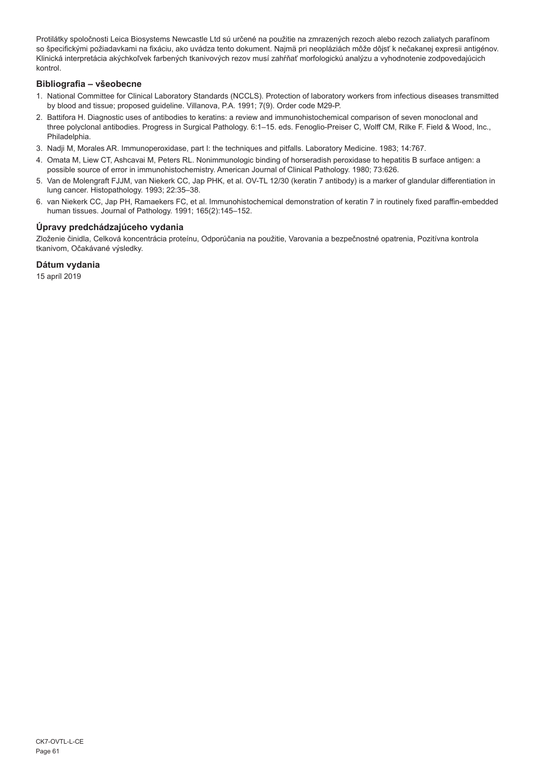Protilátky spoločnosti Leica Biosystems Newcastle Ltd sú určené na použitie na zmrazených rezoch alebo rezoch zaliatych parafínom so špecifickými požiadavkami na fixáciu, ako uvádza tento dokument. Najmä pri neopláziách môže dôjsť k nečakanej expresii antigénov. Klinická interpretácia akýchkoľvek farbených tkanivových rezov musí zahŕňať morfologickú analýzu a vyhodnotenie zodpovedajúcich kontrol.

## Bibliografia – všeobecne

1. National Committee for Clinical Laboratory Standards (NCCLS). Protection of laboratory workers from infectious diseases transmitted by blood and tissue; proposed guideline. Villanova, P.A. 1991; 7(9). Order code M29-P.
2. Battifora H. Diagnostic uses of antibodies to keratins: a review and immunohistochemical comparison of seven monoclonal and three polyclonal antibodies. Progress in Surgical Pathology. 6:1–15. eds. Fenoglio-Preiser C, Wolff CM, Rilke F. Field & Wood, Inc., Philadelphia.
3. Nadji M, Morales AR. Immunoperoxidase, part I: the techniques and pitfalls. Laboratory Medicine. 1983; 14:767.
4. Omata M, Liew CT, Ashcavai M, Peters RL. Nonimmunologic binding of horseradish peroxidase to hepatitis B surface antigen: a possible source of error in immunohistochemistry. American Journal of Clinical Pathology. 1980; 73:626.
5. Van de Molengraft FJJM, van Niekerk CC, Jap PHK, et al. OV-TL 12/30 (keratin 7 antibody) is a marker of glandular differentiation in lung cancer. Histopathology. 1993; 22:35–38.
6. van Niekerk CC, Jap PH, Ramaekers FC, et al. Immunohistochemical demonstration of keratin 7 in routinely fixed paraffin-embedded human tissues. Journal of Pathology. 1991; 165(2):145–152.

## Úpravy predchádzajúceho vydania

Zloženie činidla, Celková koncentrácia proteínu, Odporúčania na použitie, Varovania a bezpečnostné opatrenia, Pozitívna kontrola tkanivom, Očakávané výsledky.

## Dátum vydania

15 apríl 2019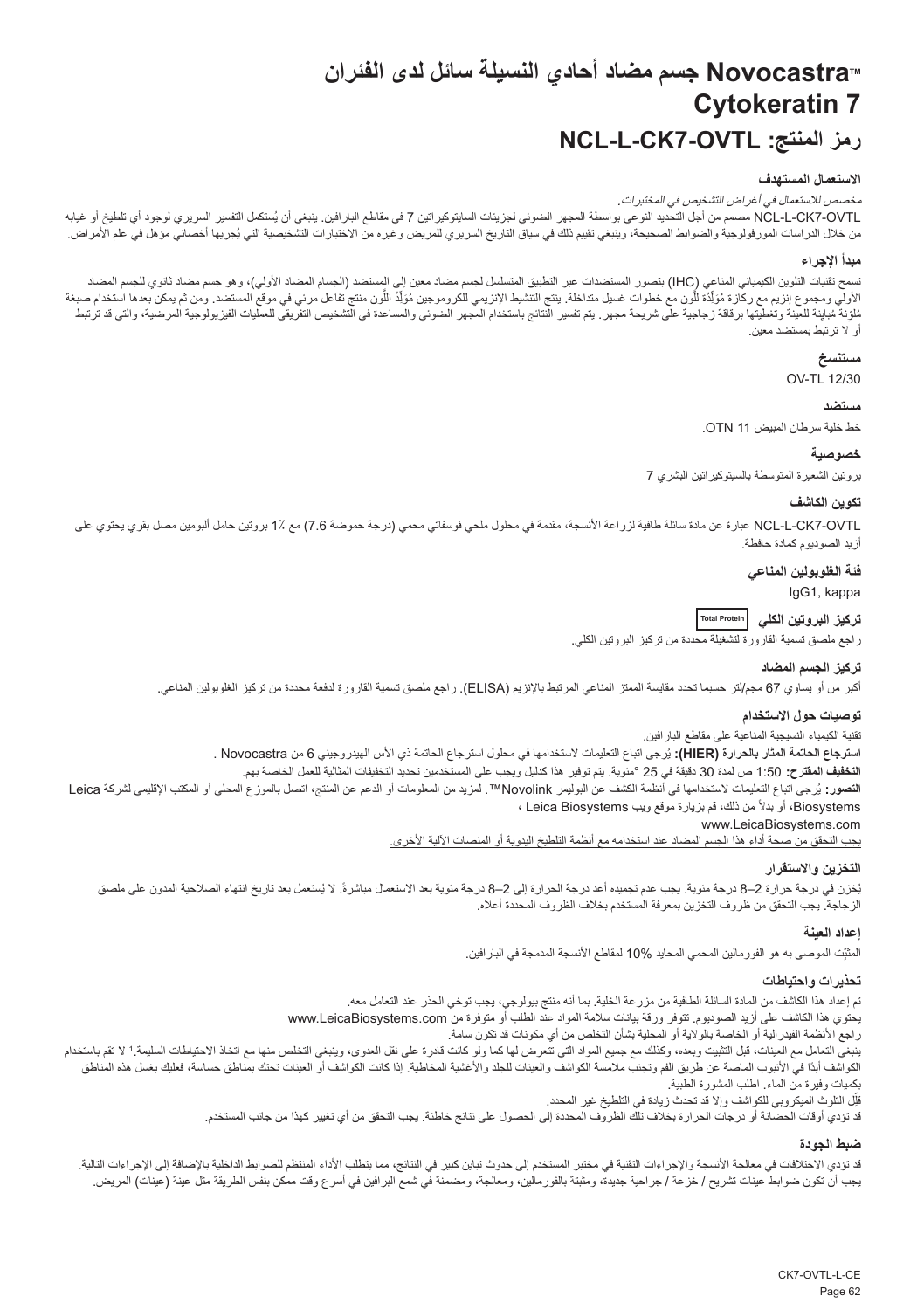# Novocastra™ جسم مضاد أحادي النسيلة سائل لدى الفئران Cytokeratin 7

# رمز المنتج: NCL-L-CK7-OVTL

### الاستعمال المستهدف

*مخصص للاستعمال في أغراض التشخيص في المختبرات.*

NCL-L-CK7-OVTL مصمم من أجل التحديد النوعي بواسطة المجهر الضوئي لجزيئات السايتوكيراتين 7 في مقاطع البارافين. ينبغي أن يُستكمل التفسير السريري لوجود أي تلطيخ أو غيابه من خلال الدراسات المورفولوجية والضوابط الصحيحة، وينبغي تقييم ذلك في سياق التاريخ السريري للمريض وغيره من الاختبارات التشخيصية التي يُجريها أخصائي مؤهل في علم الأمراض.

### مبدأ الإجراء

تسمح تقنيات التلوين الكيميائي المناعي (IHC) بتصور المستضدات عبر التطبيق المتسلسل لجسم مضاد معين إلى المستضد (الجسام المضاد الأولي)، وهو جسم مضاد ثانوي للجسم المضاد الأولي ومجموع إنزيم مع ركازة مُوَلِّدَة للَّون مع خطوات غسيل متداخلة. ينتج التنشيط الإنزيمي للكروموجين مُوَلِّدُ اللَّون منتج تفاعل مرئي في موقع المستضد. ومن ثم يمكن بعدها استخدام صبغة مُلوِّنة مُباينة للعينة وتغطيتها برقاقة زجاجية على شريحة مجهر. يتم تفسير النتائج باستخدام المجهر الضوئي والمساعدة في التشخيص التفريقي للعمليات الفيزيولوجية المرضية، والتي قد ترتبط أو لا ترتبط بمستضد معين.

### مستنسخ

OV-TL 12/30

### مستضد

خط خلية سرطان المبيض OTN 11.

### خصوصية

بروتين الشعيرة المتوسطة بالسيتوكيراتين البشري 7

### تكوين الكاشف

NCL-L-CK7-OVTL عبارة عن مادة سائلة طافية لزراعة الأنسجة، مقدمة في محلول ملحي فوسفاتي محمي (درجة حموضة 7.6) مع ٪1 بروتين حامل ألبومين مصل بقري يحتوي على أزيد الصوديوم كمادة حافظة.

### فئة الغلوبولين المناعي

IgG1, kappa

### تركيز البروتين الكلي Total Protein

راجع ملصق تسمية القارورة لتشغيلة محددة من تركيز البروتين الكلي.

### تركيز الجسم المضاد

أكبر من أو يساوي 67 مجم/لتر حسبما تحدد مقايسة الممتز المناعي المرتبط بالإنزيم (ELISA). راجع ملصق تسمية القارورة لدفعة محددة من تركيز الغلوبولين المناعي.

### توصيات حول الاستخدام

تقنية الكيمياء النسيجية المناعية على مقاطع البارافين.

**استرجاع الحاتمة المثار بالحرارة (HIER):** يُرجى اتباع التعليمات لاستخدامها في محلول استرجاع الحاتمة ذي الأس الهيدروجيني 6 من Novocastra .

**التخفيف المقترح:** 1:50 ص لمدة 30 دقيقة في 25 °مئوية. يتم توفير هذا كدليل ويجب على المستخدمين تحديد التخفيفات المثالية للعمل الخاصة بهم.

**التصور:** يُرجى اتباع التعليمات لاستخدامها في أنظمة الكشف عن البوليمر Novolink™. لمزيد من المعلومات أو الدعم عن المنتج، اتصل بالموزع المحلي أو المكتب الإقليمي لشركة Leica Biosystems، أو بدلاً من ذلك، قم بزيارة موقع ويب Leica Biosystems ،

www.LeicaBiosystems.com

يجب التحقق من صحة أداء هذا الجسم المضاد عند استخدامه مع أنظمة التلطيخ اليدوية أو المنصات الآلية الأخرى.

### التخزين والاستقرار

يُخزن في درجة حرارة 2–8 درجة مئوية. يجب عدم تجميده أعد درجة الحرارة إلى 2–8 درجة مئوية بعد الاستعمال مباشرةً. لا يُستعمل بعد تاريخ انتهاء الصلاحية المدون على ملصق الزجاجة. يجب التحقق من ظروف التخزين بمعرفة المستخدم بخلاف الظروف المحددة أعلاه.

### إعداد العينة

المثبّت الموصى به هو الفورمالين المحمي المحايد 10% لمقاطع الأنسجة المدمجة في البارافين.

### تحذيرات واحتياطات

تم إعداد هذا الكاشف من المادة السائلة الطافية من مزرعة الخلية. بما أنه منتج بيولوجي، يجب توخي الحذر عند التعامل معه.

يحتوي هذا الكاشف على أزيد الصوديوم. تتوفر ورقة بيانات سلامة المواد عند الطلب أو متوفرة من www.LeicaBiosystems.com

راجع الأنظمة الفيدرالية أو الخاصة بالولاية أو المحلية بشأن التخلص من أي مكونات قد تكون سامة.

ينبغي التعامل مع العينات، قبل التثبيت وبعده، وكذلك مع جميع المواد التي تتعرض لها كما ولو كانت قادرة على نقل العدوى، وينبغي التخلص منها مع اتخاذ الاحتياطات السليمة.[1] لا تقم باستخدام الكواشف أبدًا في الأنبوب الماصة عن طريق الفم وتجنب ملامسة الكواشف والعينات للجلد والأغشية المخاطية. إذا كانت الكواشف أو العينات تحتك بمناطق حساسة، فعليك بغسل هذه المناطق بكميات وفيرة من الماء. اطلب المشورة الطبية.

قلِّل التلوث الميكروبي للكواشف وإلا قد تحدث زيادة في التلطيخ غير المحدد.

قد تؤدي أوقات الحضانة أو درجات الحرارة بخلاف تلك الظروف المحددة إلى الحصول على نتائج خاطئة. يجب التحقق من أي تغيير كهذا من جانب المستخدم.

### ضبط الجودة

قد تؤدي الاختلافات في معالجة الأنسجة والإجراءات التقنية في مختبر المستخدم إلى حدوث تباين كبير في النتائج، مما يتطلب الأداء المنتظم للضوابط الداخلية بالإضافة إلى الإجراءات التالية.

يجب أن تكون ضوابط عينات تشريح / خزعة / جراحية جديدة، ومثبتة بالفورمالين، ومعالجة، ومضمنة في شمع البرافين في أسرع وقت ممكن بنفس الطريقة مثل عينة (عينات) المريض.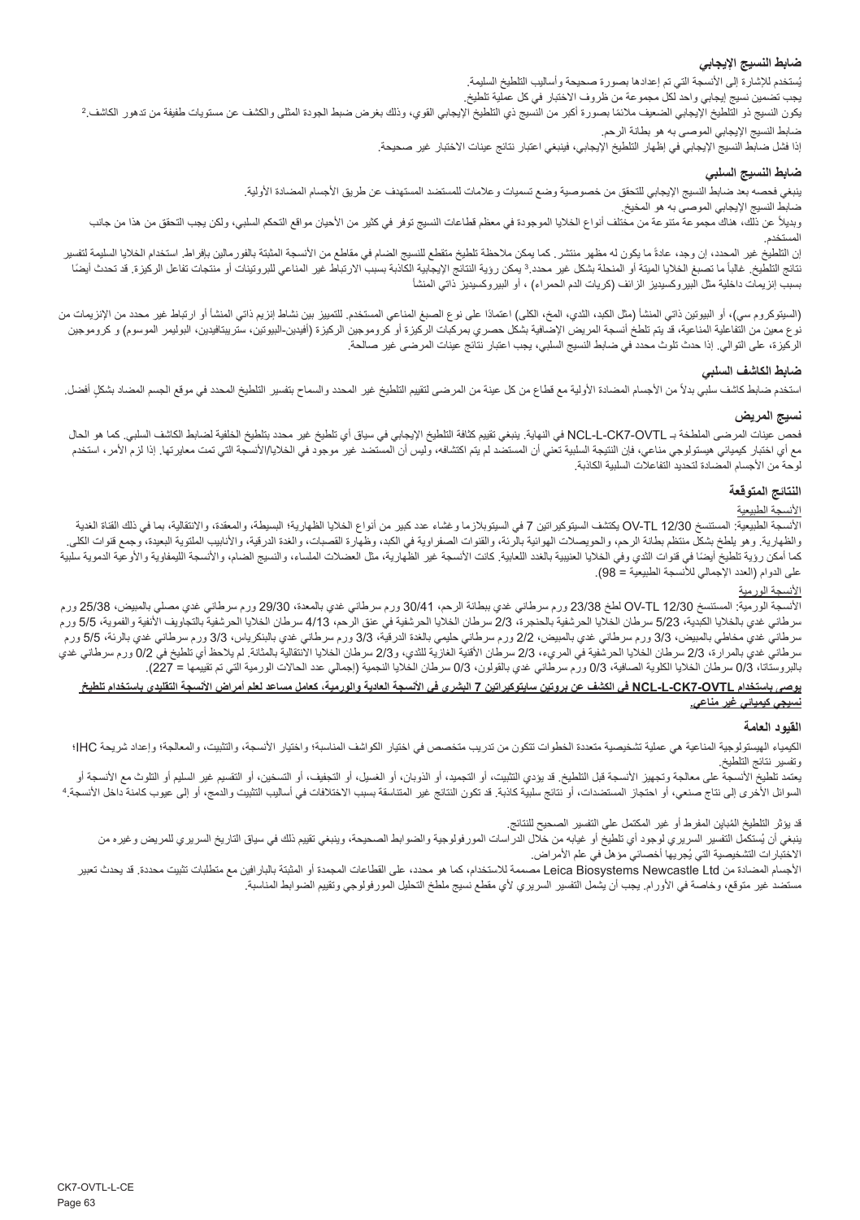### ضابط النسيج الإيجابي

يُستخدم للإشارة إلى الأنسجة التي تم إعدادها بصورة صحيحة وأساليب التلطيخ السليمة.

يجب تضمين نسيج إيجابي واحد لكل مجموعة من ظروف الاختبار في كل عملية تلطيخ.

يكون النسيج ذو التلطيخ الإيجابي الضعيف ملائمًا بصورة أكبر من النسيج ذي التلطيخ الإيجابي القوي، وذلك بغرض ضبط الجودة المثلى والكشف عن مستويات طفيفة من تدهور الكاشف.[2]

ضابط النسيج الإيجابي الموصى به هو بطانة الرحم.

إذا فشل ضابط النسيج الإيجابي في إظهار التلطيخ الإيجابي، فينبغي اعتبار نتائج عينات الاختبار غير صحيحة.

### ضابط النسيج السلبي

ينبغي فحصه بعد ضابط النسيج الإيجابي للتحقق من خصوصية وضع تسميات وعلامات للمستضد المستهدف عن طريق الأجسام المضادة الأولية.

ضابط النسيج الإيجابي الموصى به هو المخيخ.

وبديلاً عن ذلك، هناك مجموعة متنوعة من مختلف أنواع الخلايا الموجودة في معظم قطاعات النسيج توفر في كثير من الأحيان مواقع التحكم السلبي، ولكن يجب التحقق من هذا من جانب المستخدم.

إن التلطيخ غير المحدد، إن وجد، عادةً ما يكون له مظهر منتشر. كما يمكن ملاحظة تلطيخ متقطع للنسيج الضام في مقاطع من الأنسجة المثبتة بالفورمالين بإفراط. استخدام الخلايا السليمة لتفسير نتائج التلطيخ. غالباً ما تصبغ الخلايا الميتة أو المنحلة بشكل غير محدد.[3] يمكن رؤية النتائج الإيجابية الكاذبة بسبب الارتباط غير المناعي للبروتينات أو منتجات تفاعل الركيزة. قد تحدث أيضًا بسبب إنزيمات داخلية مثل البيروكسيديز الزائف (كريات الدم الحمراء) ، أو البيروكسيديز ذاتي المنشأ

(السيتوكروم سي)، أو البيوتين ذاتي المنشأ (مثل الكبد، الثدي، المخ، الكلى) اعتمادًا على نوع الصبغ المناعي المستخدم. للتمييز بين نشاط إنزيم ذاتي المنشأ أو ارتباط غير محدد من الإنزيمات من نوع معين من التفاعلية المناعية، قد يتم تلطخ أنسجة المريض الإضافية بشكل حصري بمركبات الركيزة أو كروموجين الركيزة (أفيدين-البيوتين، ستربتافيدين، البوليمر الموسوم) و كروموجين الركيزة، على التوالي. إذا حدث تلوث محدد في ضابط النسيج السلبي، يجب اعتبار نتائج عينات المرضى غير صالحة.

### ضابط الكاشف السلبي

استخدم ضابط كاشف سلبي بدلاً من الأجسام المضادة الأولية مع قطاع من كل عينة من المرضى لتقييم التلطيخ غير المحدد والسماح بتفسير التلطيخ المحدد في موقع الجسم المضاد بشكلٍ أفضل.

### نسيج المريض

فحص عينات المرضى الملطخة بـ NCL-L-CK7-OVTL في النهاية. ينبغي تقييم كثافة التلطيخ الإيجابي في سياق أي تلطيخ غير محدد بتلطيخ الخلفية لضابط الكاشف السلبي. كما هو الحال مع أي اختبار كيميائي هيستولوجي مناعي، فإن النتيجة السلبية تعني أن المستضد لم يتم اكتشافه، وليس أن المستضد غير موجود في الخلايا/الأنسجة التي تمت معايرتها. إذا لزم الأمر، استخدم لوحة من الأجسام المضادة لتحديد التفاعلات السلبية الكاذبة.

### النتائج المتوقعة

<u>الأنسجة الطبيعية</u>

الأنسجة الطبيعية: المستنسخ OV-TL 12/30 يكتشف السيتوكيراتين 7 في السيتوبلازما وغشاء عدد كبير من أنواع الخلايا الظهارية؛ البسيطة، والمعقدة، والانتقالية، بما في ذلك القناة الغدية والظهارية. وهو يلطخ بشكل منتظم بطانة الرحم، والحويصلات الهوائية بالرئة، والقنوات الصفراوية في الكبد، وظهارة القصبات، والغدة الدرقية، والأنابيب الملتوية البعيدة، وجمع قنوات الكلى. كما أمكن رؤية تلطيخ أيضًا في قنوات الثدي وفي الخلايا العنيبية بالغدد اللعابية. كانت الأنسجة غير الظهارية، مثل العضلات الملساء، والنسيج الضام، والأنسجة الليمفاوية والأوعية الدموية سلبية على الدوام (العدد الإجمالي للأنسجة الطبيعية = 98).

<u>الأنسجة الورمية</u>

الأنسجة الورمية: المستنسخ OV-TL 12/30 لطخ 23/38 ورم سرطاني غدي ببطانة الرحم، 30/41 ورم سرطاني غدي بالمعدة، 29/30 ورم سرطاني غدي مصلي بالمبيض، 25/38 ورم سرطاني غدي بالخلايا الكبدية، 5/23 سرطان الخلايا الحرشفية بالحنجرة، 2/3 سرطان الخلايا الحرشفية في عنق الرحم، 4/13 سرطان الخلايا الحرشفية بالتجاويف الأنفية والفموية، 5/5 ورم سرطاني غدي مخاطي بالمبيض، 3/3 ورم سرطاني غدي بالمبيض، 2/2 ورم سرطاني حليمي بالغدة الدرقية، 3/3 ورم سرطاني غدي بالبنكرياس، 3/3 ورم سرطاني غدي بالرئة، 5/5 ورم سرطاني غدي بالمرارة، 2/3 سرطان الخلايا الحرشفية في المريء، 2/3 سرطان الأقنية الغازية للثدي، و2/3 سرطان الخلايا الانتقالية بالمثانة. لم يلاحظ أي تلطيخ في 0/2 ورم سرطاني غدي بالبروستاتا، 0/3 سرطان الخلايا الكلوية الصافية، 0/3 ورم سرطاني غدي بالقولون، 0/3 سرطان الخلايا النجمية (إجمالي عدد الحالات الورمية التي تم تقييمها = 227).

**<u>يوصى باستخدام NCL-L-CK7-OVTL في الكشف عن بروتين سايتوكيراتين 7 البشري في الأنسجة العادية والورمية، كعامل مساعد لعلم أمراض الأنسجة التقليدي باستخدام تلطيخ نسيجي كيميائي غير مناعي.</u>**

### القيود العامة

الكيمياء الهيستولوجية المناعية هي عملية تشخيصية متعددة الخطوات تتكون من تدريب متخصص في اختيار الكواشف المناسبة؛ واختيار الأنسجة، والتثبيت، والمعالجة؛ وإعداد شريحة IHC؛ وتفسير نتائج التلطيخ.

يعتمد تلطيخ الأنسجة على معالجة وتجهيز الأنسجة قبل التلطيخ. قد يؤدي التثبيت، أو التجميد، أو الذوبان، أو الغسيل، أو التجفيف، أو التسخين، أو التقسيم غير السليم أو التلوث مع الأنسجة أو السوائل الأخرى إلى نتاج صنعي، أو احتجاز المستضدات، أو نتائج سلبية كاذبة. قد تكون النتائج غير المتناسقة بسبب الاختلافات في أساليب التثبيت والدمج، أو إلى عيوب كامنة داخل الأنسجة.[4]

قد يؤثر التلطيخ المُباين المفرط أو غير المكتمل على التفسير الصحيح للنتائج.

ينبغي أن يُستكمل التفسير السريري لوجود أي تلطيخ أو غيابه من خلال الدراسات المورفولوجية والضوابط الصحيحة، وينبغي تقييم ذلك في سياق التاريخ السريري للمريض وغيره من الاختبارات التشخيصية التي يُجريها أخصائي مؤهل في علم الأمراض.

الأجسام المضادة من Leica Biosystems Newcastle Ltd مصممة للاستخدام، كما هو محدد، على القطاعات المجمدة أو المثبتة بالبارافين مع متطلبات تثبيت محددة. قد يحدث تعبير مستضد غير متوقع، وخاصة في الأورام. يجب أن يشمل التفسير السريري لأي مقطع نسيج ملطخ التحليل المورفولوجي وتقييم الضوابط المناسبة.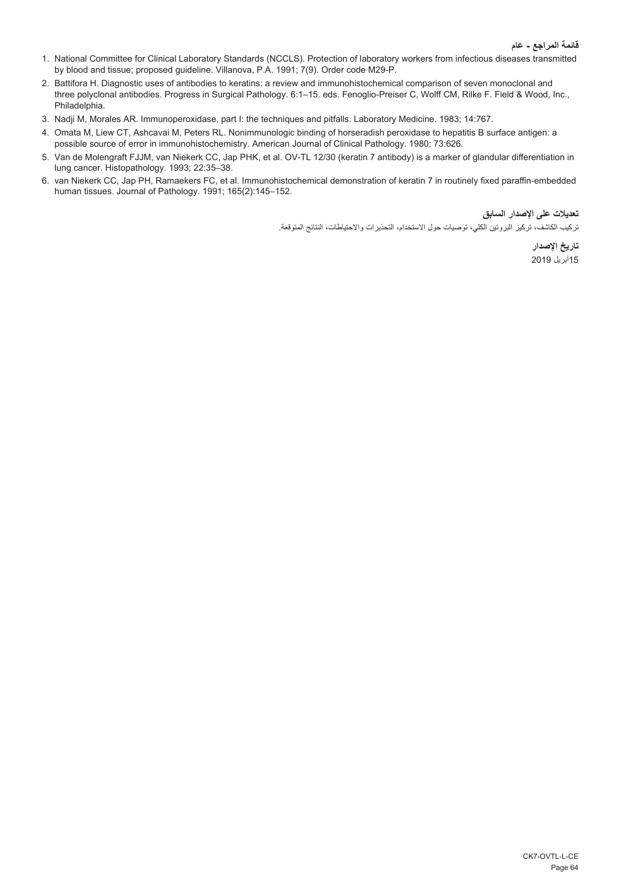### قائمة المراجع - عام

1. National Committee for Clinical Laboratory Standards (NCCLS). Protection of laboratory workers from infectious diseases transmitted by blood and tissue; proposed guideline. Villanova, P.A. 1991; 7(9). Order code M29-P.
2. Battifora H. Diagnostic uses of antibodies to keratins: a review and immunohistochemical comparison of seven monoclonal and three polyclonal antibodies. Progress in Surgical Pathology. 6:1–15. eds. Fenoglio-Preiser C, Wolff CM, Rilke F. Field & Wood, Inc., Philadelphia.
3. Nadji M, Morales AR. Immunoperoxidase, part I: the techniques and pitfalls. Laboratory Medicine. 1983; 14:767.
4. Omata M, Liew CT, Ashcavai M, Peters RL. Nonimmunologic binding of horseradish peroxidase to hepatitis B surface antigen: a possible source of error in immunohistochemistry. American Journal of Clinical Pathology. 1980; 73:626.
5. Van de Molengraft FJJM, van Niekerk CC, Jap PHK, et al. OV-TL 12/30 (keratin 7 antibody) is a marker of glandular differentiation in lung cancer. Histopathology. 1993; 22:35–38.
6. van Niekerk CC, Jap PH, Ramaekers FC, et al. Immunohistochemical demonstration of keratin 7 in routinely fixed paraffin-embedded human tissues. Journal of Pathology. 1991; 165(2):145–152.

### تعديلات على الإصدار السابق

تركيب الكاشف، تركيز البروتين الكلي، توصيات حول الاستخدام، التحذيرات والاحتياطات، النتائج المتوقعة.

### تاريخ الإصدار

15أبريل 2019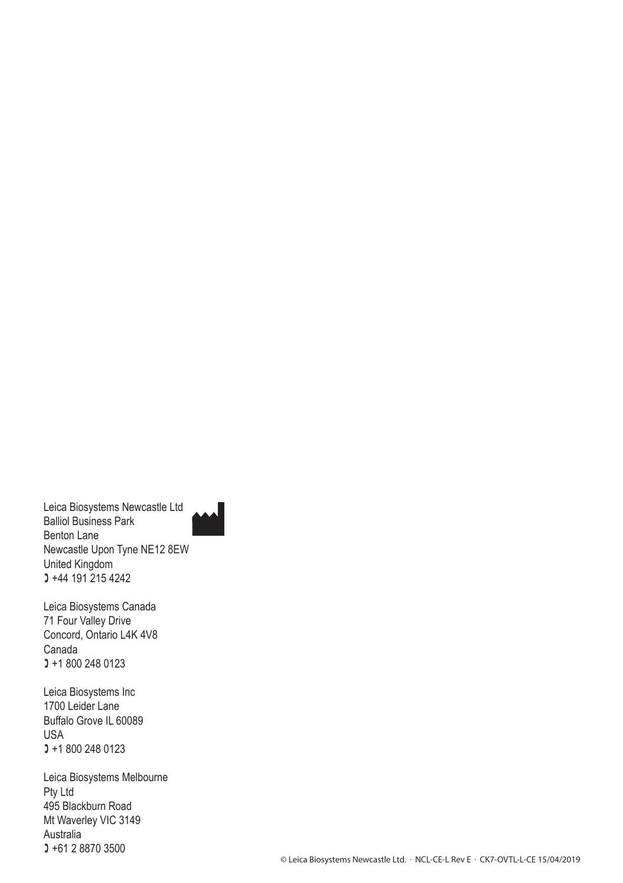Leica Biosystems Newcastle Ltd
Balliol Business Park
Benton Lane
Newcastle Upon Tyne NE12 8EW
United Kingdom
+44 191 215 4242

Leica Biosystems Canada
71 Four Valley Drive
Concord, Ontario L4K 4V8
Canada
+1 800 248 0123

Leica Biosystems Inc
1700 Leider Lane
Buffalo Grove IL 60089
USA
+1 800 248 0123

Leica Biosystems Melbourne
Pty Ltd
495 Blackburn Road
Mt Waverley VIC 3149
Australia
+61 2 8870 3500

© Leica Biosystems Newcastle Ltd. · NCL-CE-L Rev E · CK7-OVTL-L-CE 15/04/2019